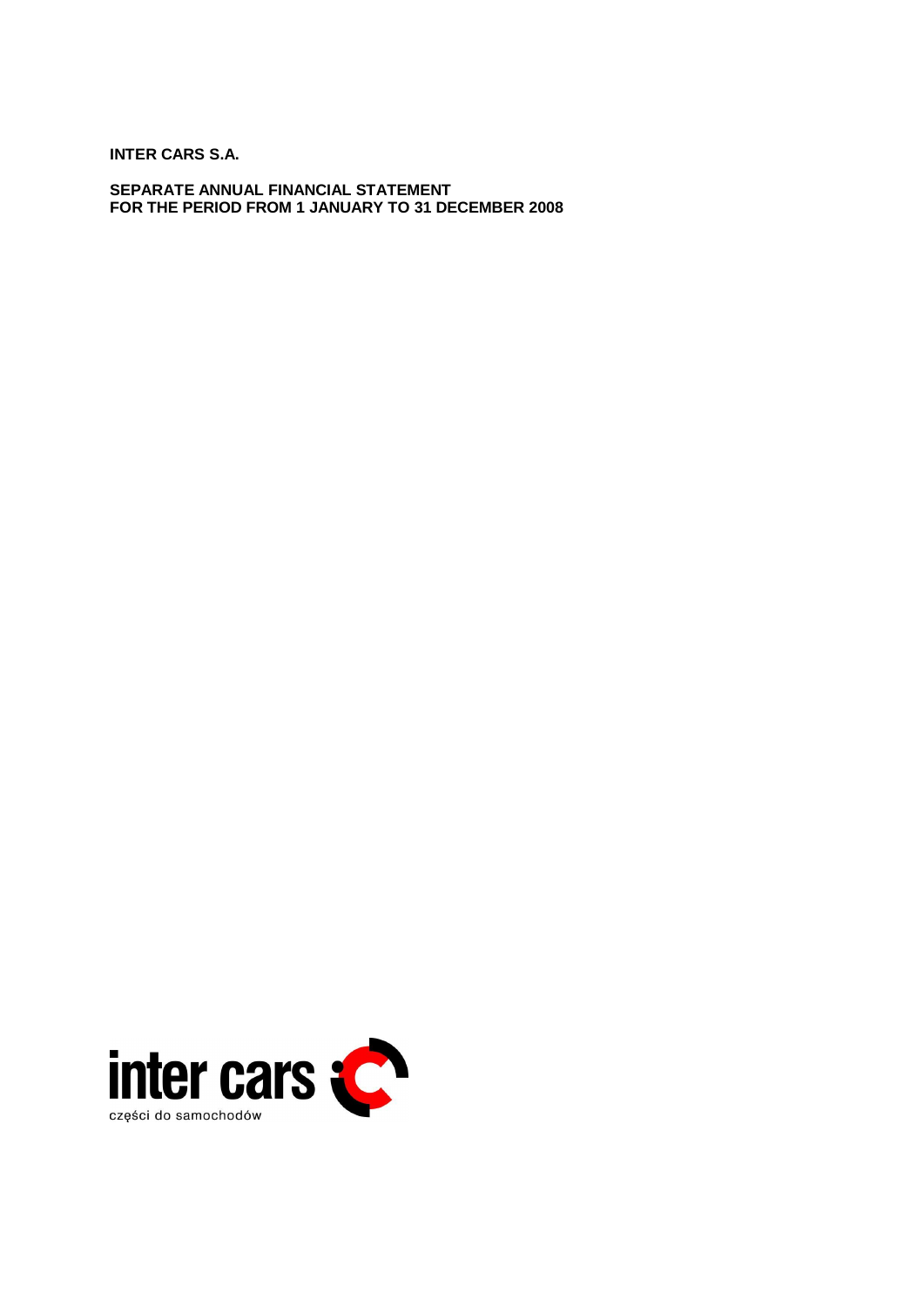**INTER CARS S.A.**

**SEPARATE ANNUAL FINANCIAL STATEMENT**
**FOR THE PERIOD FROM 1 JANUARY TO 31 DECEMBER 2008**

inter cars

części do samochodów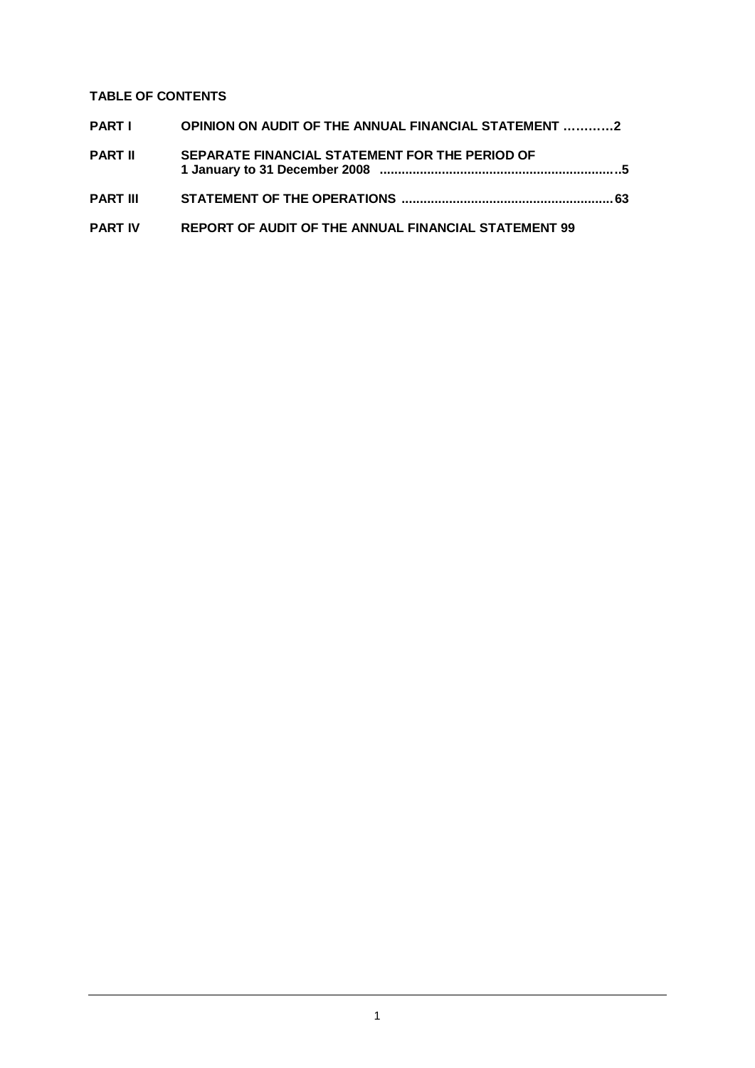**TABLE OF CONTENTS**

| | |
|---|---|
| **PART I** | **OPINION ON AUDIT OF THE ANNUAL FINANCIAL STATEMENT …………2** |
| **PART II** | **SEPARATE FINANCIAL STATEMENT FOR THE PERIOD OF 1 January to 31 December 2008 ……………………………………………………..5** |
| **PART III** | **STATEMENT OF THE OPERATIONS ………………………………………………63** |
| **PART IV** | **REPORT OF AUDIT OF THE ANNUAL FINANCIAL STATEMENT 99** |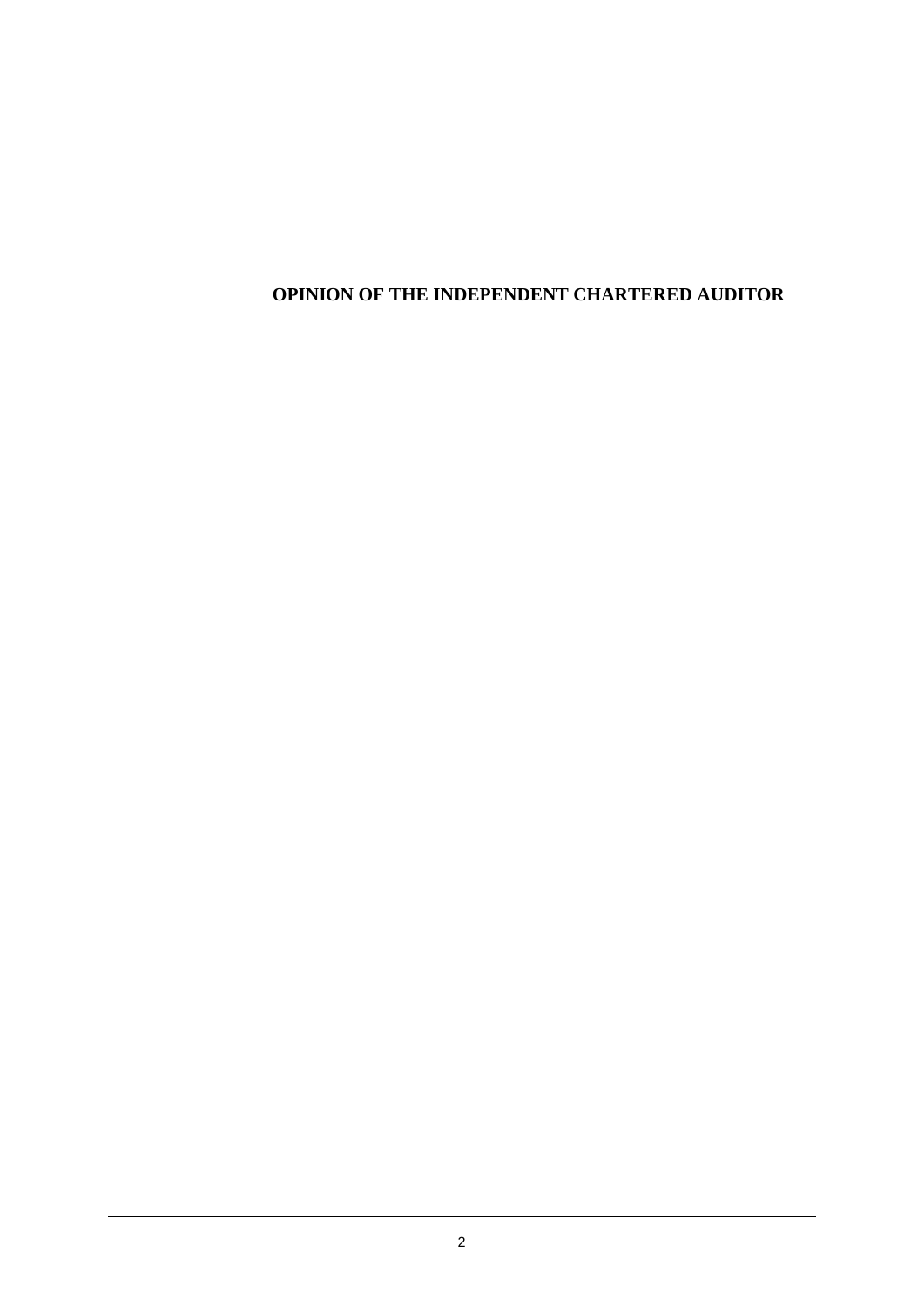# OPINION OF THE INDEPENDENT CHARTERED AUDITOR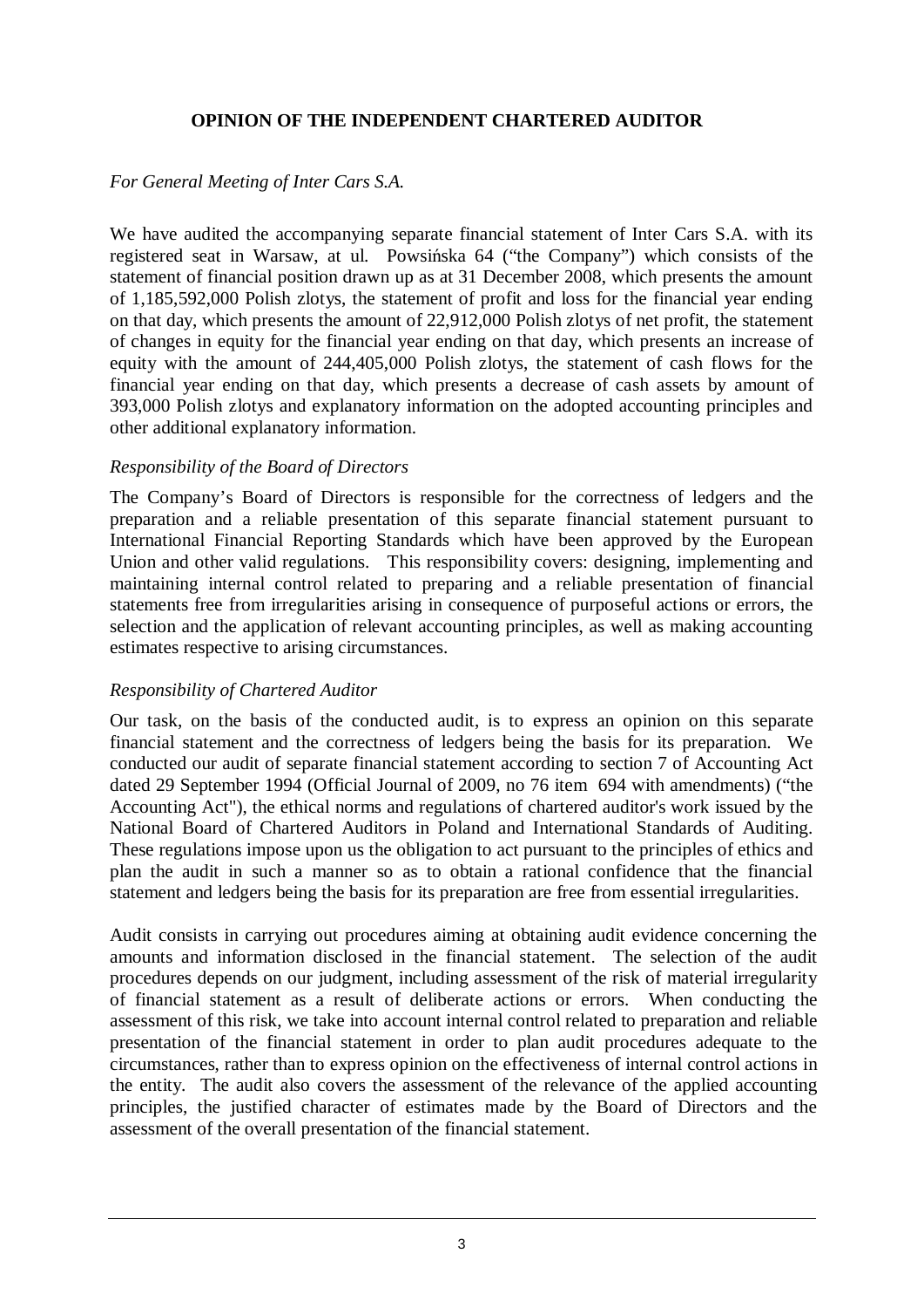## OPINION OF THE INDEPENDENT CHARTERED AUDITOR

*For General Meeting of Inter Cars S.A.*

We have audited the accompanying separate financial statement of Inter Cars S.A. with its registered seat in Warsaw, at ul. Powsińska 64 ("the Company") which consists of the statement of financial position drawn up as at 31 December 2008, which presents the amount of 1,185,592,000 Polish zlotys, the statement of profit and loss for the financial year ending on that day, which presents the amount of 22,912,000 Polish zlotys of net profit, the statement of changes in equity for the financial year ending on that day, which presents an increase of equity with the amount of 244,405,000 Polish zlotys, the statement of cash flows for the financial year ending on that day, which presents a decrease of cash assets by amount of 393,000 Polish zlotys and explanatory information on the adopted accounting principles and other additional explanatory information.

*Responsibility of the Board of Directors*

The Company's Board of Directors is responsible for the correctness of ledgers and the preparation and a reliable presentation of this separate financial statement pursuant to International Financial Reporting Standards which have been approved by the European Union and other valid regulations. This responsibility covers: designing, implementing and maintaining internal control related to preparing and a reliable presentation of financial statements free from irregularities arising in consequence of purposeful actions or errors, the selection and the application of relevant accounting principles, as well as making accounting estimates respective to arising circumstances.

*Responsibility of Chartered Auditor*

Our task, on the basis of the conducted audit, is to express an opinion on this separate financial statement and the correctness of ledgers being the basis for its preparation. We conducted our audit of separate financial statement according to section 7 of Accounting Act dated 29 September 1994 (Official Journal of 2009, no 76 item 694 with amendments) ("the Accounting Act"), the ethical norms and regulations of chartered auditor's work issued by the National Board of Chartered Auditors in Poland and International Standards of Auditing. These regulations impose upon us the obligation to act pursuant to the principles of ethics and plan the audit in such a manner so as to obtain a rational confidence that the financial statement and ledgers being the basis for its preparation are free from essential irregularities.

Audit consists in carrying out procedures aiming at obtaining audit evidence concerning the amounts and information disclosed in the financial statement. The selection of the audit procedures depends on our judgment, including assessment of the risk of material irregularity of financial statement as a result of deliberate actions or errors. When conducting the assessment of this risk, we take into account internal control related to preparation and reliable presentation of the financial statement in order to plan audit procedures adequate to the circumstances, rather than to express opinion on the effectiveness of internal control actions in the entity. The audit also covers the assessment of the relevance of the applied accounting principles, the justified character of estimates made by the Board of Directors and the assessment of the overall presentation of the financial statement.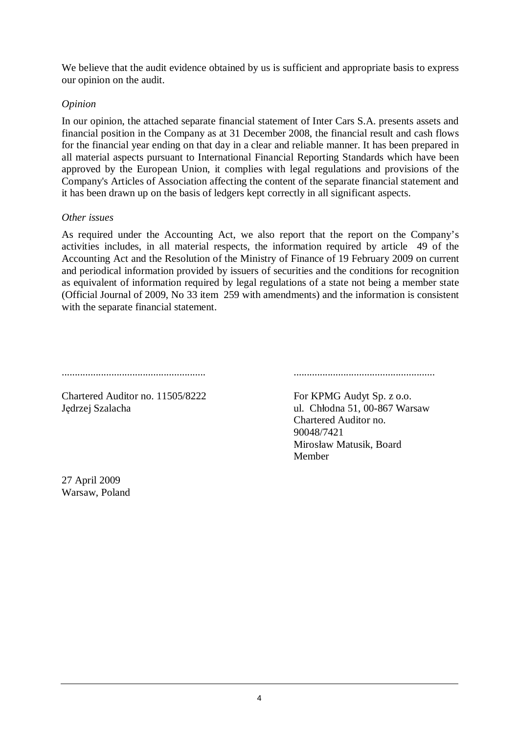We believe that the audit evidence obtained by us is sufficient and appropriate basis to express our opinion on the audit.

*Opinion*

In our opinion, the attached separate financial statement of Inter Cars S.A. presents assets and financial position in the Company as at 31 December 2008, the financial result and cash flows for the financial year ending on that day in a clear and reliable manner. It has been prepared in all material aspects pursuant to International Financial Reporting Standards which have been approved by the European Union, it complies with legal regulations and provisions of the Company's Articles of Association affecting the content of the separate financial statement and it has been drawn up on the basis of ledgers kept correctly in all significant aspects.

*Other issues*

As required under the Accounting Act, we also report that the report on the Company's activities includes, in all material respects, the information required by article 49 of the Accounting Act and the Resolution of the Ministry of Finance of 19 February 2009 on current and periodical information provided by issuers of securities and the conditions for recognition as equivalent of information required by legal regulations of a state not being a member state (Official Journal of 2009, No 33 item 259 with amendments) and the information is consistent with the separate financial statement.

.......................................................

Chartered Auditor no. 11505/8222
Jędrzej Szalacha

.......................................................

For KPMG Audyt Sp. z o.o.
ul. Chłodna 51, 00-867 Warsaw
Chartered Auditor no. 90048/7421
Mirosław Matusik, Board Member

27 April 2009
Warsaw, Poland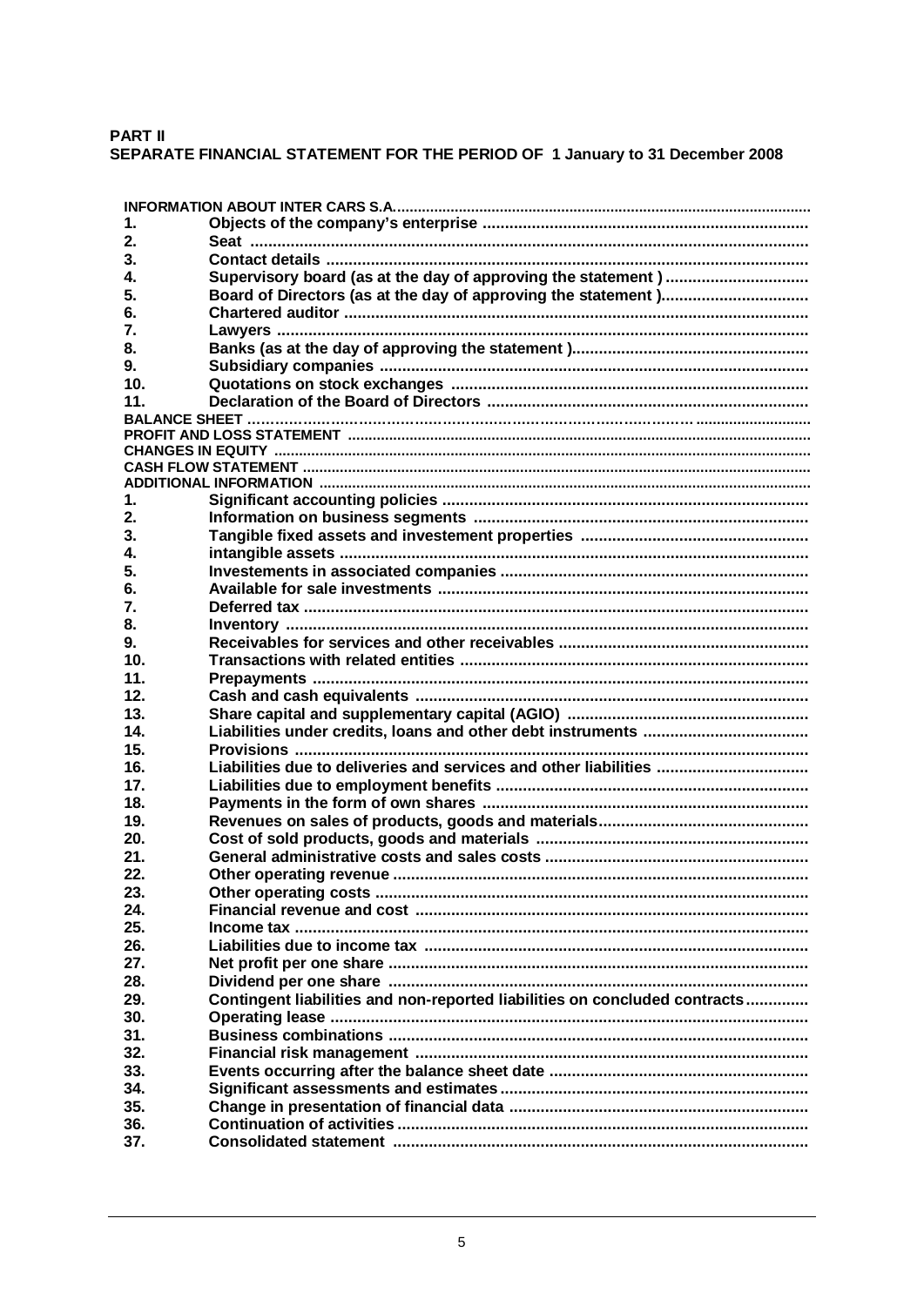**PART II**
**SEPARATE FINANCIAL STATEMENT FOR THE PERIOD OF 1 January to 31 December 2008**

**INFORMATION ABOUT INTER CARS S.A.**

1. **Objects of the company's enterprise**
2. **Seat**
3. **Contact details**
4. **Supervisory board (as at the day of approving the statement )**
5. **Board of Directors (as at the day of approving the statement )**
6. **Chartered auditor**
7. **Lawyers**
8. **Banks (as at the day of approving the statement )**
9. **Subsidiary companies**
10. **Quotations on stock exchanges**
11. **Declaration of the Board of Directors**

**BALANCE SHEET**

**PROFIT AND LOSS STATEMENT**

**CHANGES IN EQUITY**

**CASH FLOW STATEMENT**

**ADDITIONAL INFORMATION**

1. **Significant accounting policies**
2. **Information on business segments**
3. **Tangible fixed assets and investement properties**
4. **intangible assets**
5. **Investements in associated companies**
6. **Available for sale investments**
7. **Deferred tax**
8. **Inventory**
9. **Receivables for services and other receivables**
10. **Transactions with related entities**
11. **Prepayments**
12. **Cash and cash equivalents**
13. **Share capital and supplementary capital (AGIO)**
14. **Liabilities under credits, loans and other debt instruments**
15. **Provisions**
16. **Liabilities due to deliveries and services and other liabilities**
17. **Liabilities due to employment benefits**
18. **Payments in the form of own shares**
19. **Revenues on sales of products, goods and materials**
20. **Cost of sold products, goods and materials**
21. **General administrative costs and sales costs**
22. **Other operating revenue**
23. **Other operating costs**
24. **Financial revenue and cost**
25. **Income tax**
26. **Liabilities due to income tax**
27. **Net profit per one share**
28. **Dividend per one share**
29. **Contingent liabilities and non-reported liabilities on concluded contracts**
30. **Operating lease**
31. **Business combinations**
32. **Financial risk management**
33. **Events occurring after the balance sheet date**
34. **Significant assessments and estimates**
35. **Change in presentation of financial data**
36. **Continuation of activities**
37. **Consolidated statement**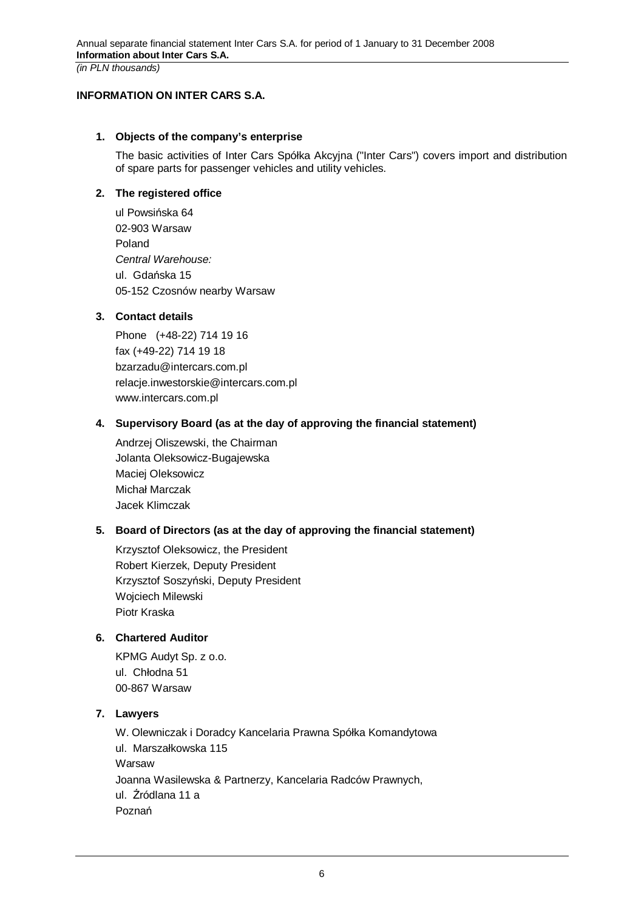## INFORMATION ON INTER CARS S.A.

### 1. Objects of the company's enterprise

The basic activities of Inter Cars Spółka Akcyjna ("Inter Cars") covers import and distribution of spare parts for passenger vehicles and utility vehicles.

### 2. The registered office

ul Powsińska 64
02-903 Warsaw
Poland
*Central Warehouse:*
ul. Gdańska 15
05-152 Czosnów nearby Warsaw

### 3. Contact details

Phone (+48-22) 714 19 16
fax (+49-22) 714 19 18
bzarzadu@intercars.com.pl
relacje.inwestorskie@intercars.com.pl
www.intercars.com.pl

### 4. Supervisory Board (as at the day of approving the financial statement)

Andrzej Oliszewski, the Chairman
Jolanta Oleksowicz-Bugajewska
Maciej Oleksowicz
Michał Marczak
Jacek Klimczak

### 5. Board of Directors (as at the day of approving the financial statement)

Krzysztof Oleksowicz, the President
Robert Kierzek, Deputy President
Krzysztof Soszyński, Deputy President
Wojciech Milewski
Piotr Kraska

### 6. Chartered Auditor

KPMG Audyt Sp. z o.o.
ul. Chłodna 51
00-867 Warsaw

### 7. Lawyers

W. Olewniczak i Doradcy Kancelaria Prawna Spółka Komandytowa
ul. Marszałkowska 115
Warsaw
Joanna Wasilewska & Partnerzy, Kancelaria Radców Prawnych,
ul. Źródlana 11 a
Poznań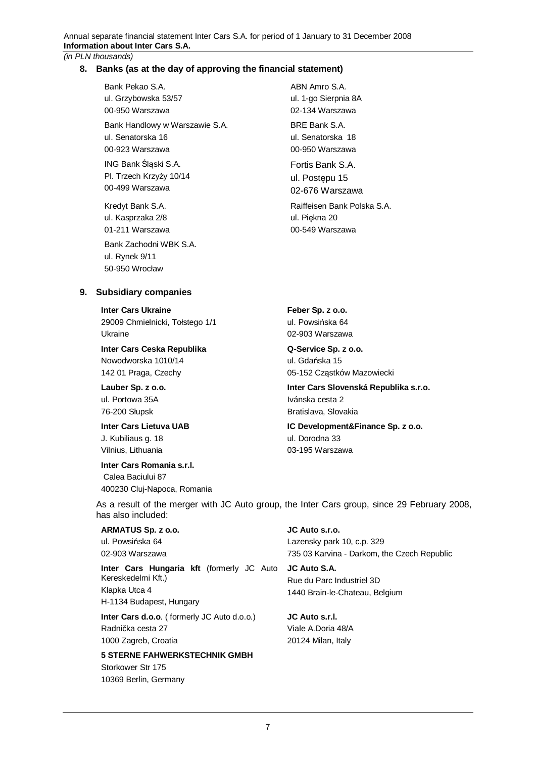## 8. Banks (as at the day of approving the financial statement)

Bank Pekao S.A.
ul. Grzybowska 53/57
00-950 Warszawa

Bank Handlowy w Warszawie S.A.
ul. Senatorska 16
00-923 Warszawa

ING Bank Śląski S.A.
Pl. Trzech Krzyży 10/14
00-499 Warszawa

Kredyt Bank S.A.
ul. Kasprzaka 2/8
01-211 Warszawa

Bank Zachodni WBK S.A.
ul. Rynek 9/11
50-950 Wrocław

ABN Amro S.A.
ul. 1-go Sierpnia 8A
02-134 Warszawa

BRE Bank S.A.
ul. Senatorska 18
00-950 Warszawa

Fortis Bank S.A.
ul. Postępu 15
02-676 Warszawa

Raiffeisen Bank Polska S.A.
ul. Piękna 20
00-549 Warszawa

## 9. Subsidiary companies

**Inter Cars Ukraine**
29009 Chmielnicki, Tołstego 1/1
Ukraine

**Inter Cars Ceska Republika**
Nowodworska 1010/14
142 01 Praga, Czechy

**Lauber Sp. z o.o.**
ul. Portowa 35A
76-200 Słupsk

**Inter Cars Lietuva UAB**
J. Kubiliaus g. 18
Vilnius, Lithuania

**Inter Cars Romania s.r.l.**
Calea Baciului 87
400230 Cluj-Napoca, Romania

**Feber Sp. z o.o.**
ul. Powsińska 64
02-903 Warszawa

**Q-Service Sp. z o.o.**
ul. Gdańska 15
05-152 Cząstków Mazowiecki

**Inter Cars Slovenská Republika s.r.o.**
Ivánska cesta 2
Bratislava, Slovakia

**IC Development&Finance Sp. z o.o.**
ul. Dorodna 33
03-195 Warszawa

As a result of the merger with JC Auto group, the Inter Cars group, since 29 February 2008, has also included:

**ARMATUS Sp. z o.o.**
ul. Powsińska 64
02-903 Warszawa

**Inter Cars Hungaria kft** (formerly JC Auto Kereskedelmi Kft.)
Klapka Utca 4
H-1134 Budapest, Hungary

**Inter Cars d.o.o**. ( formerly JC Auto d.o.o.)
Radnička cesta 27
1000 Zagreb, Croatia

**5 STERNE FAHWERKSTECHNIK GMBH**
Storkower Str 175
10369 Berlin, Germany

**JC Auto s.r.o.**
Lazensky park 10, c.p. 329
735 03 Karvina - Darkom, the Czech Republic

**JC Auto S.A.**
Rue du Parc Industriel 3D
1440 Brain-le-Chateau, Belgium

**JC Auto s.r.l.**
Viale A.Doria 48/A
20124 Milan, Italy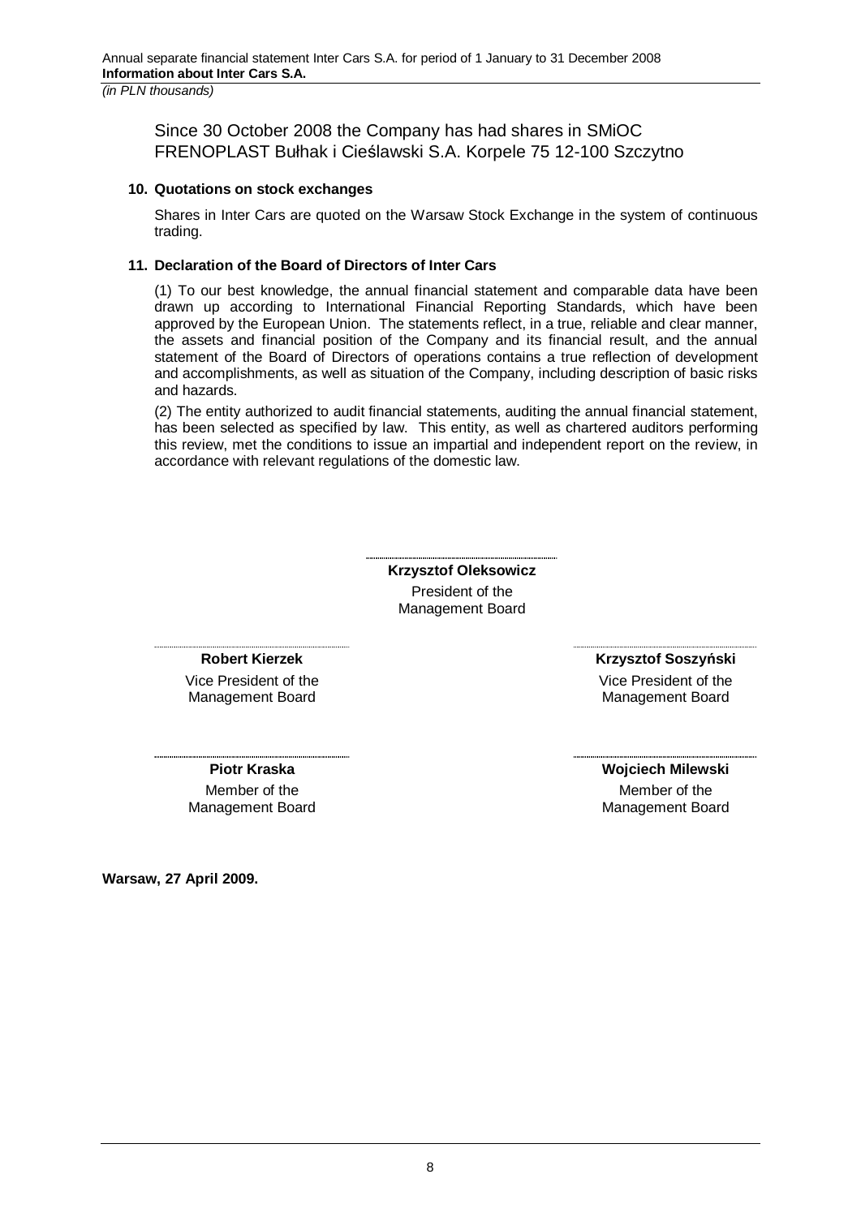Since 30 October 2008 the Company has had shares in SMiOC FRENOPLAST Bułhak i Cieślawski S.A. Korpele 75 12-100 Szczytno

**10. Quotations on stock exchanges**

Shares in Inter Cars are quoted on the Warsaw Stock Exchange in the system of continuous trading.

**11. Declaration of the Board of Directors of Inter Cars**

(1) To our best knowledge, the annual financial statement and comparable data have been drawn up according to International Financial Reporting Standards, which have been approved by the European Union. The statements reflect, in a true, reliable and clear manner, the assets and financial position of the Company and its financial result, and the annual statement of the Board of Directors of operations contains a true reflection of development and accomplishments, as well as situation of the Company, including description of basic risks and hazards.

(2) The entity authorized to audit financial statements, auditing the annual financial statement, has been selected as specified by law. This entity, as well as chartered auditors performing this review, met the conditions to issue an impartial and independent report on the review, in accordance with relevant regulations of the domestic law.

**Krzysztof Oleksowicz**
President of the Management Board

**Robert Kierzek**
Vice President of the Management Board

**Krzysztof Soszyński**
Vice President of the Management Board

**Piotr Kraska**
Member of the Management Board

**Wojciech Milewski**
Member of the Management Board

**Warsaw, 27 April 2009.**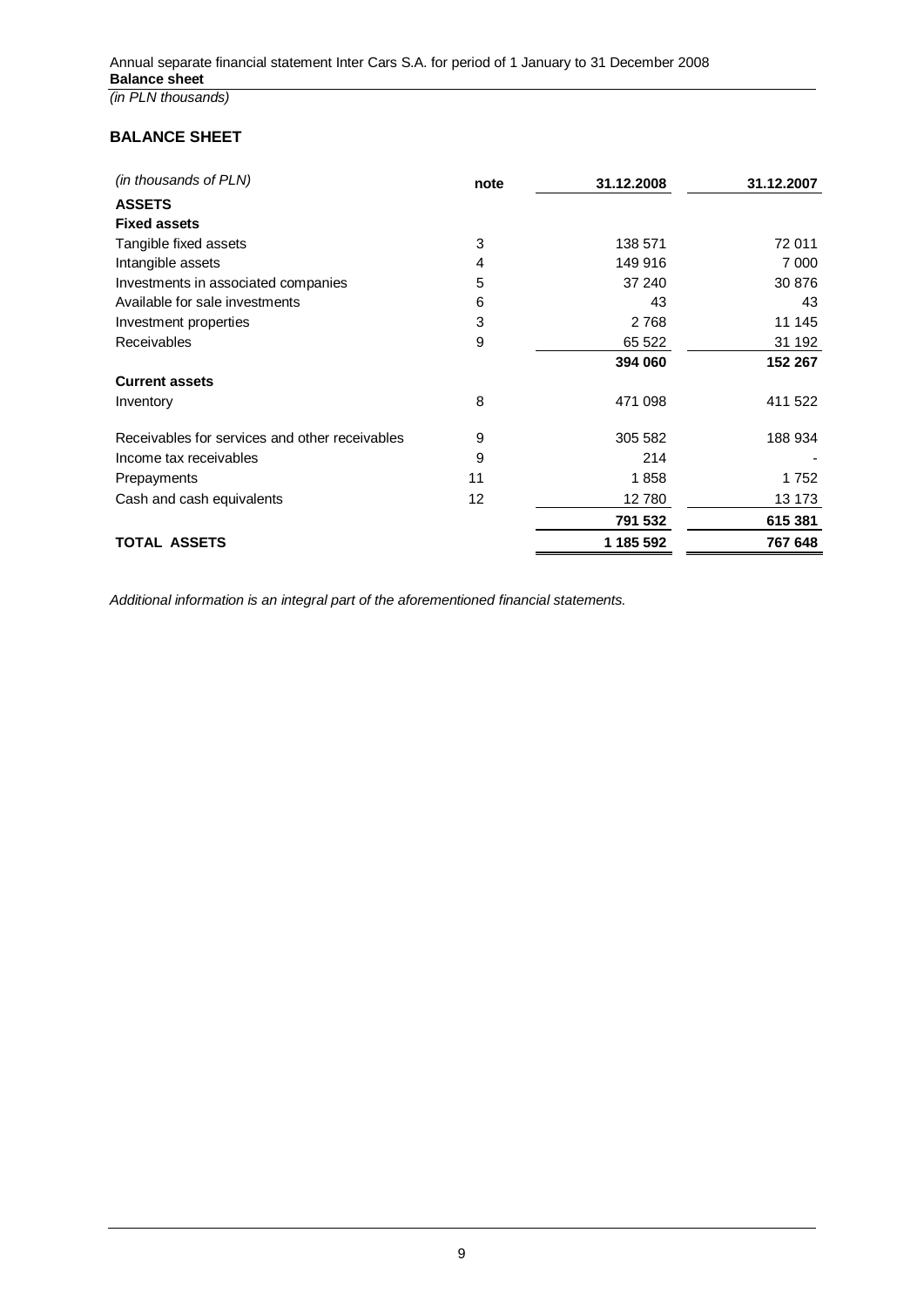## BALANCE SHEET

| *(in thousands of PLN)* | note | 31.12.2008 | 31.12.2007 |
|---|---|---|---|
| **ASSETS** | | | |
| **Fixed assets** | | | |
| Tangible fixed assets | 3 | 138 571 | 72 011 |
| Intangible assets | 4 | 149 916 | 7 000 |
| Investments in associated companies | 5 | 37 240 | 30 876 |
| Available for sale investments | 6 | 43 | 43 |
| Investment properties | 3 | 2 768 | 11 145 |
| Receivables | 9 | 65 522 | 31 192 |
| | | **394 060** | **152 267** |
| **Current assets** | | | |
| Inventory | 8 | 471 098 | 411 522 |
| Receivables for services and other receivables | 9 | 305 582 | 188 934 |
| Income tax receivables | 9 | 214 | - |
| Prepayments | 11 | 1 858 | 1 752 |
| Cash and cash equivalents | 12 | 12 780 | 13 173 |
| | | **791 532** | **615 381** |
| **TOTAL ASSETS** | | **1 185 592** | **767 648** |

*Additional information is an integral part of the aforementioned financial statements.*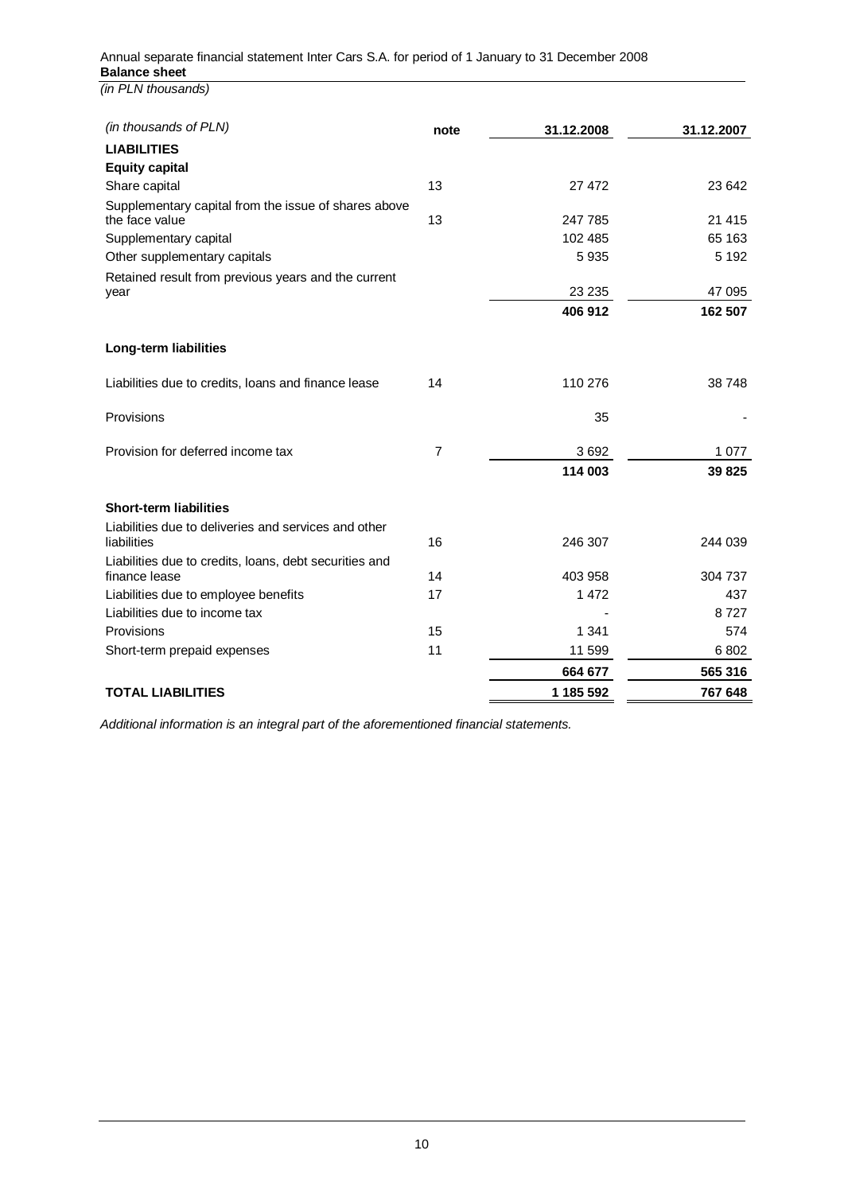Annual separate financial statement Inter Cars S.A. for period of 1 January to 31 December 2008
**Balance sheet**
*(in PLN thousands)*

| *(in thousands of PLN)* | note | 31.12.2008 | 31.12.2007 |
|---|---|---|---|
| **LIABILITIES** | | | |
| **Equity capital** | | | |
| Share capital | 13 | 27 472 | 23 642 |
| Supplementary capital from the issue of shares above the face value | 13 | 247 785 | 21 415 |
| Supplementary capital | | 102 485 | 65 163 |
| Other supplementary capitals | | 5 935 | 5 192 |
| Retained result from previous years and the current year | | 23 235 | 47 095 |
| | | **406 912** | **162 507** |
| **Long-term liabilities** | | | |
| Liabilities due to credits, loans and finance lease | 14 | 110 276 | 38 748 |
| Provisions | | 35 | - |
| Provision for deferred income tax | 7 | 3 692 | 1 077 |
| | | **114 003** | **39 825** |
| **Short-term liabilities** | | | |
| Liabilities due to deliveries and services and other liabilities | 16 | 246 307 | 244 039 |
| Liabilities due to credits, loans, debt securities and finance lease | 14 | 403 958 | 304 737 |
| Liabilities due to employee benefits | 17 | 1 472 | 437 |
| Liabilities due to income tax | | - | 8 727 |
| Provisions | 15 | 1 341 | 574 |
| Short-term prepaid expenses | 11 | 11 599 | 6 802 |
| | | **664 677** | **565 316** |
| **TOTAL LIABILITIES** | | **1 185 592** | **767 648** |

*Additional information is an integral part of the aforementioned financial statements.*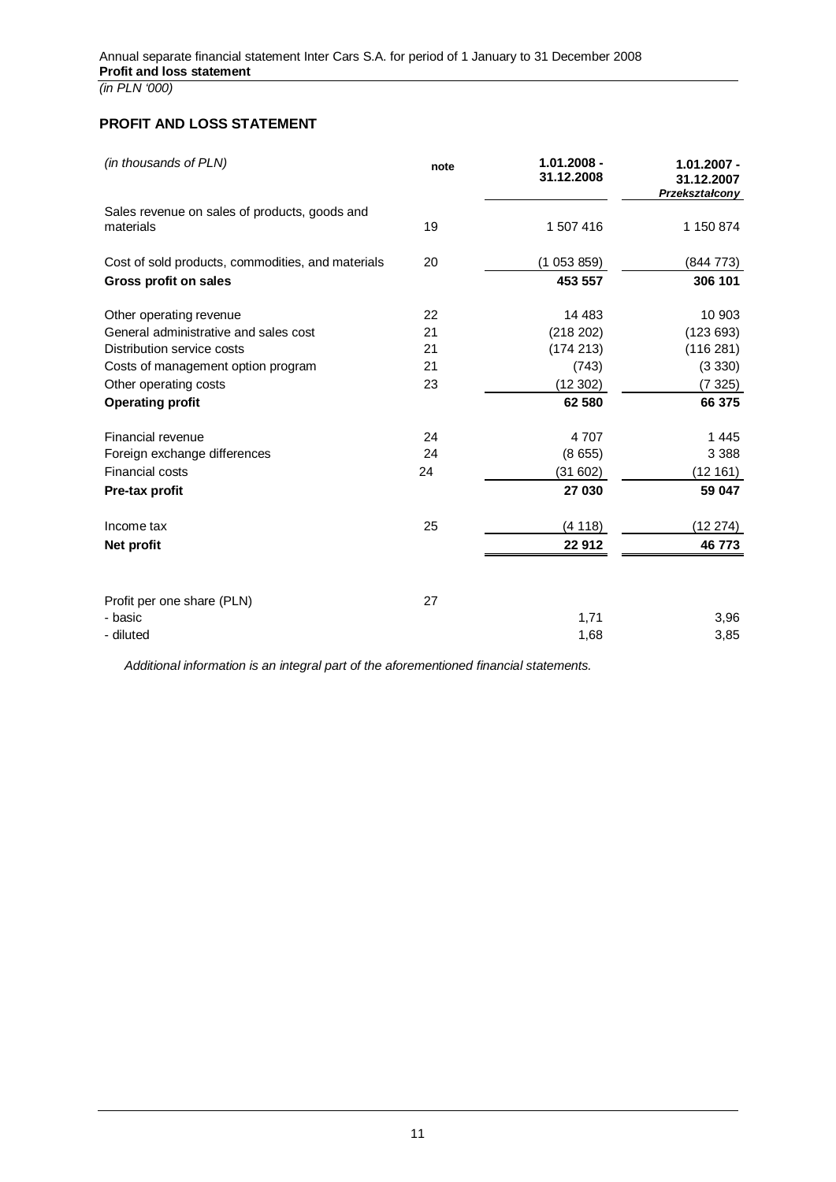## PROFIT AND LOSS STATEMENT

| *(in thousands of PLN)* | note | 1.01.2008 - 31.12.2008 | 1.01.2007 - 31.12.2007 *Przekształcony* |
|---|---|---|---|
| Sales revenue on sales of products, goods and materials | 19 | 1 507 416 | 1 150 874 |
| Cost of sold products, commodities, and materials | 20 | (1 053 859) | (844 773) |
| **Gross profit on sales** | | **453 557** | **306 101** |
| Other operating revenue | 22 | 14 483 | 10 903 |
| General administrative and sales cost | 21 | (218 202) | (123 693) |
| Distribution service costs | 21 | (174 213) | (116 281) |
| Costs of management option program | 21 | (743) | (3 330) |
| Other operating costs | 23 | (12 302) | (7 325) |
| **Operating profit** | | **62 580** | **66 375** |
| Financial revenue | 24 | 4 707 | 1 445 |
| Foreign exchange differences | 24 | (8 655) | 3 388 |
| Financial costs | 24 | (31 602) | (12 161) |
| **Pre-tax profit** | | **27 030** | **59 047** |
| Income tax | 25 | (4 118) | (12 274) |
| **Net profit** | | **22 912** | **46 773** |
| Profit per one share (PLN) | 27 | | |
| - basic | | 1,71 | 3,96 |
| - diluted | | 1,68 | 3,85 |

*Additional information is an integral part of the aforementioned financial statements.*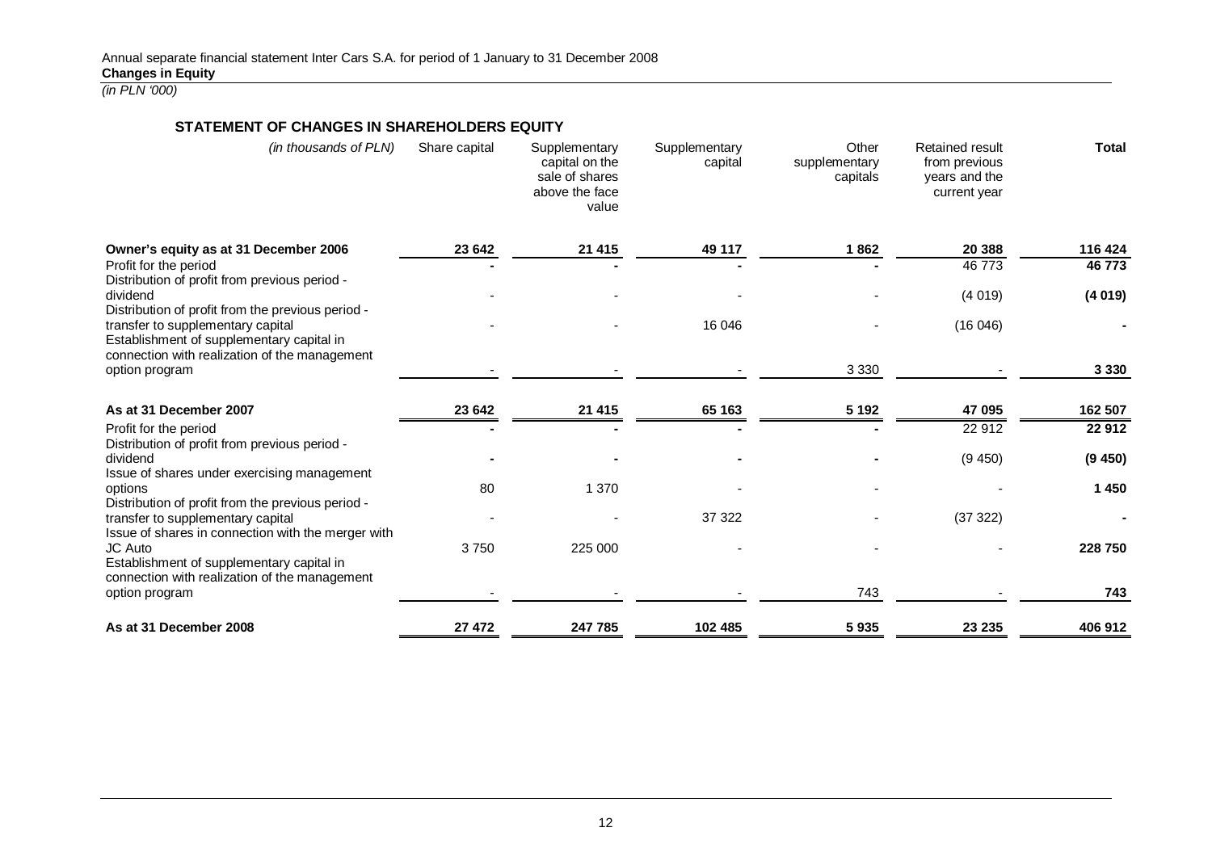Annual separate financial statement Inter Cars S.A. for period of 1 January to 31 December 2008
**Changes in Equity**
*(in PLN '000)*

## STATEMENT OF CHANGES IN SHAREHOLDERS EQUITY

| *(in thousands of PLN)* | Share capital | Supplementary capital on the sale of shares above the face value | Supplementary capital | Other supplementary capitals | Retained result from previous years and the current year | **Total** |
|---|---|---|---|---|---|---|
| **Owner's equity as at 31 December 2006** | **23 642** | **21 415** | **49 117** | **1 862** | **20 388** | **116 424** |
| Profit for the period | **-** | **-** | **-** | **-** | 46 773 | **46 773** |
| Distribution of profit from previous period - dividend | - | - | - | - | (4 019) | **(4 019)** |
| Distribution of profit from the previous period - transfer to supplementary capital | - | - | 16 046 | - | (16 046) | **-** |
| Establishment of supplementary capital in connection with realization of the management option program | - | - | - | 3 330 | - | **3 330** |
| **As at 31 December 2007** | **23 642** | **21 415** | **65 163** | **5 192** | **47 095** | **162 507** |
| Profit for the period | **-** | **-** | **-** | **-** | 22 912 | **22 912** |
| Distribution of profit from previous period - dividend | **-** | **-** | **-** | **-** | (9 450) | **(9 450)** |
| Issue of shares under exercising management options | 80 | 1 370 | - | - | - | **1 450** |
| Distribution of profit from the previous period - transfer to supplementary capital | - | - | 37 322 | - | (37 322) | **-** |
| Issue of shares in connection with the merger with JC Auto | 3 750 | 225 000 | - | - | - | **228 750** |
| Establishment of supplementary capital in connection with realization of the management option program | - | - | - | 743 | - | **743** |
| **As at 31 December 2008** | **27 472** | **247 785** | **102 485** | **5 935** | **23 235** | **406 912** |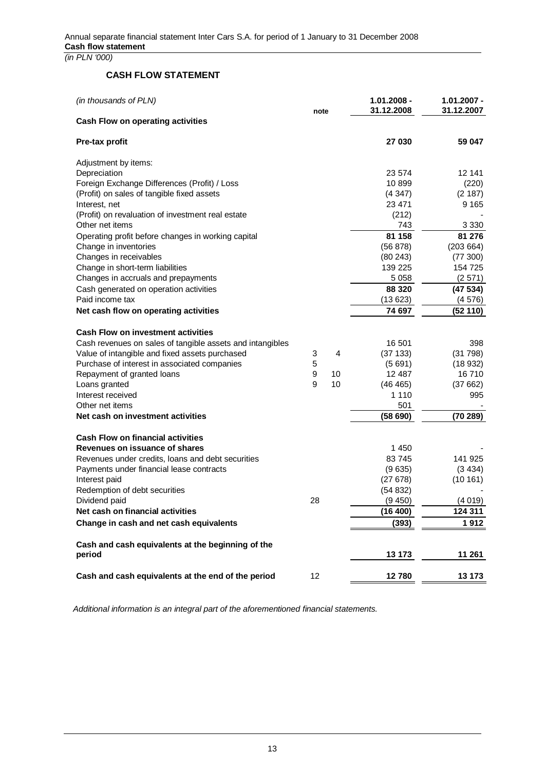# CASH FLOW STATEMENT

| *(in thousands of PLN)* | note | | 1.01.2008 - 31.12.2008 | 1.01.2007 - 31.12.2007 |
|---|---|---|---|---|
| **Cash Flow on operating activities** | | | | |
| **Pre-tax profit** | | | **27 030** | **59 047** |
| Adjustment by items: | | | | |
| Depreciation | | | 23 574 | 12 141 |
| Foreign Exchange Differences (Profit) / Loss | | | 10 899 | (220) |
| (Profit) on sales of tangible fixed assets | | | (4 347) | (2 187) |
| Interest, net | | | 23 471 | 9 165 |
| (Profit) on revaluation of investment real estate | | | (212) | - |
| Other net items | | | 743 | 3 330 |
| Operating profit before changes in working capital | | | **81 158** | **81 276** |
| Change in inventories | | | (56 878) | (203 664) |
| Changes in receivables | | | (80 243) | (77 300) |
| Change in short-term liabilities | | | 139 225 | 154 725 |
| Changes in accruals and prepayments | | | 5 058 | (2 571) |
| Cash generated on operation activities | | | **88 320** | **(47 534)** |
| Paid income tax | | | (13 623) | (4 576) |
| **Net cash flow on operating activities** | | | **74 697** | **(52 110)** |
| **Cash Flow on investment activities** | | | | |
| Cash revenues on sales of tangible assets and intangibles | | | 16 501 | 398 |
| Value of intangible and fixed assets purchased | 3 | 4 | (37 133) | (31 798) |
| Purchase of interest in associated companies | 5 | | (5 691) | (18 932) |
| Repayment of granted loans | 9 | 10 | 12 487 | 16 710 |
| Loans granted | 9 | 10 | (46 465) | (37 662) |
| Interest received | | | 1 110 | 995 |
| Other net items | | | 501 | - |
| **Net cash on investment activities** | | | **(58 690)** | **(70 289)** |
| **Cash Flow on financial activities** | | | | |
| **Revenues on issuance of shares** | | | 1 450 | - |
| Revenues under credits, loans and debt securities | | | 83 745 | 141 925 |
| Payments under financial lease contracts | | | (9 635) | (3 434) |
| Interest paid | | | (27 678) | (10 161) |
| Redemption of debt securities | | | (54 832) | - |
| Dividend paid | 28 | | (9 450) | (4 019) |
| **Net cash on financial activities** | | | **(16 400)** | **124 311** |
| **Change in cash and net cash equivalents** | | | **(393)** | **1 912** |
| **Cash and cash equivalents at the beginning of the period** | | | **13 173** | **11 261** |
| **Cash and cash equivalents at the end of the period** | 12 | | **12 780** | **13 173** |

*Additional information is an integral part of the aforementioned financial statements.*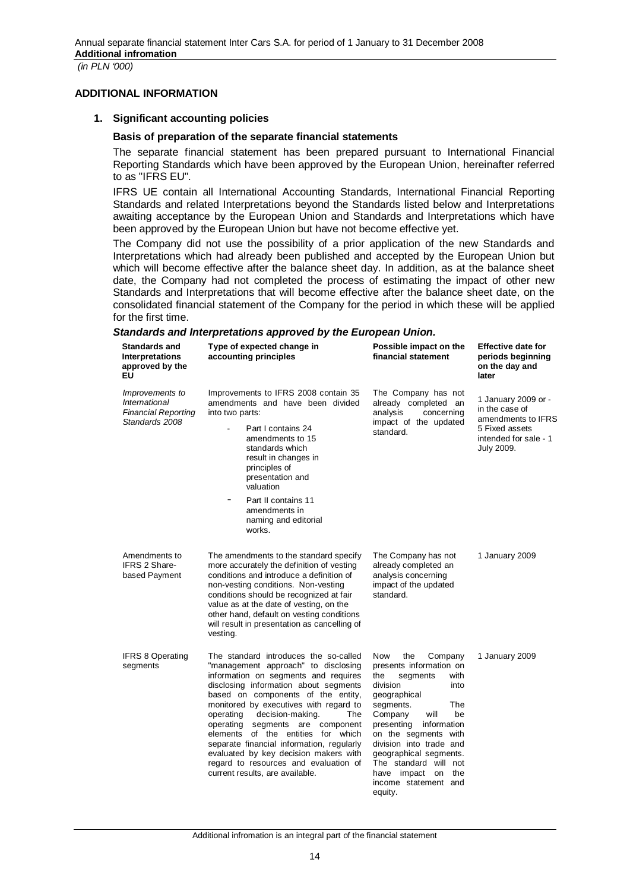## ADDITIONAL INFORMATION

### 1. Significant accounting policies

#### Basis of preparation of the separate financial statements

The separate financial statement has been prepared pursuant to International Financial Reporting Standards which have been approved by the European Union, hereinafter referred to as "IFRS EU".

IFRS UE contain all International Accounting Standards, International Financial Reporting Standards and related Interpretations beyond the Standards listed below and Interpretations awaiting acceptance by the European Union and Standards and Interpretations which have been approved by the European Union but have not become effective yet.

The Company did not use the possibility of a prior application of the new Standards and Interpretations which had already been published and accepted by the European Union but which will become effective after the balance sheet day. In addition, as at the balance sheet date, the Company had not completed the process of estimating the impact of other new Standards and Interpretations that will become effective after the balance sheet date, on the consolidated financial statement of the Company for the period in which these will be applied for the first time.

***Standards and Interpretations approved by the European Union.***

| Standards and Interpretations approved by the EU | Type of expected change in accounting principles | Possible impact on the financial statement | Effective date for periods beginning on the day and later |
|---|---|---|---|
| *Improvements to International Financial Reporting Standards 2008* | Improvements to IFRS 2008 contain 35 amendments and have been divided into two parts: - Part I contains 24 amendments to 15 standards which result in changes in principles of presentation and valuation - Part II contains 11 amendments in naming and editorial works. | The Company has not already completed an analysis concerning impact of the updated standard. | 1 January 2009 or - in the case of amendments to IFRS 5 Fixed assets intended for sale - 1 July 2009. |
| Amendments to IFRS 2 Share-based Payment | The amendments to the standard specify more accurately the definition of vesting conditions and introduce a definition of non-vesting conditions. Non-vesting conditions should be recognized at fair value as at the date of vesting, on the other hand, default on vesting conditions will result in presentation as cancelling of vesting. | The Company has not already completed an analysis concerning impact of the updated standard. | 1 January 2009 |
| IFRS 8 Operating segments | The standard introduces the so-called "management approach" to disclosing information on segments and requires disclosing information about segments based on components of the entity, monitored by executives with regard to operating decision-making. The operating segments are component elements of the entities for which separate financial information, regularly evaluated by key decision makers with regard to resources and evaluation of current results, are available. | Now the Company presents information on the segments with division into geographical segments. The Company will be presenting information on the segments with division into trade and geographical segments. The standard will not have impact on the income statement and equity. | 1 January 2009 |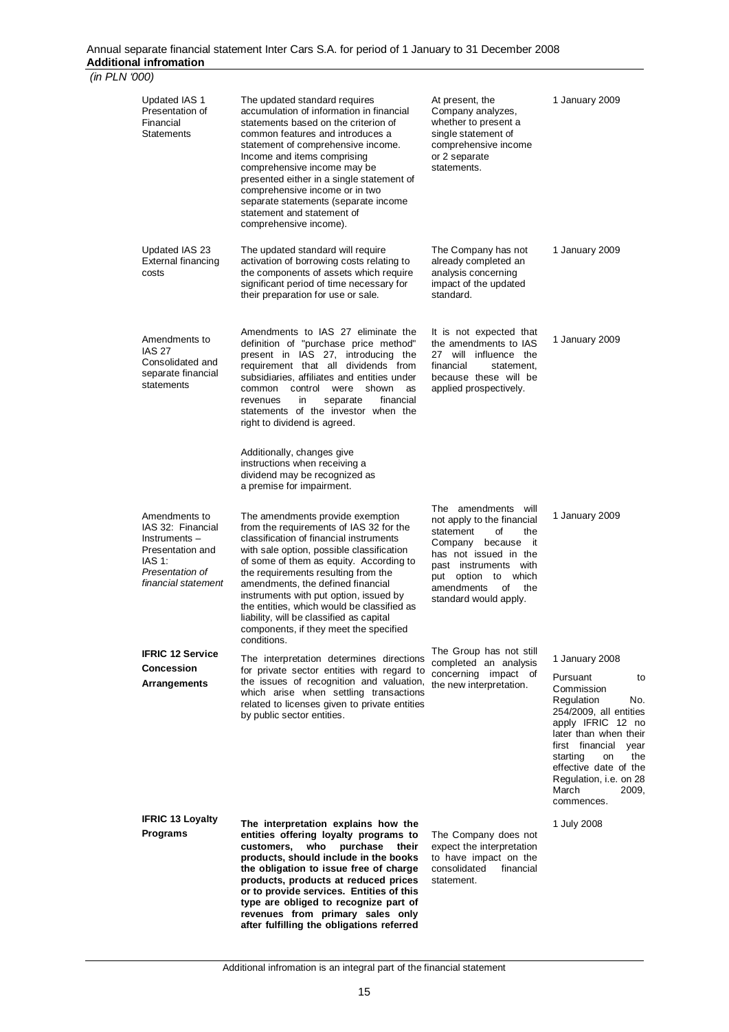| | | | |
|---|---|---|---|
| Updated IAS 1 Presentation of Financial Statements | The updated standard requires accumulation of information in financial statements based on the criterion of common features and introduces a statement of comprehensive income. Income and items comprising comprehensive income may be presented either in a single statement of comprehensive income or in two separate statements (separate income statement and statement of comprehensive income). | At present, the Company analyzes, whether to present a single statement of comprehensive income or 2 separate statements. | 1 January 2009 |
| Updated IAS 23 External financing costs | The updated standard will require activation of borrowing costs relating to the components of assets which require significant period of time necessary for their preparation for use or sale. | The Company has not already completed an analysis concerning impact of the updated standard. | 1 January 2009 |
| Amendments to IAS 27 Consolidated and separate financial statements | Amendments to IAS 27 eliminate the definition of "purchase price method" present in IAS 27, introducing the requirement that all dividends from subsidiaries, affiliates and entities under common control were shown as revenues in separate financial statements of the investor when the right to dividend is agreed.<br><br>Additionally, changes give instructions when receiving a dividend may be recognized as a premise for impairment. | It is not expected that the amendments to IAS 27 will influence the financial statement, because these will be applied prospectively. | 1 January 2009 |
| Amendments to IAS 32: Financial Instruments – Presentation and IAS 1: *Presentation of financial statement* | The amendments provide exemption from the requirements of IAS 32 for the classification of financial instruments with sale option, possible classification of some of them as equity. According to the requirements resulting from the amendments, the defined financial instruments with put option, issued by the entities, which would be classified as liability, will be classified as capital components, if they meet the specified conditions. | The amendments will not apply to the financial statement of the Company because it has not issued in the past instruments with put option to which amendments of the standard would apply. | 1 January 2009 |
| **IFRIC 12 Service Concession Arrangements** | The interpretation determines directions for private sector entities with regard to the issues of recognition and valuation, which arise when settling transactions related to licenses given to private entities by public sector entities. | The Group has not still completed an analysis concerning impact of the new interpretation. | 1 January 2008<br><br>Pursuant to Commission Regulation No. 254/2009, all entities apply IFRIC 12 no later than when their first financial year starting on the effective date of the Regulation, i.e. on 28 March 2009, commences. |
| **IFRIC 13 Loyalty Programs** | **The interpretation explains how the entities offering loyalty programs to customers, who purchase their products, should include in the books the obligation to issue free of charge products, products at reduced prices or to provide services. Entities of this type are obliged to recognize part of revenues from primary sales only after fulfilling the obligations referred** | The Company does not expect the interpretation to have impact on the consolidated financial statement. | 1 July 2008 |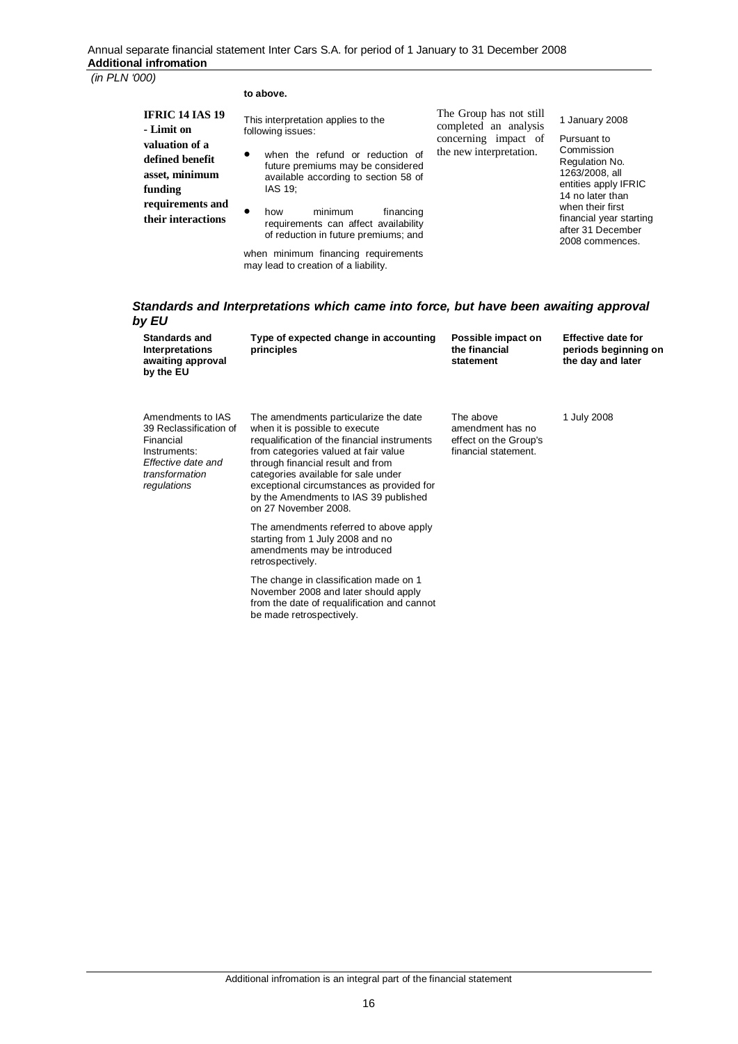| | **to above.** | | |
|---|---|---|---|
| **IFRIC 14 IAS 19 - Limit on valuation of a defined benefit asset, minimum funding requirements and their interactions** | This interpretation applies to the following issues:<br>• when the refund or reduction of future premiums may be considered available according to section 58 of IAS 19;<br>• how minimum financing requirements can affect availability of reduction in future premiums; and<br>when minimum financing requirements may lead to creation of a liability. | The Group has not still completed an analysis concerning impact of the new interpretation. | 1 January 2008<br>Pursuant to Commission Regulation No. 1263/2008, all entities apply IFRIC 14 no later than when their first financial year starting after 31 December 2008 commences. |

### *Standards and Interpretations which came into force, but have been awaiting approval by EU*

| Standards and Interpretations awaiting approval by the EU | Type of expected change in accounting principles | Possible impact on the financial statement | Effective date for periods beginning on the day and later |
|---|---|---|---|
| Amendments to IAS 39 Reclassification of Financial Instruments: *Effective date and transformation regulations* | The amendments particularize the date when it is possible to execute requalification of the financial instruments from categories valued at fair value through financial result and from categories available for sale under exceptional circumstances as provided for by the Amendments to IAS 39 published on 27 November 2008.<br><br>The amendments referred to above apply starting from 1 July 2008 and no amendments may be introduced retrospectively.<br><br>The change in classification made on 1 November 2008 and later should apply from the date of requalification and cannot be made retrospectively. | The above amendment has no effect on the Group's financial statement. | 1 July 2008 |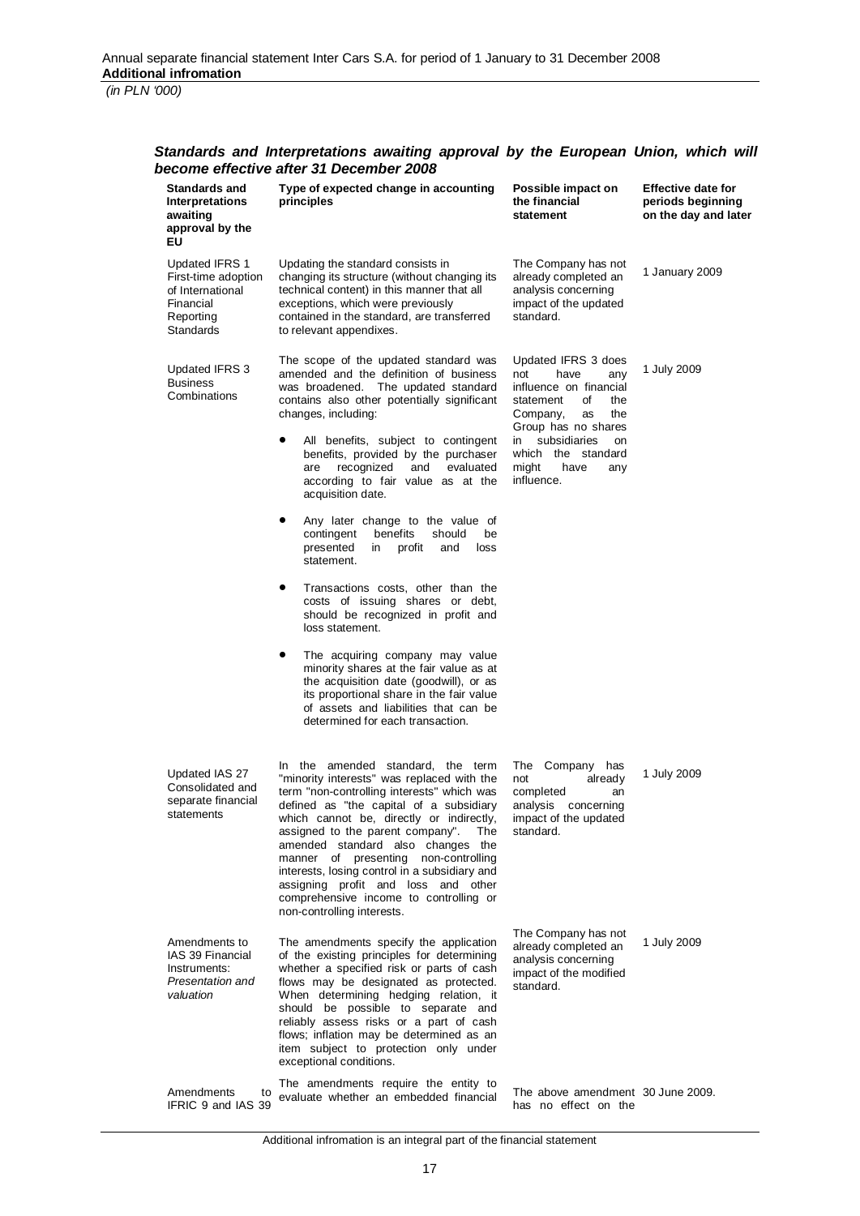### *Standards and Interpretations awaiting approval by the European Union, which will become effective after 31 December 2008*

| Standards and Interpretations awaiting approval by the EU | Type of expected change in accounting principles | Possible impact on the financial statement | Effective date for periods beginning on the day and later |
|---|---|---|---|
| Updated IFRS 1 First-time adoption of International Financial Reporting Standards | Updating the standard consists in changing its structure (without changing its technical content) in this manner that all exceptions, which were previously contained in the standard, are transferred to relevant appendixes. | The Company has not already completed an analysis concerning impact of the updated standard. | 1 January 2009 |
| Updated IFRS 3 Business Combinations | The scope of the updated standard was amended and the definition of business was broadened. The updated standard contains also other potentially significant changes, including:<br>• All benefits, subject to contingent benefits, provided by the purchaser are recognized and evaluated according to fair value as at the acquisition date.<br>• Any later change to the value of contingent benefits should be presented in profit and loss statement.<br>• Transactions costs, other than the costs of issuing shares or debt, should be recognized in profit and loss statement.<br>• The acquiring company may value minority shares at the fair value as at the acquisition date (goodwill), or as its proportional share in the fair value of assets and liabilities that can be determined for each transaction. | Updated IFRS 3 does not have any influence on financial statement of the Company, as the Group has no shares in subsidiaries on which the standard might have any influence. | 1 July 2009 |
| Updated IAS 27 Consolidated and separate financial statements | In the amended standard, the term "minority interests" was replaced with the term "non-controlling interests" which was defined as "the capital of a subsidiary which cannot be, directly or indirectly, assigned to the parent company". The amended standard also changes the manner of presenting non-controlling interests, losing control in a subsidiary and assigning profit and loss and other comprehensive income to controlling or non-controlling interests. | The Company has not already completed an analysis concerning impact of the updated standard. | 1 July 2009 |
| Amendments to IAS 39 Financial Instruments: *Presentation and valuation* | The amendments specify the application of the existing principles for determining whether a specified risk or parts of cash flows may be designated as protected. When determining hedging relation, it should be possible to separate and reliably assess risks or a part of cash flows; inflation may be determined as an item subject to protection only under exceptional conditions. | The Company has not already completed an analysis concerning impact of the modified standard. | 1 July 2009 |
| Amendments to IFRIC 9 and IAS 39 | The amendments require the entity to evaluate whether an embedded financial | The above amendment has no effect on the | 30 June 2009. |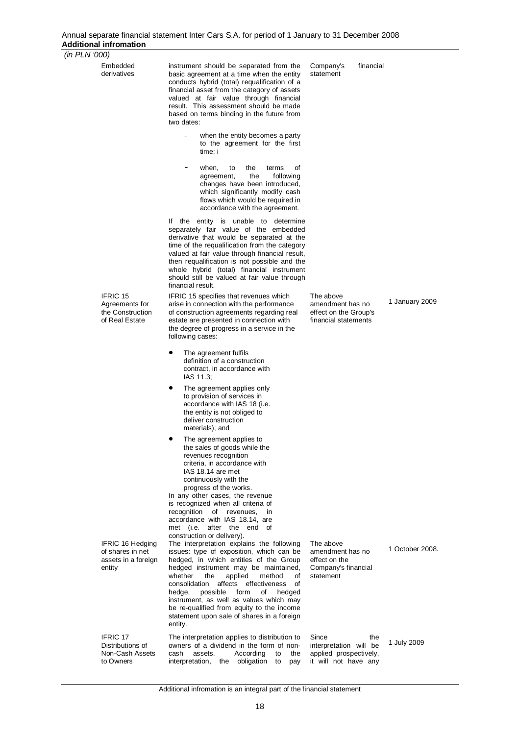*(in PLN '000)*

| | | | |
|---|---|---|---|
| Embedded derivatives | instrument should be separated from the basic agreement at a time when the entity conducts hybrid (total) requalification of a financial asset from the category of assets valued at fair value through financial result. This assessment should be made based on terms binding in the future from two dates:<br>- when the entity becomes a party to the agreement for the first time; i<br>- when, to the terms of agreement, the following changes have been introduced, which significantly modify cash flows which would be required in accordance with the agreement.<br>If the entity is unable to determine separately fair value of the embedded derivative that would be separated at the time of the requalification from the category valued at fair value through financial result, then requalification is not possible and the whole hybrid (total) financial instrument should still be valued at fair value through financial result. | Company's financial statement | |
| IFRIC 15 Agreements for the Construction of Real Estate | IFRIC 15 specifies that revenues which arise in connection with the performance of construction agreements regarding real estate are presented in connection with the degree of progress in a service in the following cases:<br>• The agreement fulfils definition of a construction contract, in accordance with IAS 11.3;<br>• The agreement applies only to provision of services in accordance with IAS 18 (i.e. the entity is not obliged to deliver construction materials); and<br>• The agreement applies to the sales of goods while the revenues recognition criteria, in accordance with IAS 18.14 are met continuously with the progress of the works.<br>In any other cases, the revenue is recognized when all criteria of recognition of revenues, in accordance with IAS 18.14, are met (i.e. after the end of construction or delivery). | The above amendment has no effect on the Group's financial statements | 1 January 2009 |
| IFRIC 16 Hedging of shares in net assets in a foreign entity | The interpretation explains the following issues: type of exposition, which can be hedged, in which entities of the Group hedged instrument may be maintained, whether the applied method of consolidation affects effectiveness of hedge, possible form of hedged instrument, as well as values which may be re-qualified from equity to the income statement upon sale of shares in a foreign entity. | The above amendment has no effect on the Company's financial statement | 1 October 2008. |
| IFRIC 17 Distributions of Non-Cash Assets to Owners | The interpretation applies to distribution to owners of a dividend in the form of non-cash assets. According to the interpretation, the obligation to pay | Since the interpretation will be applied prospectively, it will not have any | 1 July 2009 |

Additional infromation is an integral part of the financial statement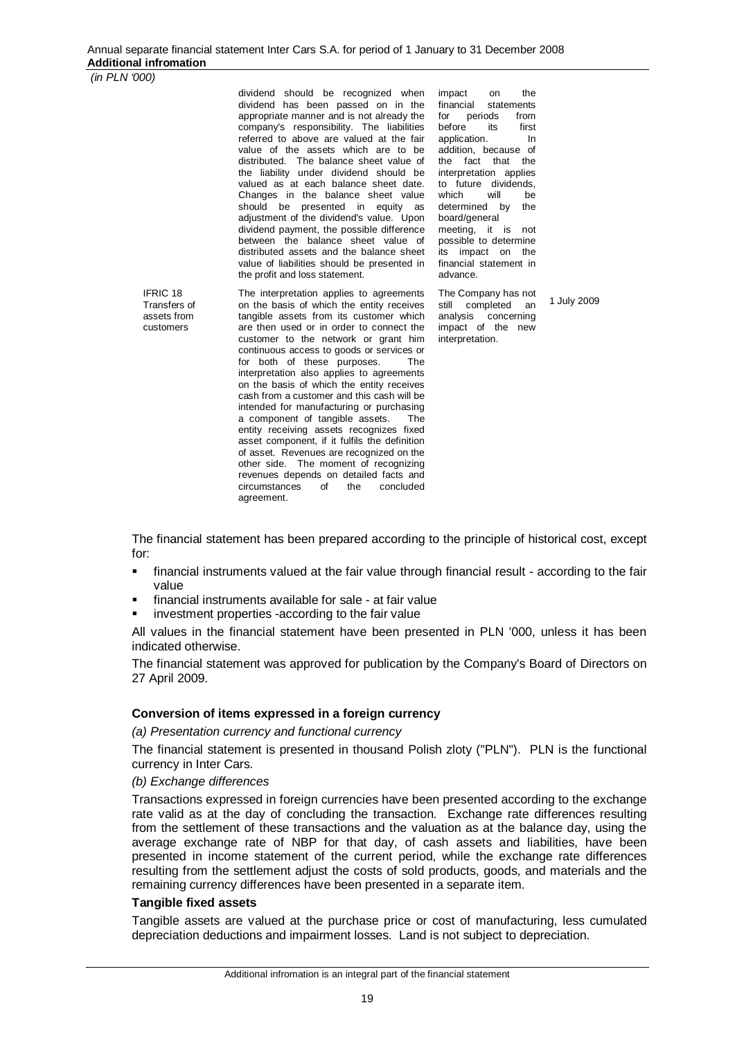| | | | |
|---|---|---|---|
| | dividend should be recognized when dividend has been passed on in the appropriate manner and is not already the company's responsibility. The liabilities referred to above are valued at the fair value of the assets which are to be distributed. The balance sheet value of the liability under dividend should be valued as at each balance sheet date. Changes in the balance sheet value should be presented in equity as adjustment of the dividend's value. Upon dividend payment, the possible difference between the balance sheet value of distributed assets and the balance sheet value of liabilities should be presented in the profit and loss statement. | impact on the financial statements for periods from before its first application. In addition, because of the fact that the interpretation applies to future dividends, which will be determined by the board/general meeting, it is not possible to determine its impact on the financial statement in advance. | |
| IFRIC 18 Transfers of assets from customers | The interpretation applies to agreements on the basis of which the entity receives tangible assets from its customer which are then used or in order to connect the customer to the network or grant him continuous access to goods or services or for both of these purposes. The interpretation also applies to agreements on the basis of which the entity receives cash from a customer and this cash will be intended for manufacturing or purchasing a component of tangible assets. The entity receiving assets recognizes fixed asset component, if it fulfils the definition of asset. Revenues are recognized on the other side. The moment of recognizing revenues depends on detailed facts and circumstances of the concluded agreement. | The Company has not still completed an analysis concerning impact of the new interpretation. | 1 July 2009 |

The financial statement has been prepared according to the principle of historical cost, except for:

- financial instruments valued at the fair value through financial result - according to the fair value
- financial instruments available for sale - at fair value
- investment properties -according to the fair value

All values in the financial statement have been presented in PLN '000, unless it has been indicated otherwise.

The financial statement was approved for publication by the Company's Board of Directors on 27 April 2009.

**Conversion of items expressed in a foreign currency**

*(a) Presentation currency and functional currency*

The financial statement is presented in thousand Polish zloty ("PLN"). PLN is the functional currency in Inter Cars.

*(b) Exchange differences*

Transactions expressed in foreign currencies have been presented according to the exchange rate valid as at the day of concluding the transaction. Exchange rate differences resulting from the settlement of these transactions and the valuation as at the balance day, using the average exchange rate of NBP for that day, of cash assets and liabilities, have been presented in income statement of the current period, while the exchange rate differences resulting from the settlement adjust the costs of sold products, goods, and materials and the remaining currency differences have been presented in a separate item.

**Tangible fixed assets**

Tangible assets are valued at the purchase price or cost of manufacturing, less cumulated depreciation deductions and impairment losses. Land is not subject to depreciation.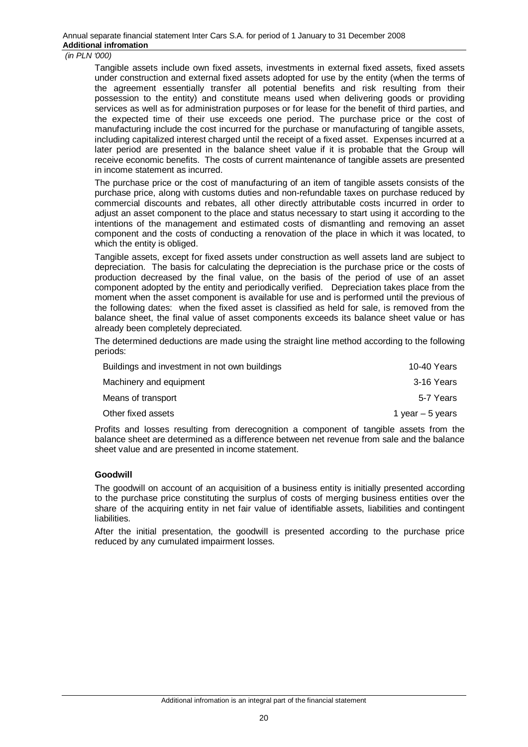Tangible assets include own fixed assets, investments in external fixed assets, fixed assets under construction and external fixed assets adopted for use by the entity (when the terms of the agreement essentially transfer all potential benefits and risk resulting from their possession to the entity) and constitute means used when delivering goods or providing services as well as for administration purposes or for lease for the benefit of third parties, and the expected time of their use exceeds one period. The purchase price or the cost of manufacturing include the cost incurred for the purchase or manufacturing of tangible assets, including capitalized interest charged until the receipt of a fixed asset. Expenses incurred at a later period are presented in the balance sheet value if it is probable that the Group will receive economic benefits. The costs of current maintenance of tangible assets are presented in income statement as incurred.

The purchase price or the cost of manufacturing of an item of tangible assets consists of the purchase price, along with customs duties and non-refundable taxes on purchase reduced by commercial discounts and rebates, all other directly attributable costs incurred in order to adjust an asset component to the place and status necessary to start using it according to the intentions of the management and estimated costs of dismantling and removing an asset component and the costs of conducting a renovation of the place in which it was located, to which the entity is obliged.

Tangible assets, except for fixed assets under construction as well assets land are subject to depreciation. The basis for calculating the depreciation is the purchase price or the costs of production decreased by the final value, on the basis of the period of use of an asset component adopted by the entity and periodically verified. Depreciation takes place from the moment when the asset component is available for use and is performed until the previous of the following dates: when the fixed asset is classified as held for sale, is removed from the balance sheet, the final value of asset components exceeds its balance sheet value or has already been completely depreciated.

The determined deductions are made using the straight line method according to the following periods:

| | |
|---|---|
| Buildings and investment in not own buildings | 10-40 Years |
| Machinery and equipment | 3-16 Years |
| Means of transport | 5-7 Years |
| Other fixed assets | 1 year – 5 years |

Profits and losses resulting from derecognition a component of tangible assets from the balance sheet are determined as a difference between net revenue from sale and the balance sheet value and are presented in income statement.

**Goodwill**

The goodwill on account of an acquisition of a business entity is initially presented according to the purchase price constituting the surplus of costs of merging business entities over the share of the acquiring entity in net fair value of identifiable assets, liabilities and contingent liabilities.

After the initial presentation, the goodwill is presented according to the purchase price reduced by any cumulated impairment losses.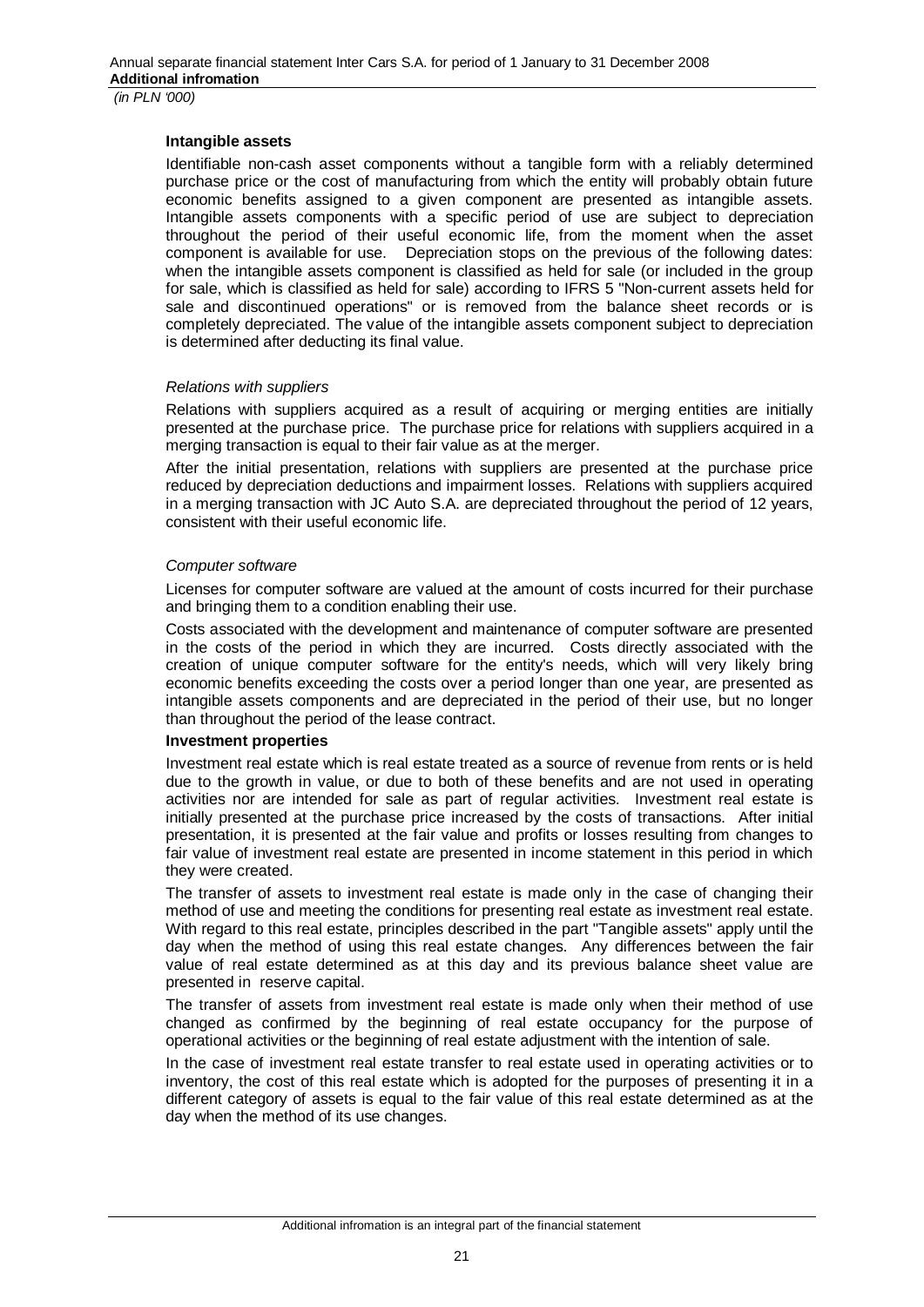**Intangible assets**

Identifiable non-cash asset components without a tangible form with a reliably determined purchase price or the cost of manufacturing from which the entity will probably obtain future economic benefits assigned to a given component are presented as intangible assets. Intangible assets components with a specific period of use are subject to depreciation throughout the period of their useful economic life, from the moment when the asset component is available for use. Depreciation stops on the previous of the following dates: when the intangible assets component is classified as held for sale (or included in the group for sale, which is classified as held for sale) according to IFRS 5 "Non-current assets held for sale and discontinued operations" or is removed from the balance sheet records or is completely depreciated. The value of the intangible assets component subject to depreciation is determined after deducting its final value.

*Relations with suppliers*

Relations with suppliers acquired as a result of acquiring or merging entities are initially presented at the purchase price. The purchase price for relations with suppliers acquired in a merging transaction is equal to their fair value as at the merger.

After the initial presentation, relations with suppliers are presented at the purchase price reduced by depreciation deductions and impairment losses. Relations with suppliers acquired in a merging transaction with JC Auto S.A. are depreciated throughout the period of 12 years, consistent with their useful economic life.

*Computer software*

Licenses for computer software are valued at the amount of costs incurred for their purchase and bringing them to a condition enabling their use.

Costs associated with the development and maintenance of computer software are presented in the costs of the period in which they are incurred. Costs directly associated with the creation of unique computer software for the entity's needs, which will very likely bring economic benefits exceeding the costs over a period longer than one year, are presented as intangible assets components and are depreciated in the period of their use, but no longer than throughout the period of the lease contract.

**Investment properties**

Investment real estate which is real estate treated as a source of revenue from rents or is held due to the growth in value, or due to both of these benefits and are not used in operating activities nor are intended for sale as part of regular activities. Investment real estate is initially presented at the purchase price increased by the costs of transactions. After initial presentation, it is presented at the fair value and profits or losses resulting from changes to fair value of investment real estate are presented in income statement in this period in which they were created.

The transfer of assets to investment real estate is made only in the case of changing their method of use and meeting the conditions for presenting real estate as investment real estate. With regard to this real estate, principles described in the part "Tangible assets" apply until the day when the method of using this real estate changes. Any differences between the fair value of real estate determined as at this day and its previous balance sheet value are presented in reserve capital.

The transfer of assets from investment real estate is made only when their method of use changed as confirmed by the beginning of real estate occupancy for the purpose of operational activities or the beginning of real estate adjustment with the intention of sale.

In the case of investment real estate transfer to real estate used in operating activities or to inventory, the cost of this real estate which is adopted for the purposes of presenting it in a different category of assets is equal to the fair value of this real estate determined as at the day when the method of its use changes.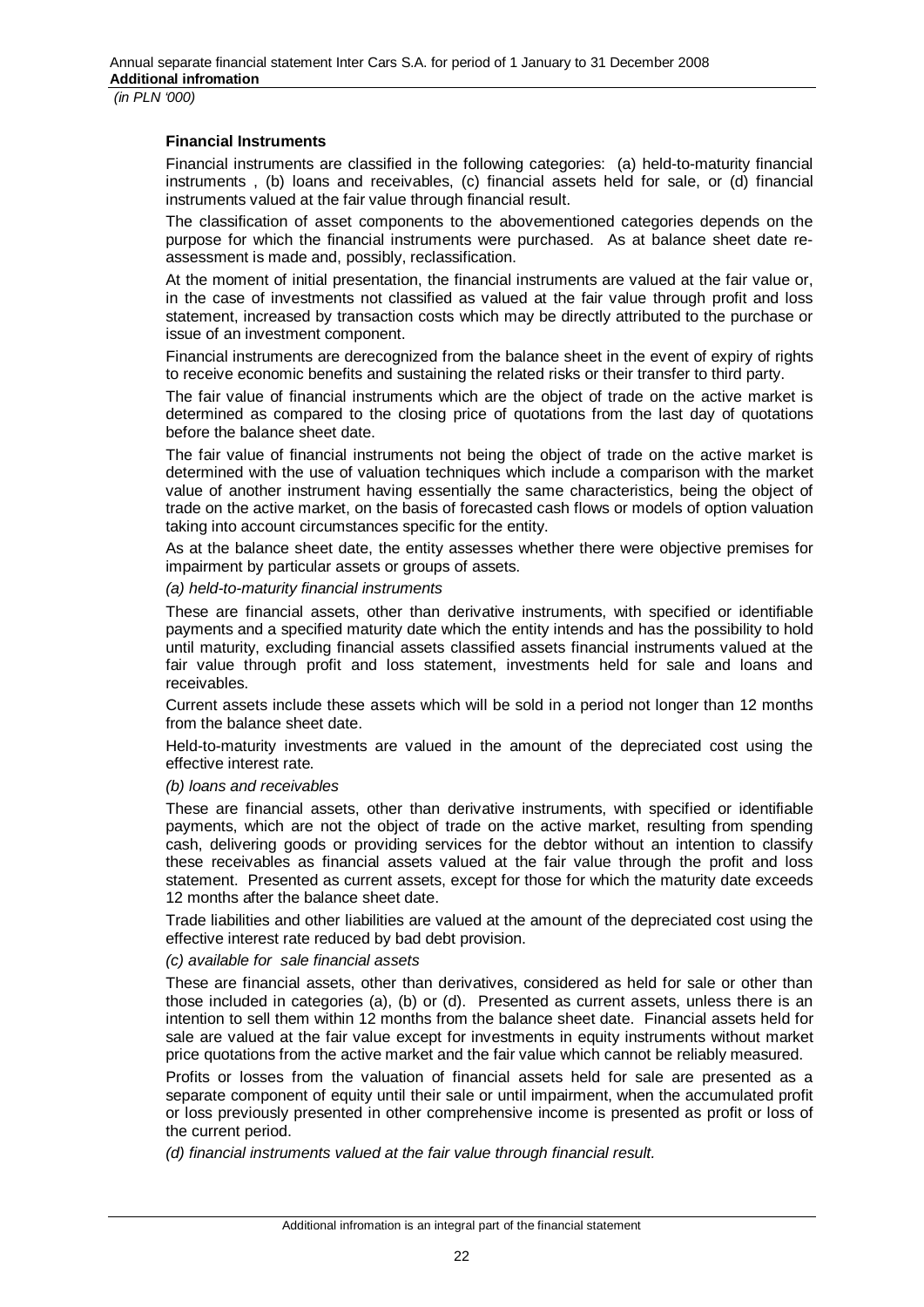### Financial Instruments

Financial instruments are classified in the following categories: (a) held-to-maturity financial instruments , (b) loans and receivables, (c) financial assets held for sale, or (d) financial instruments valued at the fair value through financial result.

The classification of asset components to the abovementioned categories depends on the purpose for which the financial instruments were purchased. As at balance sheet date re-assessment is made and, possibly, reclassification.

At the moment of initial presentation, the financial instruments are valued at the fair value or, in the case of investments not classified as valued at the fair value through profit and loss statement, increased by transaction costs which may be directly attributed to the purchase or issue of an investment component.

Financial instruments are derecognized from the balance sheet in the event of expiry of rights to receive economic benefits and sustaining the related risks or their transfer to third party.

The fair value of financial instruments which are the object of trade on the active market is determined as compared to the closing price of quotations from the last day of quotations before the balance sheet date.

The fair value of financial instruments not being the object of trade on the active market is determined with the use of valuation techniques which include a comparison with the market value of another instrument having essentially the same characteristics, being the object of trade on the active market, on the basis of forecasted cash flows or models of option valuation taking into account circumstances specific for the entity.

As at the balance sheet date, the entity assesses whether there were objective premises for impairment by particular assets or groups of assets.

*(a) held-to-maturity financial instruments*

These are financial assets, other than derivative instruments, with specified or identifiable payments and a specified maturity date which the entity intends and has the possibility to hold until maturity, excluding financial assets classified assets financial instruments valued at the fair value through profit and loss statement, investments held for sale and loans and receivables.

Current assets include these assets which will be sold in a period not longer than 12 months from the balance sheet date.

Held-to-maturity investments are valued in the amount of the depreciated cost using the effective interest rate.

*(b) loans and receivables*

These are financial assets, other than derivative instruments, with specified or identifiable payments, which are not the object of trade on the active market, resulting from spending cash, delivering goods or providing services for the debtor without an intention to classify these receivables as financial assets valued at the fair value through the profit and loss statement. Presented as current assets, except for those for which the maturity date exceeds 12 months after the balance sheet date.

Trade liabilities and other liabilities are valued at the amount of the depreciated cost using the effective interest rate reduced by bad debt provision.

*(c) available for sale financial assets*

These are financial assets, other than derivatives, considered as held for sale or other than those included in categories (a), (b) or (d). Presented as current assets, unless there is an intention to sell them within 12 months from the balance sheet date. Financial assets held for sale are valued at the fair value except for investments in equity instruments without market price quotations from the active market and the fair value which cannot be reliably measured.

Profits or losses from the valuation of financial assets held for sale are presented as a separate component of equity until their sale or until impairment, when the accumulated profit or loss previously presented in other comprehensive income is presented as profit or loss of the current period.

*(d) financial instruments valued at the fair value through financial result.*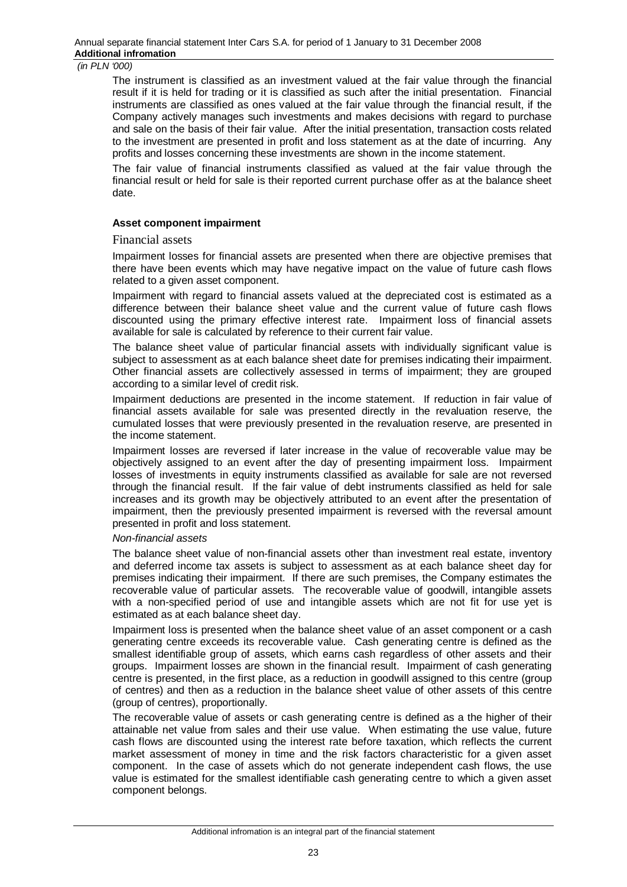The instrument is classified as an investment valued at the fair value through the financial result if it is held for trading or it is classified as such after the initial presentation. Financial instruments are classified as ones valued at the fair value through the financial result, if the Company actively manages such investments and makes decisions with regard to purchase and sale on the basis of their fair value. After the initial presentation, transaction costs related to the investment are presented in profit and loss statement as at the date of incurring. Any profits and losses concerning these investments are shown in the income statement.

The fair value of financial instruments classified as valued at the fair value through the financial result or held for sale is their reported current purchase offer as at the balance sheet date.

**Asset component impairment**

Financial assets

Impairment losses for financial assets are presented when there are objective premises that there have been events which may have negative impact on the value of future cash flows related to a given asset component.

Impairment with regard to financial assets valued at the depreciated cost is estimated as a difference between their balance sheet value and the current value of future cash flows discounted using the primary effective interest rate. Impairment loss of financial assets available for sale is calculated by reference to their current fair value.

The balance sheet value of particular financial assets with individually significant value is subject to assessment as at each balance sheet date for premises indicating their impairment. Other financial assets are collectively assessed in terms of impairment; they are grouped according to a similar level of credit risk.

Impairment deductions are presented in the income statement. If reduction in fair value of financial assets available for sale was presented directly in the revaluation reserve, the cumulated losses that were previously presented in the revaluation reserve, are presented in the income statement.

Impairment losses are reversed if later increase in the value of recoverable value may be objectively assigned to an event after the day of presenting impairment loss. Impairment losses of investments in equity instruments classified as available for sale are not reversed through the financial result. If the fair value of debt instruments classified as held for sale increases and its growth may be objectively attributed to an event after the presentation of impairment, then the previously presented impairment is reversed with the reversal amount presented in profit and loss statement.

*Non-financial assets*

The balance sheet value of non-financial assets other than investment real estate, inventory and deferred income tax assets is subject to assessment as at each balance sheet day for premises indicating their impairment. If there are such premises, the Company estimates the recoverable value of particular assets. The recoverable value of goodwill, intangible assets with a non-specified period of use and intangible assets which are not fit for use yet is estimated as at each balance sheet day.

Impairment loss is presented when the balance sheet value of an asset component or a cash generating centre exceeds its recoverable value. Cash generating centre is defined as the smallest identifiable group of assets, which earns cash regardless of other assets and their groups. Impairment losses are shown in the financial result. Impairment of cash generating centre is presented, in the first place, as a reduction in goodwill assigned to this centre (group of centres) and then as a reduction in the balance sheet value of other assets of this centre (group of centres), proportionally.

The recoverable value of assets or cash generating centre is defined as a the higher of their attainable net value from sales and their use value. When estimating the use value, future cash flows are discounted using the interest rate before taxation, which reflects the current market assessment of money in time and the risk factors characteristic for a given asset component. In the case of assets which do not generate independent cash flows, the use value is estimated for the smallest identifiable cash generating centre to which a given asset component belongs.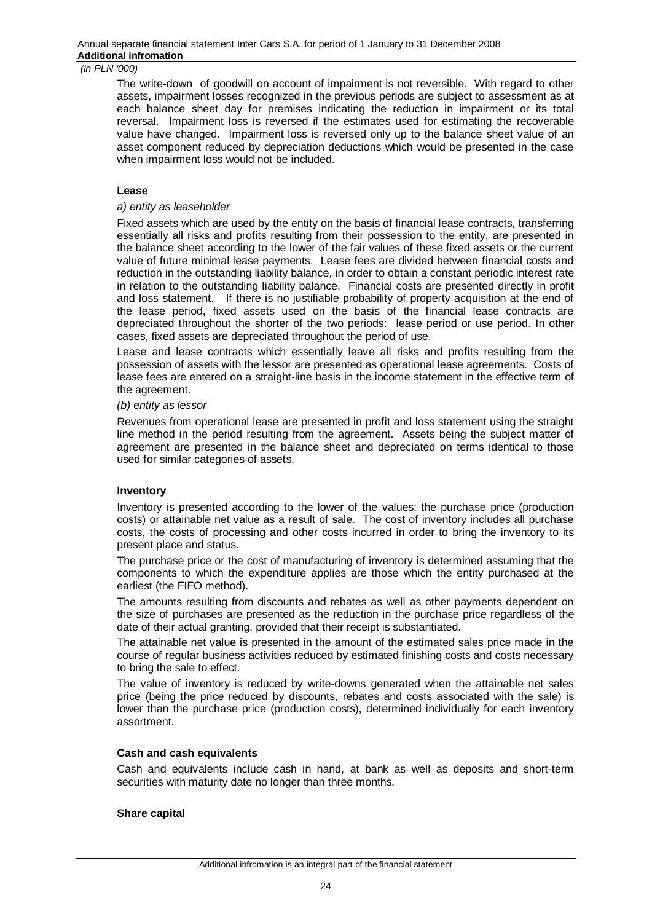The write-down of goodwill on account of impairment is not reversible. With regard to other assets, impairment losses recognized in the previous periods are subject to assessment as at each balance sheet day for premises indicating the reduction in impairment or its total reversal. Impairment loss is reversed if the estimates used for estimating the recoverable value have changed. Impairment loss is reversed only up to the balance sheet value of an asset component reduced by depreciation deductions which would be presented in the case when impairment loss would not be included.

**Lease**

*a) entity as leaseholder*

Fixed assets which are used by the entity on the basis of financial lease contracts, transferring essentially all risks and profits resulting from their possession to the entity, are presented in the balance sheet according to the lower of the fair values of these fixed assets or the current value of future minimal lease payments. Lease fees are divided between financial costs and reduction in the outstanding liability balance, in order to obtain a constant periodic interest rate in relation to the outstanding liability balance. Financial costs are presented directly in profit and loss statement. If there is no justifiable probability of property acquisition at the end of the lease period, fixed assets used on the basis of the financial lease contracts are depreciated throughout the shorter of the two periods: lease period or use period. In other cases, fixed assets are depreciated throughout the period of use.

Lease and lease contracts which essentially leave all risks and profits resulting from the possession of assets with the lessor are presented as operational lease agreements. Costs of lease fees are entered on a straight-line basis in the income statement in the effective term of the agreement.

*(b) entity as lessor*

Revenues from operational lease are presented in profit and loss statement using the straight line method in the period resulting from the agreement. Assets being the subject matter of agreement are presented in the balance sheet and depreciated on terms identical to those used for similar categories of assets.

**Inventory**

Inventory is presented according to the lower of the values: the purchase price (production costs) or attainable net value as a result of sale. The cost of inventory includes all purchase costs, the costs of processing and other costs incurred in order to bring the inventory to its present place and status.

The purchase price or the cost of manufacturing of inventory is determined assuming that the components to which the expenditure applies are those which the entity purchased at the earliest (the FIFO method).

The amounts resulting from discounts and rebates as well as other payments dependent on the size of purchases are presented as the reduction in the purchase price regardless of the date of their actual granting, provided that their receipt is substantiated.

The attainable net value is presented in the amount of the estimated sales price made in the course of regular business activities reduced by estimated finishing costs and costs necessary to bring the sale to effect.

The value of inventory is reduced by write-downs generated when the attainable net sales price (being the price reduced by discounts, rebates and costs associated with the sale) is lower than the purchase price (production costs), determined individually for each inventory assortment.

**Cash and cash equivalents**

Cash and equivalents include cash in hand, at bank as well as deposits and short-term securities with maturity date no longer than three months.

**Share capital**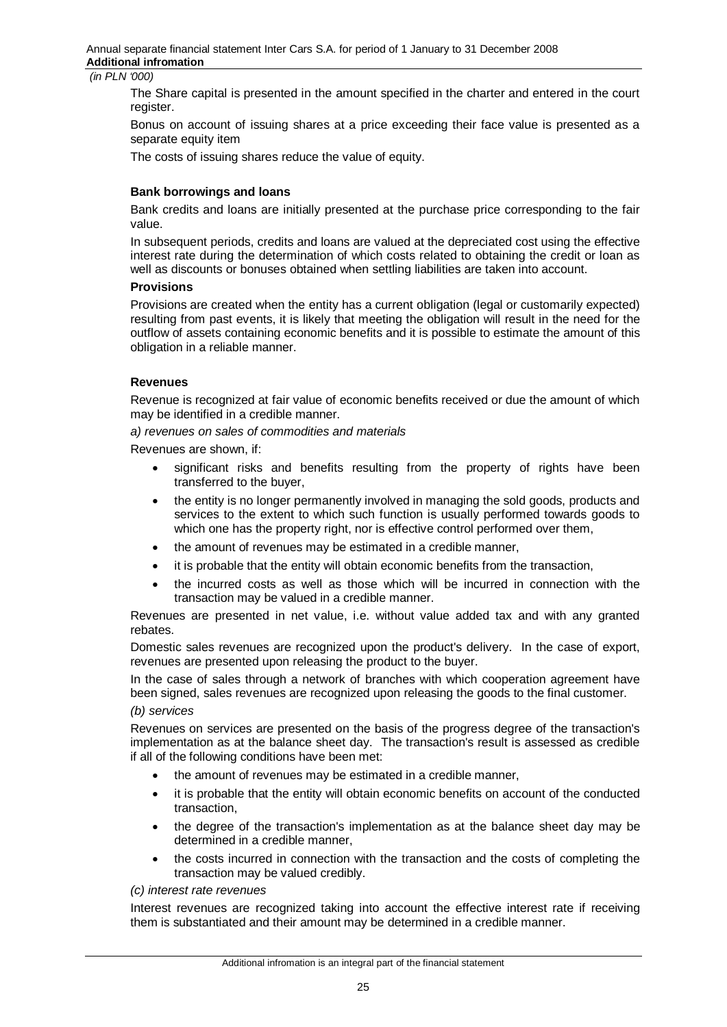The Share capital is presented in the amount specified in the charter and entered in the court register.

Bonus on account of issuing shares at a price exceeding their face value is presented as a separate equity item

The costs of issuing shares reduce the value of equity.

**Bank borrowings and loans**

Bank credits and loans are initially presented at the purchase price corresponding to the fair value.

In subsequent periods, credits and loans are valued at the depreciated cost using the effective interest rate during the determination of which costs related to obtaining the credit or loan as well as discounts or bonuses obtained when settling liabilities are taken into account.

**Provisions**

Provisions are created when the entity has a current obligation (legal or customarily expected) resulting from past events, it is likely that meeting the obligation will result in the need for the outflow of assets containing economic benefits and it is possible to estimate the amount of this obligation in a reliable manner.

**Revenues**

Revenue is recognized at fair value of economic benefits received or due the amount of which may be identified in a credible manner.

*a) revenues on sales of commodities and materials*

Revenues are shown, if:

- significant risks and benefits resulting from the property of rights have been transferred to the buyer,
- the entity is no longer permanently involved in managing the sold goods, products and services to the extent to which such function is usually performed towards goods to which one has the property right, nor is effective control performed over them,
- the amount of revenues may be estimated in a credible manner,
- it is probable that the entity will obtain economic benefits from the transaction,
- the incurred costs as well as those which will be incurred in connection with the transaction may be valued in a credible manner.

Revenues are presented in net value, i.e. without value added tax and with any granted rebates.

Domestic sales revenues are recognized upon the product's delivery. In the case of export, revenues are presented upon releasing the product to the buyer.

In the case of sales through a network of branches with which cooperation agreement have been signed, sales revenues are recognized upon releasing the goods to the final customer.

*(b) services*

Revenues on services are presented on the basis of the progress degree of the transaction's implementation as at the balance sheet day. The transaction's result is assessed as credible if all of the following conditions have been met:

- the amount of revenues may be estimated in a credible manner,
- it is probable that the entity will obtain economic benefits on account of the conducted transaction,
- the degree of the transaction's implementation as at the balance sheet day may be determined in a credible manner,
- the costs incurred in connection with the transaction and the costs of completing the transaction may be valued credibly.

*(c) interest rate revenues*

Interest revenues are recognized taking into account the effective interest rate if receiving them is substantiated and their amount may be determined in a credible manner.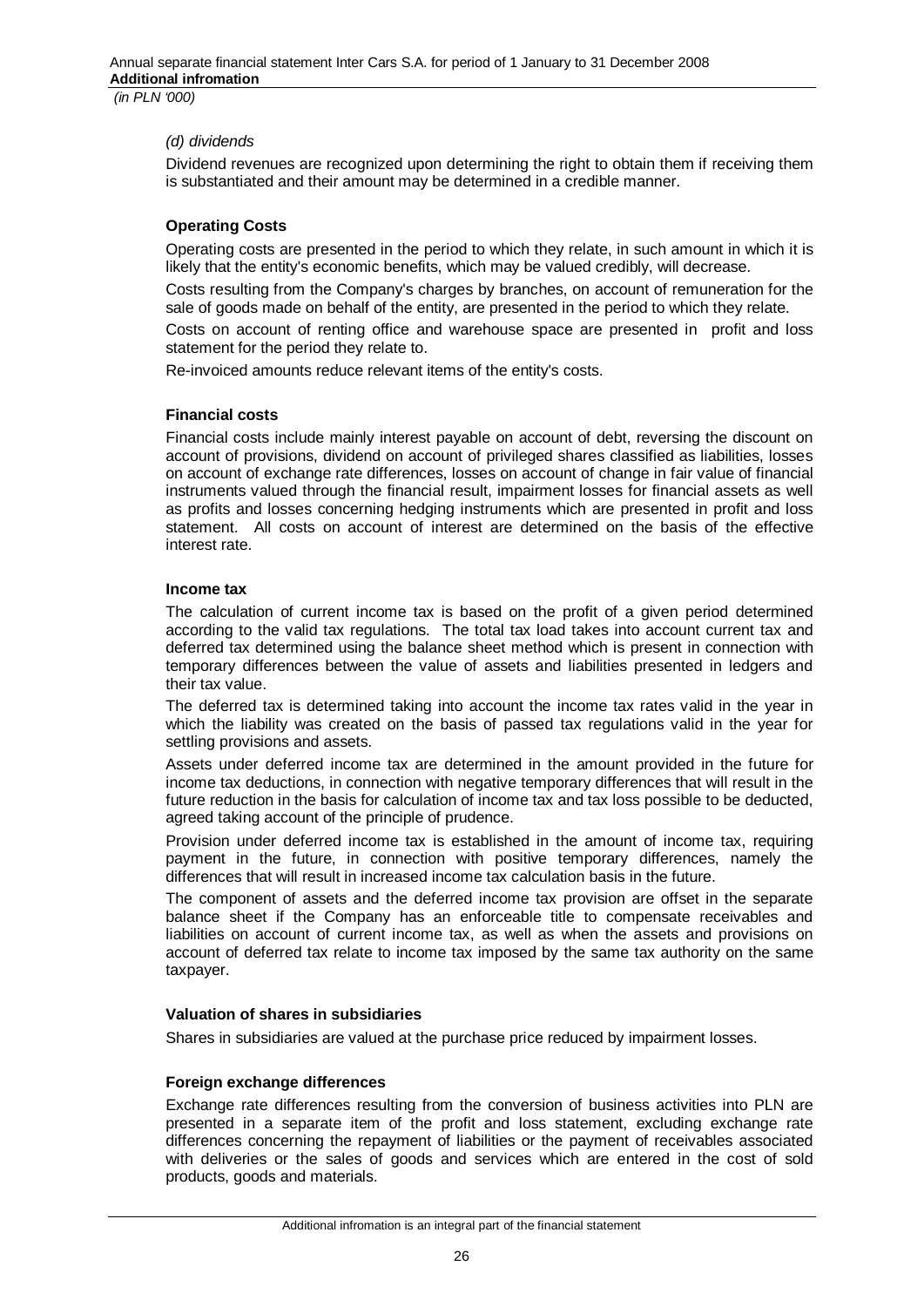*(d) dividends*

Dividend revenues are recognized upon determining the right to obtain them if receiving them is substantiated and their amount may be determined in a credible manner.

**Operating Costs**

Operating costs are presented in the period to which they relate, in such amount in which it is likely that the entity's economic benefits, which may be valued credibly, will decrease.

Costs resulting from the Company's charges by branches, on account of remuneration for the sale of goods made on behalf of the entity, are presented in the period to which they relate.

Costs on account of renting office and warehouse space are presented in profit and loss statement for the period they relate to.

Re-invoiced amounts reduce relevant items of the entity's costs.

**Financial costs**

Financial costs include mainly interest payable on account of debt, reversing the discount on account of provisions, dividend on account of privileged shares classified as liabilities, losses on account of exchange rate differences, losses on account of change in fair value of financial instruments valued through the financial result, impairment losses for financial assets as well as profits and losses concerning hedging instruments which are presented in profit and loss statement. All costs on account of interest are determined on the basis of the effective interest rate.

**Income tax**

The calculation of current income tax is based on the profit of a given period determined according to the valid tax regulations. The total tax load takes into account current tax and deferred tax determined using the balance sheet method which is present in connection with temporary differences between the value of assets and liabilities presented in ledgers and their tax value.

The deferred tax is determined taking into account the income tax rates valid in the year in which the liability was created on the basis of passed tax regulations valid in the year for settling provisions and assets.

Assets under deferred income tax are determined in the amount provided in the future for income tax deductions, in connection with negative temporary differences that will result in the future reduction in the basis for calculation of income tax and tax loss possible to be deducted, agreed taking account of the principle of prudence.

Provision under deferred income tax is established in the amount of income tax, requiring payment in the future, in connection with positive temporary differences, namely the differences that will result in increased income tax calculation basis in the future.

The component of assets and the deferred income tax provision are offset in the separate balance sheet if the Company has an enforceable title to compensate receivables and liabilities on account of current income tax, as well as when the assets and provisions on account of deferred tax relate to income tax imposed by the same tax authority on the same taxpayer.

**Valuation of shares in subsidiaries**

Shares in subsidiaries are valued at the purchase price reduced by impairment losses.

**Foreign exchange differences**

Exchange rate differences resulting from the conversion of business activities into PLN are presented in a separate item of the profit and loss statement, excluding exchange rate differences concerning the repayment of liabilities or the payment of receivables associated with deliveries or the sales of goods and services which are entered in the cost of sold products, goods and materials.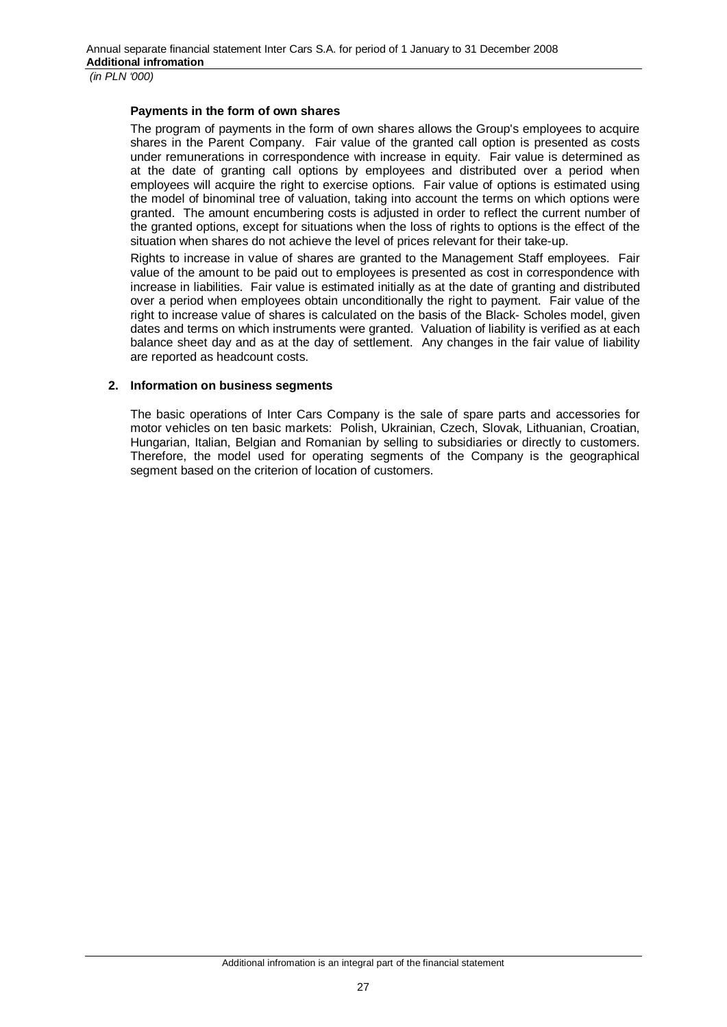### Payments in the form of own shares

The program of payments in the form of own shares allows the Group's employees to acquire shares in the Parent Company. Fair value of the granted call option is presented as costs under remunerations in correspondence with increase in equity. Fair value is determined as at the date of granting call options by employees and distributed over a period when employees will acquire the right to exercise options. Fair value of options is estimated using the model of binominal tree of valuation, taking into account the terms on which options were granted. The amount encumbering costs is adjusted in order to reflect the current number of the granted options, except for situations when the loss of rights to options is the effect of the situation when shares do not achieve the level of prices relevant for their take-up.

Rights to increase in value of shares are granted to the Management Staff employees. Fair value of the amount to be paid out to employees is presented as cost in correspondence with increase in liabilities. Fair value is estimated initially as at the date of granting and distributed over a period when employees obtain unconditionally the right to payment. Fair value of the right to increase value of shares is calculated on the basis of the Black- Scholes model, given dates and terms on which instruments were granted. Valuation of liability is verified as at each balance sheet day and as at the day of settlement. Any changes in the fair value of liability are reported as headcount costs.

## 2. Information on business segments

The basic operations of Inter Cars Company is the sale of spare parts and accessories for motor vehicles on ten basic markets: Polish, Ukrainian, Czech, Slovak, Lithuanian, Croatian, Hungarian, Italian, Belgian and Romanian by selling to subsidiaries or directly to customers. Therefore, the model used for operating segments of the Company is the geographical segment based on the criterion of location of customers.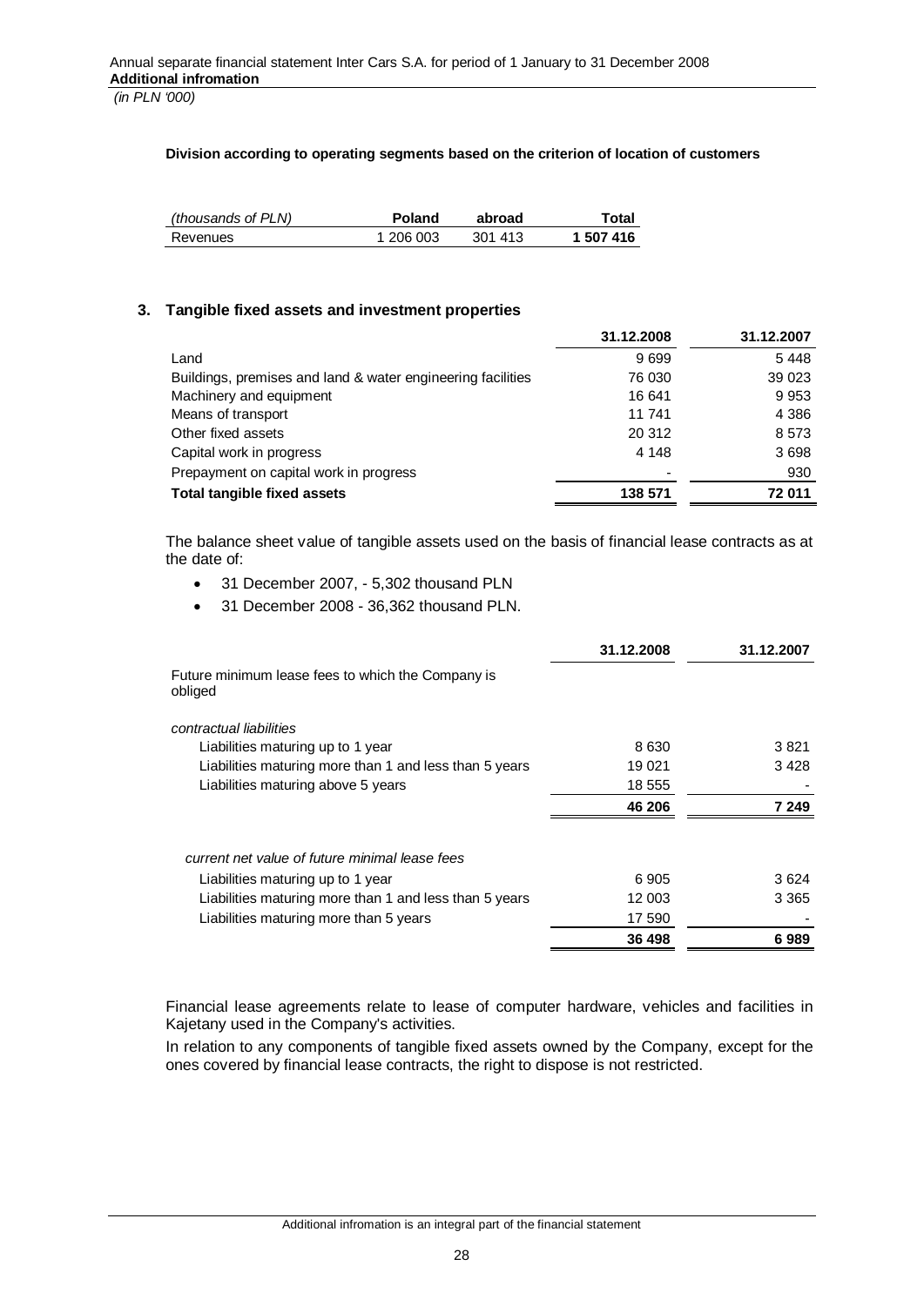**Division according to operating segments based on the criterion of location of customers**

| *(thousands of PLN)* | **Poland** | **abroad** | **Total** |
|---|---|---|---|
| Revenues | 1 206 003 | 301 413 | **1 507 416** |

### 3. Tangible fixed assets and investment properties

| | **31.12.2008** | **31.12.2007** |
|---|---|---|
| Land | 9 699 | 5 448 |
| Buildings, premises and land & water engineering facilities | 76 030 | 39 023 |
| Machinery and equipment | 16 641 | 9 953 |
| Means of transport | 11 741 | 4 386 |
| Other fixed assets | 20 312 | 8 573 |
| Capital work in progress | 4 148 | 3 698 |
| Prepayment on capital work in progress | - | 930 |
| **Total tangible fixed assets** | **138 571** | **72 011** |

The balance sheet value of tangible assets used on the basis of financial lease contracts as at the date of:

- 31 December 2007, - 5,302 thousand PLN
- 31 December 2008 - 36,362 thousand PLN.

| | **31.12.2008** | **31.12.2007** |
|---|---|---|
| Future minimum lease fees to which the Company is obliged | | |
| *contractual liabilities* | | |
| Liabilities maturing up to 1 year | 8 630 | 3 821 |
| Liabilities maturing more than 1 and less than 5 years | 19 021 | 3 428 |
| Liabilities maturing above 5 years | 18 555 | - |
| | **46 206** | **7 249** |
| *current net value of future minimal lease fees* | | |
| Liabilities maturing up to 1 year | 6 905 | 3 624 |
| Liabilities maturing more than 1 and less than 5 years | 12 003 | 3 365 |
| Liabilities maturing more than 5 years | 17 590 | - |
| | **36 498** | **6 989** |

Financial lease agreements relate to lease of computer hardware, vehicles and facilities in Kajetany used in the Company's activities.

In relation to any components of tangible fixed assets owned by the Company, except for the ones covered by financial lease contracts, the right to dispose is not restricted.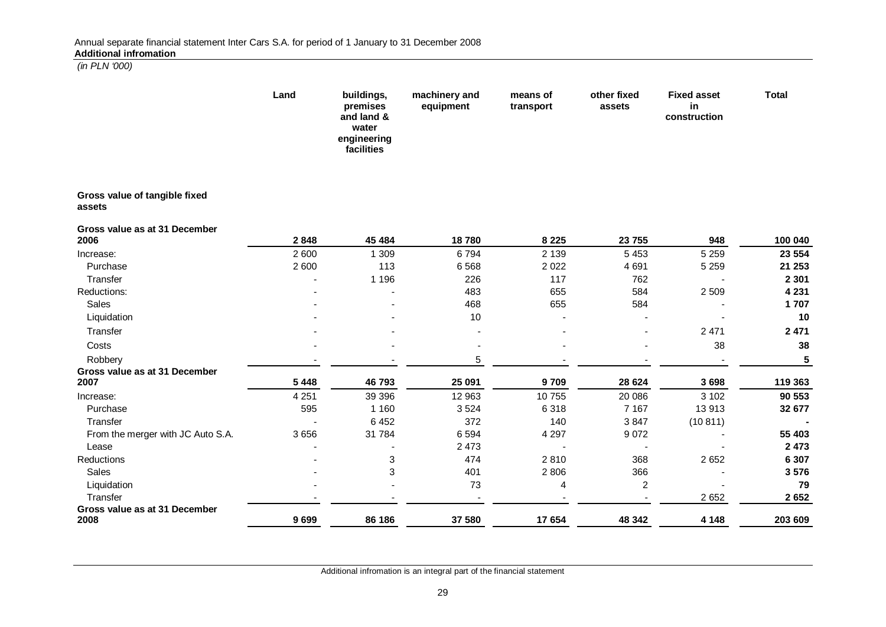Annual separate financial statement Inter Cars S.A. for period of 1 January to 31 December 2008
**Additional infromation**
*(in PLN '000)*

| | Land | buildings, premises and land & water engineering facilities | machinery and equipment | means of transport | other fixed assets | Fixed asset in construction | Total |
|---|---|---|---|---|---|---|---|
| **Gross value of tangible fixed assets** | | | | | | | |
| **Gross value as at 31 December 2006** | **2 848** | **45 484** | **18 780** | **8 225** | **23 755** | **948** | **100 040** |
| Increase: | 2 600 | 1 309 | 6 794 | 2 139 | 5 453 | 5 259 | **23 554** |
| Purchase | 2 600 | 113 | 6 568 | 2 022 | 4 691 | 5 259 | **21 253** |
| Transfer | - | 1 196 | 226 | 117 | 762 | - | **2 301** |
| Reductions: | - | - | 483 | 655 | 584 | 2 509 | **4 231** |
| Sales | - | - | 468 | 655 | 584 | - | **1 707** |
| Liquidation | - | - | 10 | - | - | - | **10** |
| Transfer | - | - | - | - | - | 2 471 | **2 471** |
| Costs | - | - | - | - | - | 38 | **38** |
| Robbery | - | - | 5 | - | - | - | **5** |
| **Gross value as at 31 December 2007** | **5 448** | **46 793** | **25 091** | **9 709** | **28 624** | **3 698** | **119 363** |
| Increase: | 4 251 | 39 396 | 12 963 | 10 755 | 20 086 | 3 102 | **90 553** |
| Purchase | 595 | 1 160 | 3 524 | 6 318 | 7 167 | 13 913 | **32 677** |
| Transfer | - | 6 452 | 372 | 140 | 3 847 | (10 811) | **-** |
| From the merger with JC Auto S.A. | 3 656 | 31 784 | 6 594 | 4 297 | 9 072 | - | **55 403** |
| Lease | - | - | 2 473 | - | - | - | **2 473** |
| Reductions | - | 3 | 474 | 2 810 | 368 | 2 652 | **6 307** |
| Sales | - | 3 | 401 | 2 806 | 366 | - | **3 576** |
| Liquidation | - | - | 73 | 4 | 2 | - | **79** |
| Transfer | - | - | - | - | - | 2 652 | **2 652** |
| **Gross value as at 31 December 2008** | **9 699** | **86 186** | **37 580** | **17 654** | **48 342** | **4 148** | **203 609** |

Additional infromation is an integral part of the financial statement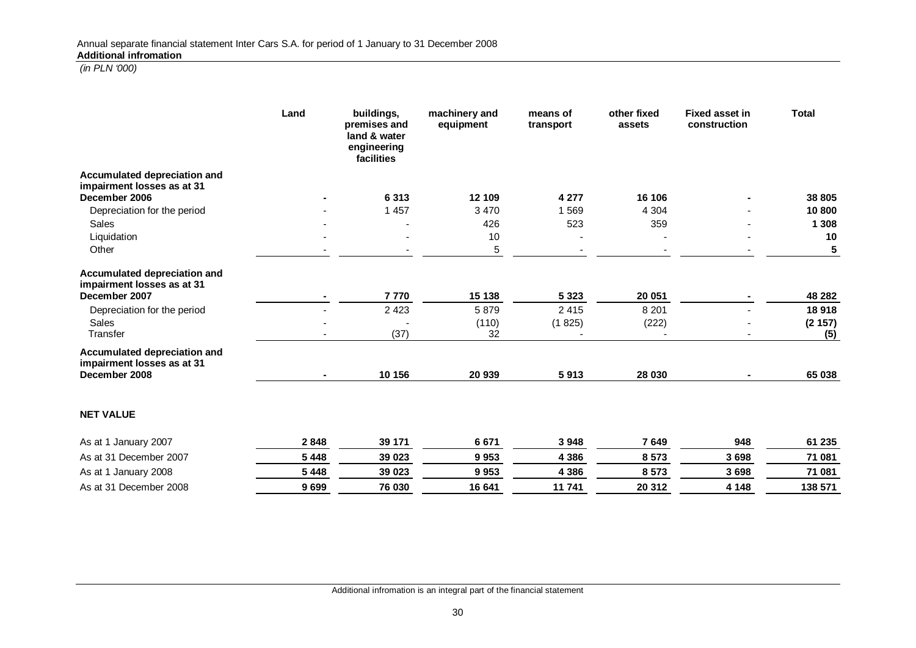*(in PLN '000)*

| | Land | buildings, premises and land & water engineering facilities | machinery and equipment | means of transport | other fixed assets | Fixed asset in construction | Total |
|---|---|---|---|---|---|---|---|
| **Accumulated depreciation and impairment losses as at 31 December 2006** | **-** | **6 313** | **12 109** | **4 277** | **16 106** | **-** | **38 805** |
| Depreciation for the period | - | 1 457 | 3 470 | 1 569 | 4 304 | - | **10 800** |
| Sales | - | - | 426 | 523 | 359 | - | **1 308** |
| Liquidation | - | - | 10 | - | - | - | **10** |
| Other | - | - | 5 | - | - | - | **5** |
| **Accumulated depreciation and impairment losses as at 31 December 2007** | **-** | **7 770** | **15 138** | **5 323** | **20 051** | **-** | **48 282** |
| Depreciation for the period | - | 2 423 | 5 879 | 2 415 | 8 201 | - | **18 918** |
| Sales | - | - | (110) | (1 825) | (222) | - | **(2 157)** |
| Transfer | - | (37) | 32 | - | - | - | **(5)** |
| **Accumulated depreciation and impairment losses as at 31 December 2008** | **-** | **10 156** | **20 939** | **5 913** | **28 030** | **-** | **65 038** |
| **NET VALUE** | | | | | | | |
| As at 1 January 2007 | **2 848** | **39 171** | **6 671** | **3 948** | **7 649** | **948** | **61 235** |
| As at 31 December 2007 | **5 448** | **39 023** | **9 953** | **4 386** | **8 573** | **3 698** | **71 081** |
| As at 1 January 2008 | **5 448** | **39 023** | **9 953** | **4 386** | **8 573** | **3 698** | **71 081** |
| As at 31 December 2008 | **9 699** | **76 030** | **16 641** | **11 741** | **20 312** | **4 148** | **138 571** |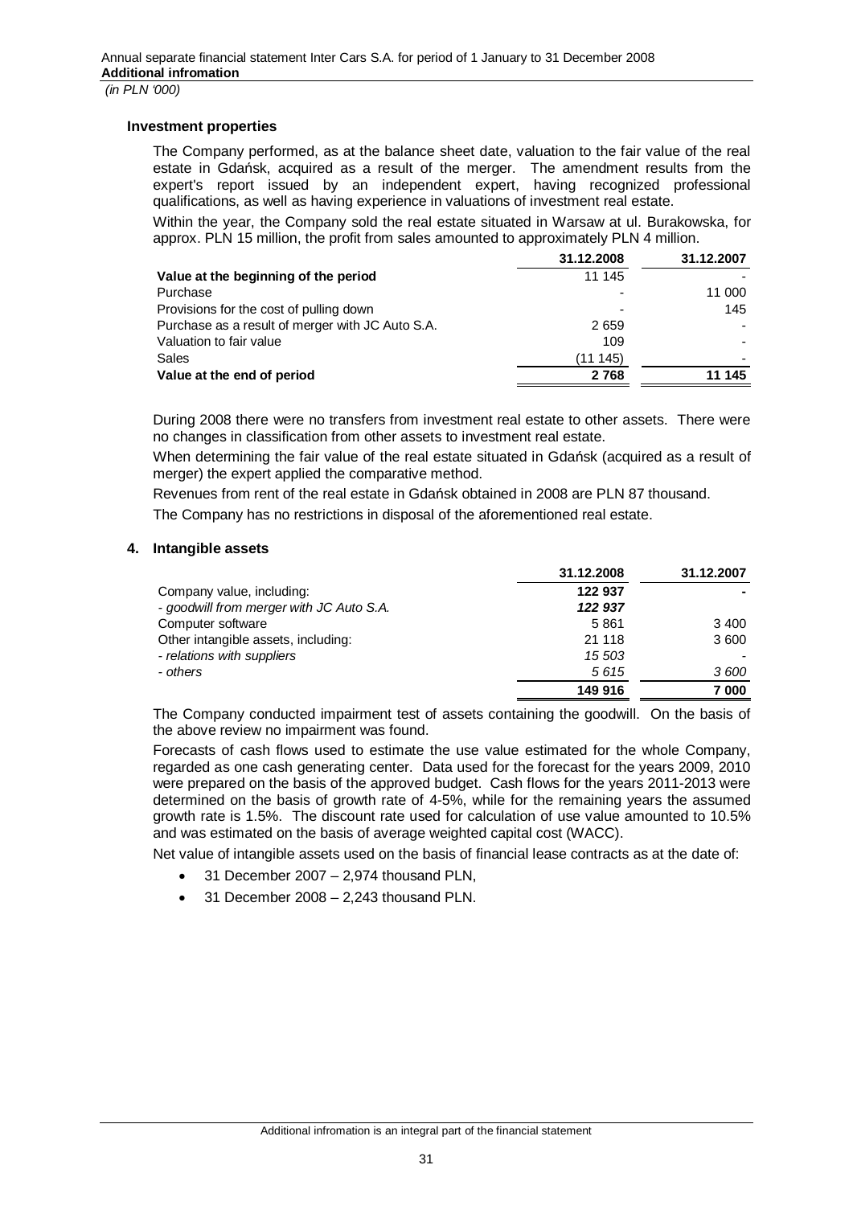### Investment properties

The Company performed, as at the balance sheet date, valuation to the fair value of the real estate in Gdańsk, acquired as a result of the merger. The amendment results from the expert's report issued by an independent expert, having recognized professional qualifications, as well as having experience in valuations of investment real estate.

Within the year, the Company sold the real estate situated in Warsaw at ul. Burakowska, for approx. PLN 15 million, the profit from sales amounted to approximately PLN 4 million.

| | 31.12.2008 | 31.12.2007 |
|---|---|---|
| **Value at the beginning of the period** | 11 145 | - |
| Purchase | - | 11 000 |
| Provisions for the cost of pulling down | - | 145 |
| Purchase as a result of merger with JC Auto S.A. | 2 659 | - |
| Valuation to fair value | 109 | - |
| Sales | (11 145) | - |
| **Value at the end of period** | **2 768** | **11 145** |

During 2008 there were no transfers from investment real estate to other assets. There were no changes in classification from other assets to investment real estate.

When determining the fair value of the real estate situated in Gdańsk (acquired as a result of merger) the expert applied the comparative method.

Revenues from rent of the real estate in Gdańsk obtained in 2008 are PLN 87 thousand.

The Company has no restrictions in disposal of the aforementioned real estate.

### 4. Intangible assets

| | 31.12.2008 | 31.12.2007 |
|---|---|---|
| Company value, including: | **122 937** | **-** |
| *- goodwill from merger with JC Auto S.A.* | ***122 937*** | |
| Computer software | 5 861 | 3 400 |
| Other intangible assets, including: | 21 118 | 3 600 |
| *- relations with suppliers* | *15 503* | - |
| *- others* | *5 615* | *3 600* |
| | **149 916** | **7 000** |

The Company conducted impairment test of assets containing the goodwill. On the basis of the above review no impairment was found.

Forecasts of cash flows used to estimate the use value estimated for the whole Company, regarded as one cash generating center. Data used for the forecast for the years 2009, 2010 were prepared on the basis of the approved budget. Cash flows for the years 2011-2013 were determined on the basis of growth rate of 4-5%, while for the remaining years the assumed growth rate is 1.5%. The discount rate used for calculation of use value amounted to 10.5% and was estimated on the basis of average weighted capital cost (WACC).

Net value of intangible assets used on the basis of financial lease contracts as at the date of:

- 31 December 2007 – 2,974 thousand PLN,
- 31 December 2008 – 2,243 thousand PLN.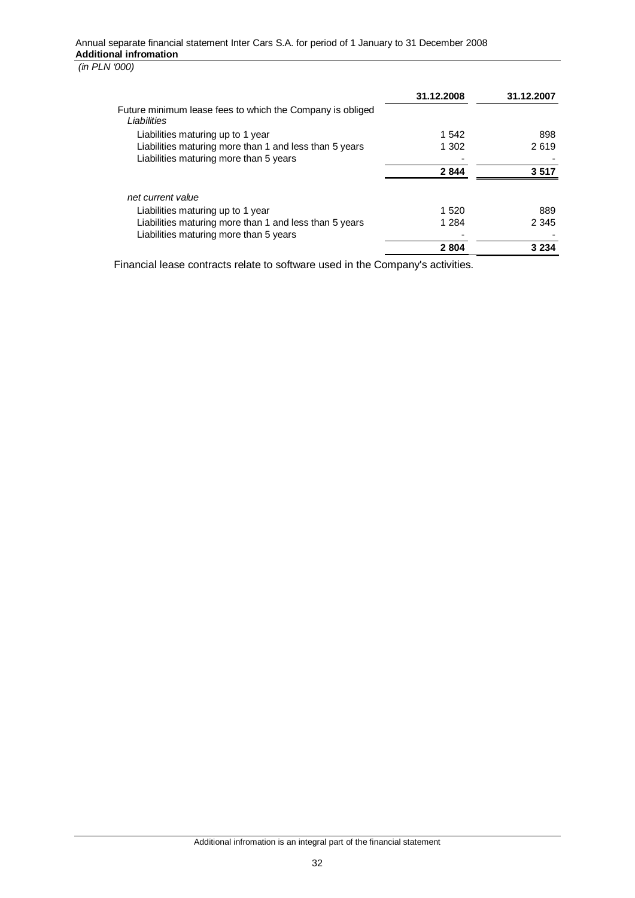| | 31.12.2008 | 31.12.2007 |
|---|---|---|
| Future minimum lease fees to which the Company is obliged *Liabilities* | | |
| Liabilities maturing up to 1 year | 1 542 | 898 |
| Liabilities maturing more than 1 and less than 5 years | 1 302 | 2 619 |
| Liabilities maturing more than 5 years | - | - |
| | **2 844** | **3 517** |
| *net current value* | | |
| Liabilities maturing up to 1 year | 1 520 | 889 |
| Liabilities maturing more than 1 and less than 5 years | 1 284 | 2 345 |
| Liabilities maturing more than 5 years | - | - |
| | **2 804** | **3 234** |

Financial lease contracts relate to software used in the Company's activities.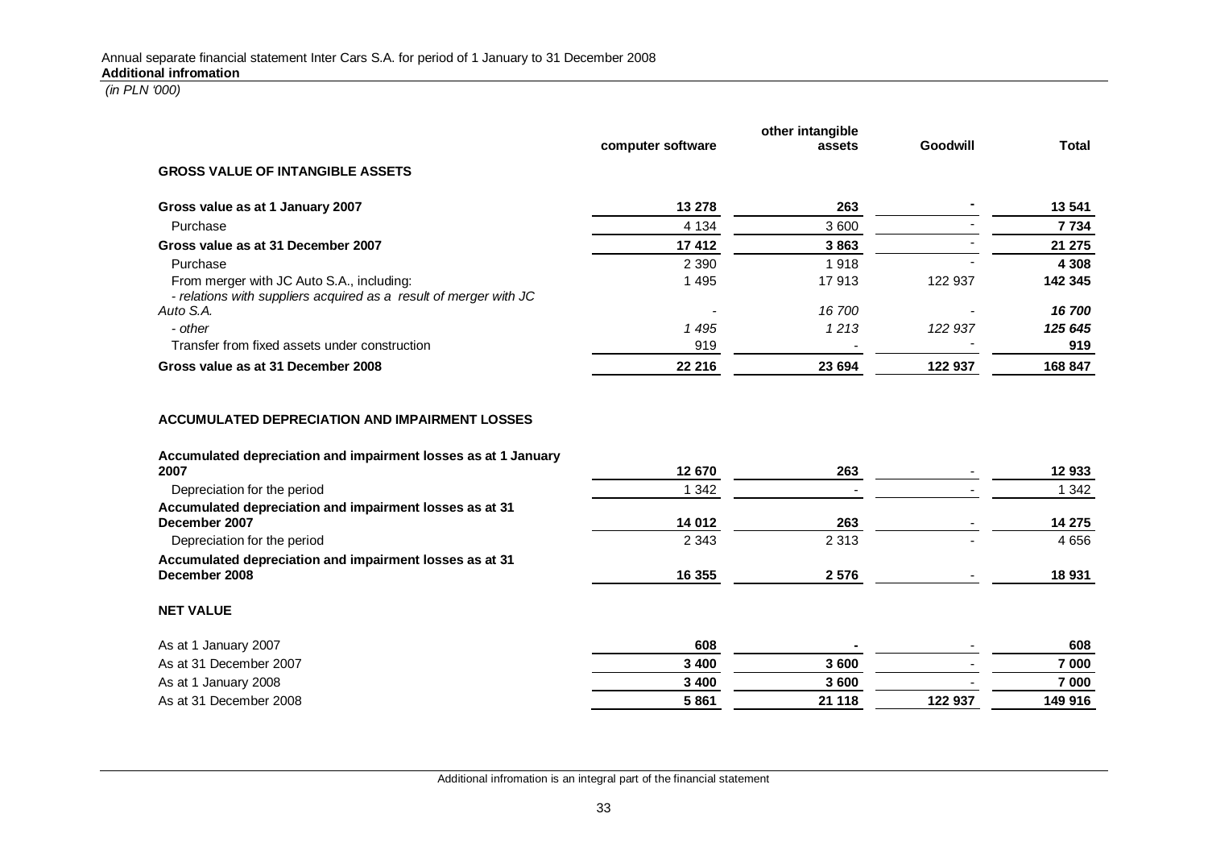| | computer software | other intangible assets | Goodwill | Total |
|---|---|---|---|---|
| **GROSS VALUE OF INTANGIBLE ASSETS** | | | | |
| **Gross value as at 1 January 2007** | **13 278** | **263** | **-** | **13 541** |
| Purchase | 4 134 | 3 600 | - | **7 734** |
| **Gross value as at 31 December 2007** | **17 412** | **3 863** | - | **21 275** |
| Purchase | 2 390 | 1 918 | - | **4 308** |
| From merger with JC Auto S.A., including: | 1 495 | 17 913 | 122 937 | **142 345** |
| *- relations with suppliers acquired as a result of merger with JC Auto S.A.* | - | *16 700* | - | ***16 700*** |
| *- other* | *1 495* | *1 213* | *122 937* | ***125 645*** |
| Transfer from fixed assets under construction | 919 | - | - | **919** |
| **Gross value as at 31 December 2008** | **22 216** | **23 694** | **122 937** | **168 847** |
| **ACCUMULATED DEPRECIATION AND IMPAIRMENT LOSSES** | | | | |
| **Accumulated depreciation and impairment losses as at 1 January 2007** | **12 670** | **263** | - | **12 933** |
| Depreciation for the period | 1 342 | - | - | 1 342 |
| **Accumulated depreciation and impairment losses as at 31 December 2007** | **14 012** | **263** | - | **14 275** |
| Depreciation for the period | 2 343 | 2 313 | - | 4 656 |
| **Accumulated depreciation and impairment losses as at 31 December 2008** | **16 355** | **2 576** | - | **18 931** |
| **NET VALUE** | | | | |
| As at 1 January 2007 | **608** | **-** | - | **608** |
| As at 31 December 2007 | **3 400** | **3 600** | - | **7 000** |
| As at 1 January 2008 | **3 400** | **3 600** | - | **7 000** |
| As at 31 December 2008 | **5 861** | **21 118** | **122 937** | **149 916** |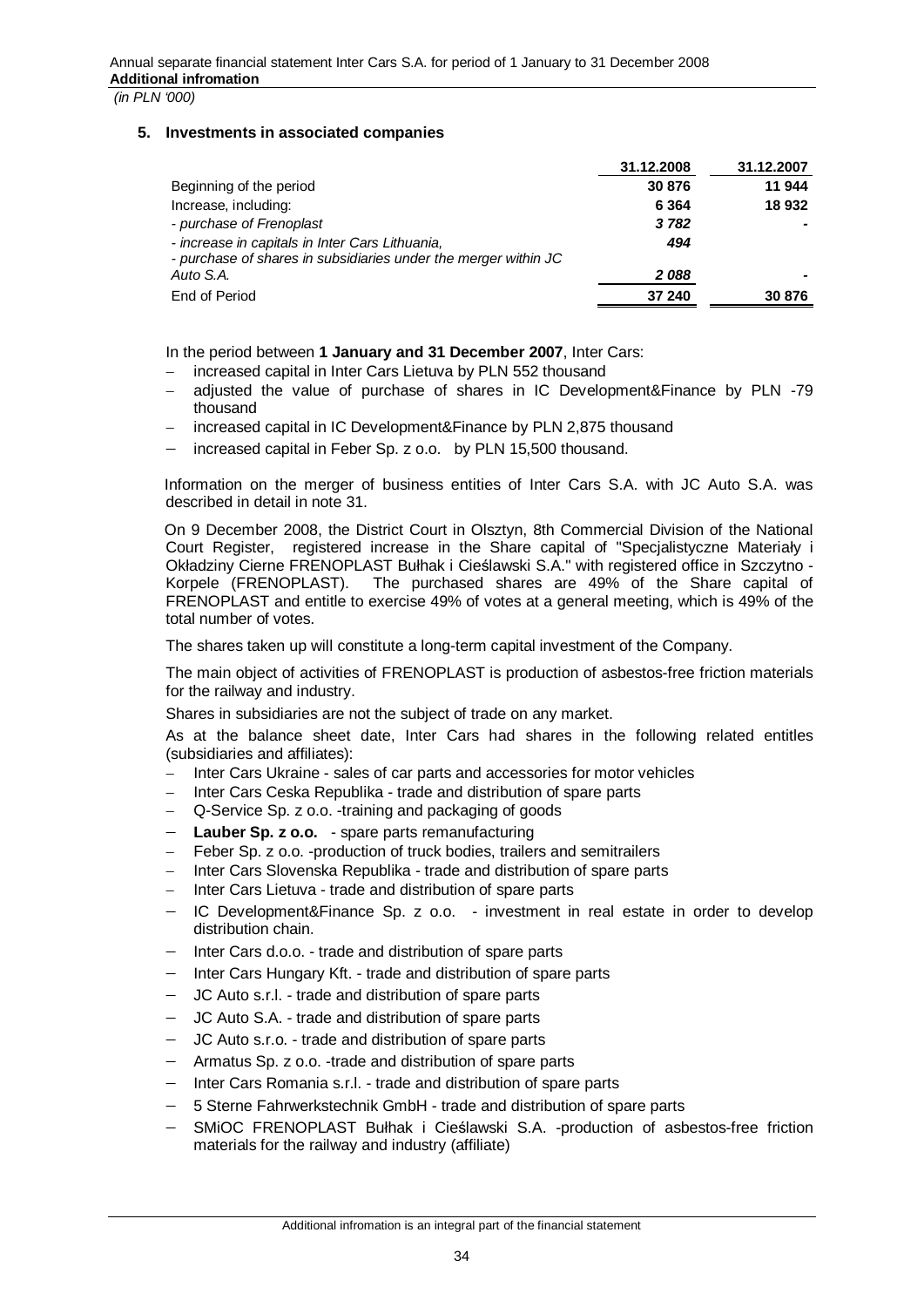## 5. Investments in associated companies

| | 31.12.2008 | 31.12.2007 |
|---|---|---|
| Beginning of the period | **30 876** | **11 944** |
| Increase, including: | **6 364** | **18 932** |
| *- purchase of Frenoplast* | ***3 782*** | **-** |
| *- increase in capitals in Inter Cars Lithuania,* | ***494*** | |
| *- purchase of shares in subsidiaries under the merger within JC Auto S.A.* | ***2 088*** | **-** |
| End of Period | **37 240** | **30 876** |

In the period between **1 January and 31 December 2007**, Inter Cars:

- increased capital in Inter Cars Lietuva by PLN 552 thousand
- adjusted the value of purchase of shares in IC Development&Finance by PLN -79 thousand
- increased capital in IC Development&Finance by PLN 2,875 thousand
- increased capital in Feber Sp. z o.o. by PLN 15,500 thousand.

Information on the merger of business entities of Inter Cars S.A. with JC Auto S.A. was described in detail in note 31.

On 9 December 2008, the District Court in Olsztyn, 8th Commercial Division of the National Court Register, registered increase in the Share capital of "Specjalistyczne Materiały i Okładziny Cierne FRENOPLAST Bułhak i Cieślawski S.A." with registered office in Szczytno - Korpele (FRENOPLAST). The purchased shares are 49% of the Share capital of FRENOPLAST and entitle to exercise 49% of votes at a general meeting, which is 49% of the total number of votes.

The shares taken up will constitute a long-term capital investment of the Company.

The main object of activities of FRENOPLAST is production of asbestos-free friction materials for the railway and industry.

Shares in subsidiaries are not the subject of trade on any market.

As at the balance sheet date, Inter Cars had shares in the following related entitles (subsidiaries and affiliates):

- Inter Cars Ukraine - sales of car parts and accessories for motor vehicles
- Inter Cars Ceska Republika - trade and distribution of spare parts
- Q-Service Sp. z o.o. -training and packaging of goods
- **Lauber Sp. z o.o.** - spare parts remanufacturing
- Feber Sp. z o.o. -production of truck bodies, trailers and semitrailers
- Inter Cars Slovenska Republika - trade and distribution of spare parts
- Inter Cars Lietuva - trade and distribution of spare parts
- IC Development&Finance Sp. z o.o. - investment in real estate in order to develop distribution chain.
- Inter Cars d.o.o. - trade and distribution of spare parts
- Inter Cars Hungary Kft. - trade and distribution of spare parts
- JC Auto s.r.l. - trade and distribution of spare parts
- JC Auto S.A. - trade and distribution of spare parts
- JC Auto s.r.o. - trade and distribution of spare parts
- Armatus Sp. z o.o. -trade and distribution of spare parts
- Inter Cars Romania s.r.l. - trade and distribution of spare parts
- 5 Sterne Fahrwerkstechnik GmbH - trade and distribution of spare parts
- SMiOC FRENOPLAST Bułhak i Cieślawski S.A. -production of asbestos-free friction materials for the railway and industry (affiliate)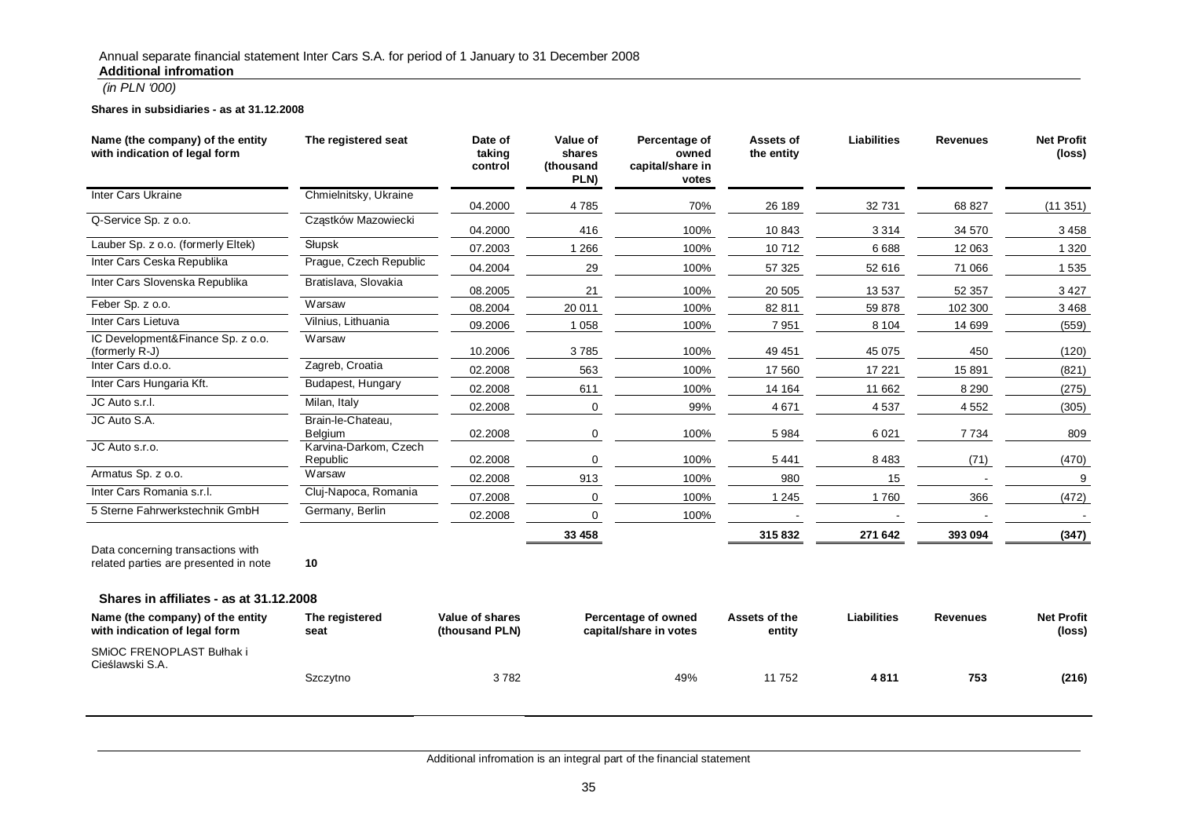Annual separate financial statement Inter Cars S.A. for period of 1 January to 31 December 2008
**Additional infromation**

*(in PLN '000)*

**Shares in subsidiaries - as at 31.12.2008**

| Name (the company) of the entity with indication of legal form | The registered seat | Date of taking control | Value of shares (thousand PLN) | Percentage of owned capital/share in votes | Assets of the entity | Liabilities | Revenues | Net Profit (loss) |
|---|---|---|---|---|---|---|---|---|
| Inter Cars Ukraine | Chmielnitsky, Ukraine | 04.2000 | 4 785 | 70% | 26 189 | 32 731 | 68 827 | (11 351) |
| Q-Service Sp. z o.o. | Cząstków Mazowiecki | 04.2000 | 416 | 100% | 10 843 | 3 314 | 34 570 | 3 458 |
| Lauber Sp. z o.o. (formerly Eltek) | Słupsk | 07.2003 | 1 266 | 100% | 10 712 | 6 688 | 12 063 | 1 320 |
| Inter Cars Ceska Republika | Prague, Czech Republic | 04.2004 | 29 | 100% | 57 325 | 52 616 | 71 066 | 1 535 |
| Inter Cars Slovenska Republika | Bratislava, Slovakia | 08.2005 | 21 | 100% | 20 505 | 13 537 | 52 357 | 3 427 |
| Feber Sp. z o.o. | Warsaw | 08.2004 | 20 011 | 100% | 82 811 | 59 878 | 102 300 | 3 468 |
| Inter Cars Lietuva | Vilnius, Lithuania | 09.2006 | 1 058 | 100% | 7 951 | 8 104 | 14 699 | (559) |
| IC Development&Finance Sp. z o.o. (formerly R-J) | Warsaw | 10.2006 | 3 785 | 100% | 49 451 | 45 075 | 450 | (120) |
| Inter Cars d.o.o. | Zagreb, Croatia | 02.2008 | 563 | 100% | 17 560 | 17 221 | 15 891 | (821) |
| Inter Cars Hungaria Kft. | Budapest, Hungary | 02.2008 | 611 | 100% | 14 164 | 11 662 | 8 290 | (275) |
| JC Auto s.r.l. | Milan, Italy | 02.2008 | 0 | 99% | 4 671 | 4 537 | 4 552 | (305) |
| JC Auto S.A. | Brain-le-Chateau, Belgium | 02.2008 | 0 | 100% | 5 984 | 6 021 | 7 734 | 809 |
| JC Auto s.r.o. | Karvina-Darkom, Czech Republic | 02.2008 | 0 | 100% | 5 441 | 8 483 | (71) | (470) |
| Armatus Sp. z o.o. | Warsaw | 02.2008 | 913 | 100% | 980 | 15 | - | 9 |
| Inter Cars Romania s.r.l. | Cluj-Napoca, Romania | 07.2008 | 0 | 100% | 1 245 | 1 760 | 366 | (472) |
| 5 Sterne Fahrwerkstechnik GmbH | Germany, Berlin | 02.2008 | 0 | 100% | - | - | - | - |
| | | | **33 458** | | **315 832** | **271 642** | **393 094** | **(347)** |

Data concerning transactions with related parties are presented in note **10**

**Shares in affiliates - as at 31.12.2008**

| Name (the company) of the entity with indication of legal form | The registered seat | Value of shares (thousand PLN) | Percentage of owned capital/share in votes | Assets of the entity | Liabilities | Revenues | Net Profit (loss) |
|---|---|---|---|---|---|---|---|
| SMiOC FRENOPLAST Bułhak i Cieślawski S.A. | Szczytno | 3 782 | 49% | 11 752 | **4 811** | **753** | **(216)** |

Additional infromation is an integral part of the financial statement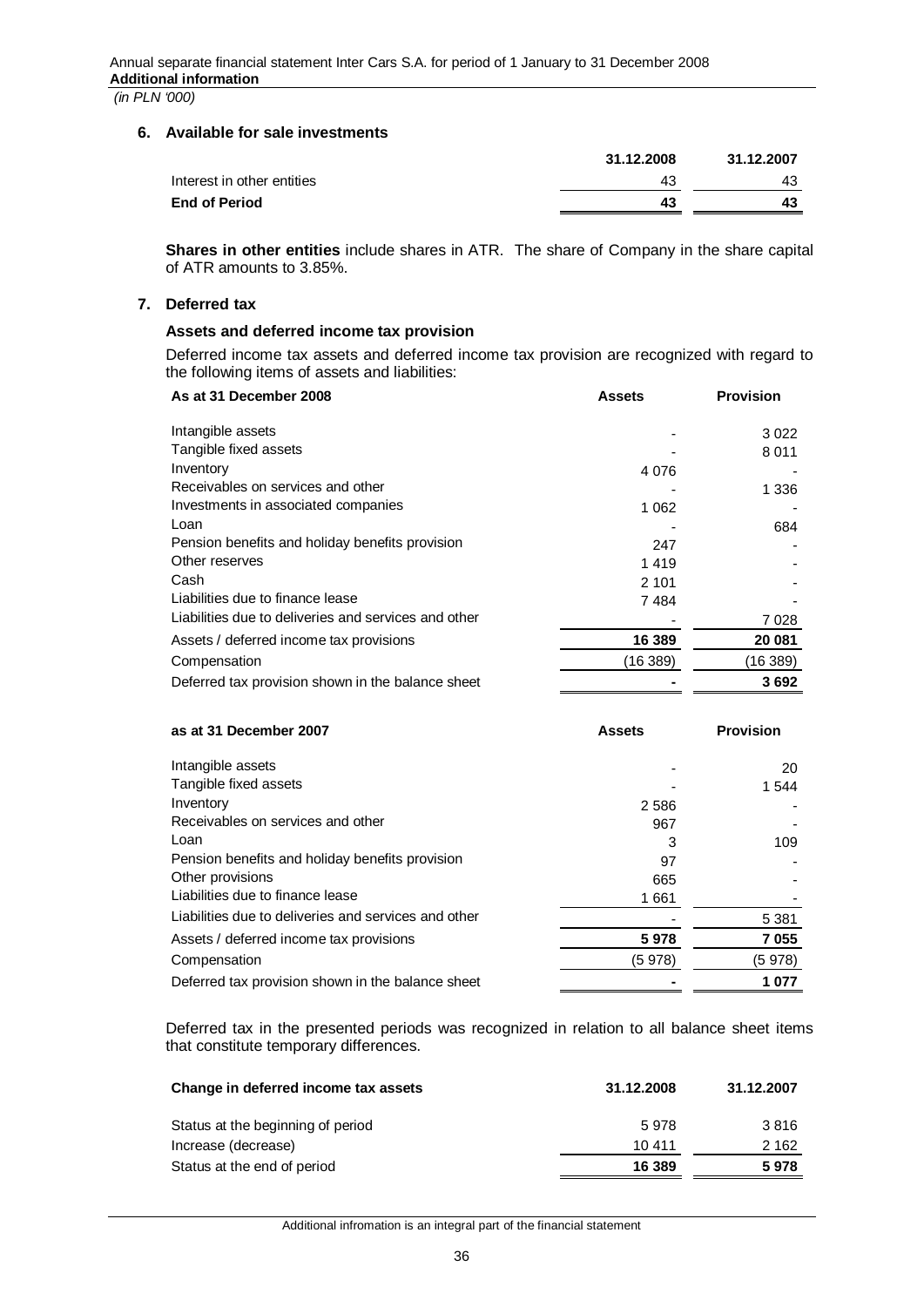*(in PLN '000)*

## 6. Available for sale investments

| | 31.12.2008 | 31.12.2007 |
|---|---|---|
| Interest in other entities | 43 | 43 |
| **End of Period** | **43** | **43** |

**Shares in other entities** include shares in ATR. The share of Company in the share capital of ATR amounts to 3.85%.

## 7. Deferred tax

### Assets and deferred income tax provision

Deferred income tax assets and deferred income tax provision are recognized with regard to the following items of assets and liabilities:

| As at 31 December 2008 | Assets | Provision |
|---|---|---|
| Intangible assets | - | 3 022 |
| Tangible fixed assets | - | 8 011 |
| Inventory | 4 076 | - |
| Receivables on services and other | - | 1 336 |
| Investments in associated companies | 1 062 | - |
| Loan | - | 684 |
| Pension benefits and holiday benefits provision | 247 | - |
| Other reserves | 1 419 | - |
| Cash | 2 101 | - |
| Liabilities due to finance lease | 7 484 | - |
| Liabilities due to deliveries and services and other | - | 7 028 |
| Assets / deferred income tax provisions | **16 389** | **20 081** |
| Compensation | (16 389) | (16 389) |
| Deferred tax provision shown in the balance sheet | **-** | **3 692** |

| as at 31 December 2007 | Assets | Provision |
|---|---|---|
| Intangible assets | - | 20 |
| Tangible fixed assets | - | 1 544 |
| Inventory | 2 586 | - |
| Receivables on services and other | 967 | - |
| Loan | 3 | 109 |
| Pension benefits and holiday benefits provision | 97 | - |
| Other provisions | 665 | - |
| Liabilities due to finance lease | 1 661 | - |
| Liabilities due to deliveries and services and other | - | 5 381 |
| Assets / deferred income tax provisions | **5 978** | **7 055** |
| Compensation | (5 978) | (5 978) |
| Deferred tax provision shown in the balance sheet | **-** | **1 077** |

Deferred tax in the presented periods was recognized in relation to all balance sheet items that constitute temporary differences.

| Change in deferred income tax assets | 31.12.2008 | 31.12.2007 |
|---|---|---|
| Status at the beginning of period | 5 978 | 3 816 |
| Increase (decrease) | 10 411 | 2 162 |
| Status at the end of period | **16 389** | **5 978** |

Additional infromation is an integral part of the financial statement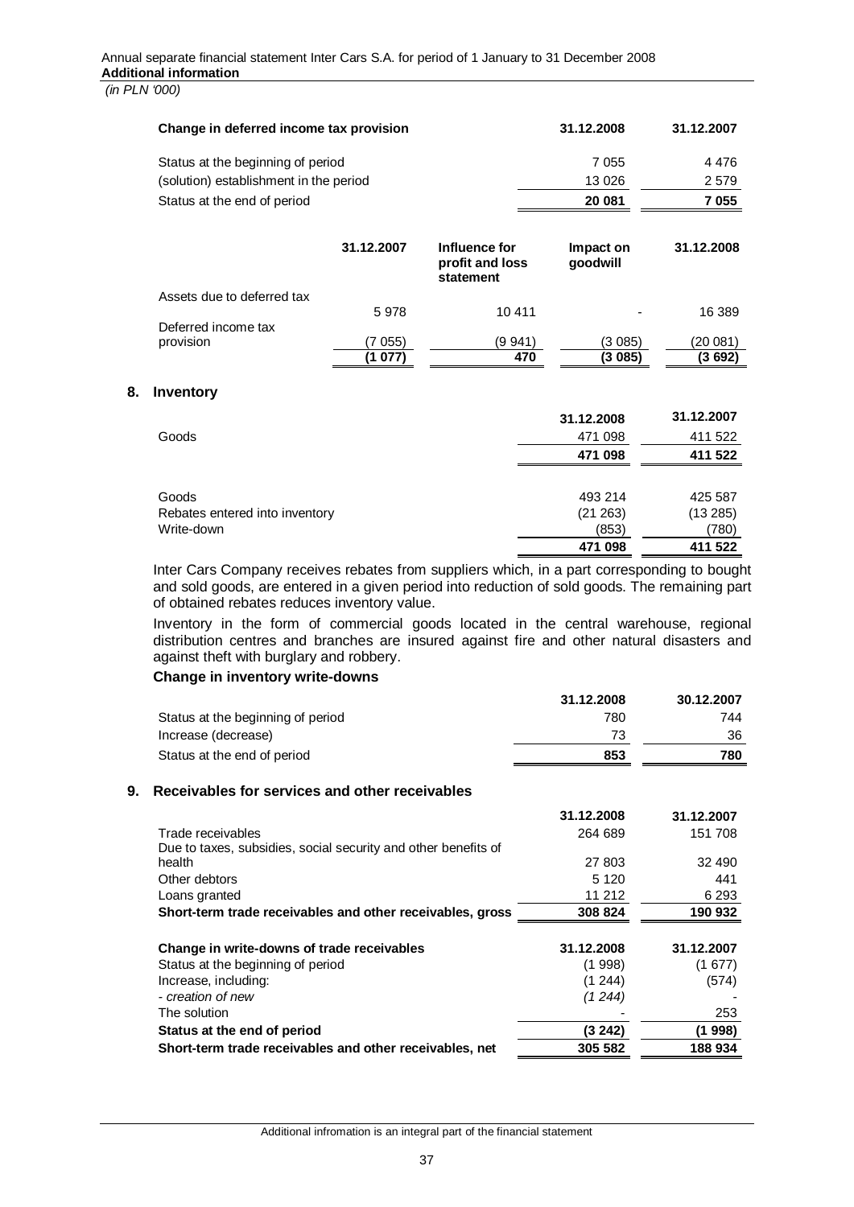*(in PLN '000)*

| Change in deferred income tax provision | 31.12.2008 | 31.12.2007 |
|---|---|---|
| Status at the beginning of period | 7 055 | 4 476 |
| (solution) establishment in the period | 13 026 | 2 579 |
| Status at the end of period | **20 081** | **7 055** |

| | 31.12.2007 | Influence for profit and loss statement | Impact on goodwill | 31.12.2008 |
|---|---|---|---|---|
| Assets due to deferred tax | 5 978 | 10 411 | - | 16 389 |
| Deferred income tax provision | (7 055) | (9 941) | (3 085) | (20 081) |
| | **(1 077)** | **470** | **(3 085)** | **(3 692)** |

## 8. Inventory

| | 31.12.2008 | 31.12.2007 |
|---|---|---|
| Goods | 471 098 | 411 522 |
| | **471 098** | **411 522** |
| | | |
| Goods | 493 214 | 425 587 |
| Rebates entered into inventory | (21 263) | (13 285) |
| Write-down | (853) | (780) |
| | **471 098** | **411 522** |

Inter Cars Company receives rebates from suppliers which, in a part corresponding to bought and sold goods, are entered in a given period into reduction of sold goods. The remaining part of obtained rebates reduces inventory value.

Inventory in the form of commercial goods located in the central warehouse, regional distribution centres and branches are insured against fire and other natural disasters and against theft with burglary and robbery.

**Change in inventory write-downs**

| | 31.12.2008 | 30.12.2007 |
|---|---|---|
| Status at the beginning of period | 780 | 744 |
| Increase (decrease) | 73 | 36 |
| Status at the end of period | **853** | **780** |

## 9. Receivables for services and other receivables

| | 31.12.2008 | 31.12.2007 |
|---|---|---|
| Trade receivables | 264 689 | 151 708 |
| Due to taxes, subsidies, social security and other benefits of health | 27 803 | 32 490 |
| Other debtors | 5 120 | 441 |
| Loans granted | 11 212 | 6 293 |
| **Short-term trade receivables and other receivables, gross** | **308 824** | **190 932** |
| | | |
| **Change in write-downs of trade receivables** | **31.12.2008** | **31.12.2007** |
| Status at the beginning of period | (1 998) | (1 677) |
| Increase, including: | (1 244) | (574) |
| *- creation of new* | *(1 244)* | - |
| The solution | - | 253 |
| **Status at the end of period** | **(3 242)** | **(1 998)** |
| **Short-term trade receivables and other receivables, net** | **305 582** | **188 934** |

Additional infromation is an integral part of the financial statement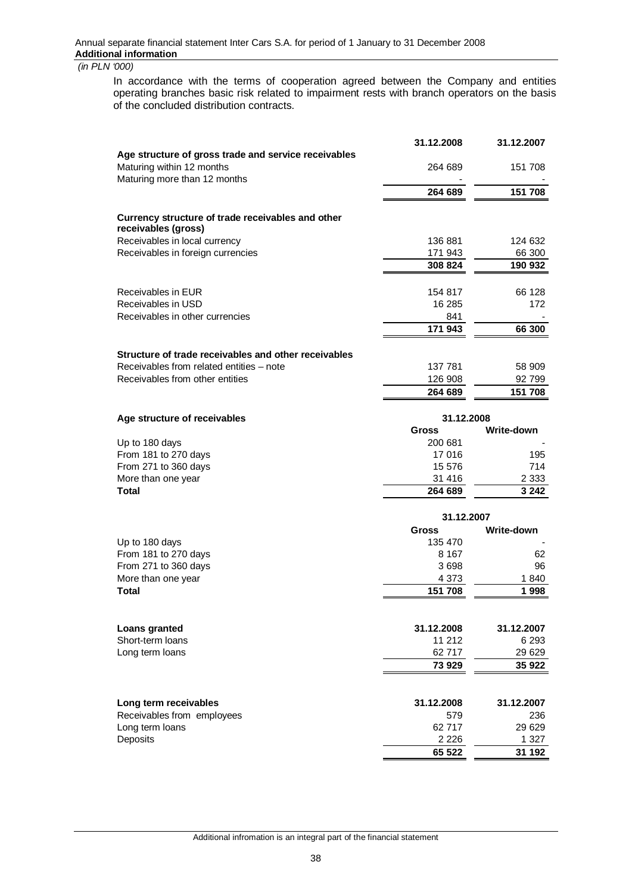*(in PLN '000)*

In accordance with the terms of cooperation agreed between the Company and entities operating branches basic risk related to impairment rests with branch operators on the basis of the concluded distribution contracts.

| | 31.12.2008 | 31.12.2007 |
|---|---|---|
| **Age structure of gross trade and service receivables** | | |
| Maturing within 12 months | 264 689 | 151 708 |
| Maturing more than 12 months | - | - |
| | **264 689** | **151 708** |
| | | |
| **Currency structure of trade receivables and other receivables (gross)** | | |
| Receivables in local currency | 136 881 | 124 632 |
| Receivables in foreign currencies | 171 943 | 66 300 |
| | **308 824** | **190 932** |
| | | |
| Receivables in EUR | 154 817 | 66 128 |
| Receivables in USD | 16 285 | 172 |
| Receivables in other currencies | 841 | - |
| | **171 943** | **66 300** |
| | | |
| **Structure of trade receivables and other receivables** | | |
| Receivables from related entities – note | 137 781 | 58 909 |
| Receivables from other entities | 126 908 | 92 799 |
| | **264 689** | **151 708** |

| **Age structure of receivables** | 31.12.2008 | |
|---|---|---|
| | **Gross** | **Write-down** |
| Up to 180 days | 200 681 | - |
| From 181 to 270 days | 17 016 | 195 |
| From 271 to 360 days | 15 576 | 714 |
| More than one year | 31 416 | 2 333 |
| **Total** | **264 689** | **3 242** |

| | 31.12.2007 | |
|---|---|---|
| | **Gross** | **Write-down** |
| Up to 180 days | 135 470 | - |
| From 181 to 270 days | 8 167 | 62 |
| From 271 to 360 days | 3 698 | 96 |
| More than one year | 4 373 | 1 840 |
| **Total** | **151 708** | **1 998** |

| **Loans granted** | 31.12.2008 | 31.12.2007 |
|---|---|---|
| Short-term loans | 11 212 | 6 293 |
| Long term loans | 62 717 | 29 629 |
| | **73 929** | **35 922** |

| **Long term receivables** | 31.12.2008 | 31.12.2007 |
|---|---|---|
| Receivables from employees | 579 | 236 |
| Long term loans | 62 717 | 29 629 |
| Deposits | 2 226 | 1 327 |
| | **65 522** | **31 192** |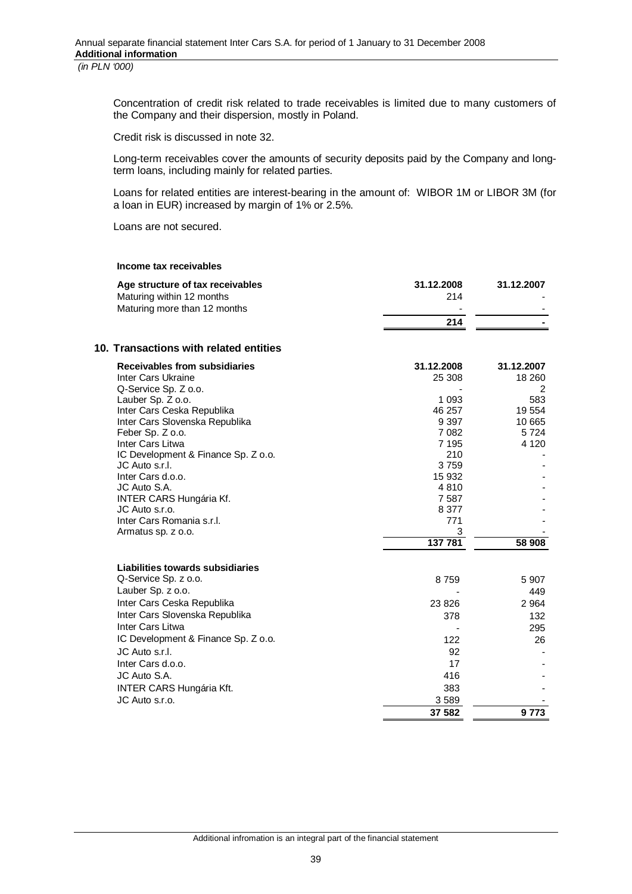Concentration of credit risk related to trade receivables is limited due to many customers of the Company and their dispersion, mostly in Poland.

Credit risk is discussed in note 32.

Long-term receivables cover the amounts of security deposits paid by the Company and long-term loans, including mainly for related parties.

Loans for related entities are interest-bearing in the amount of: WIBOR 1M or LIBOR 3M (for a loan in EUR) increased by margin of 1% or 2.5%.

Loans are not secured.

**Income tax receivables**

| **Age structure of tax receivables** | **31.12.2008** | **31.12.2007** |
|---|---|---|
| Maturing within 12 months | 214 | - |
| Maturing more than 12 months | - | - |
| | **214** | **-** |

## 10. Transactions with related entities

| **Receivables from subsidiaries** | **31.12.2008** | **31.12.2007** |
|---|---|---|
| Inter Cars Ukraine | 25 308 | 18 260 |
| Q-Service Sp. Z o.o. | - | 2 |
| Lauber Sp. Z o.o. | 1 093 | 583 |
| Inter Cars Ceska Republika | 46 257 | 19 554 |
| Inter Cars Slovenska Republika | 9 397 | 10 665 |
| Feber Sp. Z o.o. | 7 082 | 5 724 |
| Inter Cars Litwa | 7 195 | 4 120 |
| IC Development & Finance Sp. Z o.o. | 210 | - |
| JC Auto s.r.l. | 3 759 | - |
| Inter Cars d.o.o. | 15 932 | - |
| JC Auto S.A. | 4 810 | - |
| INTER CARS Hungária Kf. | 7 587 | - |
| JC Auto s.r.o. | 8 377 | - |
| Inter Cars Romania s.r.l. | 771 | - |
| Armatus sp. z o.o. | 3 | - |
| | **137 781** | **58 908** |

| **Liabilities towards subsidiaries** | | |
|---|---|---|
| Q-Service Sp. z o.o. | 8 759 | 5 907 |
| Lauber Sp. z o.o. | - | 449 |
| Inter Cars Ceska Republika | 23 826 | 2 964 |
| Inter Cars Slovenska Republika | 378 | 132 |
| Inter Cars Litwa | - | 295 |
| IC Development & Finance Sp. Z o.o. | 122 | 26 |
| JC Auto s.r.l. | 92 | - |
| Inter Cars d.o.o. | 17 | - |
| JC Auto S.A. | 416 | - |
| INTER CARS Hungária Kft. | 383 | - |
| JC Auto s.r.o. | 3 589 | - |
| | **37 582** | **9 773** |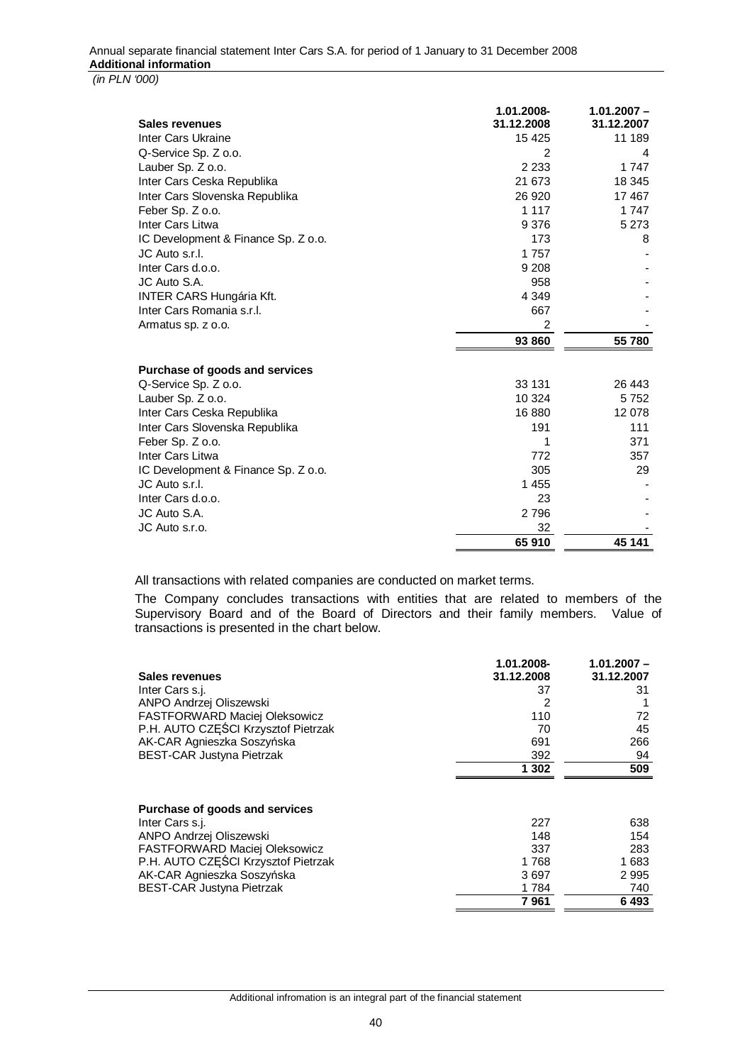*(in PLN '000)*

| Sales revenues | 1.01.2008-31.12.2008 | 1.01.2007 – 31.12.2007 |
|---|---|---|
| Inter Cars Ukraine | 15 425 | 11 189 |
| Q-Service Sp. Z o.o. | 2 | 4 |
| Lauber Sp. Z o.o. | 2 233 | 1 747 |
| Inter Cars Ceska Republika | 21 673 | 18 345 |
| Inter Cars Slovenska Republika | 26 920 | 17 467 |
| Feber Sp. Z o.o. | 1 117 | 1 747 |
| Inter Cars Litwa | 9 376 | 5 273 |
| IC Development & Finance Sp. Z o.o. | 173 | 8 |
| JC Auto s.r.l. | 1 757 | - |
| Inter Cars d.o.o. | 9 208 | - |
| JC Auto S.A. | 958 | - |
| INTER CARS Hungária Kft. | 4 349 | - |
| Inter Cars Romania s.r.l. | 667 | - |
| Armatus sp. z o.o. | 2 | - |
| | 93 860 | 55 780 |

| Purchase of goods and services | 1.01.2008-31.12.2008 | 1.01.2007 – 31.12.2007 |
|---|---|---|
| Q-Service Sp. Z o.o. | 33 131 | 26 443 |
| Lauber Sp. Z o.o. | 10 324 | 5 752 |
| Inter Cars Ceska Republika | 16 880 | 12 078 |
| Inter Cars Slovenska Republika | 191 | 111 |
| Feber Sp. Z o.o. | 1 | 371 |
| Inter Cars Litwa | 772 | 357 |
| IC Development & Finance Sp. Z o.o. | 305 | 29 |
| JC Auto s.r.l. | 1 455 | - |
| Inter Cars d.o.o. | 23 | - |
| JC Auto S.A. | 2 796 | - |
| JC Auto s.r.o. | 32 | - |
| | 65 910 | 45 141 |

All transactions with related companies are conducted on market terms.

The Company concludes transactions with entities that are related to members of the Supervisory Board and of the Board of Directors and their family members. Value of transactions is presented in the chart below.

| Sales revenues | 1.01.2008-31.12.2008 | 1.01.2007 – 31.12.2007 |
|---|---|---|
| Inter Cars s.j. | 37 | 31 |
| ANPO Andrzej Oliszewski | 2 | 1 |
| FASTFORWARD Maciej Oleksowicz | 110 | 72 |
| P.H. AUTO CZĘŚCI Krzysztof Pietrzak | 70 | 45 |
| AK-CAR Agnieszka Soszyńska | 691 | 266 |
| BEST-CAR Justyna Pietrzak | 392 | 94 |
| | 1 302 | 509 |

| Purchase of goods and services | 1.01.2008-31.12.2008 | 1.01.2007 – 31.12.2007 |
|---|---|---|
| Inter Cars s.j. | 227 | 638 |
| ANPO Andrzej Oliszewski | 148 | 154 |
| FASTFORWARD Maciej Oleksowicz | 337 | 283 |
| P.H. AUTO CZĘŚCI Krzysztof Pietrzak | 1 768 | 1 683 |
| AK-CAR Agnieszka Soszyńska | 3 697 | 2 995 |
| BEST-CAR Justyna Pietrzak | 1 784 | 740 |
| | 7 961 | 6 493 |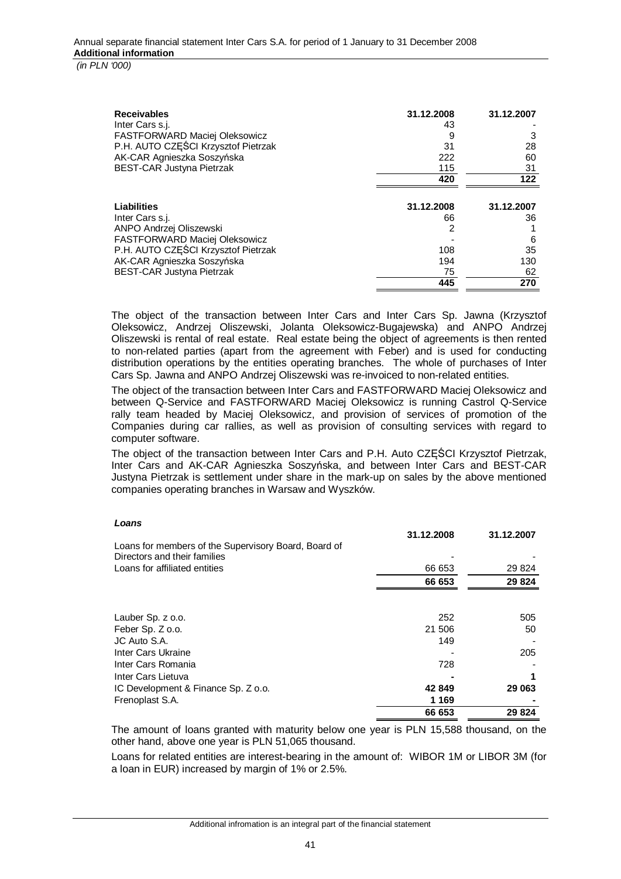| **Receivables** | **31.12.2008** | **31.12.2007** |
|---|---|---|
| Inter Cars s.j. | 43 | - |
| FASTFORWARD Maciej Oleksowicz | 9 | 3 |
| P.H. AUTO CZĘŚCI Krzysztof Pietrzak | 31 | 28 |
| AK-CAR Agnieszka Soszyńska | 222 | 60 |
| BEST-CAR Justyna Pietrzak | 115 | 31 |
| | **420** | **122** |

| **Liabilities** | **31.12.2008** | **31.12.2007** |
|---|---|---|
| Inter Cars s.j. | 66 | 36 |
| ANPO Andrzej Oliszewski | 2 | 1 |
| FASTFORWARD Maciej Oleksowicz | - | 6 |
| P.H. AUTO CZĘŚCI Krzysztof Pietrzak | 108 | 35 |
| AK-CAR Agnieszka Soszyńska | 194 | 130 |
| BEST-CAR Justyna Pietrzak | 75 | 62 |
| | **445** | **270** |

The object of the transaction between Inter Cars and Inter Cars Sp. Jawna (Krzysztof Oleksowicz, Andrzej Oliszewski, Jolanta Oleksowicz-Bugajewska) and ANPO Andrzej Oliszewski is rental of real estate. Real estate being the object of agreements is then rented to non-related parties (apart from the agreement with Feber) and is used for conducting distribution operations by the entities operating branches. The whole of purchases of Inter Cars Sp. Jawna and ANPO Andrzej Oliszewski was re-invoiced to non-related entities.

The object of the transaction between Inter Cars and FASTFORWARD Maciej Oleksowicz and between Q-Service and FASTFORWARD Maciej Oleksowicz is running Castrol Q-Service rally team headed by Maciej Oleksowicz, and provision of services of promotion of the Companies during car rallies, as well as provision of consulting services with regard to computer software.

The object of the transaction between Inter Cars and P.H. Auto CZĘŚCI Krzysztof Pietrzak, Inter Cars and AK-CAR Agnieszka Soszyńska, and between Inter Cars and BEST-CAR Justyna Pietrzak is settlement under share in the mark-up on sales by the above mentioned companies operating branches in Warsaw and Wyszków.

***Loans***

| | **31.12.2008** | **31.12.2007** |
|---|---|---|
| Loans for members of the Supervisory Board, Board of Directors and their families | - | - |
| Loans for affiliated entities | 66 653 | 29 824 |
| | **66 653** | **29 824** |
| | | |
| Lauber Sp. z o.o. | 252 | 505 |
| Feber Sp. Z o.o. | 21 506 | 50 |
| JC Auto S.A. | 149 | - |
| Inter Cars Ukraine | - | 205 |
| Inter Cars Romania | 728 | - |
| Inter Cars Lietuva | **-** | **1** |
| IC Development & Finance Sp. Z o.o. | **42 849** | **29 063** |
| Frenoplast S.A. | **1 169** | **-** |
| | **66 653** | **29 824** |

The amount of loans granted with maturity below one year is PLN 15,588 thousand, on the other hand, above one year is PLN 51,065 thousand.

Loans for related entities are interest-bearing in the amount of: WIBOR 1M or LIBOR 3M (for a loan in EUR) increased by margin of 1% or 2.5%.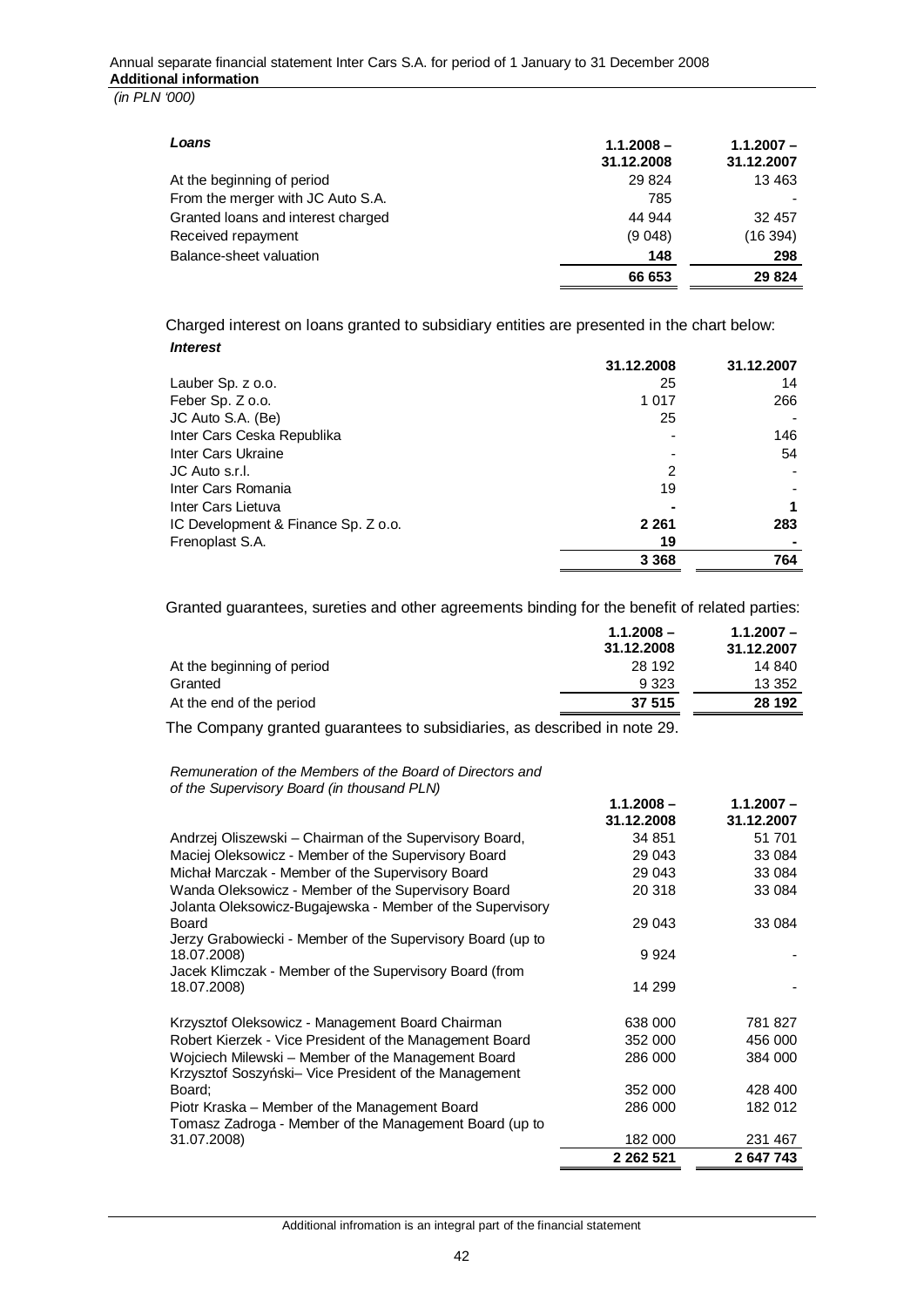*(in PLN '000)*

| *Loans* | 1.1.2008 – 31.12.2008 | 1.1.2007 – 31.12.2007 |
|---|---|---|
| At the beginning of period | 29 824 | 13 463 |
| From the merger with JC Auto S.A. | 785 | - |
| Granted loans and interest charged | 44 944 | 32 457 |
| Received repayment | (9 048) | (16 394) |
| Balance-sheet valuation | **148** | **298** |
| | **66 653** | **29 824** |

Charged interest on loans granted to subsidiary entities are presented in the chart below:

| *Interest* | 31.12.2008 | 31.12.2007 |
|---|---|---|
| Lauber Sp. z o.o. | 25 | 14 |
| Feber Sp. Z o.o. | 1 017 | 266 |
| JC Auto S.A. (Be) | 25 | - |
| Inter Cars Ceska Republika | - | 146 |
| Inter Cars Ukraine | - | 54 |
| JC Auto s.r.l. | 2 | - |
| Inter Cars Romania | 19 | - |
| Inter Cars Lietuva | **-** | **1** |
| IC Development & Finance Sp. Z o.o. | **2 261** | **283** |
| Frenoplast S.A. | **19** | **-** |
| | **3 368** | **764** |

Granted guarantees, sureties and other agreements binding for the benefit of related parties:

| | 1.1.2008 – 31.12.2008 | 1.1.2007 – 31.12.2007 |
|---|---|---|
| At the beginning of period | 28 192 | 14 840 |
| Granted | 9 323 | 13 352 |
| At the end of the period | **37 515** | **28 192** |

The Company granted guarantees to subsidiaries, as described in note 29.

| *Remuneration of the Members of the Board of Directors and of the Supervisory Board (in thousand PLN)* | 1.1.2008 – 31.12.2008 | 1.1.2007 – 31.12.2007 |
|---|---|---|
| Andrzej Oliszewski – Chairman of the Supervisory Board, | 34 851 | 51 701 |
| Maciej Oleksowicz - Member of the Supervisory Board | 29 043 | 33 084 |
| Michał Marczak - Member of the Supervisory Board | 29 043 | 33 084 |
| Wanda Oleksowicz - Member of the Supervisory Board | 20 318 | 33 084 |
| Jolanta Oleksowicz-Bugajewska - Member of the Supervisory Board | 29 043 | 33 084 |
| Jerzy Grabowiecki - Member of the Supervisory Board (up to 18.07.2008) | 9 924 | - |
| Jacek Klimczak - Member of the Supervisory Board (from 18.07.2008) | 14 299 | - |
| Krzysztof Oleksowicz - Management Board Chairman | 638 000 | 781 827 |
| Robert Kierzek - Vice President of the Management Board | 352 000 | 456 000 |
| Wojciech Milewski – Member of the Management Board | 286 000 | 384 000 |
| Krzysztof Soszyński– Vice President of the Management Board; | 352 000 | 428 400 |
| Piotr Kraska – Member of the Management Board | 286 000 | 182 012 |
| Tomasz Zadroga - Member of the Management Board (up to 31.07.2008) | 182 000 | 231 467 |
| | **2 262 521** | **2 647 743** |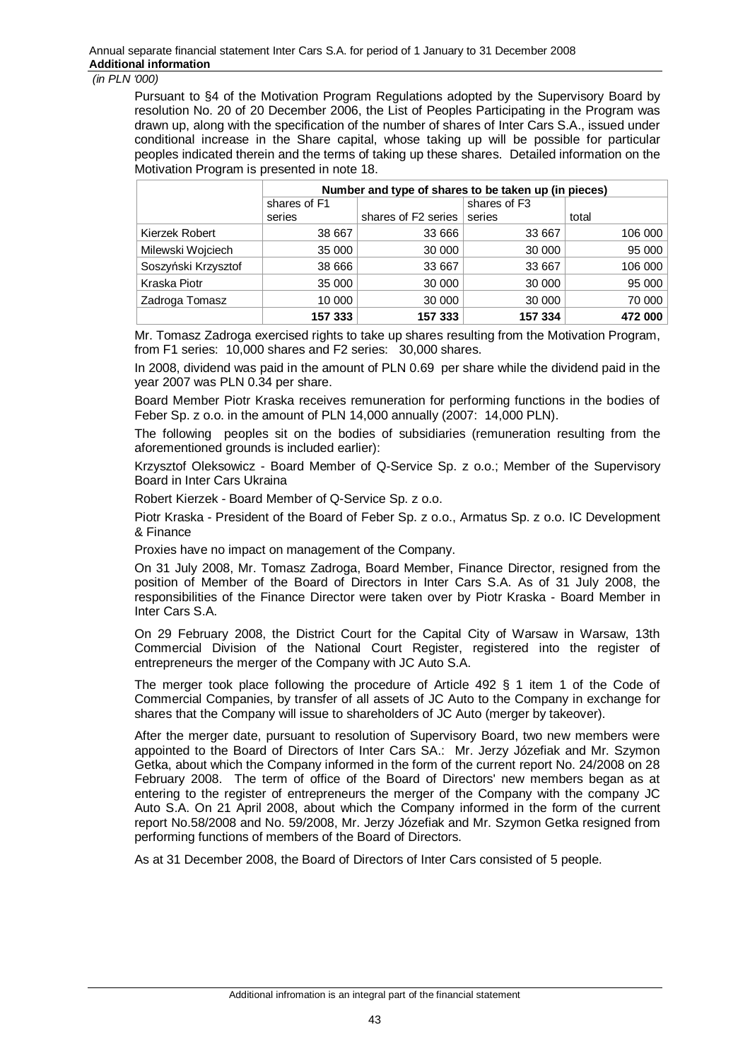*(in PLN '000)*

Pursuant to §4 of the Motivation Program Regulations adopted by the Supervisory Board by resolution No. 20 of 20 December 2006, the List of Peoples Participating in the Program was drawn up, along with the specification of the number of shares of Inter Cars S.A., issued under conditional increase in the Share capital, whose taking up will be possible for particular peoples indicated therein and the terms of taking up these shares. Detailed information on the Motivation Program is presented in note 18.

| | Number and type of shares to be taken up (in pieces) | | | |
|---|---|---|---|---|
| | shares of F1 series | shares of F2 series | shares of F3 series | total |
| Kierzek Robert | 38 667 | 33 666 | 33 667 | 106 000 |
| Milewski Wojciech | 35 000 | 30 000 | 30 000 | 95 000 |
| Soszyński Krzysztof | 38 666 | 33 667 | 33 667 | 106 000 |
| Kraska Piotr | 35 000 | 30 000 | 30 000 | 95 000 |
| Zadroga Tomasz | 10 000 | 30 000 | 30 000 | 70 000 |
| | **157 333** | **157 333** | **157 334** | **472 000** |

Mr. Tomasz Zadroga exercised rights to take up shares resulting from the Motivation Program, from F1 series: 10,000 shares and F2 series: 30,000 shares.

In 2008, dividend was paid in the amount of PLN 0.69 per share while the dividend paid in the year 2007 was PLN 0.34 per share.

Board Member Piotr Kraska receives remuneration for performing functions in the bodies of Feber Sp. z o.o. in the amount of PLN 14,000 annually (2007: 14,000 PLN).

The following peoples sit on the bodies of subsidiaries (remuneration resulting from the aforementioned grounds is included earlier):

Krzysztof Oleksowicz - Board Member of Q-Service Sp. z o.o.; Member of the Supervisory Board in Inter Cars Ukraina

Robert Kierzek - Board Member of Q-Service Sp. z o.o.

Piotr Kraska - President of the Board of Feber Sp. z o.o., Armatus Sp. z o.o. IC Development & Finance

Proxies have no impact on management of the Company.

On 31 July 2008, Mr. Tomasz Zadroga, Board Member, Finance Director, resigned from the position of Member of the Board of Directors in Inter Cars S.A. As of 31 July 2008, the responsibilities of the Finance Director were taken over by Piotr Kraska - Board Member in Inter Cars S.A.

On 29 February 2008, the District Court for the Capital City of Warsaw in Warsaw, 13th Commercial Division of the National Court Register, registered into the register of entrepreneurs the merger of the Company with JC Auto S.A.

The merger took place following the procedure of Article 492 § 1 item 1 of the Code of Commercial Companies, by transfer of all assets of JC Auto to the Company in exchange for shares that the Company will issue to shareholders of JC Auto (merger by takeover).

After the merger date, pursuant to resolution of Supervisory Board, two new members were appointed to the Board of Directors of Inter Cars SA.: Mr. Jerzy Józefiak and Mr. Szymon Getka, about which the Company informed in the form of the current report No. 24/2008 on 28 February 2008. The term of office of the Board of Directors' new members began as at entering to the register of entrepreneurs the merger of the Company with the company JC Auto S.A. On 21 April 2008, about which the Company informed in the form of the current report No.58/2008 and No. 59/2008, Mr. Jerzy Józefiak and Mr. Szymon Getka resigned from performing functions of members of the Board of Directors.

As at 31 December 2008, the Board of Directors of Inter Cars consisted of 5 people.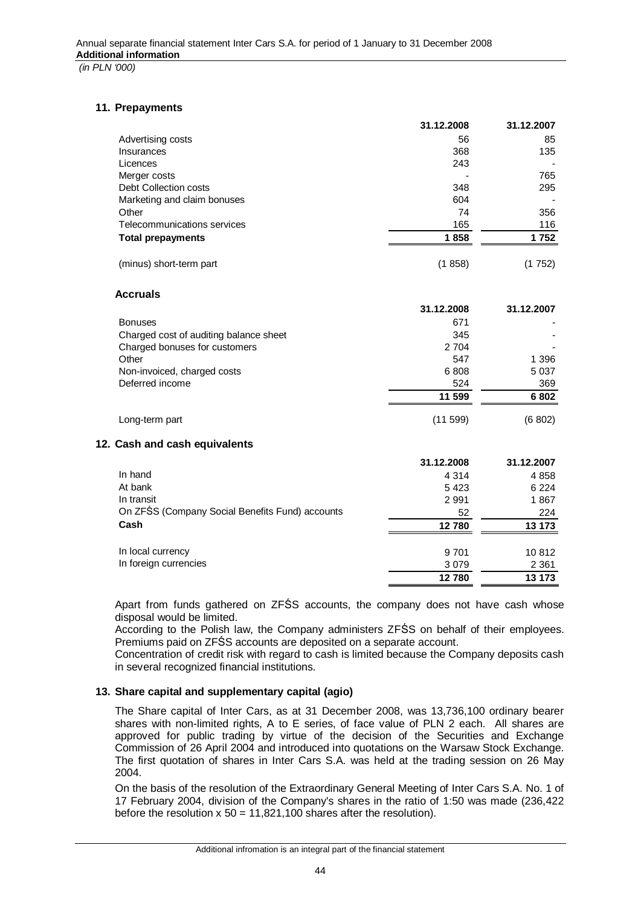*(in PLN '000)*

## 11. Prepayments

| | 31.12.2008 | 31.12.2007 |
|---|---|---|
| Advertising costs | 56 | 85 |
| Insurances | 368 | 135 |
| Licences | 243 | - |
| Merger costs | - | 765 |
| Debt Collection costs | 348 | 295 |
| Marketing and claim bonuses | 604 | - |
| Other | 74 | 356 |
| Telecommunications services | 165 | 116 |
| **Total prepayments** | **1 858** | **1 752** |
| (minus) short-term part | (1 858) | (1 752) |

### Accruals

| | 31.12.2008 | 31.12.2007 |
|---|---|---|
| Bonuses | 671 | - |
| Charged cost of auditing balance sheet | 345 | - |
| Charged bonuses for customers | 2 704 | - |
| Other | 547 | 1 396 |
| Non-invoiced, charged costs | 6 808 | 5 037 |
| Deferred income | 524 | 369 |
| | **11 599** | **6 802** |
| Long-term part | (11 599) | (6 802) |

## 12. Cash and cash equivalents

| | 31.12.2008 | 31.12.2007 |
|---|---|---|
| In hand | 4 314 | 4 858 |
| At bank | 5 423 | 6 224 |
| In transit | 2 991 | 1 867 |
| On ZFŚS (Company Social Benefits Fund) accounts | 52 | 224 |
| **Cash** | **12 780** | **13 173** |
| In local currency | 9 701 | 10 812 |
| In foreign currencies | 3 079 | 2 361 |
| | **12 780** | **13 173** |

Apart from funds gathered on ZFŚS accounts, the company does not have cash whose disposal would be limited.

According to the Polish law, the Company administers ZFŚS on behalf of their employees. Premiums paid on ZFŚS accounts are deposited on a separate account.

Concentration of credit risk with regard to cash is limited because the Company deposits cash in several recognized financial institutions.

## 13. Share capital and supplementary capital (agio)

The Share capital of Inter Cars, as at 31 December 2008, was 13,736,100 ordinary bearer shares with non-limited rights, A to E series, of face value of PLN 2 each. All shares are approved for public trading by virtue of the decision of the Securities and Exchange Commission of 26 April 2004 and introduced into quotations on the Warsaw Stock Exchange. The first quotation of shares in Inter Cars S.A. was held at the trading session on 26 May 2004.

On the basis of the resolution of the Extraordinary General Meeting of Inter Cars S.A. No. 1 of 17 February 2004, division of the Company's shares in the ratio of 1:50 was made (236,422 before the resolution x 50 = 11,821,100 shares after the resolution).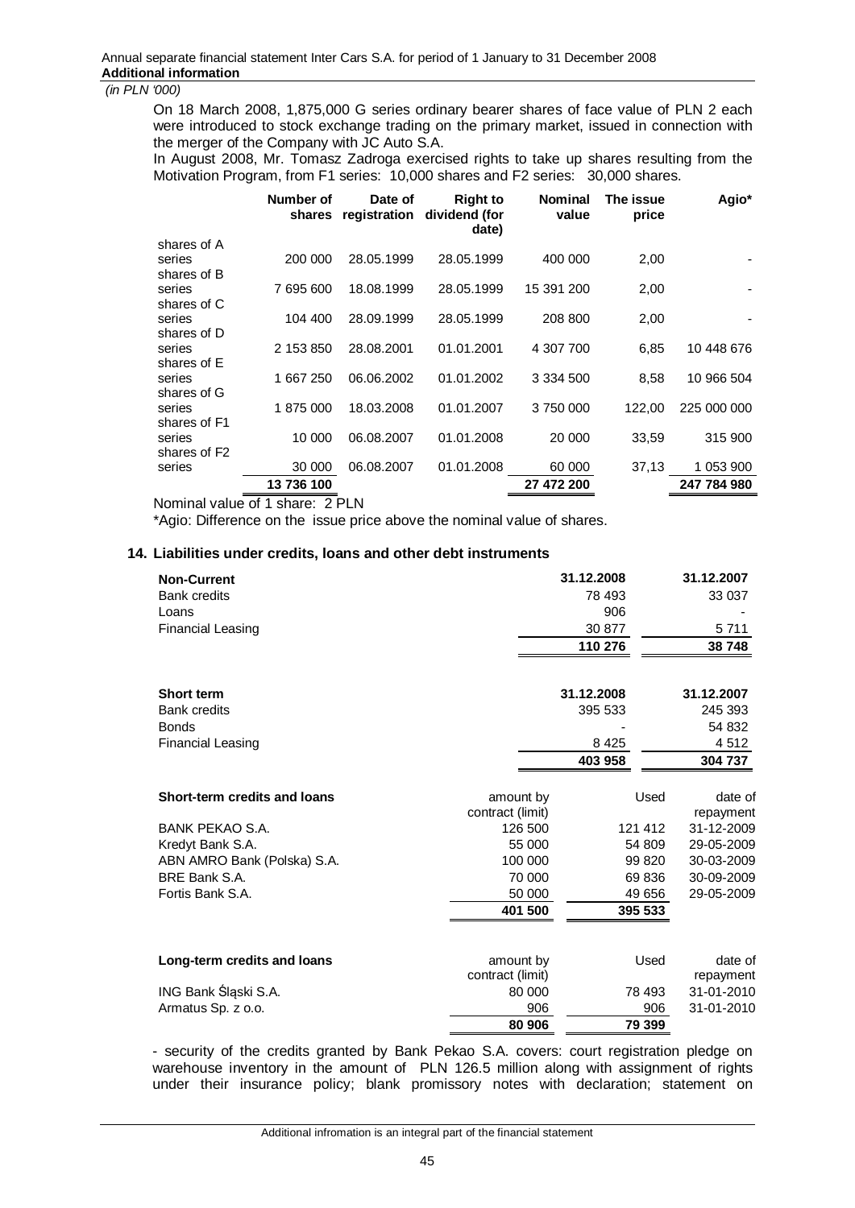*(in PLN '000)*

On 18 March 2008, 1,875,000 G series ordinary bearer shares of face value of PLN 2 each were introduced to stock exchange trading on the primary market, issued in connection with the merger of the Company with JC Auto S.A.

In August 2008, Mr. Tomasz Zadroga exercised rights to take up shares resulting from the Motivation Program, from F1 series: 10,000 shares and F2 series: 30,000 shares.

| | Number of shares | Date of registration | Right to dividend (for date) | Nominal value | The issue price | Agio* |
|---|---|---|---|---|---|---|
| shares of A series | 200 000 | 28.05.1999 | 28.05.1999 | 400 000 | 2,00 | - |
| shares of B series | 7 695 600 | 18.08.1999 | 28.05.1999 | 15 391 200 | 2,00 | - |
| shares of C series | 104 400 | 28.09.1999 | 28.05.1999 | 208 800 | 2,00 | - |
| shares of D series | 2 153 850 | 28.08.2001 | 01.01.2001 | 4 307 700 | 6,85 | 10 448 676 |
| shares of E series | 1 667 250 | 06.06.2002 | 01.01.2002 | 3 334 500 | 8,58 | 10 966 504 |
| shares of G series | 1 875 000 | 18.03.2008 | 01.01.2007 | 3 750 000 | 122,00 | 225 000 000 |
| shares of F1 series | 10 000 | 06.08.2007 | 01.01.2008 | 20 000 | 33,59 | 315 900 |
| shares of F2 series | 30 000 | 06.08.2007 | 01.01.2008 | 60 000 | 37,13 | 1 053 900 |
| | **13 736 100** | | | **27 472 200** | | **247 784 980** |

Nominal value of 1 share: 2 PLN

*Agio: Difference on the issue price above the nominal value of shares.

### 14. Liabilities under credits, loans and other debt instruments

| **Non-Current** | **31.12.2008** | **31.12.2007** |
|---|---|---|
| Bank credits | 78 493 | 33 037 |
| Loans | 906 | - |
| Financial Leasing | 30 877 | 5 711 |
| | **110 276** | **38 748** |

| **Short term** | **31.12.2008** | **31.12.2007** |
|---|---|---|
| Bank credits | 395 533 | 245 393 |
| Bonds | - | 54 832 |
| Financial Leasing | 8 425 | 4 512 |
| | **403 958** | **304 737** |

| **Short-term credits and loans** | amount by contract (limit) | Used | date of repayment |
|---|---|---|---|
| BANK PEKAO S.A. | 126 500 | 121 412 | 31-12-2009 |
| Kredyt Bank S.A. | 55 000 | 54 809 | 29-05-2009 |
| ABN AMRO Bank (Polska) S.A. | 100 000 | 99 820 | 30-03-2009 |
| BRE Bank S.A. | 70 000 | 69 836 | 30-09-2009 |
| Fortis Bank S.A. | 50 000 | 49 656 | 29-05-2009 |
| | **401 500** | **395 533** | |

| **Long-term credits and loans** | amount by contract (limit) | Used | date of repayment |
|---|---|---|---|
| ING Bank Śląski S.A. | 80 000 | 78 493 | 31-01-2010 |
| Armatus Sp. z o.o. | 906 | 906 | 31-01-2010 |
| | **80 906** | **79 399** | |

- security of the credits granted by Bank Pekao S.A. covers: court registration pledge on warehouse inventory in the amount of PLN 126.5 million along with assignment of rights under their insurance policy; blank promissory notes with declaration; statement on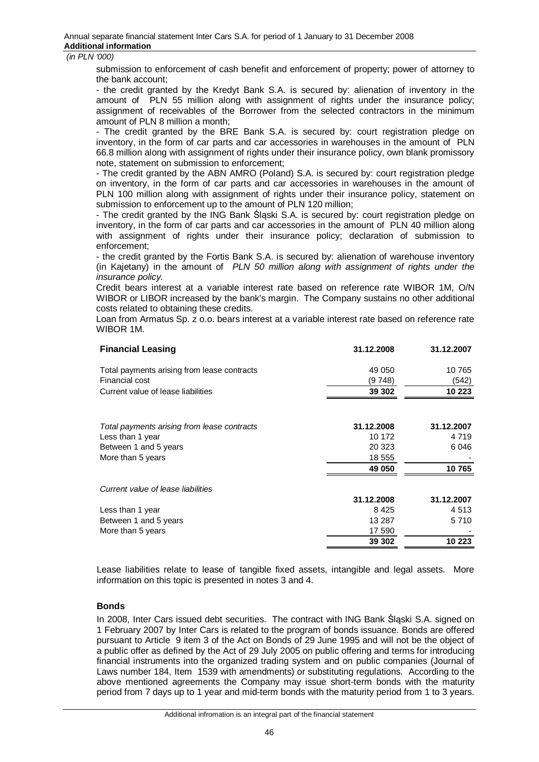submission to enforcement of cash benefit and enforcement of property; power of attorney to the bank account;

- the credit granted by the Kredyt Bank S.A. is secured by: alienation of inventory in the amount of PLN 55 million along with assignment of rights under the insurance policy; assignment of receivables of the Borrower from the selected contractors in the minimum amount of PLN 8 million a month;
- The credit granted by the BRE Bank S.A. is secured by: court registration pledge on inventory, in the form of car parts and car accessories in warehouses in the amount of PLN 66.8 million along with assignment of rights under their insurance policy, own blank promissory note, statement on submission to enforcement;
- The credit granted by the ABN AMRO (Poland) S.A. is secured by: court registration pledge on inventory, in the form of car parts and car accessories in warehouses in the amount of PLN 100 million along with assignment of rights under their insurance policy, statement on submission to enforcement up to the amount of PLN 120 million;
- The credit granted by the ING Bank Śląski S.A. is secured by: court registration pledge on inventory, in the form of car parts and car accessories in the amount of PLN 40 million along with assignment of rights under their insurance policy; declaration of submission to enforcement;
- the credit granted by the Fortis Bank S.A. is secured by: alienation of warehouse inventory (in Kajetany) in the amount of *PLN 50 million along with assignment of rights under the insurance policy*.

Credit bears interest at a variable interest rate based on reference rate WIBOR 1M, O/N WIBOR or LIBOR increased by the bank's margin. The Company sustains no other additional costs related to obtaining these credits.

Loan from Armatus Sp. z o.o. bears interest at a variable interest rate based on reference rate WIBOR 1M.

| **Financial Leasing** | **31.12.2008** | **31.12.2007** |
|---|---|---|
| Total payments arising from lease contracts | 49 050 | 10 765 |
| Financial cost | (9 748) | (542) |
| Current value of lease liabilities | **39 302** | **10 223** |

| *Total payments arising from lease contracts* | **31.12.2008** | **31.12.2007** |
|---|---|---|
| Less than 1 year | 10 172 | 4 719 |
| Between 1 and 5 years | 20 323 | 6 046 |
| More than 5 years | 18 555 | - |
| | **49 050** | **10 765** |

| *Current value of lease liabilities* | **31.12.2008** | **31.12.2007** |
|---|---|---|
| Less than 1 year | 8 425 | 4 513 |
| Between 1 and 5 years | 13 287 | 5 710 |
| More than 5 years | 17 590 | - |
| | **39 302** | **10 223** |

Lease liabilities relate to lease of tangible fixed assets, intangible and legal assets. More information on this topic is presented in notes 3 and 4.

**Bonds**

In 2008, Inter Cars issued debt securities. The contract with ING Bank Śląski S.A. signed on 1 February 2007 by Inter Cars is related to the program of bonds issuance. Bonds are offered pursuant to Article 9 item 3 of the Act on Bonds of 29 June 1995 and will not be the object of a public offer as defined by the Act of 29 July 2005 on public offering and terms for introducing financial instruments into the organized trading system and on public companies (Journal of Laws number 184, Item 1539 with amendments) or substituting regulations. According to the above mentioned agreements the Company may issue short-term bonds with the maturity period from 7 days up to 1 year and mid-term bonds with the maturity period from 1 to 3 years.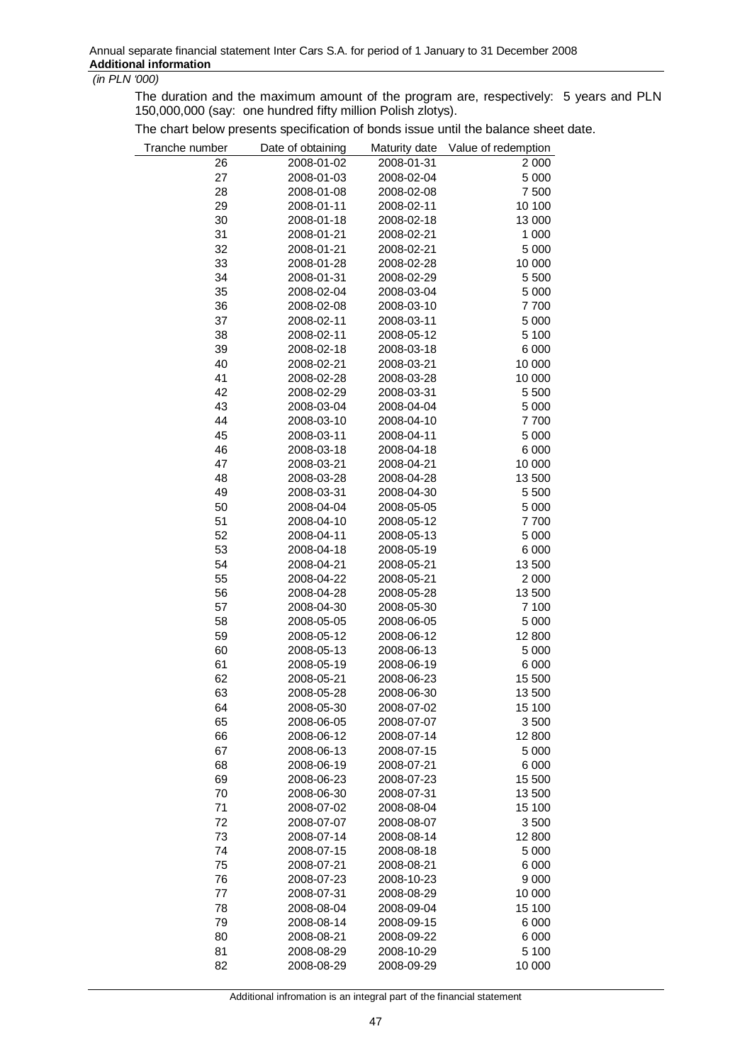*(in PLN '000)*

The duration and the maximum amount of the program are, respectively: 5 years and PLN 150,000,000 (say: one hundred fifty million Polish zlotys).

The chart below presents specification of bonds issue until the balance sheet date.

| Tranche number | Date of obtaining | Maturity date | Value of redemption |
|---|---|---|---|
| 26 | 2008-01-02 | 2008-01-31 | 2 000 |
| 27 | 2008-01-03 | 2008-02-04 | 5 000 |
| 28 | 2008-01-08 | 2008-02-08 | 7 500 |
| 29 | 2008-01-11 | 2008-02-11 | 10 100 |
| 30 | 2008-01-18 | 2008-02-18 | 13 000 |
| 31 | 2008-01-21 | 2008-02-21 | 1 000 |
| 32 | 2008-01-21 | 2008-02-21 | 5 000 |
| 33 | 2008-01-28 | 2008-02-28 | 10 000 |
| 34 | 2008-01-31 | 2008-02-29 | 5 500 |
| 35 | 2008-02-04 | 2008-03-04 | 5 000 |
| 36 | 2008-02-08 | 2008-03-10 | 7 700 |
| 37 | 2008-02-11 | 2008-03-11 | 5 000 |
| 38 | 2008-02-11 | 2008-05-12 | 5 100 |
| 39 | 2008-02-18 | 2008-03-18 | 6 000 |
| 40 | 2008-02-21 | 2008-03-21 | 10 000 |
| 41 | 2008-02-28 | 2008-03-28 | 10 000 |
| 42 | 2008-02-29 | 2008-03-31 | 5 500 |
| 43 | 2008-03-04 | 2008-04-04 | 5 000 |
| 44 | 2008-03-10 | 2008-04-10 | 7 700 |
| 45 | 2008-03-11 | 2008-04-11 | 5 000 |
| 46 | 2008-03-18 | 2008-04-18 | 6 000 |
| 47 | 2008-03-21 | 2008-04-21 | 10 000 |
| 48 | 2008-03-28 | 2008-04-28 | 13 500 |
| 49 | 2008-03-31 | 2008-04-30 | 5 500 |
| 50 | 2008-04-04 | 2008-05-05 | 5 000 |
| 51 | 2008-04-10 | 2008-05-12 | 7 700 |
| 52 | 2008-04-11 | 2008-05-13 | 5 000 |
| 53 | 2008-04-18 | 2008-05-19 | 6 000 |
| 54 | 2008-04-21 | 2008-05-21 | 13 500 |
| 55 | 2008-04-22 | 2008-05-21 | 2 000 |
| 56 | 2008-04-28 | 2008-05-28 | 13 500 |
| 57 | 2008-04-30 | 2008-05-30 | 7 100 |
| 58 | 2008-05-05 | 2008-06-05 | 5 000 |
| 59 | 2008-05-12 | 2008-06-12 | 12 800 |
| 60 | 2008-05-13 | 2008-06-13 | 5 000 |
| 61 | 2008-05-19 | 2008-06-19 | 6 000 |
| 62 | 2008-05-21 | 2008-06-23 | 15 500 |
| 63 | 2008-05-28 | 2008-06-30 | 13 500 |
| 64 | 2008-05-30 | 2008-07-02 | 15 100 |
| 65 | 2008-06-05 | 2008-07-07 | 3 500 |
| 66 | 2008-06-12 | 2008-07-14 | 12 800 |
| 67 | 2008-06-13 | 2008-07-15 | 5 000 |
| 68 | 2008-06-19 | 2008-07-21 | 6 000 |
| 69 | 2008-06-23 | 2008-07-23 | 15 500 |
| 70 | 2008-06-30 | 2008-07-31 | 13 500 |
| 71 | 2008-07-02 | 2008-08-04 | 15 100 |
| 72 | 2008-07-07 | 2008-08-07 | 3 500 |
| 73 | 2008-07-14 | 2008-08-14 | 12 800 |
| 74 | 2008-07-15 | 2008-08-18 | 5 000 |
| 75 | 2008-07-21 | 2008-08-21 | 6 000 |
| 76 | 2008-07-23 | 2008-10-23 | 9 000 |
| 77 | 2008-07-31 | 2008-08-29 | 10 000 |
| 78 | 2008-08-04 | 2008-09-04 | 15 100 |
| 79 | 2008-08-14 | 2008-09-15 | 6 000 |
| 80 | 2008-08-21 | 2008-09-22 | 6 000 |
| 81 | 2008-08-29 | 2008-10-29 | 5 100 |
| 82 | 2008-08-29 | 2008-09-29 | 10 000 |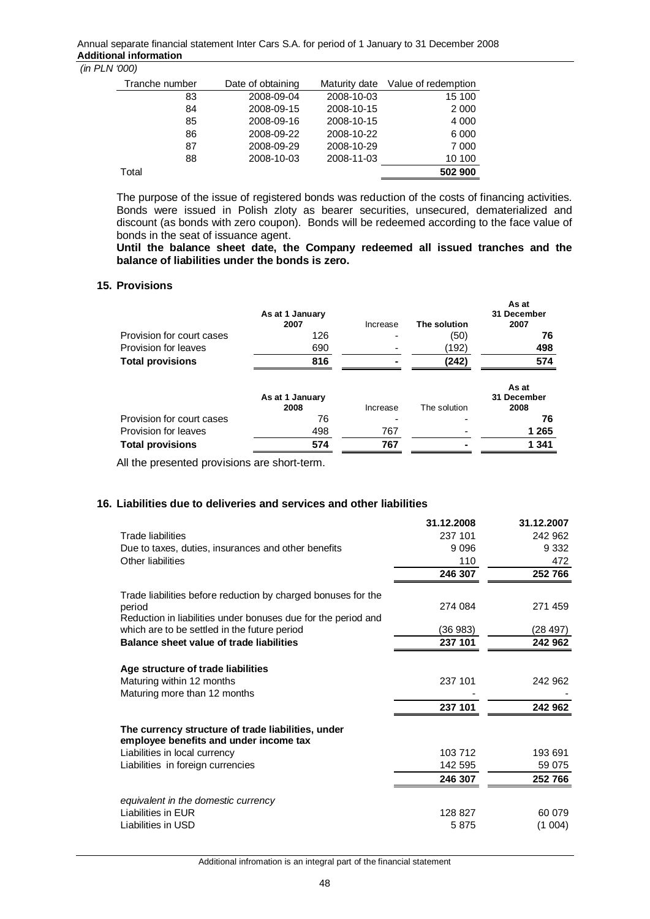*(in PLN '000)*

| Tranche number | Date of obtaining | Maturity date | Value of redemption |
|---|---|---|---|
| 83 | 2008-09-04 | 2008-10-03 | 15 100 |
| 84 | 2008-09-15 | 2008-10-15 | 2 000 |
| 85 | 2008-09-16 | 2008-10-15 | 4 000 |
| 86 | 2008-09-22 | 2008-10-22 | 6 000 |
| 87 | 2008-09-29 | 2008-10-29 | 7 000 |
| 88 | 2008-10-03 | 2008-11-03 | 10 100 |
| Total | | | **502 900** |

The purpose of the issue of registered bonds was reduction of the costs of financing activities. Bonds were issued in Polish zloty as bearer securities, unsecured, dematerialized and discount (as bonds with zero coupon). Bonds will be redeemed according to the face value of bonds in the seat of issuance agent.

**Until the balance sheet date, the Company redeemed all issued tranches and the balance of liabilities under the bonds is zero.**

## 15. Provisions

| | As at 1 January 2007 | Increase | The solution | As at 31 December 2007 |
|---|---|---|---|---|
| Provision for court cases | 126 | - | (50) | **76** |
| Provision for leaves | 690 | - | (192) | **498** |
| **Total provisions** | **816** | **-** | **(242)** | **574** |

| | As at 1 January 2008 | Increase | The solution | As at 31 December 2008 |
|---|---|---|---|---|
| Provision for court cases | 76 | - | - | **76** |
| Provision for leaves | 498 | 767 | - | **1 265** |
| **Total provisions** | **574** | **767** | **-** | **1 341** |

All the presented provisions are short-term.

## 16. Liabilities due to deliveries and services and other liabilities

| | 31.12.2008 | 31.12.2007 |
|---|---|---|
| Trade liabilities | 237 101 | 242 962 |
| Due to taxes, duties, insurances and other benefits | 9 096 | 9 332 |
| Other liabilities | 110 | 472 |
| | **246 307** | **252 766** |
| Trade liabilities before reduction by charged bonuses for the period | 274 084 | 271 459 |
| Reduction in liabilities under bonuses due for the period and which are to be settled in the future period | (36 983) | (28 497) |
| **Balance sheet value of trade liabilities** | **237 101** | **242 962** |
| **Age structure of trade liabilities** | | |
| Maturing within 12 months | 237 101 | 242 962 |
| Maturing more than 12 months | - | - |
| | **237 101** | **242 962** |
| **The currency structure of trade liabilities, under employee benefits and under income tax** | | |
| Liabilities in local currency | 103 712 | 193 691 |
| Liabilities in foreign currencies | 142 595 | 59 075 |
| | **246 307** | **252 766** |
| *equivalent in the domestic currency* | | |
| Liabilities in EUR | 128 827 | 60 079 |
| Liabilities in USD | 5 875 | (1 004) |

Additional infromation is an integral part of the financial statement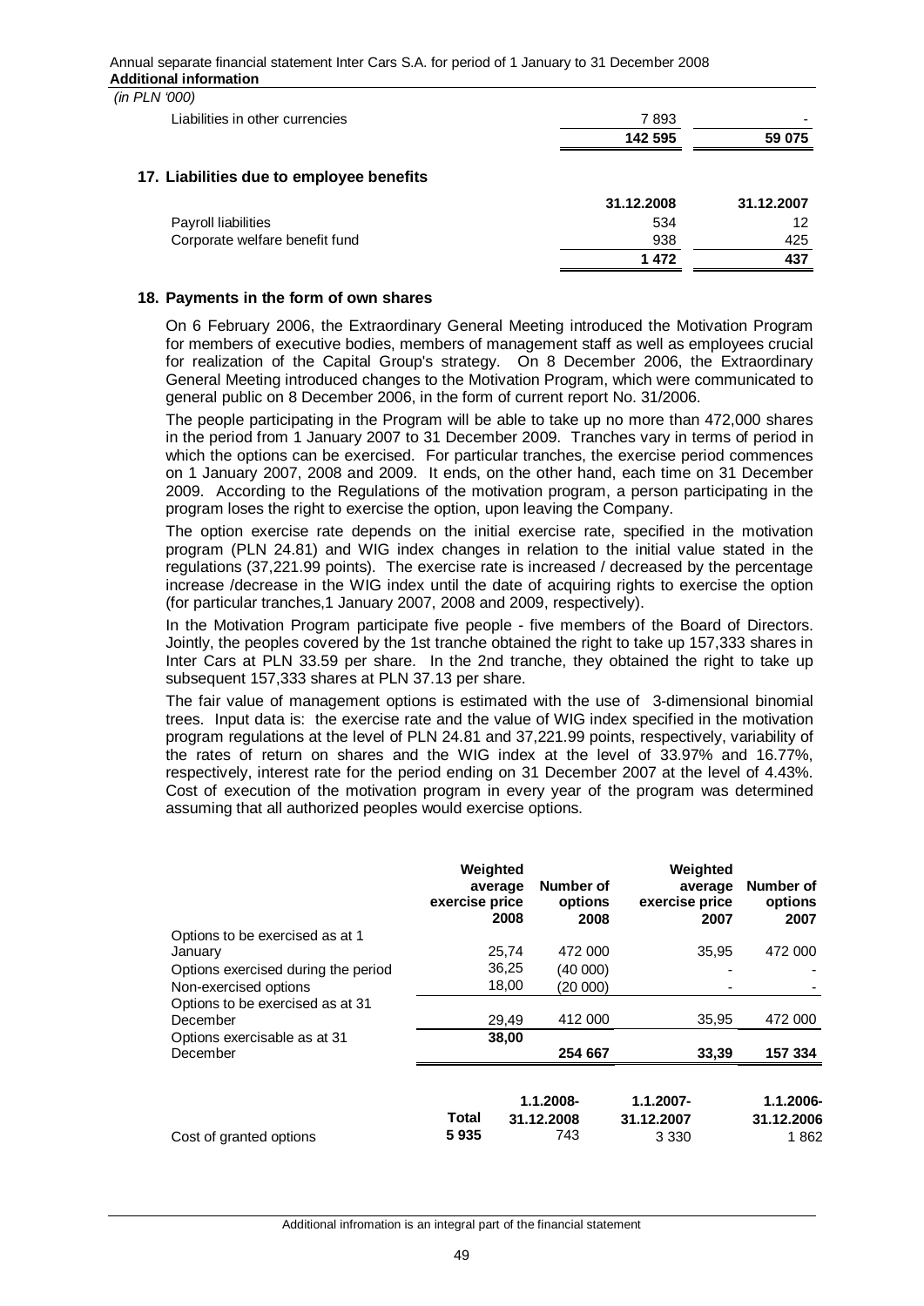*(in PLN '000)*

| | | |
|---|---|---|
| Liabilities in other currencies | 7 893 | - |
| | **142 595** | **59 075** |

## 17. Liabilities due to employee benefits

| | 31.12.2008 | 31.12.2007 |
|---|---|---|
| Payroll liabilities | 534 | 12 |
| Corporate welfare benefit fund | 938 | 425 |
| | **1 472** | **437** |

## 18. Payments in the form of own shares

On 6 February 2006, the Extraordinary General Meeting introduced the Motivation Program for members of executive bodies, members of management staff as well as employees crucial for realization of the Capital Group's strategy. On 8 December 2006, the Extraordinary General Meeting introduced changes to the Motivation Program, which were communicated to general public on 8 December 2006, in the form of current report No. 31/2006.

The people participating in the Program will be able to take up no more than 472,000 shares in the period from 1 January 2007 to 31 December 2009. Tranches vary in terms of period in which the options can be exercised. For particular tranches, the exercise period commences on 1 January 2007, 2008 and 2009. It ends, on the other hand, each time on 31 December 2009. According to the Regulations of the motivation program, a person participating in the program loses the right to exercise the option, upon leaving the Company.

The option exercise rate depends on the initial exercise rate, specified in the motivation program (PLN 24.81) and WIG index changes in relation to the initial value stated in the regulations (37,221.99 points). The exercise rate is increased / decreased by the percentage increase /decrease in the WIG index until the date of acquiring rights to exercise the option (for particular tranches,1 January 2007, 2008 and 2009, respectively).

In the Motivation Program participate five people - five members of the Board of Directors. Jointly, the peoples covered by the 1st tranche obtained the right to take up 157,333 shares in Inter Cars at PLN 33.59 per share. In the 2nd tranche, they obtained the right to take up subsequent 157,333 shares at PLN 37.13 per share.

The fair value of management options is estimated with the use of 3-dimensional binomial trees. Input data is: the exercise rate and the value of WIG index specified in the motivation program regulations at the level of PLN 24.81 and 37,221.99 points, respectively, variability of the rates of return on shares and the WIG index at the level of 33.97% and 16.77%, respectively, interest rate for the period ending on 31 December 2007 at the level of 4.43%. Cost of execution of the motivation program in every year of the program was determined assuming that all authorized peoples would exercise options.

| | Weighted average exercise price 2008 | Number of options 2008 | Weighted average exercise price 2007 | Number of options 2007 |
|---|---|---|---|---|
| Options to be exercised as at 1 January | 25,74 | 472 000 | 35,95 | 472 000 |
| Options exercised during the period | 36,25 | (40 000) | - | - |
| Non-exercised options | 18,00 | (20 000) | - | - |
| Options to be exercised as at 31 December | 29,49 | 412 000 | 35,95 | 472 000 |
| Options exercisable as at 31 December | **38,00** | **254 667** | **33,39** | **157 334** |

| | Total | 1.1.2008-31.12.2008 | 1.1.2007-31.12.2007 | 1.1.2006-31.12.2006 |
|---|---|---|---|---|
| Cost of granted options | 5 935 | 743 | 3 330 | 1 862 |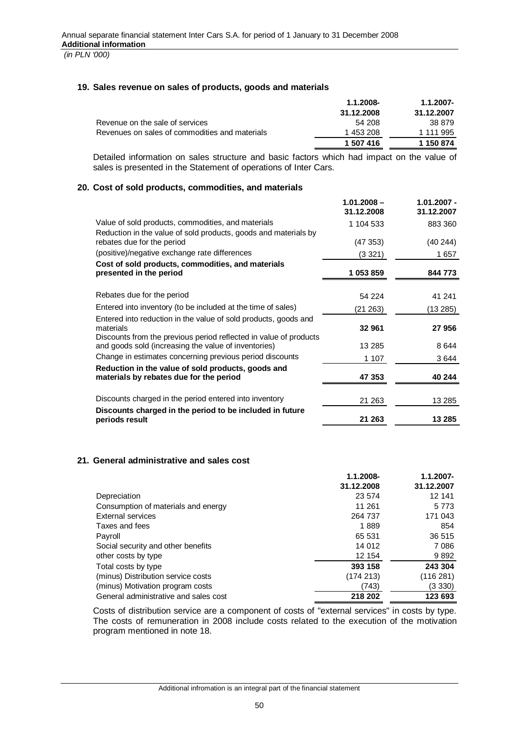*(in PLN '000)*

## 19. Sales revenue on sales of products, goods and materials

| | 1.1.2008-31.12.2008 | 1.1.2007-31.12.2007 |
|---|---|---|
| Revenue on the sale of services | 54 208 | 38 879 |
| Revenues on sales of commodities and materials | 1 453 208 | 1 111 995 |
| | **1 507 416** | **1 150 874** |

Detailed information on sales structure and basic factors which had impact on the value of sales is presented in the Statement of operations of Inter Cars.

## 20. Cost of sold products, commodities, and materials

| | 1.01.2008 – 31.12.2008 | 1.01.2007 - 31.12.2007 |
|---|---|---|
| Value of sold products, commodities, and materials | 1 104 533 | 883 360 |
| Reduction in the value of sold products, goods and materials by rebates due for the period | (47 353) | (40 244) |
| (positive)/negative exchange rate differences | (3 321) | 1 657 |
| **Cost of sold products, commodities, and materials presented in the period** | **1 053 859** | **844 773** |
| | | |
| Rebates due for the period | 54 224 | 41 241 |
| Entered into inventory (to be included at the time of sales) | (21 263) | (13 285) |
| Entered into reduction in the value of sold products, goods and materials | **32 961** | **27 956** |
| Discounts from the previous period reflected in value of products and goods sold (increasing the value of inventories) | 13 285 | 8 644 |
| Change in estimates concerning previous period discounts | 1 107 | 3 644 |
| **Reduction in the value of sold products, goods and materials by rebates due for the period** | **47 353** | **40 244** |
| | | |
| Discounts charged in the period entered into inventory | 21 263 | 13 285 |
| **Discounts charged in the period to be included in future periods result** | **21 263** | **13 285** |

## 21. General administrative and sales cost

| | 1.1.2008-31.12.2008 | 1.1.2007-31.12.2007 |
|---|---|---|
| Depreciation | 23 574 | 12 141 |
| Consumption of materials and energy | 11 261 | 5 773 |
| External services | 264 737 | 171 043 |
| Taxes and fees | 1 889 | 854 |
| Payroll | 65 531 | 36 515 |
| Social security and other benefits | 14 012 | 7 086 |
| other costs by type | 12 154 | 9 892 |
| Total costs by type | **393 158** | **243 304** |
| (minus) Distribution service costs | (174 213) | (116 281) |
| (minus) Motivation program costs | (743) | (3 330) |
| General administrative and sales cost | **218 202** | **123 693** |

Costs of distribution service are a component of costs of "external services" in costs by type. The costs of remuneration in 2008 include costs related to the execution of the motivation program mentioned in note 18.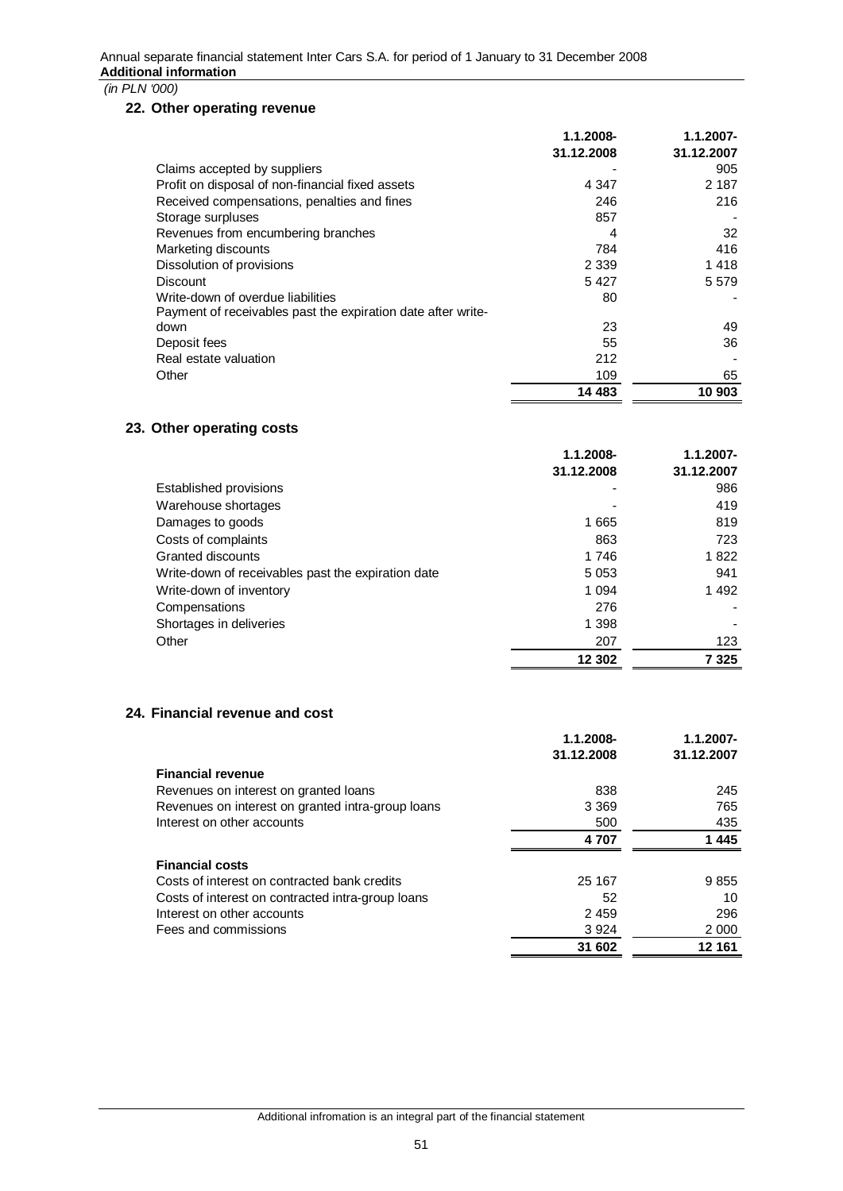*(in PLN '000)*

## 22. Other operating revenue

| | 1.1.2008-31.12.2008 | 1.1.2007-31.12.2007 |
|---|---|---|
| Claims accepted by suppliers | - | 905 |
| Profit on disposal of non-financial fixed assets | 4 347 | 2 187 |
| Received compensations, penalties and fines | 246 | 216 |
| Storage surpluses | 857 | - |
| Revenues from encumbering branches | 4 | 32 |
| Marketing discounts | 784 | 416 |
| Dissolution of provisions | 2 339 | 1 418 |
| Discount | 5 427 | 5 579 |
| Write-down of overdue liabilities | 80 | - |
| Payment of receivables past the expiration date after write-down | 23 | 49 |
| Deposit fees | 55 | 36 |
| Real estate valuation | 212 | - |
| Other | 109 | 65 |
| | **14 483** | **10 903** |

## 23. Other operating costs

| | 1.1.2008-31.12.2008 | 1.1.2007-31.12.2007 |
|---|---|---|
| Established provisions | - | 986 |
| Warehouse shortages | - | 419 |
| Damages to goods | 1 665 | 819 |
| Costs of complaints | 863 | 723 |
| Granted discounts | 1 746 | 1 822 |
| Write-down of receivables past the expiration date | 5 053 | 941 |
| Write-down of inventory | 1 094 | 1 492 |
| Compensations | 276 | - |
| Shortages in deliveries | 1 398 | - |
| Other | 207 | 123 |
| | **12 302** | **7 325** |

## 24. Financial revenue and cost

| | 1.1.2008-31.12.2008 | 1.1.2007-31.12.2007 |
|---|---|---|
| **Financial revenue** | | |
| Revenues on interest on granted loans | 838 | 245 |
| Revenues on interest on granted intra-group loans | 3 369 | 765 |
| Interest on other accounts | 500 | 435 |
| | **4 707** | **1 445** |
| **Financial costs** | | |
| Costs of interest on contracted bank credits | 25 167 | 9 855 |
| Costs of interest on contracted intra-group loans | 52 | 10 |
| Interest on other accounts | 2 459 | 296 |
| Fees and commissions | 3 924 | 2 000 |
| | **31 602** | **12 161** |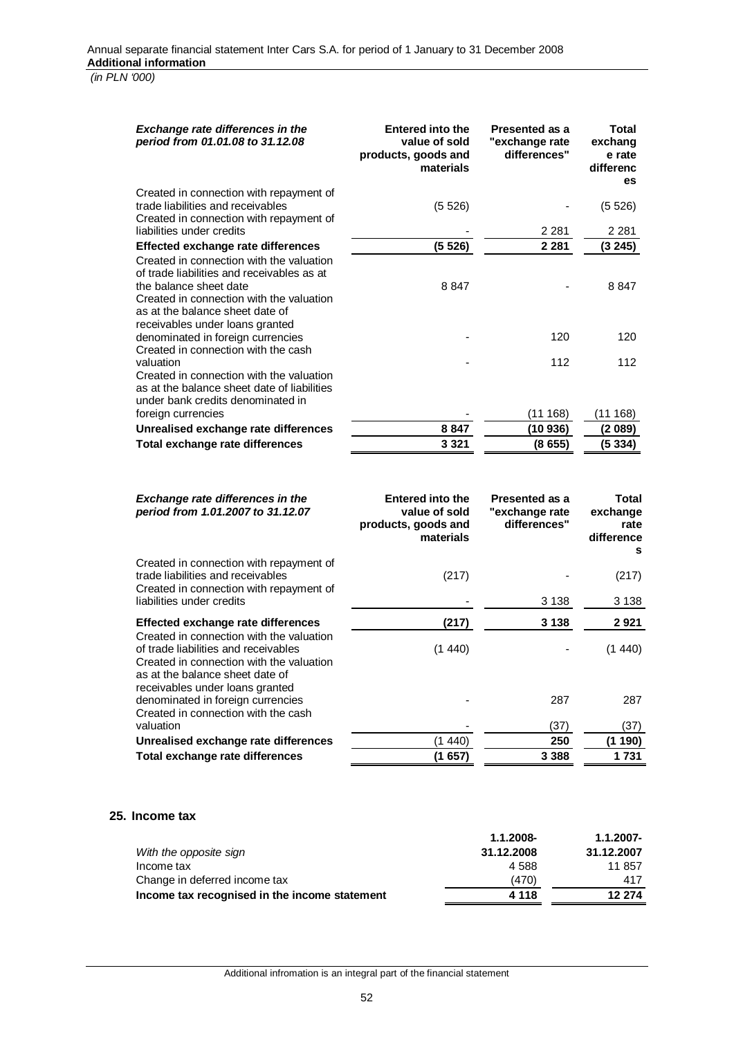| *Exchange rate differences in the period from 01.01.08 to 31.12.08* | Entered into the value of sold products, goods and materials | Presented as a "exchange rate differences" | Total exchange rate differences |
|---|---|---|---|
| Created in connection with repayment of trade liabilities and receivables | (5 526) | - | (5 526) |
| Created in connection with repayment of liabilities under credits | - | 2 281 | 2 281 |
| **Effected exchange rate differences** | **(5 526)** | **2 281** | **(3 245)** |
| Created in connection with the valuation of trade liabilities and receivables as at the balance sheet date | 8 847 | - | 8 847 |
| Created in connection with the valuation as at the balance sheet date of receivables under loans granted denominated in foreign currencies | - | 120 | 120 |
| Created in connection with the cash valuation | - | 112 | 112 |
| Created in connection with the valuation as at the balance sheet date of liabilities under bank credits denominated in foreign currencies | - | (11 168) | (11 168) |
| **Unrealised exchange rate differences** | **8 847** | **(10 936)** | **(2 089)** |
| **Total exchange rate differences** | **3 321** | **(8 655)** | **(5 334)** |

| *Exchange rate differences in the period from 1.01.2007 to 31.12.07* | Entered into the value of sold products, goods and materials | Presented as a "exchange rate differences" | Total exchange rate differences |
|---|---|---|---|
| Created in connection with repayment of trade liabilities and receivables | (217) | - | (217) |
| Created in connection with repayment of liabilities under credits | - | 3 138 | 3 138 |
| **Effected exchange rate differences** | **(217)** | **3 138** | **2 921** |
| Created in connection with the valuation of trade liabilities and receivables | (1 440) | - | (1 440) |
| Created in connection with the valuation as at the balance sheet date of receivables under loans granted denominated in foreign currencies | - | 287 | 287 |
| Created in connection with the cash valuation | - | (37) | (37) |
| **Unrealised exchange rate differences** | (1 440) | **250** | **(1 190)** |
| **Total exchange rate differences** | **(1 657)** | **3 388** | **1 731** |

## 25. Income tax

| *With the opposite sign* | 1.1.2008-31.12.2008 | 1.1.2007-31.12.2007 |
|---|---|---|
| Income tax | 4 588 | 11 857 |
| Change in deferred income tax | (470) | 417 |
| **Income tax recognised in the income statement** | **4 118** | **12 274** |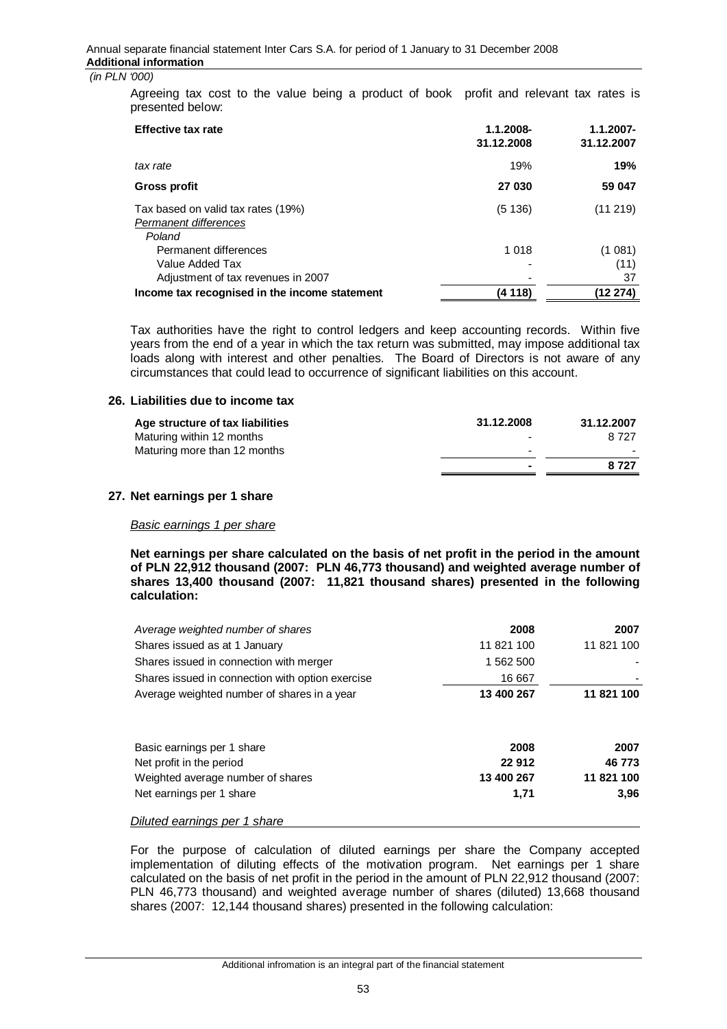*(in PLN '000)*

Agreeing tax cost to the value being a product of book profit and relevant tax rates is presented below:

| **Effective tax rate** | **1.1.2008-31.12.2008** | **1.1.2007-31.12.2007** |
|---|---|---|
| *tax rate* | 19% | **19%** |
| **Gross profit** | **27 030** | **59 047** |
| Tax based on valid tax rates (19%) | (5 136) | (11 219) |
| *Permanent differences* | | |
| *Poland* | | |
| Permanent differences | 1 018 | (1 081) |
| Value Added Tax | - | (11) |
| Adjustment of tax revenues in 2007 | - | 37 |
| **Income tax recognised in the income statement** | **(4 118)** | **(12 274)** |

Tax authorities have the right to control ledgers and keep accounting records. Within five years from the end of a year in which the tax return was submitted, may impose additional tax loads along with interest and other penalties. The Board of Directors is not aware of any circumstances that could lead to occurrence of significant liabilities on this account.

## 26. Liabilities due to income tax

| **Age structure of tax liabilities** | **31.12.2008** | **31.12.2007** |
|---|---|---|
| Maturing within 12 months | - | 8 727 |
| Maturing more than 12 months | - | - |
| | **-** | **8 727** |

## 27. Net earnings per 1 share

*Basic earnings 1 per share*

**Net earnings per share calculated on the basis of net profit in the period in the amount of PLN 22,912 thousand (2007: PLN 46,773 thousand) and weighted average number of shares 13,400 thousand (2007: 11,821 thousand shares) presented in the following calculation:**

| *Average weighted number of shares* | **2008** | **2007** |
|---|---|---|
| Shares issued as at 1 January | 11 821 100 | 11 821 100 |
| Shares issued in connection with merger | 1 562 500 | - |
| Shares issued in connection with option exercise | 16 667 | - |
| Average weighted number of shares in a year | **13 400 267** | **11 821 100** |

| Basic earnings per 1 share | **2008** | **2007** |
|---|---|---|
| Net profit in the period | **22 912** | **46 773** |
| Weighted average number of shares | **13 400 267** | **11 821 100** |
| Net earnings per 1 share | **1,71** | **3,96** |

*Diluted earnings per 1 share*

For the purpose of calculation of diluted earnings per share the Company accepted implementation of diluting effects of the motivation program. Net earnings per 1 share calculated on the basis of net profit in the period in the amount of PLN 22,912 thousand (2007: PLN 46,773 thousand) and weighted average number of shares (diluted) 13,668 thousand shares (2007: 12,144 thousand shares) presented in the following calculation: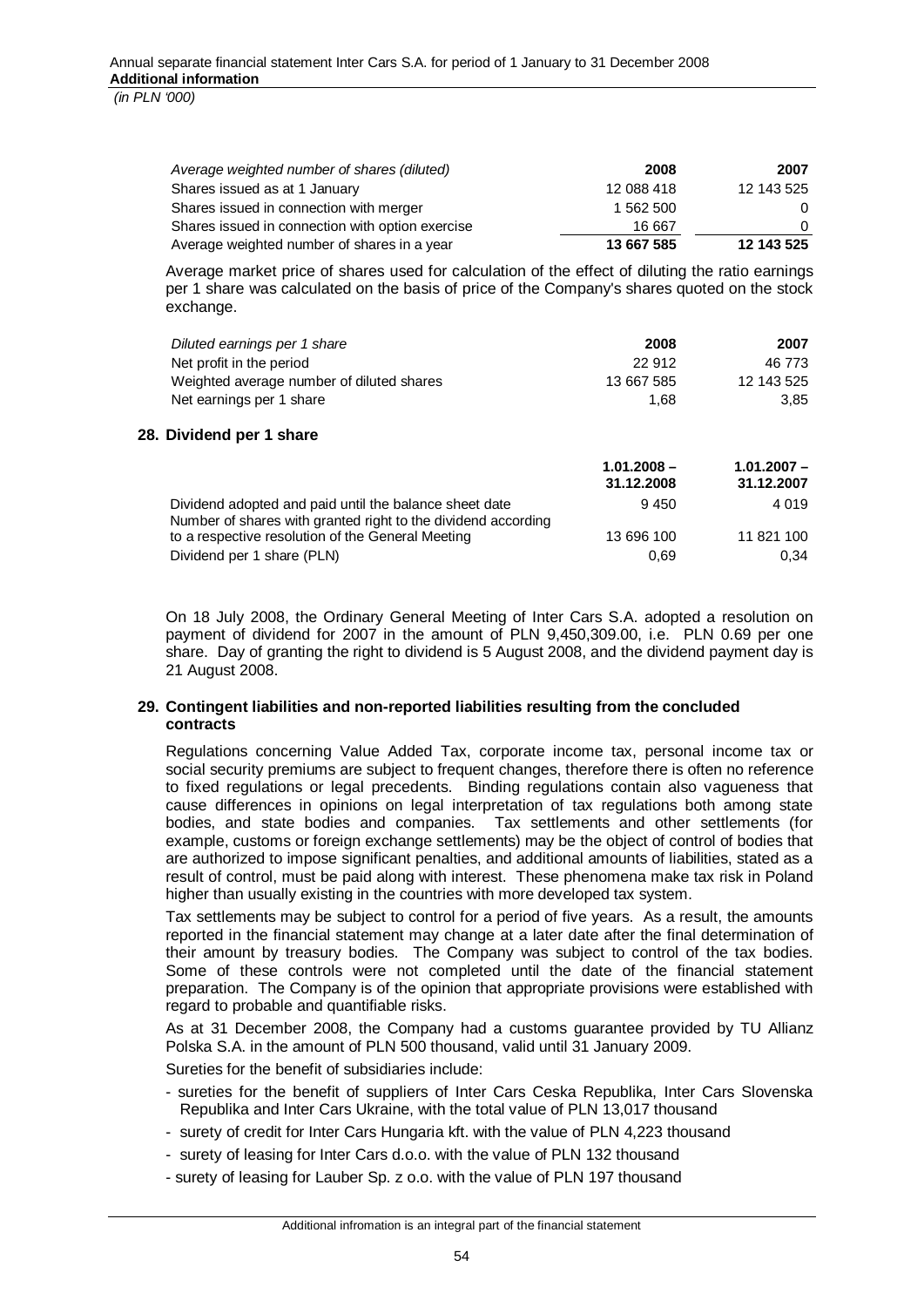| *Average weighted number of shares (diluted)* | **2008** | **2007** |
|---|---|---|
| Shares issued as at 1 January | 12 088 418 | 12 143 525 |
| Shares issued in connection with merger | 1 562 500 | 0 |
| Shares issued in connection with option exercise | 16 667 | 0 |
| Average weighted number of shares in a year | **13 667 585** | **12 143 525** |

Average market price of shares used for calculation of the effect of diluting the ratio earnings per 1 share was calculated on the basis of price of the Company's shares quoted on the stock exchange.

| *Diluted earnings per 1 share* | **2008** | **2007** |
|---|---|---|
| Net profit in the period | 22 912 | 46 773 |
| Weighted average number of diluted shares | 13 667 585 | 12 143 525 |
| Net earnings per 1 share | 1,68 | 3,85 |

## 28. Dividend per 1 share

| | **1.01.2008 – 31.12.2008** | **1.01.2007 – 31.12.2007** |
|---|---|---|
| Dividend adopted and paid until the balance sheet date | 9 450 | 4 019 |
| Number of shares with granted right to the dividend according to a respective resolution of the General Meeting | 13 696 100 | 11 821 100 |
| Dividend per 1 share (PLN) | 0,69 | 0,34 |

On 18 July 2008, the Ordinary General Meeting of Inter Cars S.A. adopted a resolution on payment of dividend for 2007 in the amount of PLN 9,450,309.00, i.e. PLN 0.69 per one share. Day of granting the right to dividend is 5 August 2008, and the dividend payment day is 21 August 2008.

## 29. Contingent liabilities and non-reported liabilities resulting from the concluded contracts

Regulations concerning Value Added Tax, corporate income tax, personal income tax or social security premiums are subject to frequent changes, therefore there is often no reference to fixed regulations or legal precedents. Binding regulations contain also vagueness that cause differences in opinions on legal interpretation of tax regulations both among state bodies, and state bodies and companies. Tax settlements and other settlements (for example, customs or foreign exchange settlements) may be the object of control of bodies that are authorized to impose significant penalties, and additional amounts of liabilities, stated as a result of control, must be paid along with interest. These phenomena make tax risk in Poland higher than usually existing in the countries with more developed tax system.

Tax settlements may be subject to control for a period of five years. As a result, the amounts reported in the financial statement may change at a later date after the final determination of their amount by treasury bodies. The Company was subject to control of the tax bodies. Some of these controls were not completed until the date of the financial statement preparation. The Company is of the opinion that appropriate provisions were established with regard to probable and quantifiable risks.

As at 31 December 2008, the Company had a customs guarantee provided by TU Allianz Polska S.A. in the amount of PLN 500 thousand, valid until 31 January 2009.

Sureties for the benefit of subsidiaries include:

- sureties for the benefit of suppliers of Inter Cars Ceska Republika, Inter Cars Slovenska Republika and Inter Cars Ukraine, with the total value of PLN 13,017 thousand
- surety of credit for Inter Cars Hungaria kft. with the value of PLN 4,223 thousand
- surety of leasing for Inter Cars d.o.o. with the value of PLN 132 thousand
- surety of leasing for Lauber Sp. z o.o. with the value of PLN 197 thousand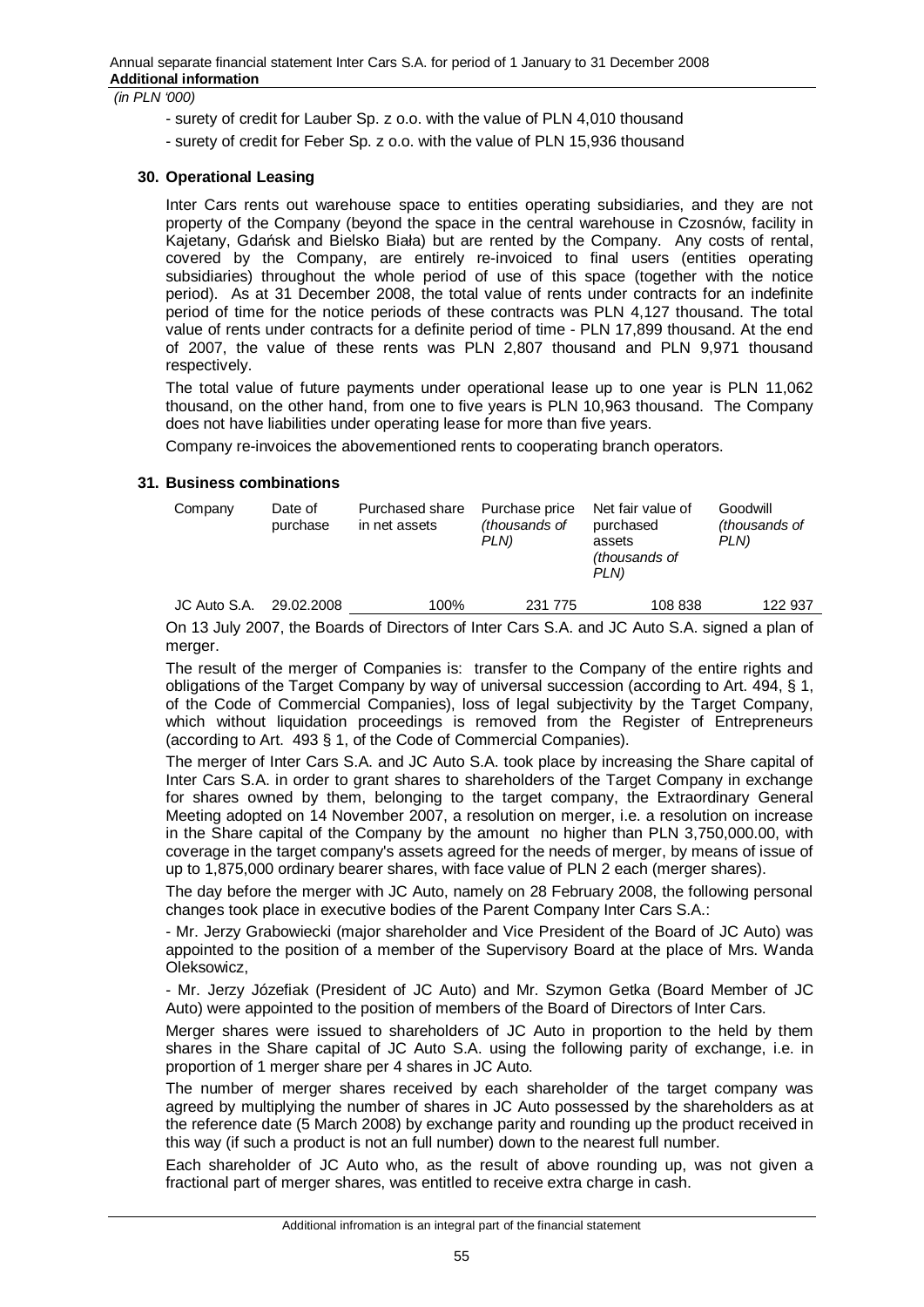*(in PLN '000)*

- surety of credit for Lauber Sp. z o.o. with the value of PLN 4,010 thousand
- surety of credit for Feber Sp. z o.o. with the value of PLN 15,936 thousand

### 30. Operational Leasing

Inter Cars rents out warehouse space to entities operating subsidiaries, and they are not property of the Company (beyond the space in the central warehouse in Czosnów, facility in Kajetany, Gdańsk and Bielsko Biała) but are rented by the Company. Any costs of rental, covered by the Company, are entirely re-invoiced to final users (entities operating subsidiaries) throughout the whole period of use of this space (together with the notice period). As at 31 December 2008, the total value of rents under contracts for an indefinite period of time for the notice periods of these contracts was PLN 4,127 thousand. The total value of rents under contracts for a definite period of time - PLN 17,899 thousand. At the end of 2007, the value of these rents was PLN 2,807 thousand and PLN 9,971 thousand respectively.

The total value of future payments under operational lease up to one year is PLN 11,062 thousand, on the other hand, from one to five years is PLN 10,963 thousand. The Company does not have liabilities under operating lease for more than five years.

Company re-invoices the abovementioned rents to cooperating branch operators.

### 31. Business combinations

| Company | Date of purchase | Purchased share in net assets | Purchase price *(thousands of PLN)* | Net fair value of purchased assets *(thousands of PLN)* | Goodwill *(thousands of PLN)* |
|---|---|---|---|---|---|
| JC Auto S.A. | 29.02.2008 | 100% | 231 775 | 108 838 | 122 937 |

On 13 July 2007, the Boards of Directors of Inter Cars S.A. and JC Auto S.A. signed a plan of merger.

The result of the merger of Companies is: transfer to the Company of the entire rights and obligations of the Target Company by way of universal succession (according to Art. 494, § 1, of the Code of Commercial Companies), loss of legal subjectivity by the Target Company, which without liquidation proceedings is removed from the Register of Entrepreneurs (according to Art. 493 § 1, of the Code of Commercial Companies).

The merger of Inter Cars S.A. and JC Auto S.A. took place by increasing the Share capital of Inter Cars S.A. in order to grant shares to shareholders of the Target Company in exchange for shares owned by them, belonging to the target company, the Extraordinary General Meeting adopted on 14 November 2007, a resolution on merger, i.e. a resolution on increase in the Share capital of the Company by the amount no higher than PLN 3,750,000.00, with coverage in the target company's assets agreed for the needs of merger, by means of issue of up to 1,875,000 ordinary bearer shares, with face value of PLN 2 each (merger shares).

The day before the merger with JC Auto, namely on 28 February 2008, the following personal changes took place in executive bodies of the Parent Company Inter Cars S.A.:

- Mr. Jerzy Grabowiecki (major shareholder and Vice President of the Board of JC Auto) was appointed to the position of a member of the Supervisory Board at the place of Mrs. Wanda Oleksowicz,

- Mr. Jerzy Józefiak (President of JC Auto) and Mr. Szymon Getka (Board Member of JC Auto) were appointed to the position of members of the Board of Directors of Inter Cars.

Merger shares were issued to shareholders of JC Auto in proportion to the held by them shares in the Share capital of JC Auto S.A. using the following parity of exchange, i.e. in proportion of 1 merger share per 4 shares in JC Auto.

The number of merger shares received by each shareholder of the target company was agreed by multiplying the number of shares in JC Auto possessed by the shareholders as at the reference date (5 March 2008) by exchange parity and rounding up the product received in this way (if such a product is not an full number) down to the nearest full number.

Each shareholder of JC Auto who, as the result of above rounding up, was not given a fractional part of merger shares, was entitled to receive extra charge in cash.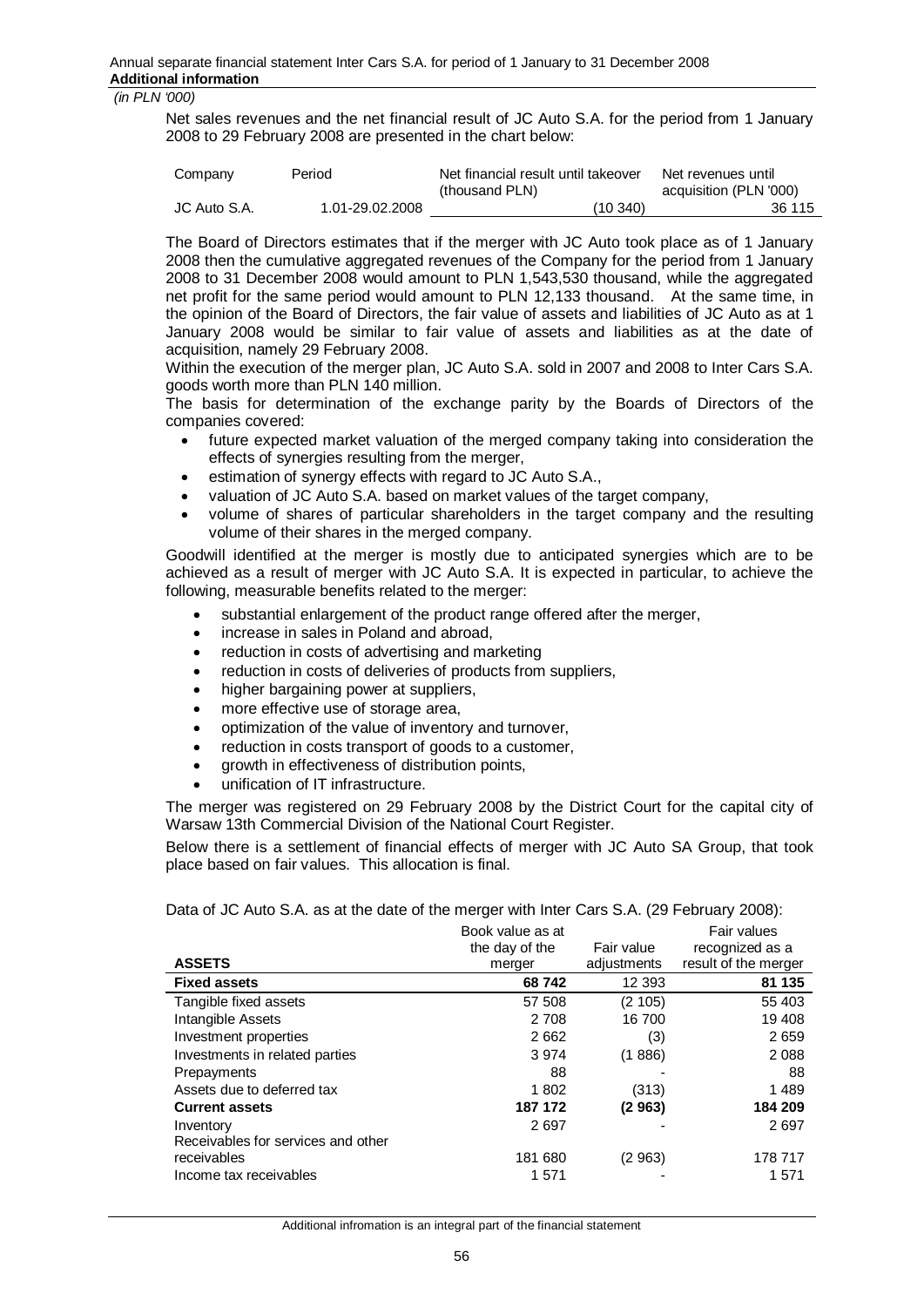*(in PLN '000)*

Net sales revenues and the net financial result of JC Auto S.A. for the period from 1 January 2008 to 29 February 2008 are presented in the chart below:

| Company | Period | Net financial result until takeover (thousand PLN) | Net revenues until acquisition (PLN '000) |
|---|---|---|---|
| JC Auto S.A. | 1.01-29.02.2008 | (10 340) | 36 115 |

The Board of Directors estimates that if the merger with JC Auto took place as of 1 January 2008 then the cumulative aggregated revenues of the Company for the period from 1 January 2008 to 31 December 2008 would amount to PLN 1,543,530 thousand, while the aggregated net profit for the same period would amount to PLN 12,133 thousand. At the same time, in the opinion of the Board of Directors, the fair value of assets and liabilities of JC Auto as at 1 January 2008 would be similar to fair value of assets and liabilities as at the date of acquisition, namely 29 February 2008.

Within the execution of the merger plan, JC Auto S.A. sold in 2007 and 2008 to Inter Cars S.A. goods worth more than PLN 140 million.

The basis for determination of the exchange parity by the Boards of Directors of the companies covered:

- future expected market valuation of the merged company taking into consideration the effects of synergies resulting from the merger,
- estimation of synergy effects with regard to JC Auto S.A.,
- valuation of JC Auto S.A. based on market values of the target company,
- volume of shares of particular shareholders in the target company and the resulting volume of their shares in the merged company.

Goodwill identified at the merger is mostly due to anticipated synergies which are to be achieved as a result of merger with JC Auto S.A. It is expected in particular, to achieve the following, measurable benefits related to the merger:

- substantial enlargement of the product range offered after the merger,
- increase in sales in Poland and abroad,
- reduction in costs of advertising and marketing
- reduction in costs of deliveries of products from suppliers,
- higher bargaining power at suppliers,
- more effective use of storage area,
- optimization of the value of inventory and turnover,
- reduction in costs transport of goods to a customer,
- growth in effectiveness of distribution points,
- unification of IT infrastructure.

The merger was registered on 29 February 2008 by the District Court for the capital city of Warsaw 13th Commercial Division of the National Court Register.

Below there is a settlement of financial effects of merger with JC Auto SA Group, that took place based on fair values. This allocation is final.

Data of JC Auto S.A. as at the date of the merger with Inter Cars S.A. (29 February 2008):

| ASSETS | Book value as at the day of the merger | Fair value adjustments | Fair values recognized as a result of the merger |
|---|---|---|---|
| **Fixed assets** | **68 742** | 12 393 | **81 135** |
| Tangible fixed assets | 57 508 | (2 105) | 55 403 |
| Intangible Assets | 2 708 | 16 700 | 19 408 |
| Investment properties | 2 662 | (3) | 2 659 |
| Investments in related parties | 3 974 | (1 886) | 2 088 |
| Prepayments | 88 | - | 88 |
| Assets due to deferred tax | 1 802 | (313) | 1 489 |
| **Current assets** | **187 172** | **(2 963)** | **184 209** |
| Inventory | 2 697 | - | 2 697 |
| Receivables for services and other receivables | 181 680 | (2 963) | 178 717 |
| Income tax receivables | 1 571 | - | 1 571 |

Additional infromation is an integral part of the financial statement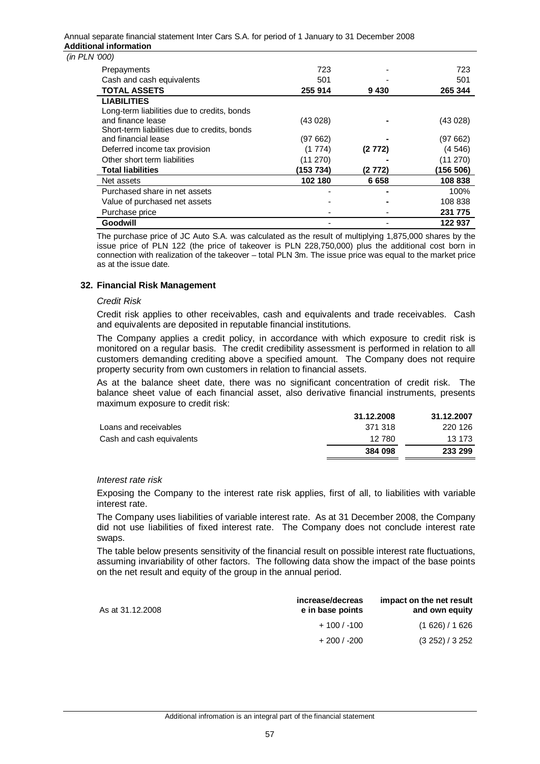*(in PLN '000)*

| | | | |
|---|---|---|---|
| Prepayments | 723 | - | 723 |
| Cash and cash equivalents | 501 | - | 501 |
| **TOTAL ASSETS** | **255 914** | **9 430** | **265 344** |
| **LIABILITIES** | | | |
| Long-term liabilities due to credits, bonds and finance lease | (43 028) | - | (43 028) |
| Short-term liabilities due to credits, bonds and financial lease | (97 662) | - | (97 662) |
| Deferred income tax provision | (1 774) | **(2 772)** | (4 546) |
| Other short term liabilities | (11 270) | - | (11 270) |
| **Total liabilities** | **(153 734)** | **(2 772)** | **(156 506)** |
| Net assets | **102 180** | **6 658** | **108 838** |
| Purchased share in net assets | - | - | 100% |
| Value of purchased net assets | - | - | 108 838 |
| Purchase price | - | - | **231 775** |
| **Goodwill** | - | - | **122 937** |

The purchase price of JC Auto S.A. was calculated as the result of multiplying 1,875,000 shares by the issue price of PLN 122 (the price of takeover is PLN 228,750,000) plus the additional cost born in connection with realization of the takeover – total PLN 3m. The issue price was equal to the market price as at the issue date.

## 32. Financial Risk Management

*Credit Risk*

Credit risk applies to other receivables, cash and equivalents and trade receivables. Cash and equivalents are deposited in reputable financial institutions.

The Company applies a credit policy, in accordance with which exposure to credit risk is monitored on a regular basis. The credit credibility assessment is performed in relation to all customers demanding crediting above a specified amount. The Company does not require property security from own customers in relation to financial assets.

As at the balance sheet date, there was no significant concentration of credit risk. The balance sheet value of each financial asset, also derivative financial instruments, presents maximum exposure to credit risk:

| | 31.12.2008 | 31.12.2007 |
|---|---|---|
| Loans and receivables | 371 318 | 220 126 |
| Cash and cash equivalents | 12 780 | 13 173 |
| | **384 098** | **233 299** |

*Interest rate risk*

Exposing the Company to the interest rate risk applies, first of all, to liabilities with variable interest rate.

The Company uses liabilities of variable interest rate. As at 31 December 2008, the Company did not use liabilities of fixed interest rate. The Company does not conclude interest rate swaps.

The table below presents sensitivity of the financial result on possible interest rate fluctuations, assuming invariability of other factors. The following data show the impact of the base points on the net result and equity of the group in the annual period.

| As at 31.12.2008 | increase/decrease in base points | impact on the net result and own equity |
|---|---|---|
| | + 100 / -100 | (1 626) / 1 626 |
| | + 200 / -200 | (3 252) / 3 252 |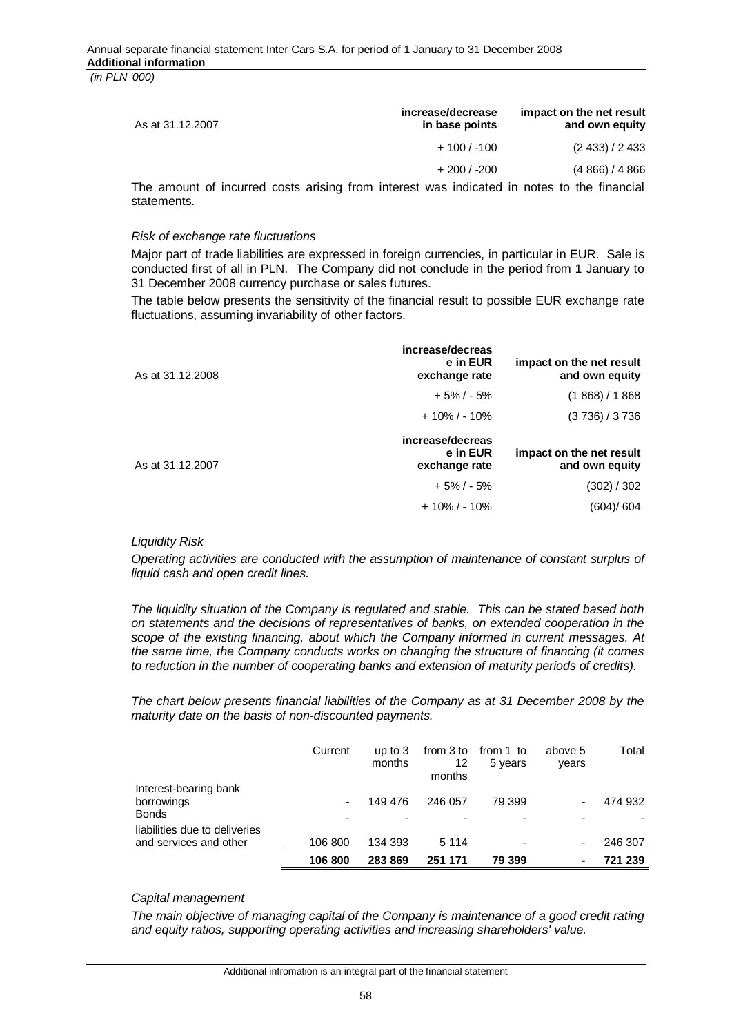| As at 31.12.2007 | increase/decrease in base points | impact on the net result and own equity |
|---|---|---|
| | + 100 / -100 | (2 433) / 2 433 |
| | + 200 / -200 | (4 866) / 4 866 |

The amount of incurred costs arising from interest was indicated in notes to the financial statements.

*Risk of exchange rate fluctuations*

Major part of trade liabilities are expressed in foreign currencies, in particular in EUR. Sale is conducted first of all in PLN. The Company did not conclude in the period from 1 January to 31 December 2008 currency purchase or sales futures.

The table below presents the sensitivity of the financial result to possible EUR exchange rate fluctuations, assuming invariability of other factors.

| As at 31.12.2008 | increase/decrease in EUR exchange rate | impact on the net result and own equity |
|---|---|---|
| | + 5% / - 5% | (1 868) / 1 868 |
| | + 10% / - 10% | (3 736) / 3 736 |

| As at 31.12.2007 | increase/decrease in EUR exchange rate | impact on the net result and own equity |
|---|---|---|
| | + 5% / - 5% | (302) / 302 |
| | + 10% / - 10% | (604)/ 604 |

*Liquidity Risk*

*Operating activities are conducted with the assumption of maintenance of constant surplus of liquid cash and open credit lines.*

*The liquidity situation of the Company is regulated and stable. This can be stated based both on statements and the decisions of representatives of banks, on extended cooperation in the scope of the existing financing, about which the Company informed in current messages. At the same time, the Company conducts works on changing the structure of financing (it comes to reduction in the number of cooperating banks and extension of maturity periods of credits).*

*The chart below presents financial liabilities of the Company as at 31 December 2008 by the maturity date on the basis of non-discounted payments.*

| | Current | up to 3 months | from 3 to 12 months | from 1 to 5 years | above 5 years | Total |
|---|---|---|---|---|---|---|
| Interest-bearing bank borrowings | - | 149 476 | 246 057 | 79 399 | - | 474 932 |
| Bonds | - | - | - | - | - | - |
| liabilities due to deliveries and services and other | 106 800 | 134 393 | 5 114 | - | - | 246 307 |
| | **106 800** | **283 869** | **251 171** | **79 399** | **-** | **721 239** |

*Capital management*

*The main objective of managing capital of the Company is maintenance of a good credit rating and equity ratios, supporting operating activities and increasing shareholders' value.*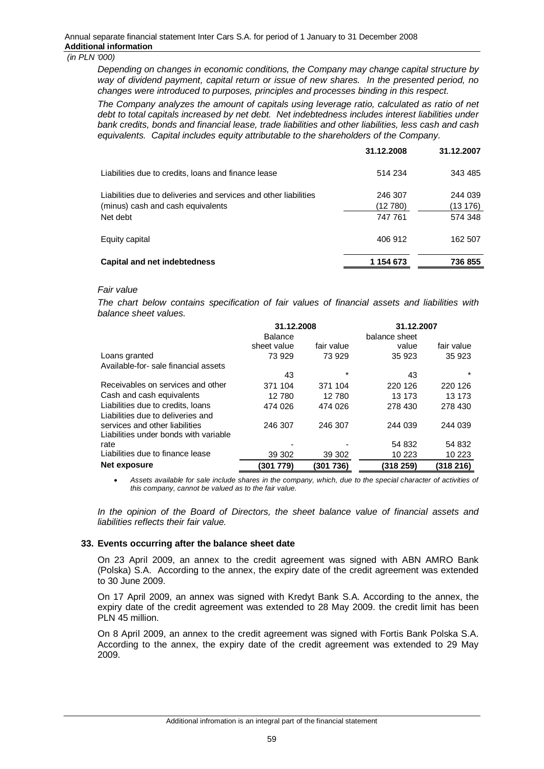*(in PLN '000)*

*Depending on changes in economic conditions, the Company may change capital structure by way of dividend payment, capital return or issue of new shares. In the presented period, no changes were introduced to purposes, principles and processes binding in this respect.*

*The Company analyzes the amount of capitals using leverage ratio, calculated as ratio of net debt to total capitals increased by net debt. Net indebtedness includes interest liabilities under bank credits, bonds and financial lease, trade liabilities and other liabilities, less cash and cash equivalents. Capital includes equity attributable to the shareholders of the Company.*

| | 31.12.2008 | 31.12.2007 |
|---|---|---|
| Liabilities due to credits, loans and finance lease | 514 234 | 343 485 |
| Liabilities due to deliveries and services and other liabilities | 246 307 | 244 039 |
| (minus) cash and cash equivalents | (12 780) | (13 176) |
| Net debt | 747 761 | 574 348 |
| Equity capital | 406 912 | 162 507 |
| **Capital and net indebtedness** | **1 154 673** | **736 855** |

*Fair value*

*The chart below contains specification of fair values of financial assets and liabilities with balance sheet values.*

| | 31.12.2008 | | 31.12.2007 | |
|---|---|---|---|---|
| | Balance sheet value | fair value | balance sheet value | fair value |
| Loans granted | 73 929 | 73 929 | 35 923 | 35 923 |
| Available-for- sale financial assets | 43 | * | 43 | * |
| Receivables on services and other | 371 104 | 371 104 | 220 126 | 220 126 |
| Cash and cash equivalents | 12 780 | 12 780 | 13 173 | 13 173 |
| Liabilities due to credits, loans | 474 026 | 474 026 | 278 430 | 278 430 |
| Liabilities due to deliveries and services and other liabilities | 246 307 | 246 307 | 244 039 | 244 039 |
| Liabilities under bonds with variable rate | - | - | 54 832 | 54 832 |
| Liabilities due to finance lease | 39 302 | 39 302 | 10 223 | 10 223 |
| **Net exposure** | **(301 779)** | **(301 736)** | **(318 259)** | **(318 216)** |

- *Assets available for sale include shares in the company, which, due to the special character of activities of this company, cannot be valued as to the fair value.*

*In the opinion of the Board of Directors, the sheet balance value of financial assets and liabilities reflects their fair value.*

## 33. Events occurring after the balance sheet date

On 23 April 2009, an annex to the credit agreement was signed with ABN AMRO Bank (Polska) S.A. According to the annex, the expiry date of the credit agreement was extended to 30 June 2009.

On 17 April 2009, an annex was signed with Kredyt Bank S.A. According to the annex, the expiry date of the credit agreement was extended to 28 May 2009. the credit limit has been PLN 45 million.

On 8 April 2009, an annex to the credit agreement was signed with Fortis Bank Polska S.A. According to the annex, the expiry date of the credit agreement was extended to 29 May 2009.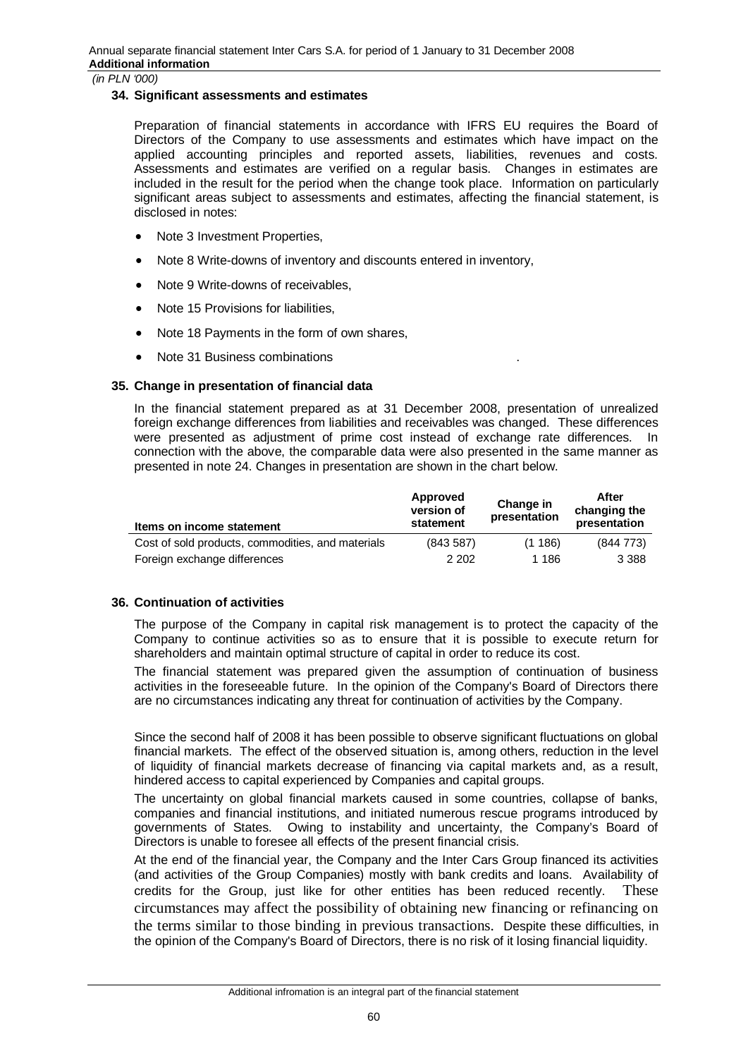*(in PLN '000)*

## 34. Significant assessments and estimates

Preparation of financial statements in accordance with IFRS EU requires the Board of Directors of the Company to use assessments and estimates which have impact on the applied accounting principles and reported assets, liabilities, revenues and costs. Assessments and estimates are verified on a regular basis. Changes in estimates are included in the result for the period when the change took place. Information on particularly significant areas subject to assessments and estimates, affecting the financial statement, is disclosed in notes:

- Note 3 Investment Properties,
- Note 8 Write-downs of inventory and discounts entered in inventory,
- Note 9 Write-downs of receivables,
- Note 15 Provisions for liabilities,
- Note 18 Payments in the form of own shares,
- Note 31 Business combinations .

## 35. Change in presentation of financial data

In the financial statement prepared as at 31 December 2008, presentation of unrealized foreign exchange differences from liabilities and receivables was changed. These differences were presented as adjustment of prime cost instead of exchange rate differences. In connection with the above, the comparable data were also presented in the same manner as presented in note 24. Changes in presentation are shown in the chart below.

| Items on income statement | Approved version of statement | Change in presentation | After changing the presentation |
|---|---|---|---|
| Cost of sold products, commodities, and materials | (843 587) | (1 186) | (844 773) |
| Foreign exchange differences | 2 202 | 1 186 | 3 388 |

## 36. Continuation of activities

The purpose of the Company in capital risk management is to protect the capacity of the Company to continue activities so as to ensure that it is possible to execute return for shareholders and maintain optimal structure of capital in order to reduce its cost.

The financial statement was prepared given the assumption of continuation of business activities in the foreseeable future. In the opinion of the Company's Board of Directors there are no circumstances indicating any threat for continuation of activities by the Company.

Since the second half of 2008 it has been possible to observe significant fluctuations on global financial markets. The effect of the observed situation is, among others, reduction in the level of liquidity of financial markets decrease of financing via capital markets and, as a result, hindered access to capital experienced by Companies and capital groups.

The uncertainty on global financial markets caused in some countries, collapse of banks, companies and financial institutions, and initiated numerous rescue programs introduced by governments of States. Owing to instability and uncertainty, the Company's Board of Directors is unable to foresee all effects of the present financial crisis.

At the end of the financial year, the Company and the Inter Cars Group financed its activities (and activities of the Group Companies) mostly with bank credits and loans. Availability of credits for the Group, just like for other entities has been reduced recently. These circumstances may affect the possibility of obtaining new financing or refinancing on the terms similar to those binding in previous transactions. Despite these difficulties, in the opinion of the Company's Board of Directors, there is no risk of it losing financial liquidity.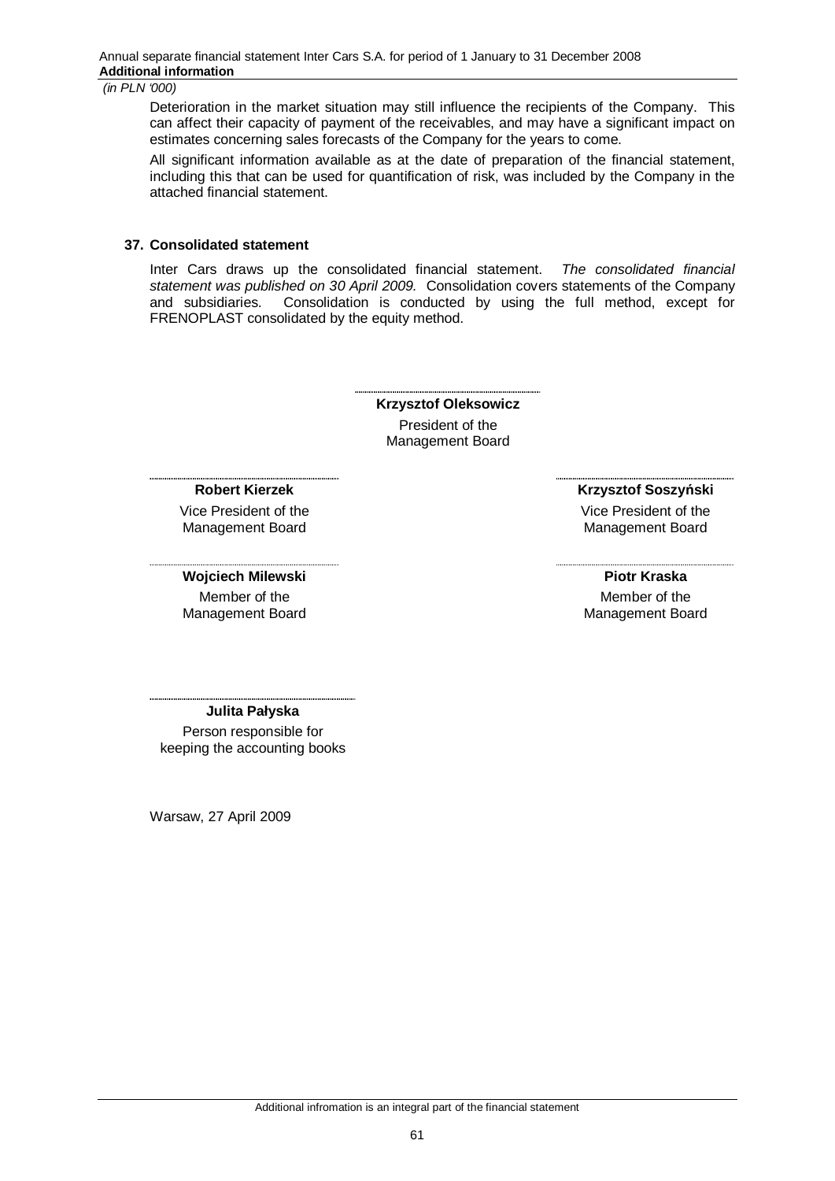Deterioration in the market situation may still influence the recipients of the Company. This can affect their capacity of payment of the receivables, and may have a significant impact on estimates concerning sales forecasts of the Company for the years to come.

All significant information available as at the date of preparation of the financial statement, including this that can be used for quantification of risk, was included by the Company in the attached financial statement.

## 37. Consolidated statement

Inter Cars draws up the consolidated financial statement. *The consolidated financial statement was published on 30 April 2009.* Consolidation covers statements of the Company and subsidiaries. Consolidation is conducted by using the full method, except for FRENOPLAST consolidated by the equity method.

**Krzysztof Oleksowicz**
President of the Management Board

**Robert Kierzek**
Vice President of the Management Board

**Krzysztof Soszyński**
Vice President of the Management Board

**Wojciech Milewski**
Member of the Management Board

**Piotr Kraska**
Member of the Management Board

**Julita Pałyska**
Person responsible for keeping the accounting books

Warsaw, 27 April 2009

Additional infromation is an integral part of the financial statement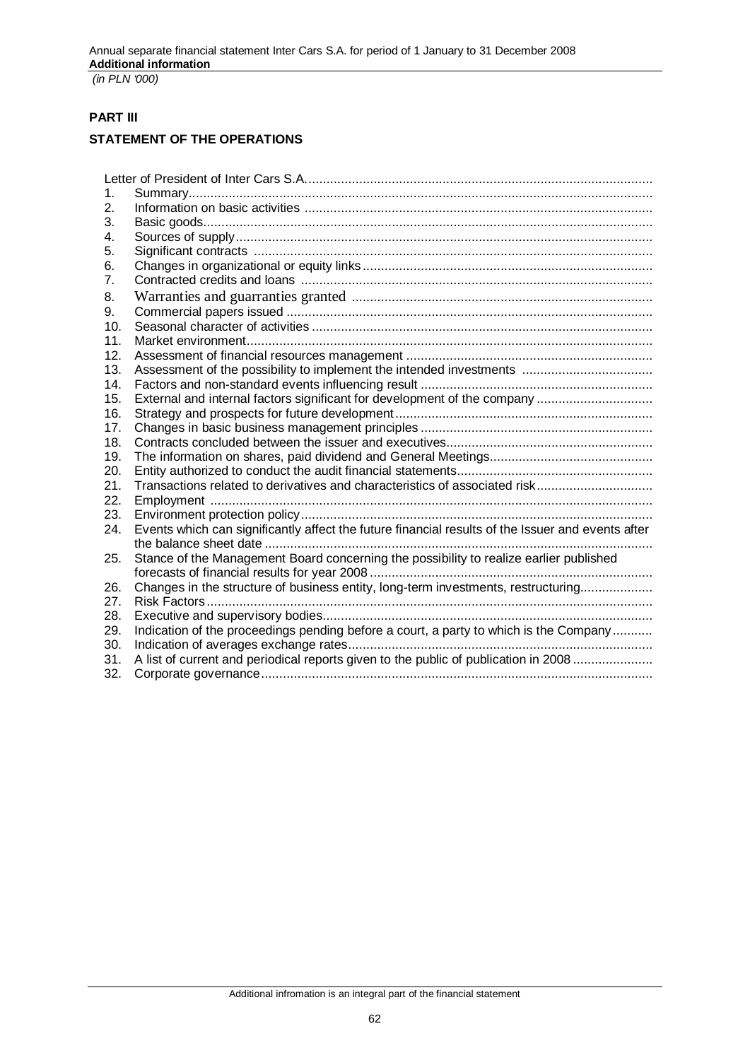**PART III**

**STATEMENT OF THE OPERATIONS**

Letter of President of Inter Cars S.A.

1. Summary
2. Information on basic activities
3. Basic goods
4. Sources of supply
5. Significant contracts
6. Changes in organizational or equity links
7. Contracted credits and loans
8. Warranties and guarranties granted
9. Commercial papers issued
10. Seasonal character of activities
11. Market environment
12. Assessment of financial resources management
13. Assessment of the possibility to implement the intended investments
14. Factors and non-standard events influencing result
15. External and internal factors significant for development of the company
16. Strategy and prospects for future development
17. Changes in basic business management principles
18. Contracts concluded between the issuer and executives
19. The information on shares, paid dividend and General Meetings
20. Entity authorized to conduct the audit financial statements
21. Transactions related to derivatives and characteristics of associated risk
22. Employment
23. Environment protection policy
24. Events which can significantly affect the future financial results of the Issuer and events after the balance sheet date
25. Stance of the Management Board concerning the possibility to realize earlier published forecasts of financial results for year 2008
26. Changes in the structure of business entity, long-term investments, restructuring
27. Risk Factors
28. Executive and supervisory bodies
29. Indication of the proceedings pending before a court, a party to which is the Company
30. Indication of averages exchange rates
31. A list of current and periodical reports given to the public of publication in 2008
32. Corporate governance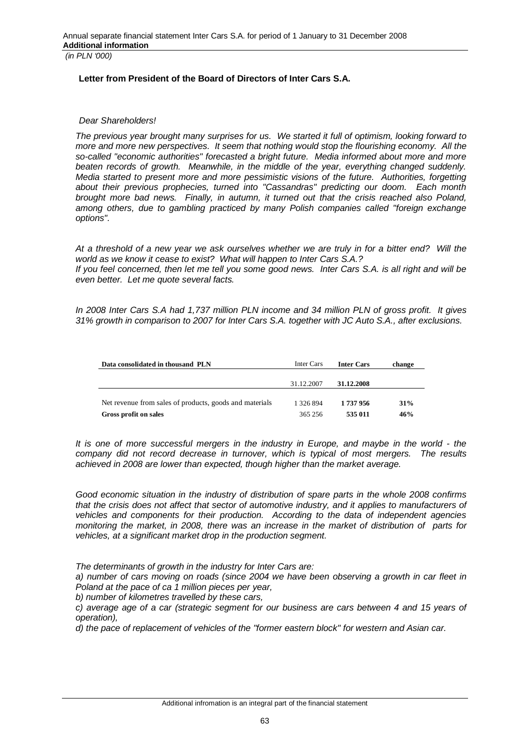*(in PLN '000)*

**Letter from President of the Board of Directors of Inter Cars S.A.**

*Dear Shareholders!*

*The previous year brought many surprises for us. We started it full of optimism, looking forward to more and more new perspectives. It seem that nothing would stop the flourishing economy. All the so-called "economic authorities" forecasted a bright future. Media informed about more and more beaten records of growth. Meanwhile, in the middle of the year, everything changed suddenly. Media started to present more and more pessimistic visions of the future. Authorities, forgetting about their previous prophecies, turned into "Cassandras" predicting our doom. Each month brought more bad news. Finally, in autumn, it turned out that the crisis reached also Poland, among others, due to gambling practiced by many Polish companies called "foreign exchange options".*

*At a threshold of a new year we ask ourselves whether we are truly in for a bitter end? Will the world as we know it cease to exist? What will happen to Inter Cars S.A.?*
*If you feel concerned, then let me tell you some good news. Inter Cars S.A. is all right and will be even better. Let me quote several facts.*

*In 2008 Inter Cars S.A had 1,737 million PLN income and 34 million PLN of gross profit. It gives 31% growth in comparison to 2007 for Inter Cars S.A. together with JC Auto S.A., after exclusions.*

| **Data consolidated in thousand PLN** | Inter Cars | **Inter Cars** | **change** |
|---|---|---|---|
| | 31.12.2007 | **31.12.2008** | |
| Net revenue from sales of products, goods and materials | 1 326 894 | **1 737 956** | **31%** |
| **Gross profit on sales** | 365 256 | **535 011** | **46%** |

*It is one of more successful mergers in the industry in Europe, and maybe in the world - the company did not record decrease in turnover, which is typical of most mergers. The results achieved in 2008 are lower than expected, though higher than the market average.*

*Good economic situation in the industry of distribution of spare parts in the whole 2008 confirms that the crisis does not affect that sector of automotive industry, and it applies to manufacturers of vehicles and components for their production. According to the data of independent agencies monitoring the market, in 2008, there was an increase in the market of distribution of parts for vehicles, at a significant market drop in the production segment.*

*The determinants of growth in the industry for Inter Cars are:*
*a) number of cars moving on roads (since 2004 we have been observing a growth in car fleet in Poland at the pace of ca 1 million pieces per year,*
*b) number of kilometres travelled by these cars,*
*c) average age of a car (strategic segment for our business are cars between 4 and 15 years of operation),*
*d) the pace of replacement of vehicles of the "former eastern block" for western and Asian car.*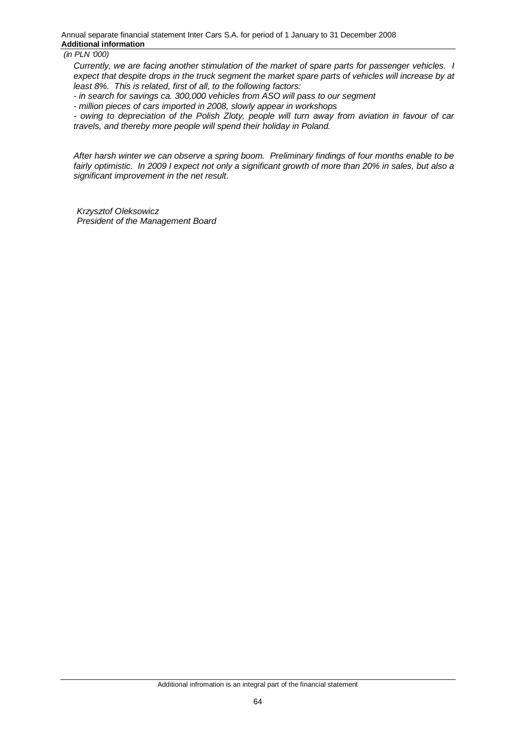*Currently, we are facing another stimulation of the market of spare parts for passenger vehicles. I expect that despite drops in the truck segment the market spare parts of vehicles will increase by at least 8%. This is related, first of all, to the following factors:*

*- in search for savings ca. 300,000 vehicles from ASO will pass to our segment*

*- million pieces of cars imported in 2008, slowly appear in workshops*

*- owing to depreciation of the Polish Zloty, people will turn away from aviation in favour of car travels, and thereby more people will spend their holiday in Poland.*

*After harsh winter we can observe a spring boom. Preliminary findings of four months enable to be fairly optimistic. In 2009 I expect not only a significant growth of more than 20% in sales, but also a significant improvement in the net result.*

*Krzysztof Oleksowicz*
*President of the Management Board*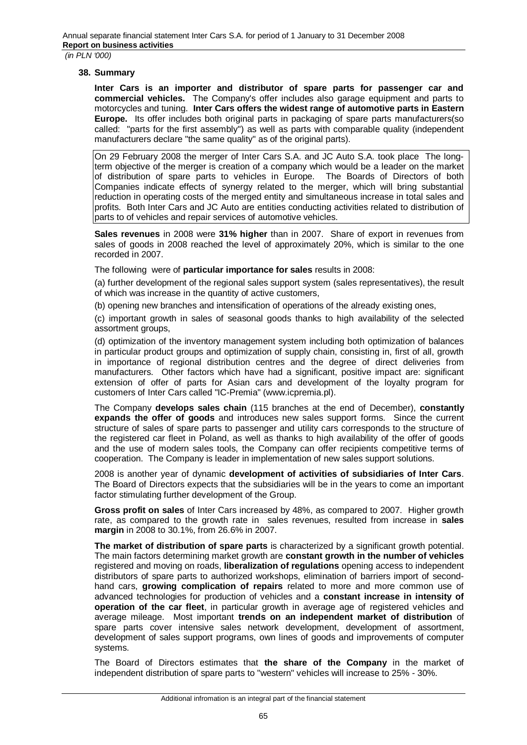## 38. Summary

**Inter Cars is an importer and distributor of spare parts for passenger car and commercial vehicles.** The Company's offer includes also garage equipment and parts to motorcycles and tuning. **Inter Cars offers the widest range of automotive parts in Eastern Europe.** Its offer includes both original parts in packaging of spare parts manufacturers(so called: "parts for the first assembly") as well as parts with comparable quality (independent manufacturers declare "the same quality" as of the original parts).

On 29 February 2008 the merger of Inter Cars S.A. and JC Auto S.A. took place The long-term objective of the merger is creation of a company which would be a leader on the market of distribution of spare parts to vehicles in Europe. The Boards of Directors of both Companies indicate effects of synergy related to the merger, which will bring substantial reduction in operating costs of the merged entity and simultaneous increase in total sales and profits. Both Inter Cars and JC Auto are entities conducting activities related to distribution of parts to of vehicles and repair services of automotive vehicles.

**Sales revenues** in 2008 were **31% higher** than in 2007. Share of export in revenues from sales of goods in 2008 reached the level of approximately 20%, which is similar to the one recorded in 2007.

The following were of **particular importance for sales** results in 2008:

(a) further development of the regional sales support system (sales representatives), the result of which was increase in the quantity of active customers,

(b) opening new branches and intensification of operations of the already existing ones,

(c) important growth in sales of seasonal goods thanks to high availability of the selected assortment groups,

(d) optimization of the inventory management system including both optimization of balances in particular product groups and optimization of supply chain, consisting in, first of all, growth in importance of regional distribution centres and the degree of direct deliveries from manufacturers. Other factors which have had a significant, positive impact are: significant extension of offer of parts for Asian cars and development of the loyalty program for customers of Inter Cars called "IC-Premia" (www.icpremia.pl).

The Company **develops sales chain** (115 branches at the end of December), **constantly expands the offer of goods** and introduces new sales support forms. Since the current structure of sales of spare parts to passenger and utility cars corresponds to the structure of the registered car fleet in Poland, as well as thanks to high availability of the offer of goods and the use of modern sales tools, the Company can offer recipients competitive terms of cooperation. The Company is leader in implementation of new sales support solutions.

2008 is another year of dynamic **development of activities of subsidiaries of Inter Cars**. The Board of Directors expects that the subsidiaries will be in the years to come an important factor stimulating further development of the Group.

**Gross profit on sales** of Inter Cars increased by 48%, as compared to 2007. Higher growth rate, as compared to the growth rate in sales revenues, resulted from increase in **sales margin** in 2008 to 30.1%, from 26.6% in 2007.

**The market of distribution of spare parts** is characterized by a significant growth potential. The main factors determining market growth are **constant growth in the number of vehicles** registered and moving on roads, **liberalization of regulations** opening access to independent distributors of spare parts to authorized workshops, elimination of barriers import of second-hand cars, **growing complication of repairs** related to more and more common use of advanced technologies for production of vehicles and a **constant increase in intensity of operation of the car fleet**, in particular growth in average age of registered vehicles and average mileage. Most important **trends on an independent market of distribution** of spare parts cover intensive sales network development, development of assortment, development of sales support programs, own lines of goods and improvements of computer systems.

The Board of Directors estimates that **the share of the Company** in the market of independent distribution of spare parts to "western" vehicles will increase to 25% - 30%.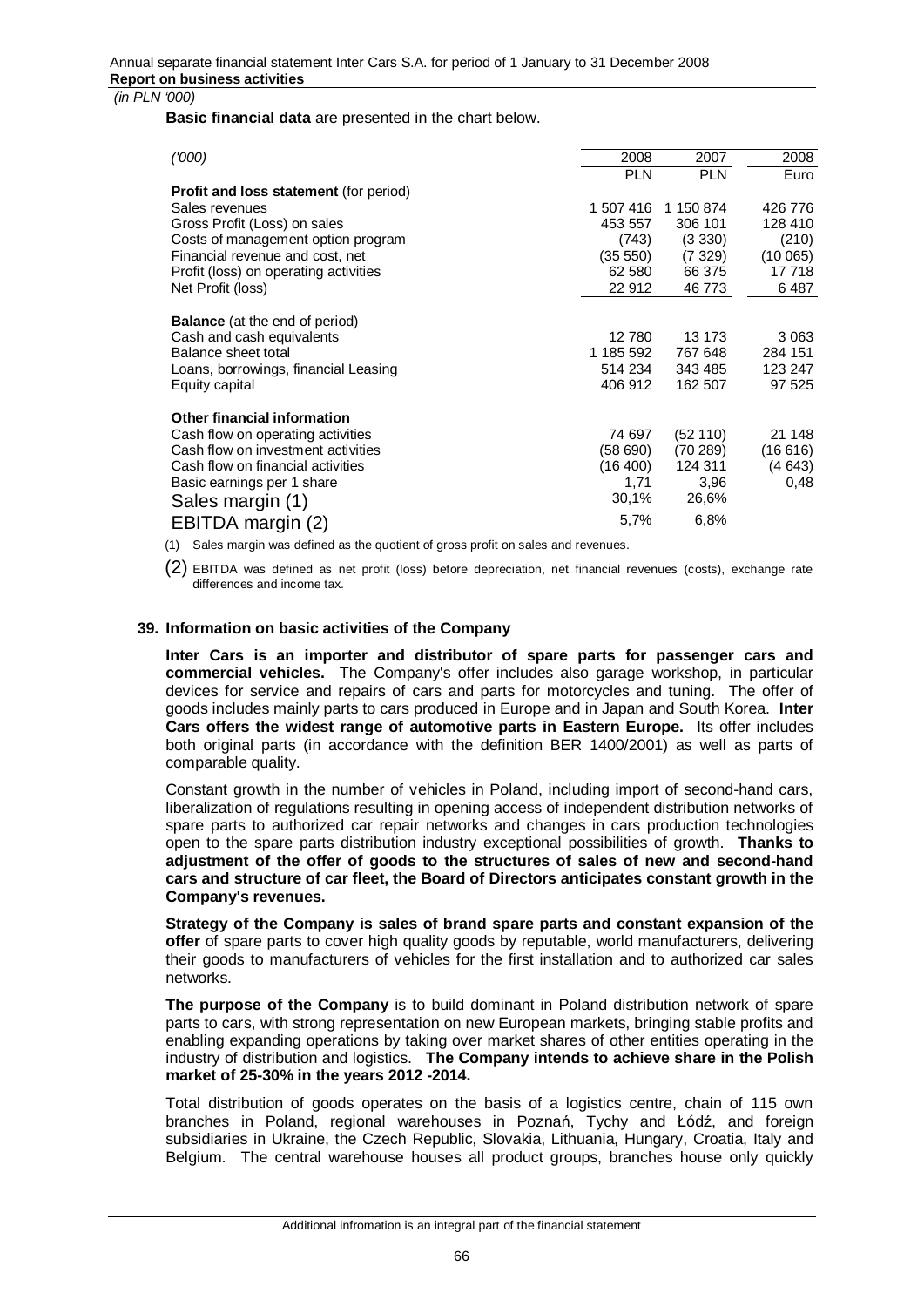*(in PLN '000)*

**Basic financial data** are presented in the chart below.

| *('000)* | 2008 | 2007 | 2008 |
|---|---|---|---|
| | PLN | PLN | Euro |
| **Profit and loss statement** (for period) | | | |
| Sales revenues | 1 507 416 | 1 150 874 | 426 776 |
| Gross Profit (Loss) on sales | 453 557 | 306 101 | 128 410 |
| Costs of management option program | (743) | (3 330) | (210) |
| Financial revenue and cost, net | (35 550) | (7 329) | (10 065) |
| Profit (loss) on operating activities | 62 580 | 66 375 | 17 718 |
| Net Profit (loss) | 22 912 | 46 773 | 6 487 |
| **Balance** (at the end of period) | | | |
| Cash and cash equivalents | 12 780 | 13 173 | 3 063 |
| Balance sheet total | 1 185 592 | 767 648 | 284 151 |
| Loans, borrowings, financial Leasing | 514 234 | 343 485 | 123 247 |
| Equity capital | 406 912 | 162 507 | 97 525 |
| **Other financial information** | | | |
| Cash flow on operating activities | 74 697 | (52 110) | 21 148 |
| Cash flow on investment activities | (58 690) | (70 289) | (16 616) |
| Cash flow on financial activities | (16 400) | 124 311 | (4 643) |
| Basic earnings per 1 share | 1,71 | 3,96 | 0,48 |
| Sales margin (1) | 30,1% | 26,6% | |
| EBITDA margin (2) | 5,7% | 6,8% | |

(1) Sales margin was defined as the quotient of gross profit on sales and revenues.

(2) EBITDA was defined as net profit (loss) before depreciation, net financial revenues (costs), exchange rate differences and income tax.

## 39. Information on basic activities of the Company

**Inter Cars is an importer and distributor of spare parts for passenger cars and commercial vehicles.** The Company's offer includes also garage workshop, in particular devices for service and repairs of cars and parts for motorcycles and tuning. The offer of goods includes mainly parts to cars produced in Europe and in Japan and South Korea. **Inter Cars offers the widest range of automotive parts in Eastern Europe.** Its offer includes both original parts (in accordance with the definition BER 1400/2001) as well as parts of comparable quality.

Constant growth in the number of vehicles in Poland, including import of second-hand cars, liberalization of regulations resulting in opening access of independent distribution networks of spare parts to authorized car repair networks and changes in cars production technologies open to the spare parts distribution industry exceptional possibilities of growth. **Thanks to adjustment of the offer of goods to the structures of sales of new and second-hand cars and structure of car fleet, the Board of Directors anticipates constant growth in the Company's revenues.**

**Strategy of the Company is sales of brand spare parts and constant expansion of the offer** of spare parts to cover high quality goods by reputable, world manufacturers, delivering their goods to manufacturers of vehicles for the first installation and to authorized car sales networks.

**The purpose of the Company** is to build dominant in Poland distribution network of spare parts to cars, with strong representation on new European markets, bringing stable profits and enabling expanding operations by taking over market shares of other entities operating in the industry of distribution and logistics. **The Company intends to achieve share in the Polish market of 25-30% in the years 2012 -2014.**

Total distribution of goods operates on the basis of a logistics centre, chain of 115 own branches in Poland, regional warehouses in Poznań, Tychy and Łódź, and foreign subsidiaries in Ukraine, the Czech Republic, Slovakia, Lithuania, Hungary, Croatia, Italy and Belgium. The central warehouse houses all product groups, branches house only quickly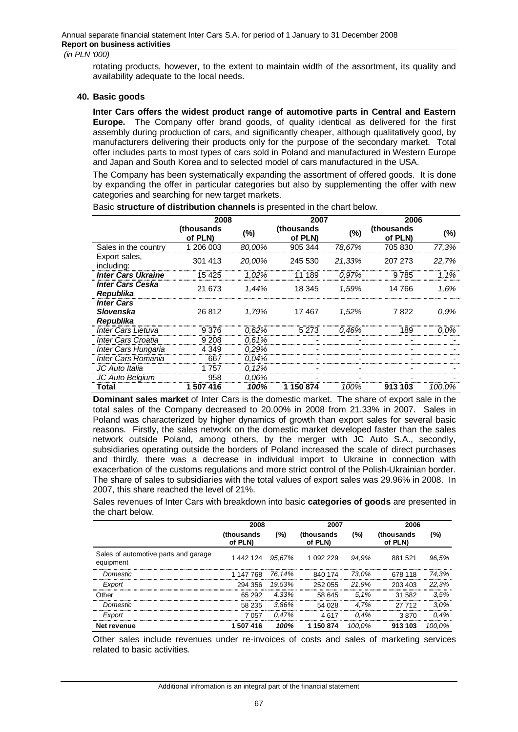*(in PLN '000)*

rotating products, however, to the extent to maintain width of the assortment, its quality and availability adequate to the local needs.

## 40. Basic goods

**Inter Cars offers the widest product range of automotive parts in Central and Eastern Europe.** The Company offer brand goods, of quality identical as delivered for the first assembly during production of cars, and significantly cheaper, although qualitatively good, by manufacturers delivering their products only for the purpose of the secondary market. Total offer includes parts to most types of cars sold in Poland and manufactured in Western Europe and Japan and South Korea and to selected model of cars manufactured in the USA.

The Company has been systematically expanding the assortment of offered goods. It is done by expanding the offer in particular categories but also by supplementing the offer with new categories and searching for new target markets.

Basic **structure of distribution channels** is presented in the chart below.

| | 2008 | | 2007 | | 2006 | |
|---|---|---|---|---|---|---|
| | (thousands of PLN) | (%) | (thousands of PLN) | (%) | (thousands of PLN) | (%) |
| Sales in the country | 1 206 003 | *80,00%* | 905 344 | *78,67%* | 705 830 | *77,3%* |
| Export sales, including: | 301 413 | *20,00%* | 245 530 | *21,33%* | 207 273 | *22,7%* |
| ***Inter Cars Ukraine*** | 15 425 | *1,02%* | 11 189 | *0,97%* | 9 785 | *1,1%* |
| ***Inter Cars Ceska Republika*** | 21 673 | *1,44%* | 18 345 | *1,59%* | 14 766 | *1,6%* |
| ***Inter Cars Slovenska Republika*** | 26 812 | *1,79%* | 17 467 | *1,52%* | 7 822 | *0,9%* |
| *Inter Cars Lietuva* | 9 376 | *0,62%* | 5 273 | *0,46%* | 189 | *0,0%* |
| *Inter Cars Croatia* | 9 208 | *0,61%* | - | - | - | - |
| *Inter Cars Hungaria* | 4 349 | *0,29%* | - | - | - | - |
| *Inter Cars Romania* | 667 | *0,04%* | - | - | - | - |
| *JC Auto Italia* | 1 757 | *0,12%* | - | - | - | - |
| *JC Auto Belgium* | 958 | *0,06%* | - | - | - | - |
| **Total** | **1 507 416** | ***100%*** | **1 150 874** | *100%* | **913 103** | *100,0%* |

**Dominant sales market** of Inter Cars is the domestic market. The share of export sale in the total sales of the Company decreased to 20.00% in 2008 from 21.33% in 2007. Sales in Poland was characterized by higher dynamics of growth than export sales for several basic reasons. Firstly, the sales network on the domestic market developed faster than the sales network outside Poland, among others, by the merger with JC Auto S.A., secondly, subsidiaries operating outside the borders of Poland increased the scale of direct purchases and thirdly, there was a decrease in individual import to Ukraine in connection with exacerbation of the customs regulations and more strict control of the Polish-Ukrainian border. The share of sales to subsidiaries with the total values of export sales was 29.96% in 2008. In 2007, this share reached the level of 21%.

Sales revenues of Inter Cars with breakdown into basic **categories of goods** are presented in the chart below.

| | 2008 | | 2007 | | 2006 | |
|---|---|---|---|---|---|---|
| | (thousands of PLN) | (%) | (thousands of PLN) | (%) | (thousands of PLN) | (%) |
| Sales of automotive parts and garage equipment | 1 442 124 | *95,67%* | 1 092 229 | *94,9%* | 881 521 | *96,5%* |
| *Domestic* | 1 147 768 | *76,14%* | 840 174 | *73,0%* | 678 118 | *74,3%* |
| *Export* | 294 356 | *19,53%* | 252 055 | *21,9%* | 203 403 | *22,3%* |
| Other | 65 292 | *4,33%* | 58 645 | *5,1%* | 31 582 | *3,5%* |
| *Domestic* | 58 235 | *3,86%* | 54 028 | *4,7%* | 27 712 | *3,0%* |
| *Export* | 7 057 | *0,47%* | 4 617 | *0,4%* | 3 870 | *0,4%* |
| **Net revenue** | **1 507 416** | ***100%*** | **1 150 874** | *100,0%* | **913 103** | *100,0%* |

Other sales include revenues under re-invoices of costs and sales of marketing services related to basic activities.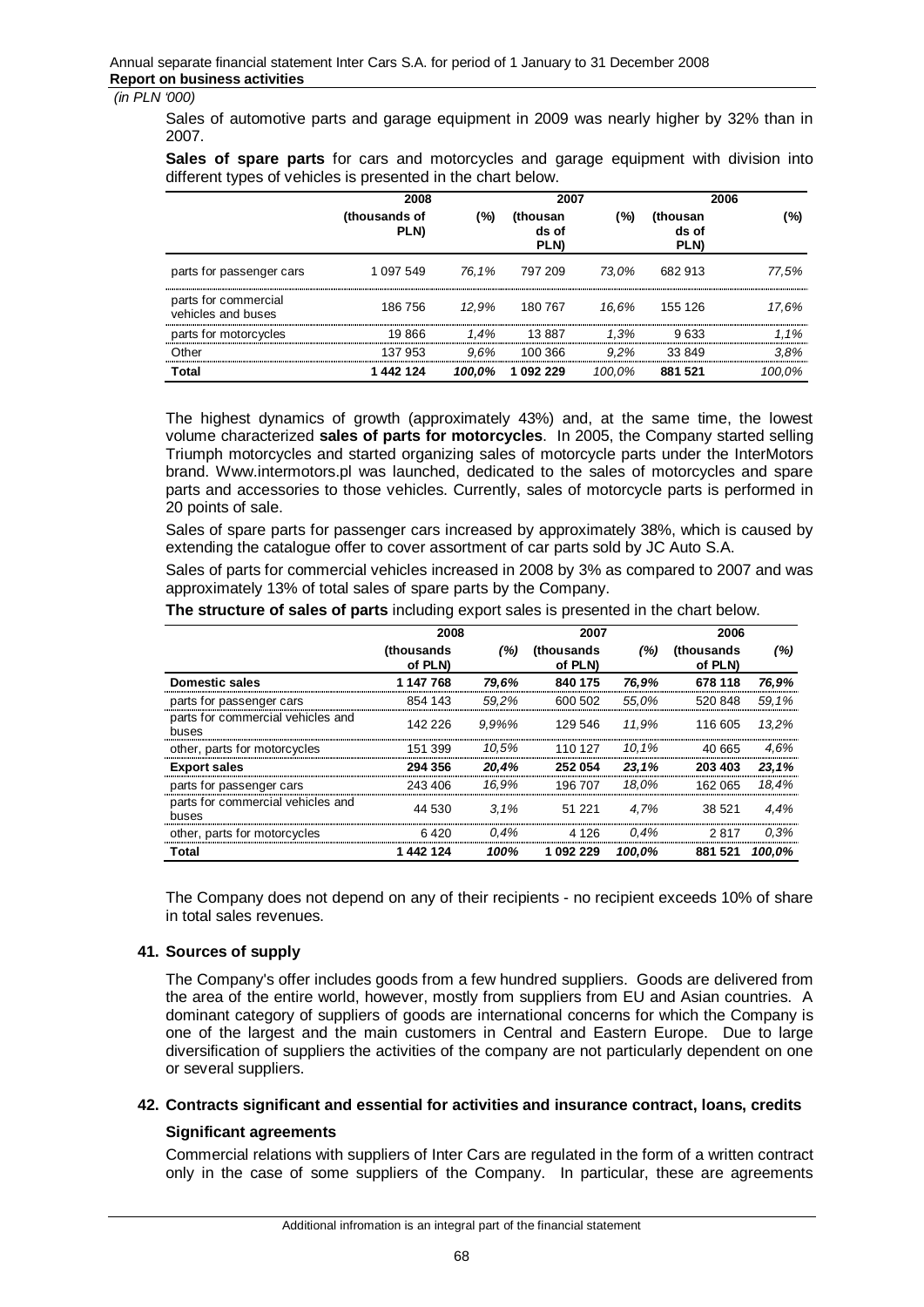*(in PLN '000)*

Sales of automotive parts and garage equipment in 2009 was nearly higher by 32% than in 2007.

**Sales of spare parts** for cars and motorcycles and garage equipment with division into different types of vehicles is presented in the chart below.

| | 2008 | | 2007 | | 2006 | |
|---|---|---|---|---|---|---|
| | (thousands of PLN) | (%) | (thousands of PLN) | (%) | (thousands of PLN) | (%) |
| parts for passenger cars | 1 097 549 | *76,1%* | 797 209 | *73,0%* | 682 913 | *77,5%* |
| parts for commercial vehicles and buses | 186 756 | *12,9%* | 180 767 | *16,6%* | 155 126 | *17,6%* |
| parts for motorcycles | 19 866 | *1,4%* | 13 887 | *1,3%* | 9 633 | *1,1%* |
| Other | 137 953 | *9,6%* | 100 366 | *9,2%* | 33 849 | *3,8%* |
| **Total** | **1 442 124** | ***100,0%*** | **1 092 229** | *100,0%* | **881 521** | *100,0%* |

The highest dynamics of growth (approximately 43%) and, at the same time, the lowest volume characterized **sales of parts for motorcycles**. In 2005, the Company started selling Triumph motorcycles and started organizing sales of motorcycle parts under the InterMotors brand. Www.intermotors.pl was launched, dedicated to the sales of motorcycles and spare parts and accessories to those vehicles. Currently, sales of motorcycle parts is performed in 20 points of sale.

Sales of spare parts for passenger cars increased by approximately 38%, which is caused by extending the catalogue offer to cover assortment of car parts sold by JC Auto S.A.

Sales of parts for commercial vehicles increased in 2008 by 3% as compared to 2007 and was approximately 13% of total sales of spare parts by the Company.

**The structure of sales of parts** including export sales is presented in the chart below.

| | 2008 | | 2007 | | 2006 | |
|---|---|---|---|---|---|---|
| | (thousands of PLN) | *(%)* | (thousands of PLN) | *(%)* | (thousands of PLN) | *(%)* |
| **Domestic sales** | **1 147 768** | ***79,6%*** | **840 175** | ***76,9%*** | **678 118** | ***76,9%*** |
| parts for passenger cars | 854 143 | *59,2%* | 600 502 | *55,0%* | 520 848 | *59,1%* |
| parts for commercial vehicles and buses | 142 226 | *9,9%%* | 129 546 | *11,9%* | 116 605 | *13,2%* |
| other, parts for motorcycles | 151 399 | *10,5%* | 110 127 | *10,1%* | 40 665 | *4,6%* |
| **Export sales** | **294 356** | ***20,4%*** | **252 054** | ***23,1%*** | **203 403** | ***23,1%*** |
| parts for passenger cars | 243 406 | *16,9%* | 196 707 | *18,0%* | 162 065 | *18,4%* |
| parts for commercial vehicles and buses | 44 530 | *3,1%* | 51 221 | *4,7%* | 38 521 | *4,4%* |
| other, parts for motorcycles | 6 420 | *0,4%* | 4 126 | *0,4%* | 2 817 | *0,3%* |
| **Total** | **1 442 124** | ***100%*** | **1 092 229** | ***100,0%*** | **881 521** | ***100,0%*** |

The Company does not depend on any of their recipients - no recipient exceeds 10% of share in total sales revenues.

## 41. Sources of supply

The Company's offer includes goods from a few hundred suppliers. Goods are delivered from the area of the entire world, however, mostly from suppliers from EU and Asian countries. A dominant category of suppliers of goods are international concerns for which the Company is one of the largest and the main customers in Central and Eastern Europe. Due to large diversification of suppliers the activities of the company are not particularly dependent on one or several suppliers.

## 42. Contracts significant and essential for activities and insurance contract, loans, credits

### Significant agreements

Commercial relations with suppliers of Inter Cars are regulated in the form of a written contract only in the case of some suppliers of the Company. In particular, these are agreements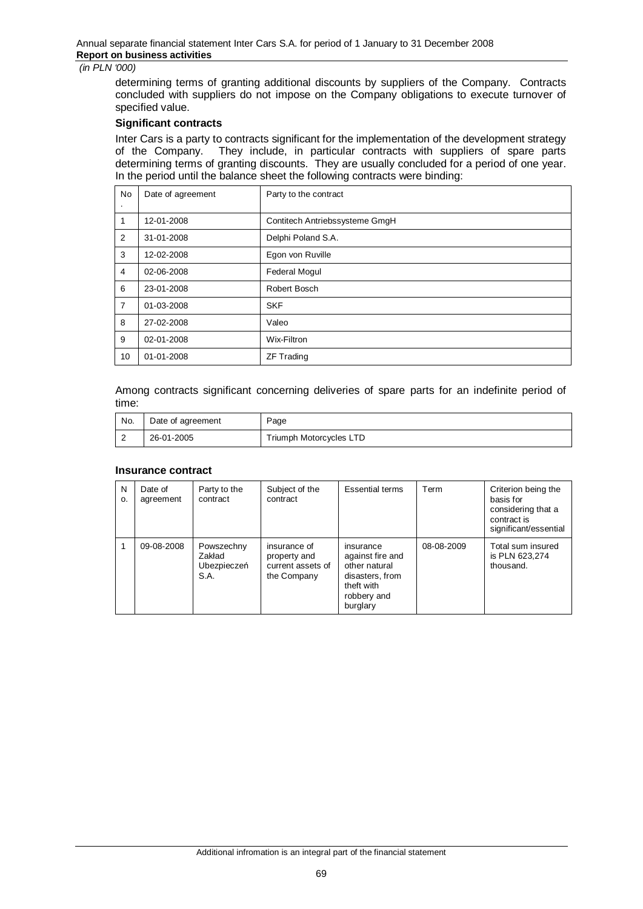determining terms of granting additional discounts by suppliers of the Company. Contracts concluded with suppliers do not impose on the Company obligations to execute turnover of specified value.

**Significant contracts**

Inter Cars is a party to contracts significant for the implementation of the development strategy of the Company. They include, in particular contracts with suppliers of spare parts determining terms of granting discounts. They are usually concluded for a period of one year. In the period until the balance sheet the following contracts were binding:

| No. | Date of agreement | Party to the contract |
|---|---|---|
| 1 | 12-01-2008 | Contitech Antriebssysteme GmgH |
| 2 | 31-01-2008 | Delphi Poland S.A. |
| 3 | 12-02-2008 | Egon von Ruville |
| 4 | 02-06-2008 | Federal Mogul |
| 6 | 23-01-2008 | Robert Bosch |
| 7 | 01-03-2008 | SKF |
| 8 | 27-02-2008 | Valeo |
| 9 | 02-01-2008 | Wix-Filtron |
| 10 | 01-01-2008 | ZF Trading |

Among contracts significant concerning deliveries of spare parts for an indefinite period of time:

| No. | Date of agreement | Page |
|---|---|---|
| 2 | 26-01-2005 | Triumph Motorcycles LTD |

**Insurance contract**

| No. | Date of agreement | Party to the contract | Subject of the contract | Essential terms | Term | Criterion being the basis for considering that a contract is significant/essential |
|---|---|---|---|---|---|---|
| 1 | 09-08-2008 | Powszechny Zakład Ubezpieczeń S.A. | insurance of property and current assets of the Company | insurance against fire and other natural disasters, from theft with robbery and burglary | 08-08-2009 | Total sum insured is PLN 623,274 thousand. |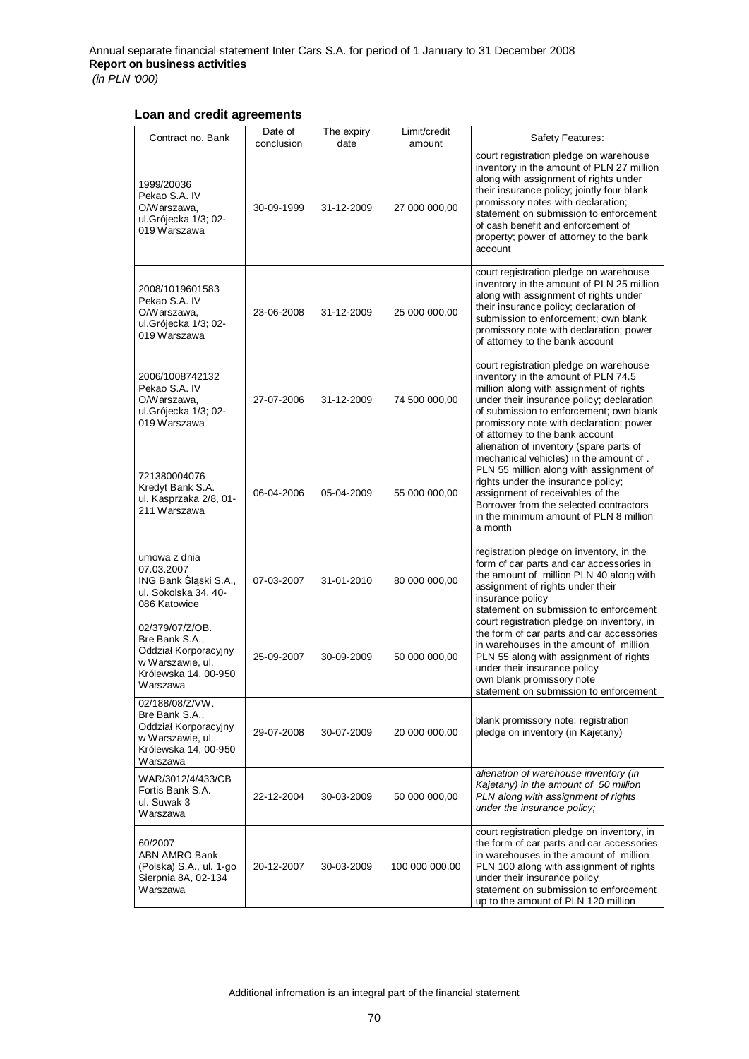## Loan and credit agreements

| Contract no. Bank | Date of conclusion | The expiry date | Limit/credit amount | Safety Features: |
|---|---|---|---|---|
| 1999/20036 Pekao S.A. IV O/Warszawa, ul.Grójecka 1/3; 02-019 Warszawa | 30-09-1999 | 31-12-2009 | 27 000 000,00 | court registration pledge on warehouse inventory in the amount of PLN 27 million along with assignment of rights under their insurance policy; jointly four blank promissory notes with declaration; statement on submission to enforcement of cash benefit and enforcement of property; power of attorney to the bank account |
| 2008/1019601583 Pekao S.A. IV O/Warszawa, ul.Grójecka 1/3; 02-019 Warszawa | 23-06-2008 | 31-12-2009 | 25 000 000,00 | court registration pledge on warehouse inventory in the amount of PLN 25 million along with assignment of rights under their insurance policy; declaration of submission to enforcement; own blank promissory note with declaration; power of attorney to the bank account |
| 2006/1008742132 Pekao S.A. IV O/Warszawa, ul.Grójecka 1/3; 02-019 Warszawa | 27-07-2006 | 31-12-2009 | 74 500 000,00 | court registration pledge on warehouse inventory in the amount of PLN 74.5 million along with assignment of rights under their insurance policy; declaration of submission to enforcement; own blank promissory note with declaration; power of attorney to the bank account |
| 721380004076 Kredyt Bank S.A. ul. Kasprzaka 2/8, 01-211 Warszawa | 06-04-2006 | 05-04-2009 | 55 000 000,00 | alienation of inventory (spare parts of mechanical vehicles) in the amount of . PLN 55 million along with assignment of rights under the insurance policy; assignment of receivables of the Borrower from the selected contractors in the minimum amount of PLN 8 million a month |
| umowa z dnia 07.03.2007 ING Bank Śląski S.A., ul. Sokolska 34, 40-086 Katowice | 07-03-2007 | 31-01-2010 | 80 000 000,00 | registration pledge on inventory, in the form of car parts and car accessories in the amount of million PLN 40 along with assignment of rights under their insurance policy statement on submission to enforcement |
| 02/379/07/Z/OB. Bre Bank S.A., Oddział Korporacyjny w Warszawie, ul. Królewska 14, 00-950 Warszawa | 25-09-2007 | 30-09-2009 | 50 000 000,00 | court registration pledge on inventory, in the form of car parts and car accessories in warehouses in the amount of million PLN 55 along with assignment of rights under their insurance policy own blank promissory note statement on submission to enforcement |
| 02/188/08/Z/VW. Bre Bank S.A., Oddział Korporacyjny w Warszawie, ul. Królewska 14, 00-950 Warszawa | 29-07-2008 | 30-07-2009 | 20 000 000,00 | blank promissory note; registration pledge on inventory (in Kajetany) |
| WAR/3012/4/433/CB Fortis Bank S.A. ul. Suwak 3 Warszawa | 22-12-2004 | 30-03-2009 | 50 000 000,00 | *alienation of warehouse inventory (in Kajetany) in the amount of 50 million PLN along with assignment of rights under the insurance policy;* |
| 60/2007 ABN AMRO Bank (Polska) S.A., ul. 1-go Sierpnia 8A, 02-134 Warszawa | 20-12-2007 | 30-03-2009 | 100 000 000,00 | court registration pledge on inventory, in the form of car parts and car accessories in warehouses in the amount of million PLN 100 along with assignment of rights under their insurance policy statement on submission to enforcement up to the amount of PLN 120 million |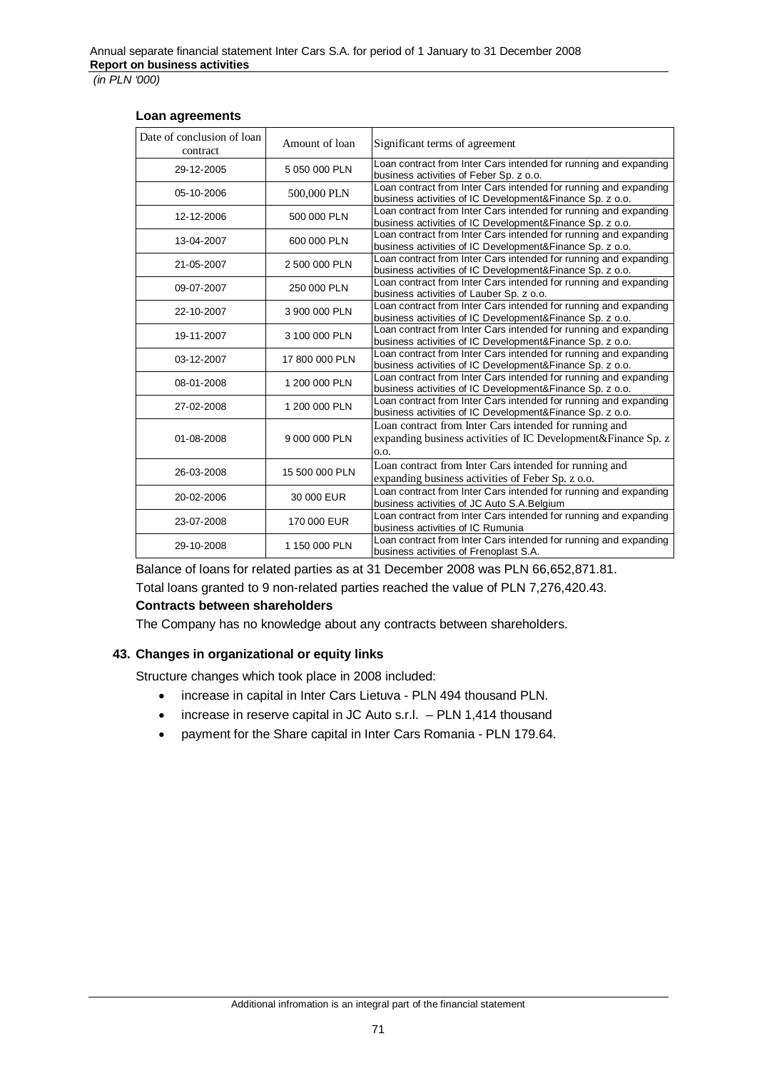(in PLN '000)

**Loan agreements**

| Date of conclusion of loan contract | Amount of loan | Significant terms of agreement |
|---|---|---|
| 29-12-2005 | 5 050 000 PLN | Loan contract from Inter Cars intended for running and expanding business activities of Feber Sp. z o.o. |
| 05-10-2006 | 500,000 PLN | Loan contract from Inter Cars intended for running and expanding business activities of IC Development&Finance Sp. z o.o. |
| 12-12-2006 | 500 000 PLN | Loan contract from Inter Cars intended for running and expanding business activities of IC Development&Finance Sp. z o.o. |
| 13-04-2007 | 600 000 PLN | Loan contract from Inter Cars intended for running and expanding business activities of IC Development&Finance Sp. z o.o. |
| 21-05-2007 | 2 500 000 PLN | Loan contract from Inter Cars intended for running and expanding business activities of IC Development&Finance Sp. z o.o. |
| 09-07-2007 | 250 000 PLN | Loan contract from Inter Cars intended for running and expanding business activities of Lauber Sp. z o.o. |
| 22-10-2007 | 3 900 000 PLN | Loan contract from Inter Cars intended for running and expanding business activities of IC Development&Finance Sp. z o.o. |
| 19-11-2007 | 3 100 000 PLN | Loan contract from Inter Cars intended for running and expanding business activities of IC Development&Finance Sp. z o.o. |
| 03-12-2007 | 17 800 000 PLN | Loan contract from Inter Cars intended for running and expanding business activities of IC Development&Finance Sp. z o.o. |
| 08-01-2008 | 1 200 000 PLN | Loan contract from Inter Cars intended for running and expanding business activities of IC Development&Finance Sp. z o.o. |
| 27-02-2008 | 1 200 000 PLN | Loan contract from Inter Cars intended for running and expanding business activities of IC Development&Finance Sp. z o.o. |
| 01-08-2008 | 9 000 000 PLN | Loan contract from Inter Cars intended for running and expanding business activities of IC Development&Finance Sp. z o.o. |
| 26-03-2008 | 15 500 000 PLN | Loan contract from Inter Cars intended for running and expanding business activities of Feber Sp. z o.o. |
| 20-02-2006 | 30 000 EUR | Loan contract from Inter Cars intended for running and expanding business activities of JC Auto S.A.Belgium |
| 23-07-2008 | 170 000 EUR | Loan contract from Inter Cars intended for running and expanding business activities of IC Rumunia |
| 29-10-2008 | 1 150 000 PLN | Loan contract from Inter Cars intended for running and expanding business activities of Frenoplast S.A. |

Balance of loans for related parties as at 31 December 2008 was PLN 66,652,871.81.

Total loans granted to 9 non-related parties reached the value of PLN 7,276,420.43.

**Contracts between shareholders**

The Company has no knowledge about any contracts between shareholders.

## 43. Changes in organizational or equity links

Structure changes which took place in 2008 included:

- increase in capital in Inter Cars Lietuva - PLN 494 thousand PLN.
- increase in reserve capital in JC Auto s.r.l. – PLN 1,414 thousand
- payment for the Share capital in Inter Cars Romania - PLN 179.64.

Additional infromation is an integral part of the financial statement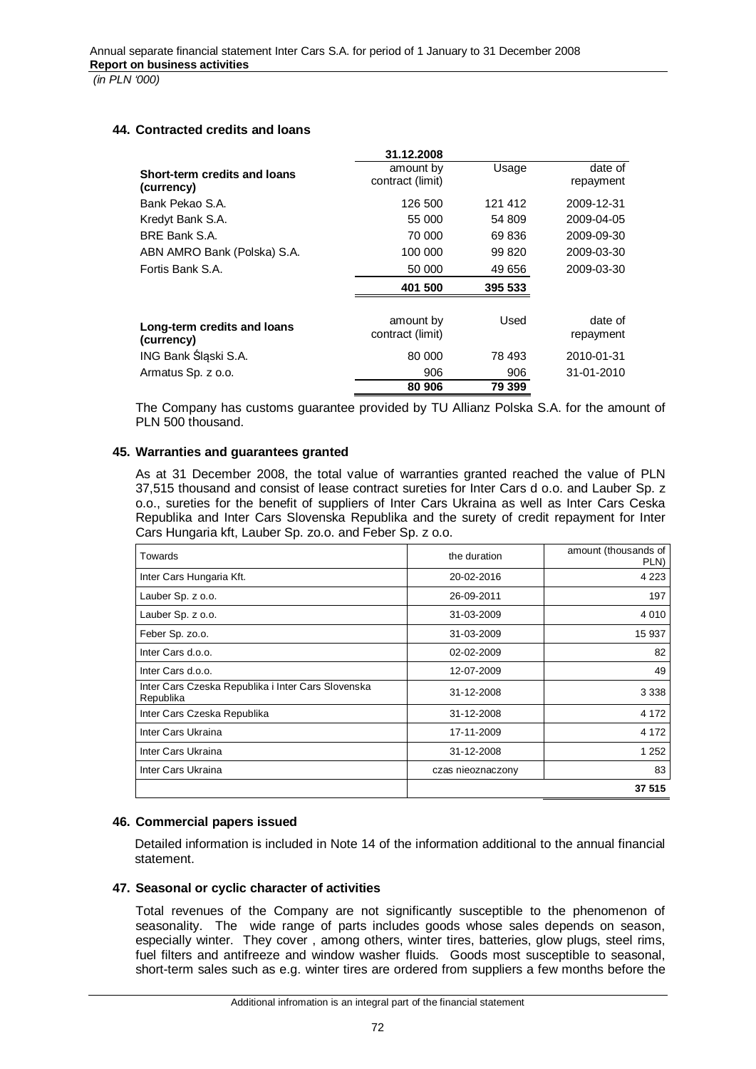*(in PLN '000)*

## 44. Contracted credits and loans

| | 31.12.2008 | | |
|---|---|---|---|
| **Short-term credits and loans (currency)** | amount by contract (limit) | Usage | date of repayment |
| Bank Pekao S.A. | 126 500 | 121 412 | 2009-12-31 |
| Kredyt Bank S.A. | 55 000 | 54 809 | 2009-04-05 |
| BRE Bank S.A. | 70 000 | 69 836 | 2009-09-30 |
| ABN AMRO Bank (Polska) S.A. | 100 000 | 99 820 | 2009-03-30 |
| Fortis Bank S.A. | 50 000 | 49 656 | 2009-03-30 |
| | **401 500** | **395 533** | |

| **Long-term credits and loans (currency)** | amount by contract (limit) | Used | date of repayment |
|---|---|---|---|
| ING Bank Śląski S.A. | 80 000 | 78 493 | 2010-01-31 |
| Armatus Sp. z o.o. | 906 | 906 | 31-01-2010 |
| | **80 906** | **79 399** | |

The Company has customs guarantee provided by TU Allianz Polska S.A. for the amount of PLN 500 thousand.

## 45. Warranties and guarantees granted

As at 31 December 2008, the total value of warranties granted reached the value of PLN 37,515 thousand and consist of lease contract sureties for Inter Cars d o.o. and Lauber Sp. z o.o., sureties for the benefit of suppliers of Inter Cars Ukraina as well as Inter Cars Ceska Republika and Inter Cars Slovenska Republika and the surety of credit repayment for Inter Cars Hungaria kft, Lauber Sp. zo.o. and Feber Sp. z o.o.

| Towards | the duration | amount (thousands of PLN) |
|---|---|---|
| Inter Cars Hungaria Kft. | 20-02-2016 | 4 223 |
| Lauber Sp. z o.o. | 26-09-2011 | 197 |
| Lauber Sp. z o.o. | 31-03-2009 | 4 010 |
| Feber Sp. zo.o. | 31-03-2009 | 15 937 |
| Inter Cars d.o.o. | 02-02-2009 | 82 |
| Inter Cars d.o.o. | 12-07-2009 | 49 |
| Inter Cars Czeska Republika i Inter Cars Slovenska Republika | 31-12-2008 | 3 338 |
| Inter Cars Czeska Republika | 31-12-2008 | 4 172 |
| Inter Cars Ukraina | 17-11-2009 | 4 172 |
| Inter Cars Ukraina | 31-12-2008 | 1 252 |
| Inter Cars Ukraina | czas nieoznaczony | 83 |
| | | **37 515** |

## 46. Commercial papers issued

Detailed information is included in Note 14 of the information additional to the annual financial statement.

## 47. Seasonal or cyclic character of activities

Total revenues of the Company are not significantly susceptible to the phenomenon of seasonality. The wide range of parts includes goods whose sales depends on season, especially winter. They cover , among others, winter tires, batteries, glow plugs, steel rims, fuel filters and antifreeze and window washer fluids. Goods most susceptible to seasonal, short-term sales such as e.g. winter tires are ordered from suppliers a few months before the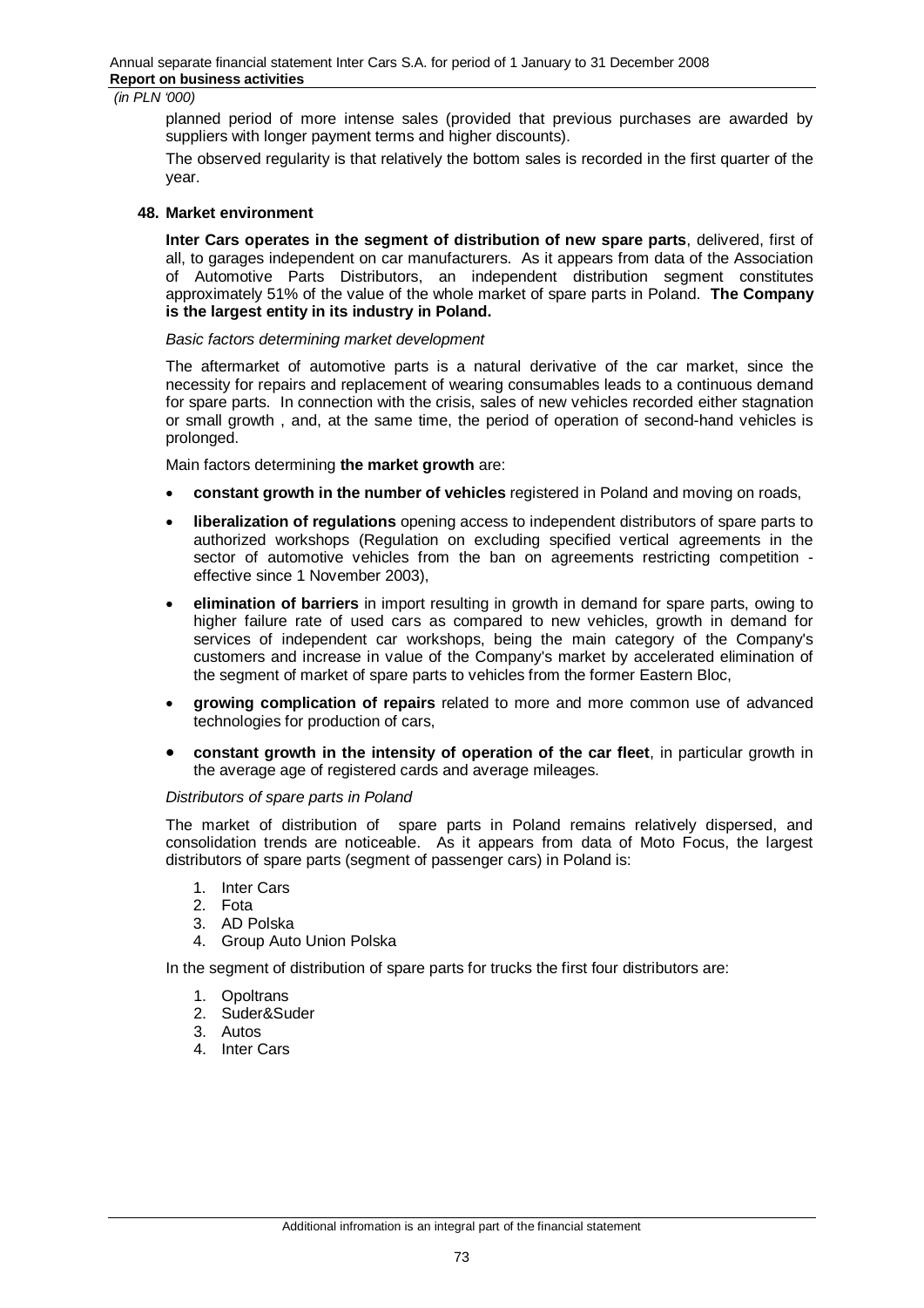planned period of more intense sales (provided that previous purchases are awarded by suppliers with longer payment terms and higher discounts).

The observed regularity is that relatively the bottom sales is recorded in the first quarter of the year.

## 48. Market environment

**Inter Cars operates in the segment of distribution of new spare parts**, delivered, first of all, to garages independent on car manufacturers. As it appears from data of the Association of Automotive Parts Distributors, an independent distribution segment constitutes approximately 51% of the value of the whole market of spare parts in Poland. **The Company is the largest entity in its industry in Poland.**

*Basic factors determining market development*

The aftermarket of automotive parts is a natural derivative of the car market, since the necessity for repairs and replacement of wearing consumables leads to a continuous demand for spare parts. In connection with the crisis, sales of new vehicles recorded either stagnation or small growth , and, at the same time, the period of operation of second-hand vehicles is prolonged.

Main factors determining **the market growth** are:

- **constant growth in the number of vehicles** registered in Poland and moving on roads,
- **liberalization of regulations** opening access to independent distributors of spare parts to authorized workshops (Regulation on excluding specified vertical agreements in the sector of automotive vehicles from the ban on agreements restricting competition - effective since 1 November 2003),
- **elimination of barriers** in import resulting in growth in demand for spare parts, owing to higher failure rate of used cars as compared to new vehicles, growth in demand for services of independent car workshops, being the main category of the Company's customers and increase in value of the Company's market by accelerated elimination of the segment of market of spare parts to vehicles from the former Eastern Bloc,
- **growing complication of repairs** related to more and more common use of advanced technologies for production of cars,
- **constant growth in the intensity of operation of the car fleet**, in particular growth in the average age of registered cards and average mileages.

*Distributors of spare parts in Poland*

The market of distribution of spare parts in Poland remains relatively dispersed, and consolidation trends are noticeable. As it appears from data of Moto Focus, the largest distributors of spare parts (segment of passenger cars) in Poland is:

1. Inter Cars
2. Fota
3. AD Polska
4. Group Auto Union Polska

In the segment of distribution of spare parts for trucks the first four distributors are:

1. Opoltrans
2. Suder&Suder
3. Autos
4. Inter Cars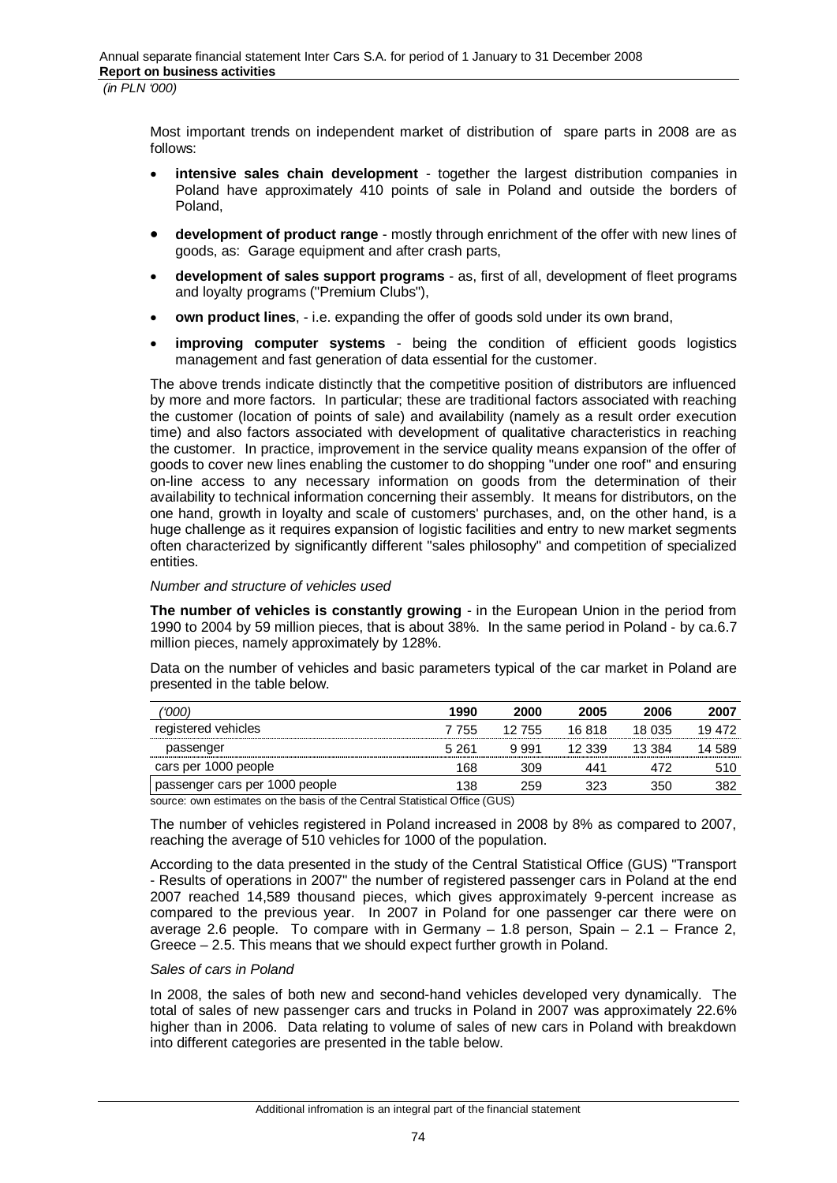Most important trends on independent market of distribution of spare parts in 2008 are as follows:

- **intensive sales chain development** - together the largest distribution companies in Poland have approximately 410 points of sale in Poland and outside the borders of Poland,
- **development of product range** - mostly through enrichment of the offer with new lines of goods, as: Garage equipment and after crash parts,
- **development of sales support programs** - as, first of all, development of fleet programs and loyalty programs ("Premium Clubs"),
- **own product lines**, - i.e. expanding the offer of goods sold under its own brand,
- **improving computer systems** - being the condition of efficient goods logistics management and fast generation of data essential for the customer.

The above trends indicate distinctly that the competitive position of distributors are influenced by more and more factors. In particular; these are traditional factors associated with reaching the customer (location of points of sale) and availability (namely as a result order execution time) and also factors associated with development of qualitative characteristics in reaching the customer. In practice, improvement in the service quality means expansion of the offer of goods to cover new lines enabling the customer to do shopping "under one roof" and ensuring on-line access to any necessary information on goods from the determination of their availability to technical information concerning their assembly. It means for distributors, on the one hand, growth in loyalty and scale of customers' purchases, and, on the other hand, is a huge challenge as it requires expansion of logistic facilities and entry to new market segments often characterized by significantly different "sales philosophy" and competition of specialized entities.

*Number and structure of vehicles used*

**The number of vehicles is constantly growing** - in the European Union in the period from 1990 to 2004 by 59 million pieces, that is about 38%. In the same period in Poland - by ca.6.7 million pieces, namely approximately by 128%.

Data on the number of vehicles and basic parameters typical of the car market in Poland are presented in the table below.

| *('000)* | 1990 | 2000 | 2005 | 2006 | 2007 |
|---|---|---|---|---|---|
| registered vehicles | 7 755 | 12 755 | 16 818 | 18 035 | 19 472 |
| passenger | 5 261 | 9 991 | 12 339 | 13 384 | 14 589 |
| cars per 1000 people | 168 | 309 | 441 | 472 | 510 |
| passenger cars per 1000 people | 138 | 259 | 323 | 350 | 382 |

source: own estimates on the basis of the Central Statistical Office (GUS)

The number of vehicles registered in Poland increased in 2008 by 8% as compared to 2007, reaching the average of 510 vehicles for 1000 of the population.

According to the data presented in the study of the Central Statistical Office (GUS) "Transport - Results of operations in 2007" the number of registered passenger cars in Poland at the end 2007 reached 14,589 thousand pieces, which gives approximately 9-percent increase as compared to the previous year. In 2007 in Poland for one passenger car there were on average 2.6 people. To compare with in Germany – 1.8 person, Spain – 2.1 – France 2, Greece – 2.5. This means that we should expect further growth in Poland.

*Sales of cars in Poland*

In 2008, the sales of both new and second-hand vehicles developed very dynamically. The total of sales of new passenger cars and trucks in Poland in 2007 was approximately 22.6% higher than in 2006. Data relating to volume of sales of new cars in Poland with breakdown into different categories are presented in the table below.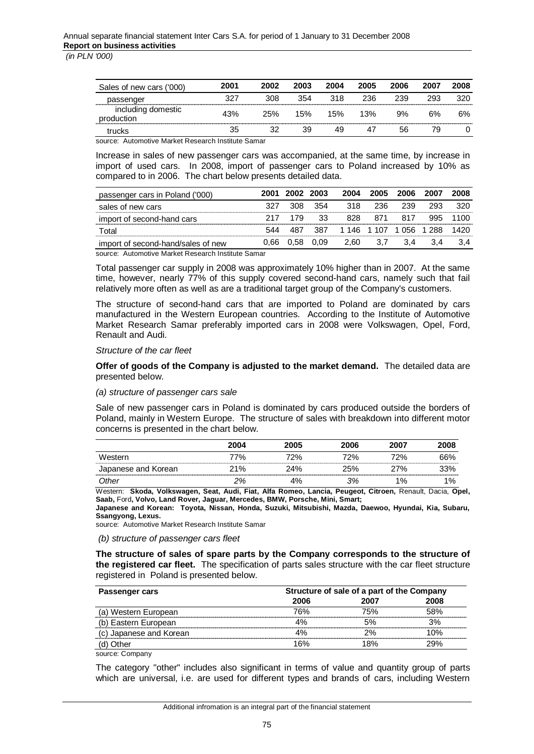| Sales of new cars ('000) | 2001 | 2002 | 2003 | 2004 | 2005 | 2006 | 2007 | 2008 |
|---|---|---|---|---|---|---|---|---|
| passenger | 327 | 308 | 354 | 318 | 236 | 239 | 293 | 320 |
| including domestic production | 43% | 25% | 15% | 15% | 13% | 9% | 6% | 6% |
| trucks | 35 | 32 | 39 | 49 | 47 | 56 | 79 | 0 |

source: Automotive Market Research Institute Samar

Increase in sales of new passenger cars was accompanied, at the same time, by increase in import of used cars. In 2008, import of passenger cars to Poland increased by 10% as compared to in 2006. The chart below presents detailed data.

| passenger cars in Poland ('000) | 2001 | 2002 | 2003 | 2004 | 2005 | 2006 | 2007 | 2008 |
|---|---|---|---|---|---|---|---|---|
| sales of new cars | 327 | 308 | 354 | 318 | 236 | 239 | 293 | 320 |
| import of second-hand cars | 217 | 179 | 33 | 828 | 871 | 817 | 995 | 1100 |
| Total | 544 | 487 | 387 | 1 146 | 1 107 | 1 056 | 1 288 | 1420 |
| import of second-hand/sales of new | 0,66 | 0,58 | 0,09 | 2,60 | 3,7 | 3,4 | 3,4 | 3,4 |

source: Automotive Market Research Institute Samar

Total passenger car supply in 2008 was approximately 10% higher than in 2007. At the same time, however, nearly 77% of this supply covered second-hand cars, namely such that fail relatively more often as well as are a traditional target group of the Company's customers.

The structure of second-hand cars that are imported to Poland are dominated by cars manufactured in the Western European countries. According to the Institute of Automotive Market Research Samar preferably imported cars in 2008 were Volkswagen, Opel, Ford, Renault and Audi.

*Structure of the car fleet*

**Offer of goods of the Company is adjusted to the market demand.** The detailed data are presented below.

*(a) structure of passenger cars sale*

Sale of new passenger cars in Poland is dominated by cars produced outside the borders of Poland, mainly in Western Europe. The structure of sales with breakdown into different motor concerns is presented in the chart below.

| | 2004 | 2005 | 2006 | 2007 | 2008 |
|---|---|---|---|---|---|
| Western | 77% | 72% | 72% | 72% | 66% |
| Japanese and Korean | 21% | 24% | 25% | 27% | 33% |
| *Other* | *2%* | 4% | *3%* | 1% | 1% |

Western: **Skoda, Volkswagen, Seat, Audi, Fiat, Alfa Romeo, Lancia, Peugeot, Citroen,** Renault, Dacia, **Opel, Saab,** Ford**, Volvo, Land Rover, Jaguar, Mercedes, BMW, Porsche, Mini, Smart;**

**Japanese and Korean: Toyota, Nissan, Honda, Suzuki, Mitsubishi, Mazda, Daewoo, Hyundai, Kia, Subaru, Ssangyong, Lexus.**

source: Automotive Market Research Institute Samar

*(b) structure of passenger cars fleet*

**The structure of sales of spare parts by the Company corresponds to the structure of the registered car fleet.** The specification of parts sales structure with the car fleet structure registered in Poland is presented below.

| Passenger cars | Structure of sale of a part of the Company | | |
|---|---|---|---|
| | 2006 | 2007 | 2008 |
| (a) Western European | 76% | 75% | 58% |
| (b) Eastern European | 4% | 5% | 3% |
| (c) Japanese and Korean | 4% | 2% | 10% |
| (d) Other | 16% | 18% | 29% |

source: Company

The category "other" includes also significant in terms of value and quantity group of parts which are universal, i.e. are used for different types and brands of cars, including Western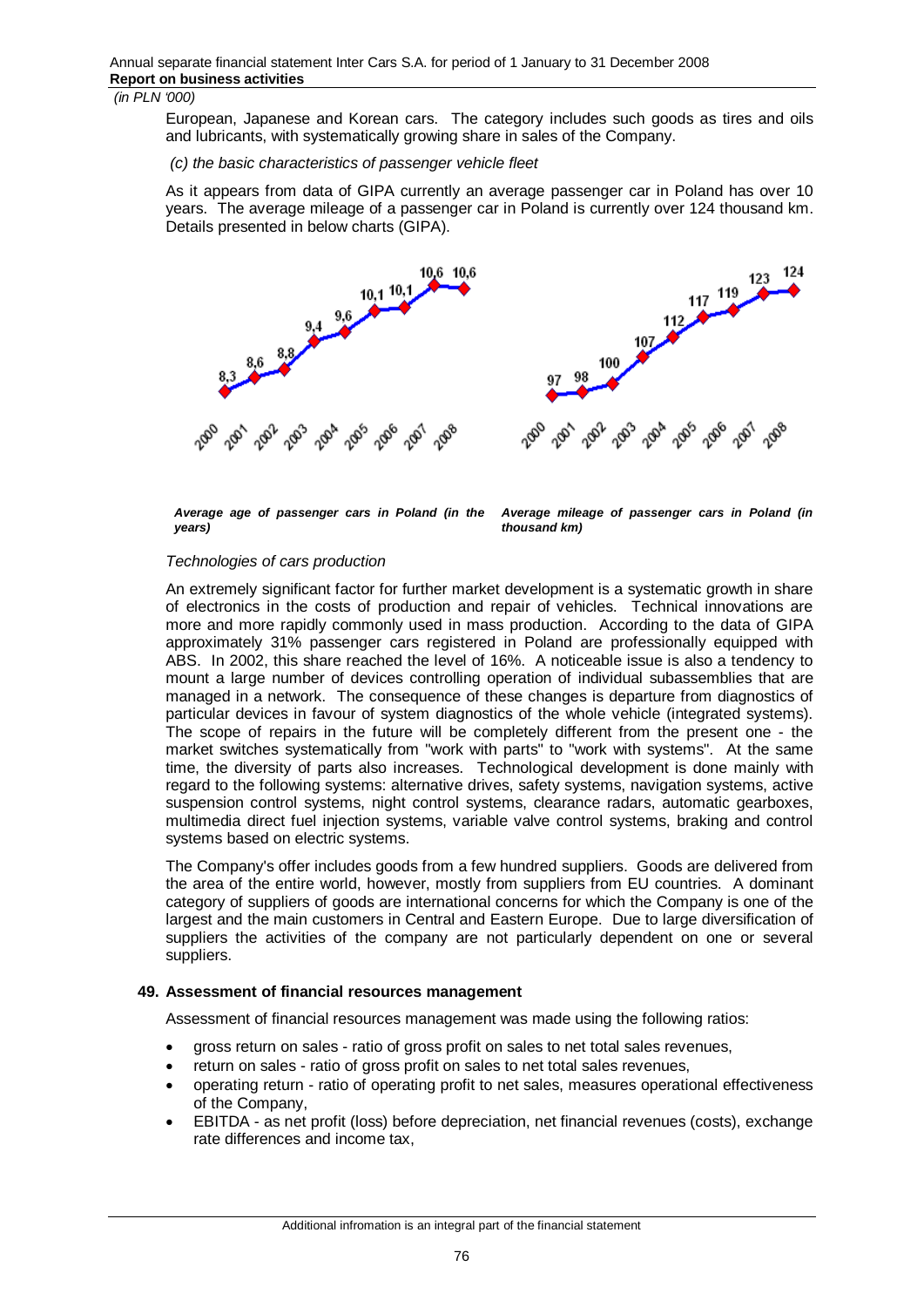European, Japanese and Korean cars. The category includes such goods as tires and oils and lubricants, with systematically growing share in sales of the Company.

*(c) the basic characteristics of passenger vehicle fleet*

As it appears from data of GIPA currently an average passenger car in Poland has over 10 years. The average mileage of a passenger car in Poland is currently over 124 thousand km. Details presented in below charts (GIPA).

| Year | 2000 | 2001 | 2002 | 2003 | 2004 | 2005 | 2006 | 2007 | 2008 |
|---|---|---|---|---|---|---|---|---|---|
| Average age of passenger cars in Poland (in the years) | 8,3 | 8,6 | 8,8 | 9,4 | 9,6 | 10,1 | 10,1 | 10,6 | 10,6 |
| Average mileage of passenger cars in Poland (in thousand km) | 97 | 98 | 100 | 107 | 112 | 117 | 119 | 123 | 124 |

***Average age of passenger cars in Poland (in the years)***

***Average mileage of passenger cars in Poland (in thousand km)***

*Technologies of cars production*

An extremely significant factor for further market development is a systematic growth in share of electronics in the costs of production and repair of vehicles. Technical innovations are more and more rapidly commonly used in mass production. According to the data of GIPA approximately 31% passenger cars registered in Poland are professionally equipped with ABS. In 2002, this share reached the level of 16%. A noticeable issue is also a tendency to mount a large number of devices controlling operation of individual subassemblies that are managed in a network. The consequence of these changes is departure from diagnostics of particular devices in favour of system diagnostics of the whole vehicle (integrated systems). The scope of repairs in the future will be completely different from the present one - the market switches systematically from "work with parts" to "work with systems". At the same time, the diversity of parts also increases. Technological development is done mainly with regard to the following systems: alternative drives, safety systems, navigation systems, active suspension control systems, night control systems, clearance radars, automatic gearboxes, multimedia direct fuel injection systems, variable valve control systems, braking and control systems based on electric systems.

The Company's offer includes goods from a few hundred suppliers. Goods are delivered from the area of the entire world, however, mostly from suppliers from EU countries. A dominant category of suppliers of goods are international concerns for which the Company is one of the largest and the main customers in Central and Eastern Europe. Due to large diversification of suppliers the activities of the company are not particularly dependent on one or several suppliers.

## 49. Assessment of financial resources management

Assessment of financial resources management was made using the following ratios:

- gross return on sales - ratio of gross profit on sales to net total sales revenues,
- return on sales - ratio of gross profit on sales to net total sales revenues,
- operating return - ratio of operating profit to net sales, measures operational effectiveness of the Company,
- EBITDA - as net profit (loss) before depreciation, net financial revenues (costs), exchange rate differences and income tax,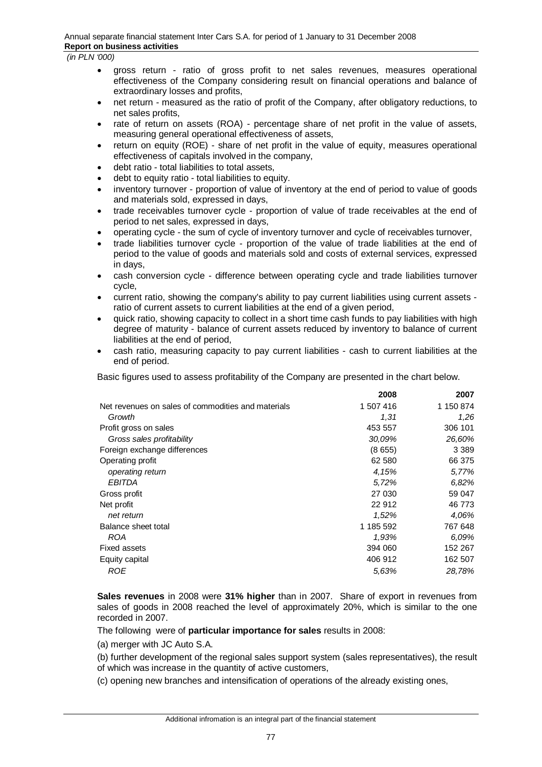*(in PLN '000)*

- gross return - ratio of gross profit to net sales revenues, measures operational effectiveness of the Company considering result on financial operations and balance of extraordinary losses and profits,
- net return - measured as the ratio of profit of the Company, after obligatory reductions, to net sales profits,
- rate of return on assets (ROA) - percentage share of net profit in the value of assets, measuring general operational effectiveness of assets,
- return on equity (ROE) - share of net profit in the value of equity, measures operational effectiveness of capitals involved in the company,
- debt ratio - total liabilities to total assets,
- debt to equity ratio - total liabilities to equity.
- inventory turnover - proportion of value of inventory at the end of period to value of goods and materials sold, expressed in days,
- trade receivables turnover cycle - proportion of value of trade receivables at the end of period to net sales, expressed in days,
- operating cycle - the sum of cycle of inventory turnover and cycle of receivables turnover,
- trade liabilities turnover cycle - proportion of the value of trade liabilities at the end of period to the value of goods and materials sold and costs of external services, expressed in days,
- cash conversion cycle - difference between operating cycle and trade liabilities turnover cycle,
- current ratio, showing the company's ability to pay current liabilities using current assets - ratio of current assets to current liabilities at the end of a given period,
- quick ratio, showing capacity to collect in a short time cash funds to pay liabilities with high degree of maturity - balance of current assets reduced by inventory to balance of current liabilities at the end of period,
- cash ratio, measuring capacity to pay current liabilities - cash to current liabilities at the end of period.

Basic figures used to assess profitability of the Company are presented in the chart below.

| | 2008 | 2007 |
|---|---|---|
| Net revenues on sales of commodities and materials | 1 507 416 | 1 150 874 |
| *Growth* | *1,31* | *1,26* |
| Profit gross on sales | 453 557 | 306 101 |
| *Gross sales profitability* | *30,09%* | *26,60%* |
| Foreign exchange differences | (8 655) | 3 389 |
| Operating profit | 62 580 | 66 375 |
| *operating return* | *4,15%* | *5,77%* |
| *EBITDA* | *5,72%* | *6,82%* |
| Gross profit | 27 030 | 59 047 |
| Net profit | 22 912 | 46 773 |
| *net return* | *1,52%* | *4,06%* |
| Balance sheet total | 1 185 592 | 767 648 |
| *ROA* | *1,93%* | *6,09%* |
| Fixed assets | 394 060 | 152 267 |
| Equity capital | 406 912 | 162 507 |
| *ROE* | *5,63%* | *28,78%* |

**Sales revenues** in 2008 were **31% higher** than in 2007. Share of export in revenues from sales of goods in 2008 reached the level of approximately 20%, which is similar to the one recorded in 2007.

The following were of **particular importance for sales** results in 2008:

(a) merger with JC Auto S.A.

(b) further development of the regional sales support system (sales representatives), the result of which was increase in the quantity of active customers,

(c) opening new branches and intensification of operations of the already existing ones,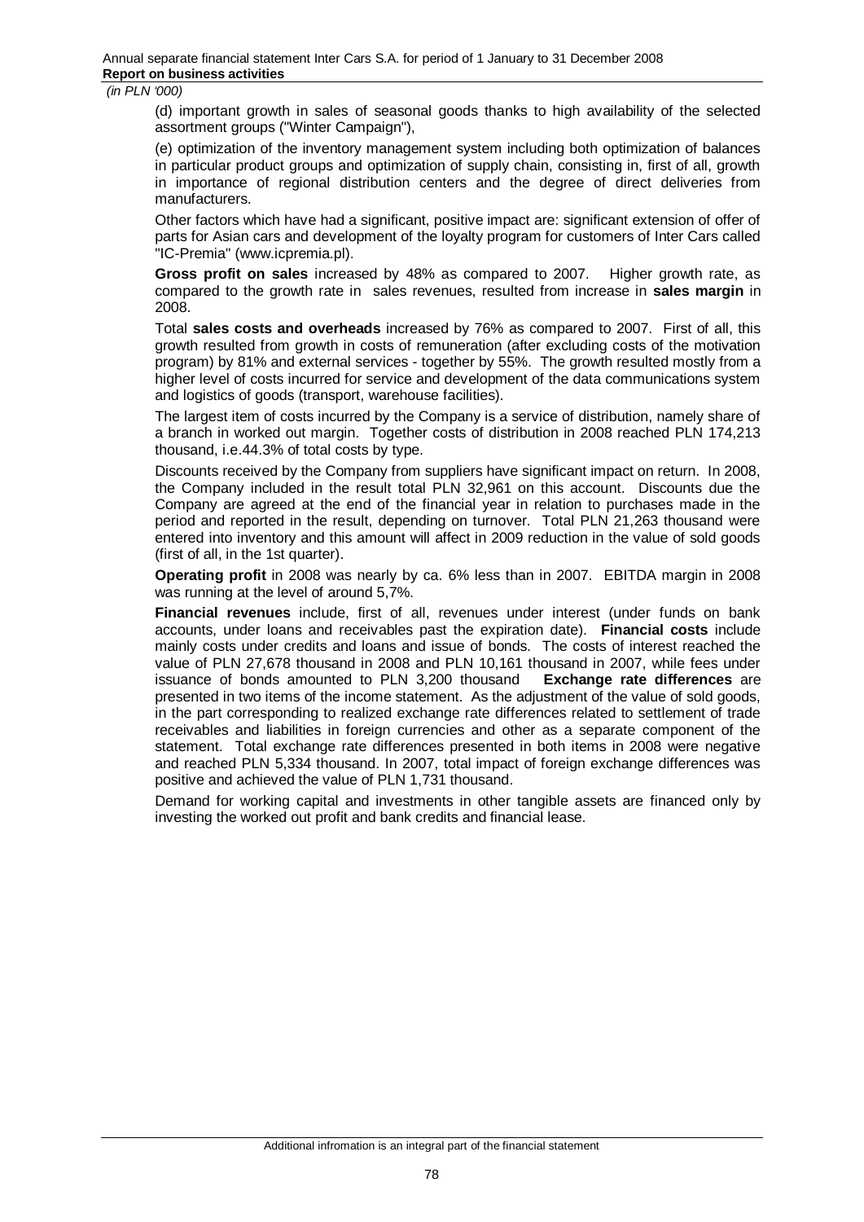(d) important growth in sales of seasonal goods thanks to high availability of the selected assortment groups ("Winter Campaign"),

(e) optimization of the inventory management system including both optimization of balances in particular product groups and optimization of supply chain, consisting in, first of all, growth in importance of regional distribution centers and the degree of direct deliveries from manufacturers.

Other factors which have had a significant, positive impact are: significant extension of offer of parts for Asian cars and development of the loyalty program for customers of Inter Cars called "IC-Premia" (www.icpremia.pl).

**Gross profit on sales** increased by 48% as compared to 2007. Higher growth rate, as compared to the growth rate in sales revenues, resulted from increase in **sales margin** in 2008.

Total **sales costs and overheads** increased by 76% as compared to 2007. First of all, this growth resulted from growth in costs of remuneration (after excluding costs of the motivation program) by 81% and external services - together by 55%. The growth resulted mostly from a higher level of costs incurred for service and development of the data communications system and logistics of goods (transport, warehouse facilities).

The largest item of costs incurred by the Company is a service of distribution, namely share of a branch in worked out margin. Together costs of distribution in 2008 reached PLN 174,213 thousand, i.e.44.3% of total costs by type.

Discounts received by the Company from suppliers have significant impact on return. In 2008, the Company included in the result total PLN 32,961 on this account. Discounts due the Company are agreed at the end of the financial year in relation to purchases made in the period and reported in the result, depending on turnover. Total PLN 21,263 thousand were entered into inventory and this amount will affect in 2009 reduction in the value of sold goods (first of all, in the 1st quarter).

**Operating profit** in 2008 was nearly by ca. 6% less than in 2007. EBITDA margin in 2008 was running at the level of around 5,7%.

**Financial revenues** include, first of all, revenues under interest (under funds on bank accounts, under loans and receivables past the expiration date). **Financial costs** include mainly costs under credits and loans and issue of bonds. The costs of interest reached the value of PLN 27,678 thousand in 2008 and PLN 10,161 thousand in 2007, while fees under issuance of bonds amounted to PLN 3,200 thousand **Exchange rate differences** are presented in two items of the income statement. As the adjustment of the value of sold goods, in the part corresponding to realized exchange rate differences related to settlement of trade receivables and liabilities in foreign currencies and other as a separate component of the statement. Total exchange rate differences presented in both items in 2008 were negative and reached PLN 5,334 thousand. In 2007, total impact of foreign exchange differences was positive and achieved the value of PLN 1,731 thousand.

Demand for working capital and investments in other tangible assets are financed only by investing the worked out profit and bank credits and financial lease.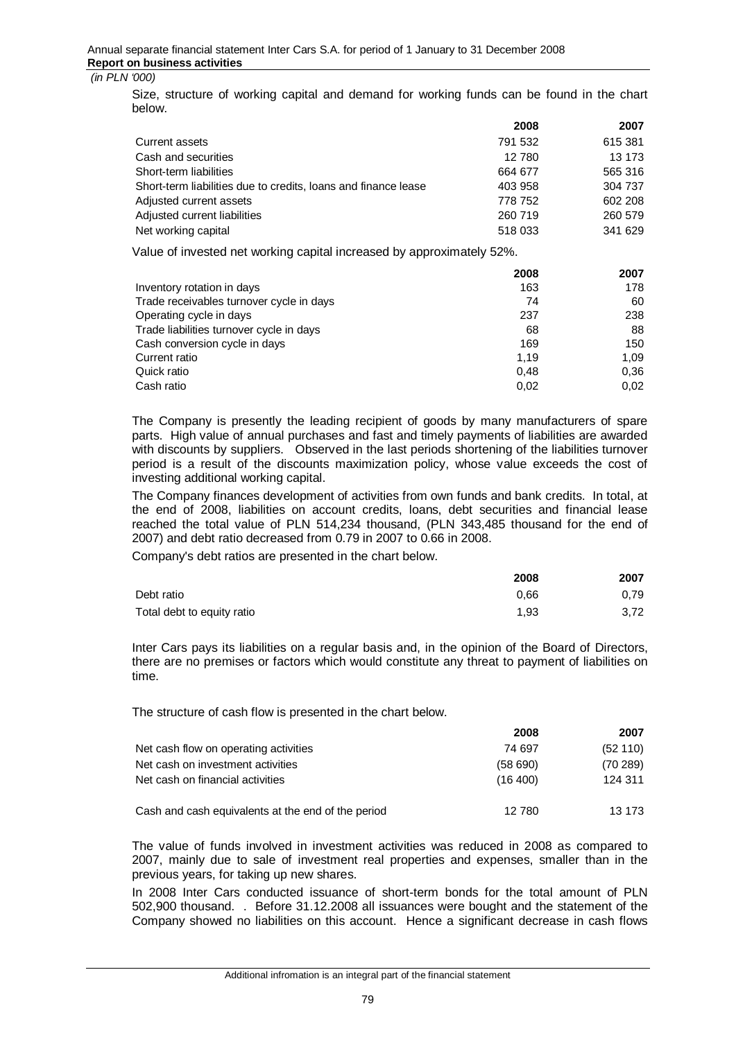Size, structure of working capital and demand for working funds can be found in the chart below.

| | 2008 | 2007 |
|---|---|---|
| Current assets | 791 532 | 615 381 |
| Cash and securities | 12 780 | 13 173 |
| Short-term liabilities | 664 677 | 565 316 |
| Short-term liabilities due to credits, loans and finance lease | 403 958 | 304 737 |
| Adjusted current assets | 778 752 | 602 208 |
| Adjusted current liabilities | 260 719 | 260 579 |
| Net working capital | 518 033 | 341 629 |

Value of invested net working capital increased by approximately 52%.

| | 2008 | 2007 |
|---|---|---|
| Inventory rotation in days | 163 | 178 |
| Trade receivables turnover cycle in days | 74 | 60 |
| Operating cycle in days | 237 | 238 |
| Trade liabilities turnover cycle in days | 68 | 88 |
| Cash conversion cycle in days | 169 | 150 |
| Current ratio | 1,19 | 1,09 |
| Quick ratio | 0,48 | 0,36 |
| Cash ratio | 0,02 | 0,02 |

The Company is presently the leading recipient of goods by many manufacturers of spare parts. High value of annual purchases and fast and timely payments of liabilities are awarded with discounts by suppliers. Observed in the last periods shortening of the liabilities turnover period is a result of the discounts maximization policy, whose value exceeds the cost of investing additional working capital.

The Company finances development of activities from own funds and bank credits. In total, at the end of 2008, liabilities on account credits, loans, debt securities and financial lease reached the total value of PLN 514,234 thousand, (PLN 343,485 thousand for the end of 2007) and debt ratio decreased from 0.79 in 2007 to 0.66 in 2008.

Company's debt ratios are presented in the chart below.

| | 2008 | 2007 |
|---|---|---|
| Debt ratio | 0,66 | 0,79 |
| Total debt to equity ratio | 1,93 | 3,72 |

Inter Cars pays its liabilities on a regular basis and, in the opinion of the Board of Directors, there are no premises or factors which would constitute any threat to payment of liabilities on time.

The structure of cash flow is presented in the chart below.

| | 2008 | 2007 |
|---|---|---|
| Net cash flow on operating activities | 74 697 | (52 110) |
| Net cash on investment activities | (58 690) | (70 289) |
| Net cash on financial activities | (16 400) | 124 311 |
| Cash and cash equivalents at the end of the period | 12 780 | 13 173 |

The value of funds involved in investment activities was reduced in 2008 as compared to 2007, mainly due to sale of investment real properties and expenses, smaller than in the previous years, for taking up new shares.

In 2008 Inter Cars conducted issuance of short-term bonds for the total amount of PLN 502,900 thousand. . Before 31.12.2008 all issuances were bought and the statement of the Company showed no liabilities on this account. Hence a significant decrease in cash flows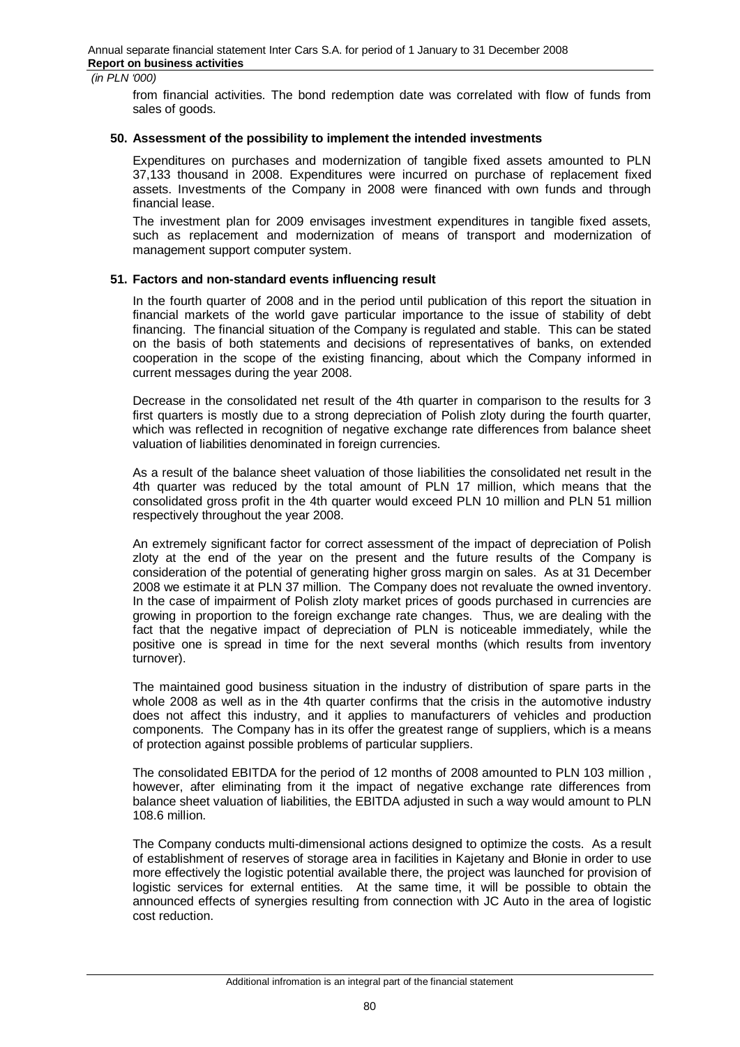*(in PLN '000)*

from financial activities. The bond redemption date was correlated with flow of funds from sales of goods.

### 50. Assessment of the possibility to implement the intended investments

Expenditures on purchases and modernization of tangible fixed assets amounted to PLN 37,133 thousand in 2008. Expenditures were incurred on purchase of replacement fixed assets. Investments of the Company in 2008 were financed with own funds and through financial lease.

The investment plan for 2009 envisages investment expenditures in tangible fixed assets, such as replacement and modernization of means of transport and modernization of management support computer system.

### 51. Factors and non-standard events influencing result

In the fourth quarter of 2008 and in the period until publication of this report the situation in financial markets of the world gave particular importance to the issue of stability of debt financing. The financial situation of the Company is regulated and stable. This can be stated on the basis of both statements and decisions of representatives of banks, on extended cooperation in the scope of the existing financing, about which the Company informed in current messages during the year 2008.

Decrease in the consolidated net result of the 4th quarter in comparison to the results for 3 first quarters is mostly due to a strong depreciation of Polish zloty during the fourth quarter, which was reflected in recognition of negative exchange rate differences from balance sheet valuation of liabilities denominated in foreign currencies.

As a result of the balance sheet valuation of those liabilities the consolidated net result in the 4th quarter was reduced by the total amount of PLN 17 million, which means that the consolidated gross profit in the 4th quarter would exceed PLN 10 million and PLN 51 million respectively throughout the year 2008.

An extremely significant factor for correct assessment of the impact of depreciation of Polish zloty at the end of the year on the present and the future results of the Company is consideration of the potential of generating higher gross margin on sales. As at 31 December 2008 we estimate it at PLN 37 million. The Company does not revaluate the owned inventory. In the case of impairment of Polish zloty market prices of goods purchased in currencies are growing in proportion to the foreign exchange rate changes. Thus, we are dealing with the fact that the negative impact of depreciation of PLN is noticeable immediately, while the positive one is spread in time for the next several months (which results from inventory turnover).

The maintained good business situation in the industry of distribution of spare parts in the whole 2008 as well as in the 4th quarter confirms that the crisis in the automotive industry does not affect this industry, and it applies to manufacturers of vehicles and production components. The Company has in its offer the greatest range of suppliers, which is a means of protection against possible problems of particular suppliers.

The consolidated EBITDA for the period of 12 months of 2008 amounted to PLN 103 million , however, after eliminating from it the impact of negative exchange rate differences from balance sheet valuation of liabilities, the EBITDA adjusted in such a way would amount to PLN 108.6 million.

The Company conducts multi-dimensional actions designed to optimize the costs. As a result of establishment of reserves of storage area in facilities in Kajetany and Błonie in order to use more effectively the logistic potential available there, the project was launched for provision of logistic services for external entities. At the same time, it will be possible to obtain the announced effects of synergies resulting from connection with JC Auto in the area of logistic cost reduction.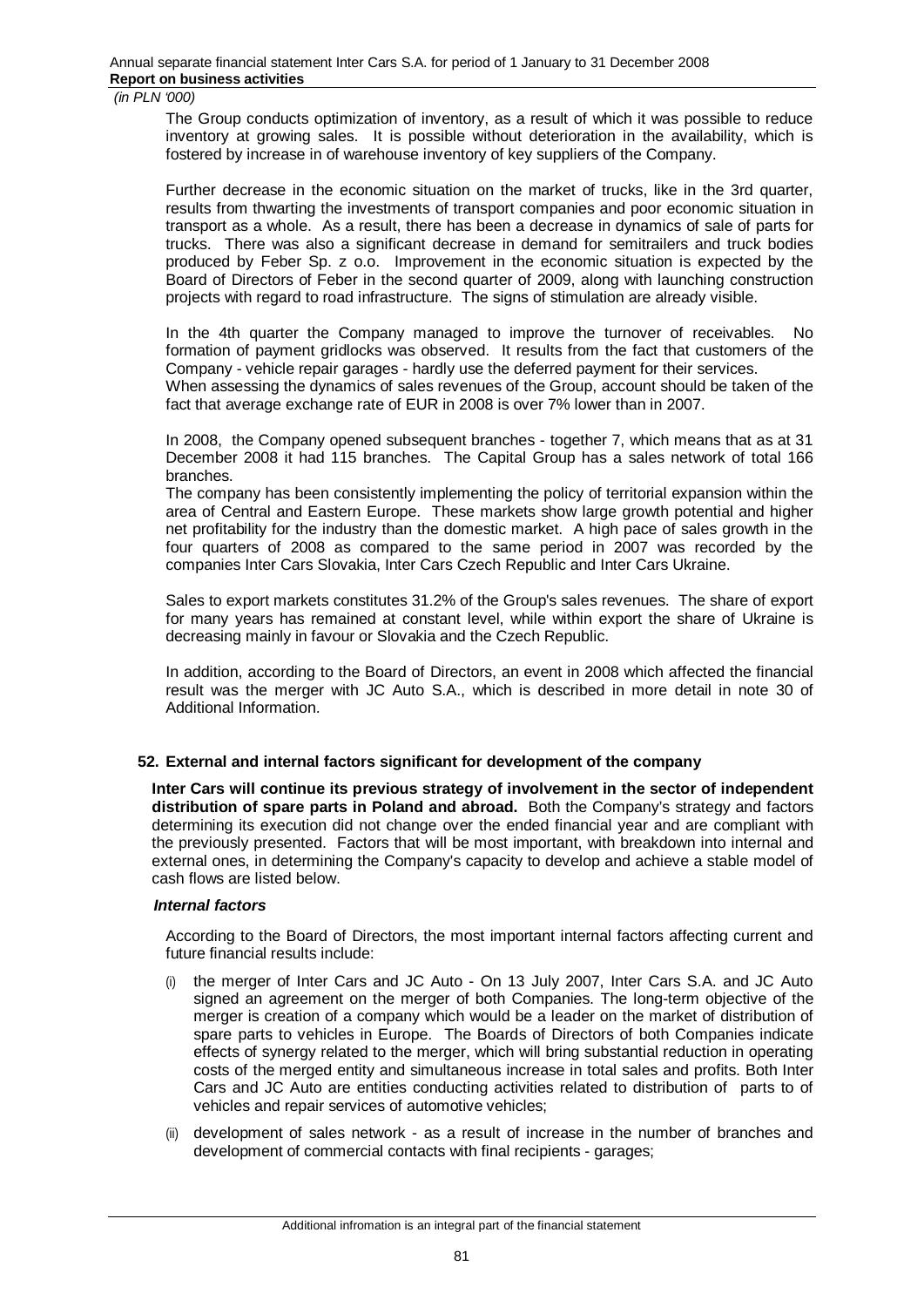The Group conducts optimization of inventory, as a result of which it was possible to reduce inventory at growing sales. It is possible without deterioration in the availability, which is fostered by increase in of warehouse inventory of key suppliers of the Company.

Further decrease in the economic situation on the market of trucks, like in the 3rd quarter, results from thwarting the investments of transport companies and poor economic situation in transport as a whole. As a result, there has been a decrease in dynamics of sale of parts for trucks. There was also a significant decrease in demand for semitrailers and truck bodies produced by Feber Sp. z o.o. Improvement in the economic situation is expected by the Board of Directors of Feber in the second quarter of 2009, along with launching construction projects with regard to road infrastructure. The signs of stimulation are already visible.

In the 4th quarter the Company managed to improve the turnover of receivables. No formation of payment gridlocks was observed. It results from the fact that customers of the Company - vehicle repair garages - hardly use the deferred payment for their services.
When assessing the dynamics of sales revenues of the Group, account should be taken of the fact that average exchange rate of EUR in 2008 is over 7% lower than in 2007.

In 2008, the Company opened subsequent branches - together 7, which means that as at 31 December 2008 it had 115 branches. The Capital Group has a sales network of total 166 branches.
The company has been consistently implementing the policy of territorial expansion within the area of Central and Eastern Europe. These markets show large growth potential and higher net profitability for the industry than the domestic market. A high pace of sales growth in the four quarters of 2008 as compared to the same period in 2007 was recorded by the companies Inter Cars Slovakia, Inter Cars Czech Republic and Inter Cars Ukraine.

Sales to export markets constitutes 31.2% of the Group's sales revenues. The share of export for many years has remained at constant level, while within export the share of Ukraine is decreasing mainly in favour or Slovakia and the Czech Republic.

In addition, according to the Board of Directors, an event in 2008 which affected the financial result was the merger with JC Auto S.A., which is described in more detail in note 30 of Additional Information.

## 52. External and internal factors significant for development of the company

**Inter Cars will continue its previous strategy of involvement in the sector of independent distribution of spare parts in Poland and abroad.** Both the Company's strategy and factors determining its execution did not change over the ended financial year and are compliant with the previously presented. Factors that will be most important, with breakdown into internal and external ones, in determining the Company's capacity to develop and achieve a stable model of cash flows are listed below.

***Internal factors***

According to the Board of Directors, the most important internal factors affecting current and future financial results include:

(i) the merger of Inter Cars and JC Auto - On 13 July 2007, Inter Cars S.A. and JC Auto signed an agreement on the merger of both Companies. The long-term objective of the merger is creation of a company which would be a leader on the market of distribution of spare parts to vehicles in Europe. The Boards of Directors of both Companies indicate effects of synergy related to the merger, which will bring substantial reduction in operating costs of the merged entity and simultaneous increase in total sales and profits. Both Inter Cars and JC Auto are entities conducting activities related to distribution of parts to of vehicles and repair services of automotive vehicles;

(ii) development of sales network - as a result of increase in the number of branches and development of commercial contacts with final recipients - garages;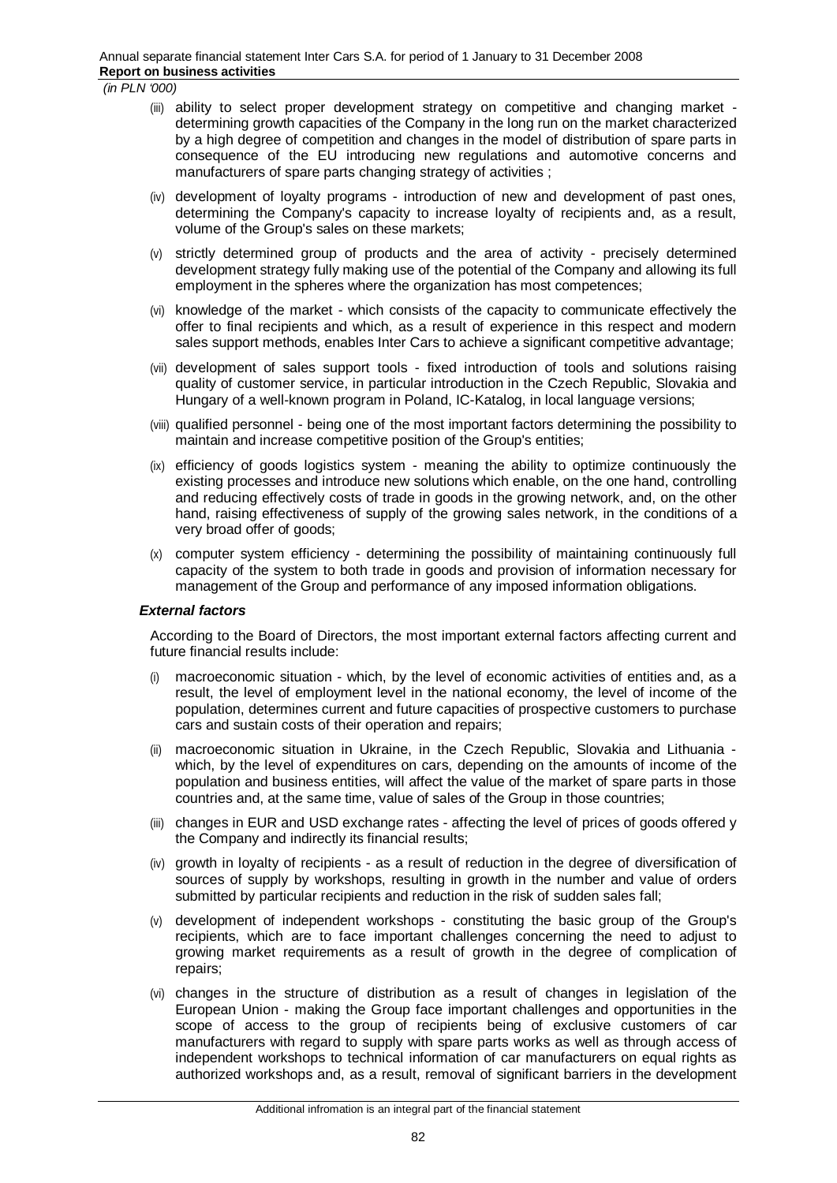(iii) ability to select proper development strategy on competitive and changing market - determining growth capacities of the Company in the long run on the market characterized by a high degree of competition and changes in the model of distribution of spare parts in consequence of the EU introducing new regulations and automotive concerns and manufacturers of spare parts changing strategy of activities ;

(iv) development of loyalty programs - introduction of new and development of past ones, determining the Company's capacity to increase loyalty of recipients and, as a result, volume of the Group's sales on these markets;

(v) strictly determined group of products and the area of activity - precisely determined development strategy fully making use of the potential of the Company and allowing its full employment in the spheres where the organization has most competences;

(vi) knowledge of the market - which consists of the capacity to communicate effectively the offer to final recipients and which, as a result of experience in this respect and modern sales support methods, enables Inter Cars to achieve a significant competitive advantage;

(vii) development of sales support tools - fixed introduction of tools and solutions raising quality of customer service, in particular introduction in the Czech Republic, Slovakia and Hungary of a well-known program in Poland, IC-Katalog, in local language versions;

(viii) qualified personnel - being one of the most important factors determining the possibility to maintain and increase competitive position of the Group's entities;

(ix) efficiency of goods logistics system - meaning the ability to optimize continuously the existing processes and introduce new solutions which enable, on the one hand, controlling and reducing effectively costs of trade in goods in the growing network, and, on the other hand, raising effectiveness of supply of the growing sales network, in the conditions of a very broad offer of goods;

(x) computer system efficiency - determining the possibility of maintaining continuously full capacity of the system to both trade in goods and provision of information necessary for management of the Group and performance of any imposed information obligations.

***External factors***

According to the Board of Directors, the most important external factors affecting current and future financial results include:

(i) macroeconomic situation - which, by the level of economic activities of entities and, as a result, the level of employment level in the national economy, the level of income of the population, determines current and future capacities of prospective customers to purchase cars and sustain costs of their operation and repairs;

(ii) macroeconomic situation in Ukraine, in the Czech Republic, Slovakia and Lithuania - which, by the level of expenditures on cars, depending on the amounts of income of the population and business entities, will affect the value of the market of spare parts in those countries and, at the same time, value of sales of the Group in those countries;

(iii) changes in EUR and USD exchange rates - affecting the level of prices of goods offered y the Company and indirectly its financial results;

(iv) growth in loyalty of recipients - as a result of reduction in the degree of diversification of sources of supply by workshops, resulting in growth in the number and value of orders submitted by particular recipients and reduction in the risk of sudden sales fall;

(v) development of independent workshops - constituting the basic group of the Group's recipients, which are to face important challenges concerning the need to adjust to growing market requirements as a result of growth in the degree of complication of repairs;

(vi) changes in the structure of distribution as a result of changes in legislation of the European Union - making the Group face important challenges and opportunities in the scope of access to the group of recipients being of exclusive customers of car manufacturers with regard to supply with spare parts works as well as through access of independent workshops to technical information of car manufacturers on equal rights as authorized workshops and, as a result, removal of significant barriers in the development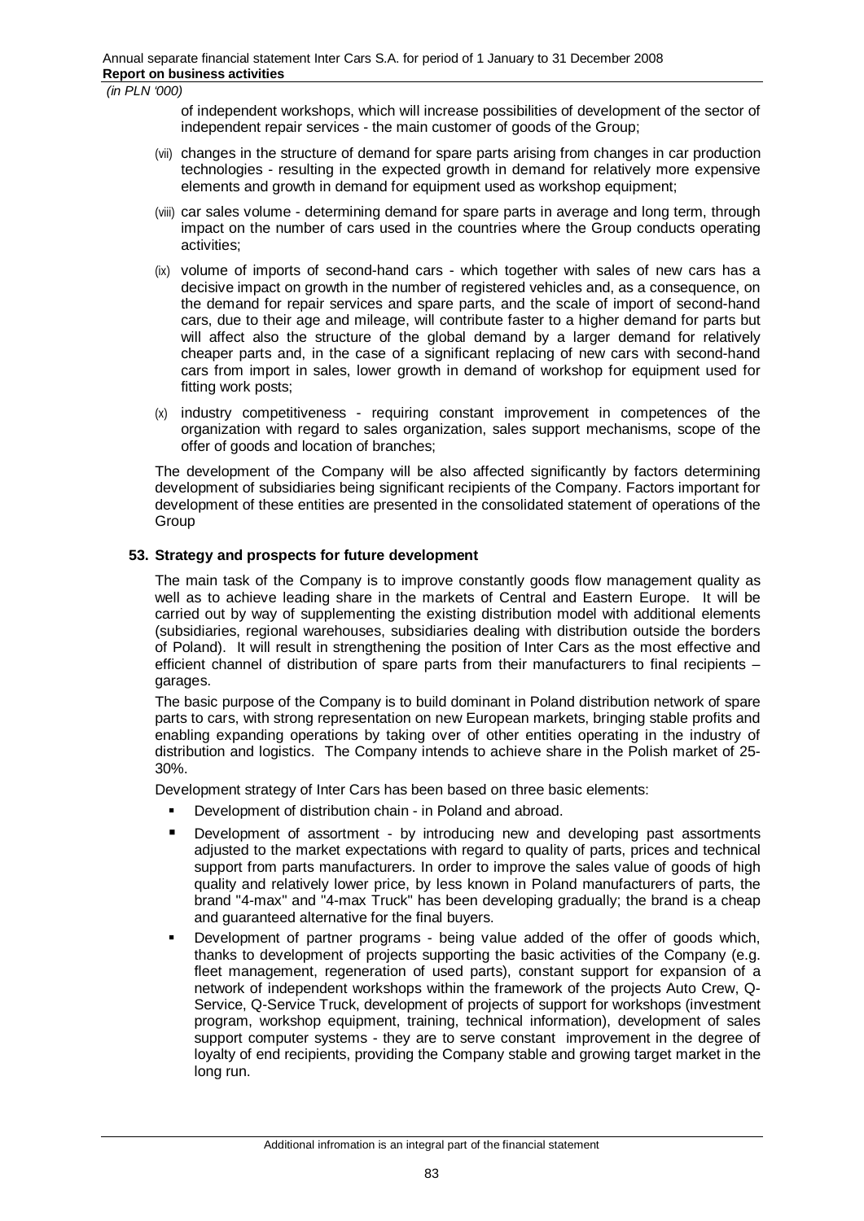of independent workshops, which will increase possibilities of development of the sector of independent repair services - the main customer of goods of the Group;

(vii) changes in the structure of demand for spare parts arising from changes in car production technologies - resulting in the expected growth in demand for relatively more expensive elements and growth in demand for equipment used as workshop equipment;

(viii) car sales volume - determining demand for spare parts in average and long term, through impact on the number of cars used in the countries where the Group conducts operating activities;

(ix) volume of imports of second-hand cars - which together with sales of new cars has a decisive impact on growth in the number of registered vehicles and, as a consequence, on the demand for repair services and spare parts, and the scale of import of second-hand cars, due to their age and mileage, will contribute faster to a higher demand for parts but will affect also the structure of the global demand by a larger demand for relatively cheaper parts and, in the case of a significant replacing of new cars with second-hand cars from import in sales, lower growth in demand of workshop for equipment used for fitting work posts;

(x) industry competitiveness - requiring constant improvement in competences of the organization with regard to sales organization, sales support mechanisms, scope of the offer of goods and location of branches;

The development of the Company will be also affected significantly by factors determining development of subsidiaries being significant recipients of the Company. Factors important for development of these entities are presented in the consolidated statement of operations of the Group

## 53. Strategy and prospects for future development

The main task of the Company is to improve constantly goods flow management quality as well as to achieve leading share in the markets of Central and Eastern Europe. It will be carried out by way of supplementing the existing distribution model with additional elements (subsidiaries, regional warehouses, subsidiaries dealing with distribution outside the borders of Poland). It will result in strengthening the position of Inter Cars as the most effective and efficient channel of distribution of spare parts from their manufacturers to final recipients – garages.

The basic purpose of the Company is to build dominant in Poland distribution network of spare parts to cars, with strong representation on new European markets, bringing stable profits and enabling expanding operations by taking over of other entities operating in the industry of distribution and logistics. The Company intends to achieve share in the Polish market of 25-30%.

Development strategy of Inter Cars has been based on three basic elements:

- Development of distribution chain - in Poland and abroad.
- Development of assortment - by introducing new and developing past assortments adjusted to the market expectations with regard to quality of parts, prices and technical support from parts manufacturers. In order to improve the sales value of goods of high quality and relatively lower price, by less known in Poland manufacturers of parts, the brand "4-max" and "4-max Truck" has been developing gradually; the brand is a cheap and guaranteed alternative for the final buyers.
- Development of partner programs - being value added of the offer of goods which, thanks to development of projects supporting the basic activities of the Company (e.g. fleet management, regeneration of used parts), constant support for expansion of a network of independent workshops within the framework of the projects Auto Crew, Q-Service, Q-Service Truck, development of projects of support for workshops (investment program, workshop equipment, training, technical information), development of sales support computer systems - they are to serve constant improvement in the degree of loyalty of end recipients, providing the Company stable and growing target market in the long run.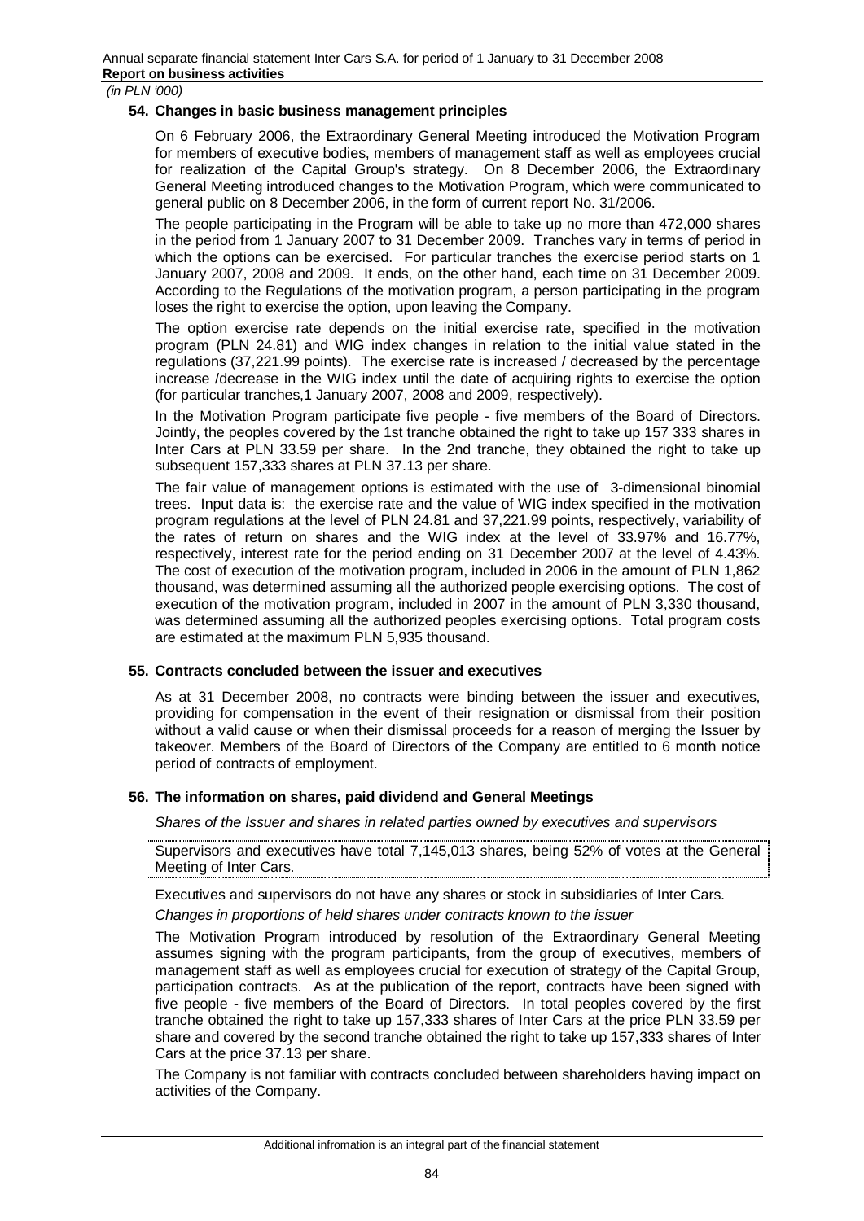## 54. Changes in basic business management principles

On 6 February 2006, the Extraordinary General Meeting introduced the Motivation Program for members of executive bodies, members of management staff as well as employees crucial for realization of the Capital Group's strategy. On 8 December 2006, the Extraordinary General Meeting introduced changes to the Motivation Program, which were communicated to general public on 8 December 2006, in the form of current report No. 31/2006.

The people participating in the Program will be able to take up no more than 472,000 shares in the period from 1 January 2007 to 31 December 2009. Tranches vary in terms of period in which the options can be exercised. For particular tranches the exercise period starts on 1 January 2007, 2008 and 2009. It ends, on the other hand, each time on 31 December 2009. According to the Regulations of the motivation program, a person participating in the program loses the right to exercise the option, upon leaving the Company.

The option exercise rate depends on the initial exercise rate, specified in the motivation program (PLN 24.81) and WIG index changes in relation to the initial value stated in the regulations (37,221.99 points). The exercise rate is increased / decreased by the percentage increase /decrease in the WIG index until the date of acquiring rights to exercise the option (for particular tranches,1 January 2007, 2008 and 2009, respectively).

In the Motivation Program participate five people - five members of the Board of Directors. Jointly, the peoples covered by the 1st tranche obtained the right to take up 157 333 shares in Inter Cars at PLN 33.59 per share. In the 2nd tranche, they obtained the right to take up subsequent 157,333 shares at PLN 37.13 per share.

The fair value of management options is estimated with the use of 3-dimensional binomial trees. Input data is: the exercise rate and the value of WIG index specified in the motivation program regulations at the level of PLN 24.81 and 37,221.99 points, respectively, variability of the rates of return on shares and the WIG index at the level of 33.97% and 16.77%, respectively, interest rate for the period ending on 31 December 2007 at the level of 4.43%. The cost of execution of the motivation program, included in 2006 in the amount of PLN 1,862 thousand, was determined assuming all the authorized people exercising options. The cost of execution of the motivation program, included in 2007 in the amount of PLN 3,330 thousand, was determined assuming all the authorized peoples exercising options. Total program costs are estimated at the maximum PLN 5,935 thousand.

## 55. Contracts concluded between the issuer and executives

As at 31 December 2008, no contracts were binding between the issuer and executives, providing for compensation in the event of their resignation or dismissal from their position without a valid cause or when their dismissal proceeds for a reason of merging the Issuer by takeover. Members of the Board of Directors of the Company are entitled to 6 month notice period of contracts of employment.

## 56. The information on shares, paid dividend and General Meetings

*Shares of the Issuer and shares in related parties owned by executives and supervisors*

Supervisors and executives have total 7,145,013 shares, being 52% of votes at the General Meeting of Inter Cars.

Executives and supervisors do not have any shares or stock in subsidiaries of Inter Cars.

*Changes in proportions of held shares under contracts known to the issuer*

The Motivation Program introduced by resolution of the Extraordinary General Meeting assumes signing with the program participants, from the group of executives, members of management staff as well as employees crucial for execution of strategy of the Capital Group, participation contracts. As at the publication of the report, contracts have been signed with five people - five members of the Board of Directors. In total peoples covered by the first tranche obtained the right to take up 157,333 shares of Inter Cars at the price PLN 33.59 per share and covered by the second tranche obtained the right to take up 157,333 shares of Inter Cars at the price 37.13 per share.

The Company is not familiar with contracts concluded between shareholders having impact on activities of the Company.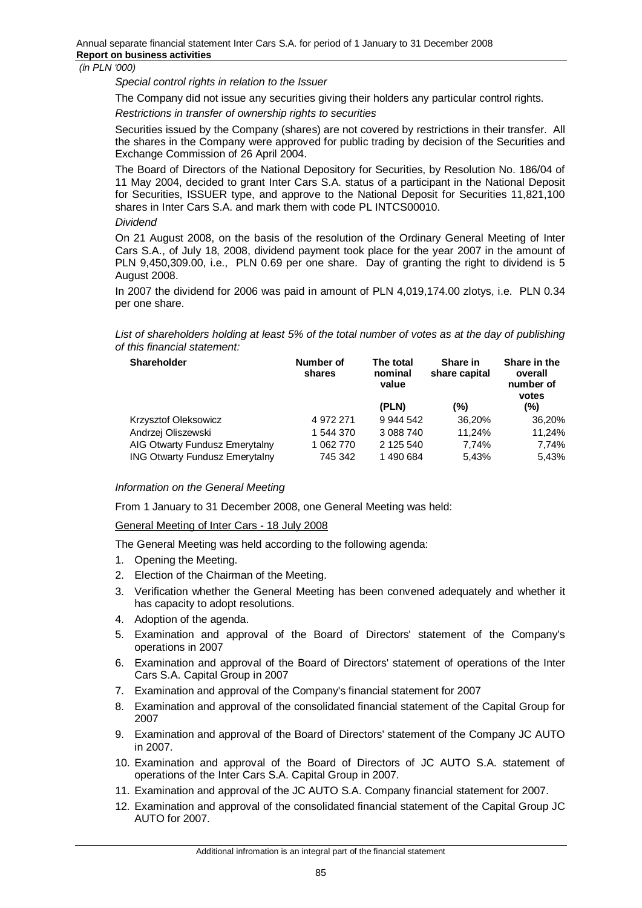*(in PLN '000)*

*Special control rights in relation to the Issuer*

The Company did not issue any securities giving their holders any particular control rights.

*Restrictions in transfer of ownership rights to securities*

Securities issued by the Company (shares) are not covered by restrictions in their transfer. All the shares in the Company were approved for public trading by decision of the Securities and Exchange Commission of 26 April 2004.

The Board of Directors of the National Depository for Securities, by Resolution No. 186/04 of 11 May 2004, decided to grant Inter Cars S.A. status of a participant in the National Deposit for Securities, ISSUER type, and approve to the National Deposit for Securities 11,821,100 shares in Inter Cars S.A. and mark them with code PL INTCS00010.

*Dividend*

On 21 August 2008, on the basis of the resolution of the Ordinary General Meeting of Inter Cars S.A., of July 18, 2008, dividend payment took place for the year 2007 in the amount of PLN 9,450,309.00, i.e., PLN 0.69 per one share. Day of granting the right to dividend is 5 August 2008.

In 2007 the dividend for 2006 was paid in amount of PLN 4,019,174.00 zlotys, i.e. PLN 0.34 per one share.

*List of shareholders holding at least 5% of the total number of votes as at the day of publishing of this financial statement:*

| Shareholder | Number of shares | The total nominal value | Share in share capital | Share in the overall number of votes |
|---|---|---|---|---|
| | | (PLN) | (%) | (%) |
| Krzysztof Oleksowicz | 4 972 271 | 9 944 542 | 36,20% | 36,20% |
| Andrzej Oliszewski | 1 544 370 | 3 088 740 | 11,24% | 11,24% |
| AIG Otwarty Fundusz Emerytalny | 1 062 770 | 2 125 540 | 7,74% | 7,74% |
| ING Otwarty Fundusz Emerytalny | 745 342 | 1 490 684 | 5,43% | 5,43% |

*Information on the General Meeting*

From 1 January to 31 December 2008, one General Meeting was held:

General Meeting of Inter Cars - 18 July 2008

The General Meeting was held according to the following agenda:

1. Opening the Meeting.
2. Election of the Chairman of the Meeting.
3. Verification whether the General Meeting has been convened adequately and whether it has capacity to adopt resolutions.
4. Adoption of the agenda.
5. Examination and approval of the Board of Directors' statement of the Company's operations in 2007
6. Examination and approval of the Board of Directors' statement of operations of the Inter Cars S.A. Capital Group in 2007
7. Examination and approval of the Company's financial statement for 2007
8. Examination and approval of the consolidated financial statement of the Capital Group for 2007
9. Examination and approval of the Board of Directors' statement of the Company JC AUTO in 2007.
10. Examination and approval of the Board of Directors of JC AUTO S.A. statement of operations of the Inter Cars S.A. Capital Group in 2007.
11. Examination and approval of the JC AUTO S.A. Company financial statement for 2007.
12. Examination and approval of the consolidated financial statement of the Capital Group JC AUTO for 2007.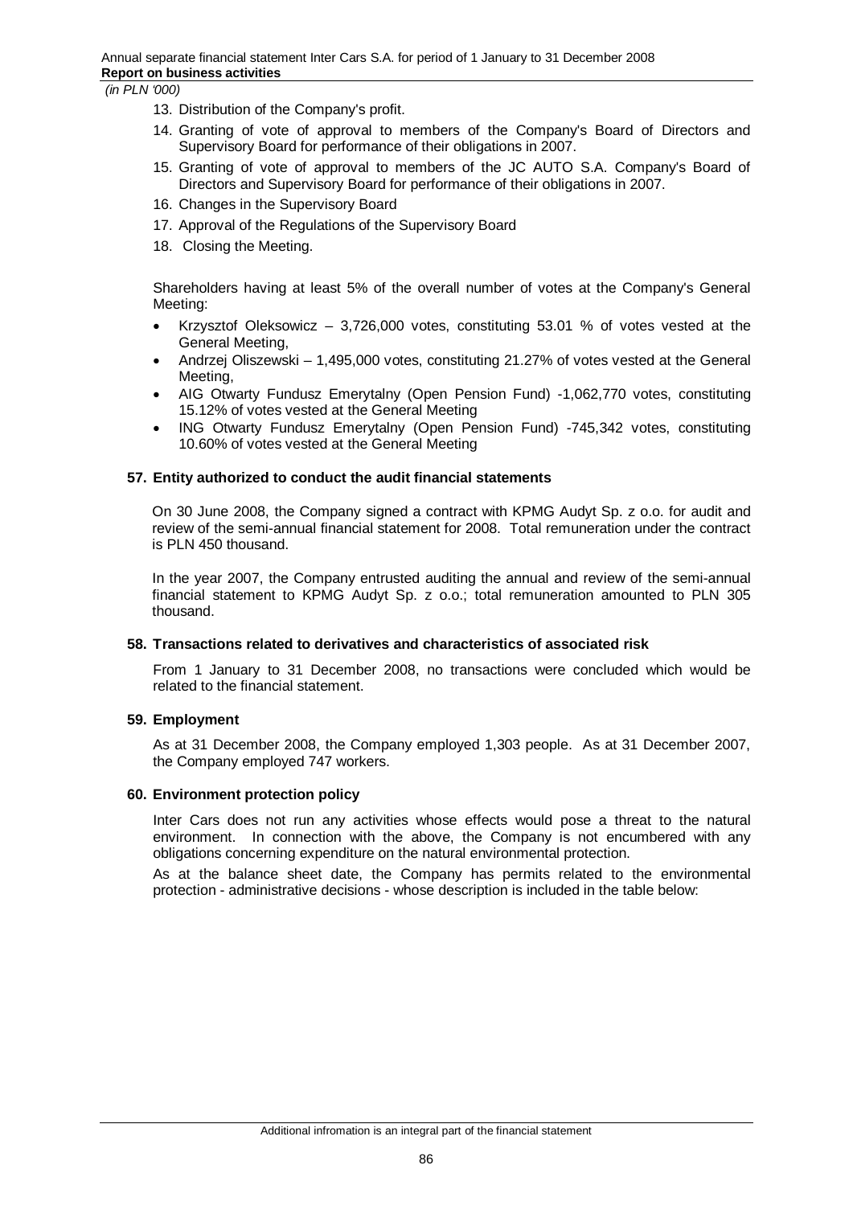13. Distribution of the Company's profit.
14. Granting of vote of approval to members of the Company's Board of Directors and Supervisory Board for performance of their obligations in 2007.
15. Granting of vote of approval to members of the JC AUTO S.A. Company's Board of Directors and Supervisory Board for performance of their obligations in 2007.
16. Changes in the Supervisory Board
17. Approval of the Regulations of the Supervisory Board
18. Closing the Meeting.

Shareholders having at least 5% of the overall number of votes at the Company's General Meeting:

- Krzysztof Oleksowicz – 3,726,000 votes, constituting 53.01 % of votes vested at the General Meeting,
- Andrzej Oliszewski – 1,495,000 votes, constituting 21.27% of votes vested at the General Meeting,
- AIG Otwarty Fundusz Emerytalny (Open Pension Fund) -1,062,770 votes, constituting 15.12% of votes vested at the General Meeting
- ING Otwarty Fundusz Emerytalny (Open Pension Fund) -745,342 votes, constituting 10.60% of votes vested at the General Meeting

### 57. Entity authorized to conduct the audit financial statements

On 30 June 2008, the Company signed a contract with KPMG Audyt Sp. z o.o. for audit and review of the semi-annual financial statement for 2008. Total remuneration under the contract is PLN 450 thousand.

In the year 2007, the Company entrusted auditing the annual and review of the semi-annual financial statement to KPMG Audyt Sp. z o.o.; total remuneration amounted to PLN 305 thousand.

### 58. Transactions related to derivatives and characteristics of associated risk

From 1 January to 31 December 2008, no transactions were concluded which would be related to the financial statement.

### 59. Employment

As at 31 December 2008, the Company employed 1,303 people. As at 31 December 2007, the Company employed 747 workers.

### 60. Environment protection policy

Inter Cars does not run any activities whose effects would pose a threat to the natural environment. In connection with the above, the Company is not encumbered with any obligations concerning expenditure on the natural environmental protection.

As at the balance sheet date, the Company has permits related to the environmental protection - administrative decisions - whose description is included in the table below: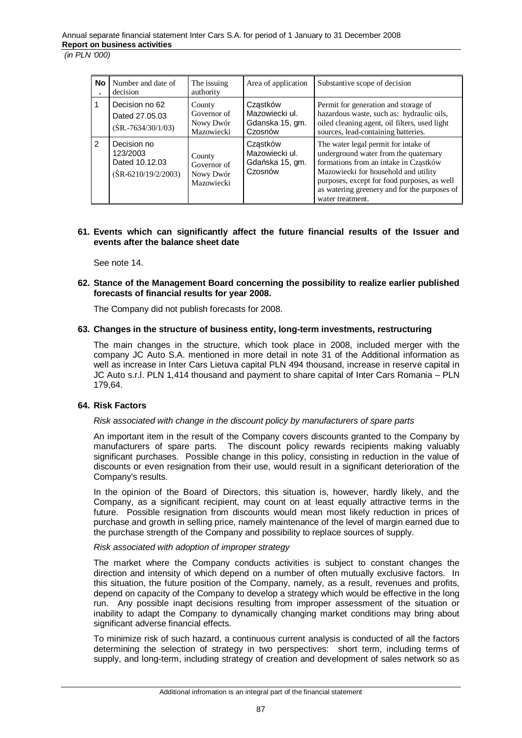| No. | Number and date of decision | The issuing authority | Area of application | Substantive scope of decision |
|---|---|---|---|---|
| 1 | Decision no 62 Dated 27.05.03 (ŚR.-7634/30/1/03) | County Governor of Nowy Dwór Mazowiecki | Cząstków Mazowiecki ul. Gdanska 15, gm. Czosnów | Permit for generation and storage of hazardous waste, such as: hydraulic oils, oiled cleaning agent, oil filters, used light sources, lead-containing batteries. |
| 2 | Decision no 123/2003 Dated 10.12.03 (ŚR-6210/19/2/2003) | County Governor of Nowy Dwór Mazowiecki | Cząstków Mazowiecki ul. Gdańska 15, gm. Czosnów | The water legal permit for intake of underground water from the quaternary formations from an intake in Cząstków Mazowiecki for household and utility purposes, except for food purposes, as well as watering greenery and for the purposes of water treatment. |

## 61. Events which can significantly affect the future financial results of the Issuer and events after the balance sheet date

See note 14.

## 62. Stance of the Management Board concerning the possibility to realize earlier published forecasts of financial results for year 2008.

The Company did not publish forecasts for 2008.

## 63. Changes in the structure of business entity, long-term investments, restructuring

The main changes in the structure, which took place in 2008, included merger with the company JC Auto S.A. mentioned in more detail in note 31 of the Additional information as well as increase in Inter Cars Lietuva capital PLN 494 thousand, increase in reserve capital in JC Auto s.r.l. PLN 1,414 thousand and payment to share capital of Inter Cars Romania – PLN 179,64.

## 64. Risk Factors

*Risk associated with change in the discount policy by manufacturers of spare parts*

An important item in the result of the Company covers discounts granted to the Company by manufacturers of spare parts. The discount policy rewards recipients making valuably significant purchases. Possible change in this policy, consisting in reduction in the value of discounts or even resignation from their use, would result in a significant deterioration of the Company's results.

In the opinion of the Board of Directors, this situation is, however, hardly likely, and the Company, as a significant recipient, may count on at least equally attractive terms in the future. Possible resignation from discounts would mean most likely reduction in prices of purchase and growth in selling price, namely maintenance of the level of margin earned due to the purchase strength of the Company and possibility to replace sources of supply.

*Risk associated with adoption of improper strategy*

The market where the Company conducts activities is subject to constant changes the direction and intensity of which depend on a number of often mutually exclusive factors. In this situation, the future position of the Company, namely, as a result, revenues and profits, depend on capacity of the Company to develop a strategy which would be effective in the long run. Any possible inapt decisions resulting from improper assessment of the situation or inability to adapt the Company to dynamically changing market conditions may bring about significant adverse financial effects.

To minimize risk of such hazard, a continuous current analysis is conducted of all the factors determining the selection of strategy in two perspectives: short term, including terms of supply, and long-term, including strategy of creation and development of sales network so as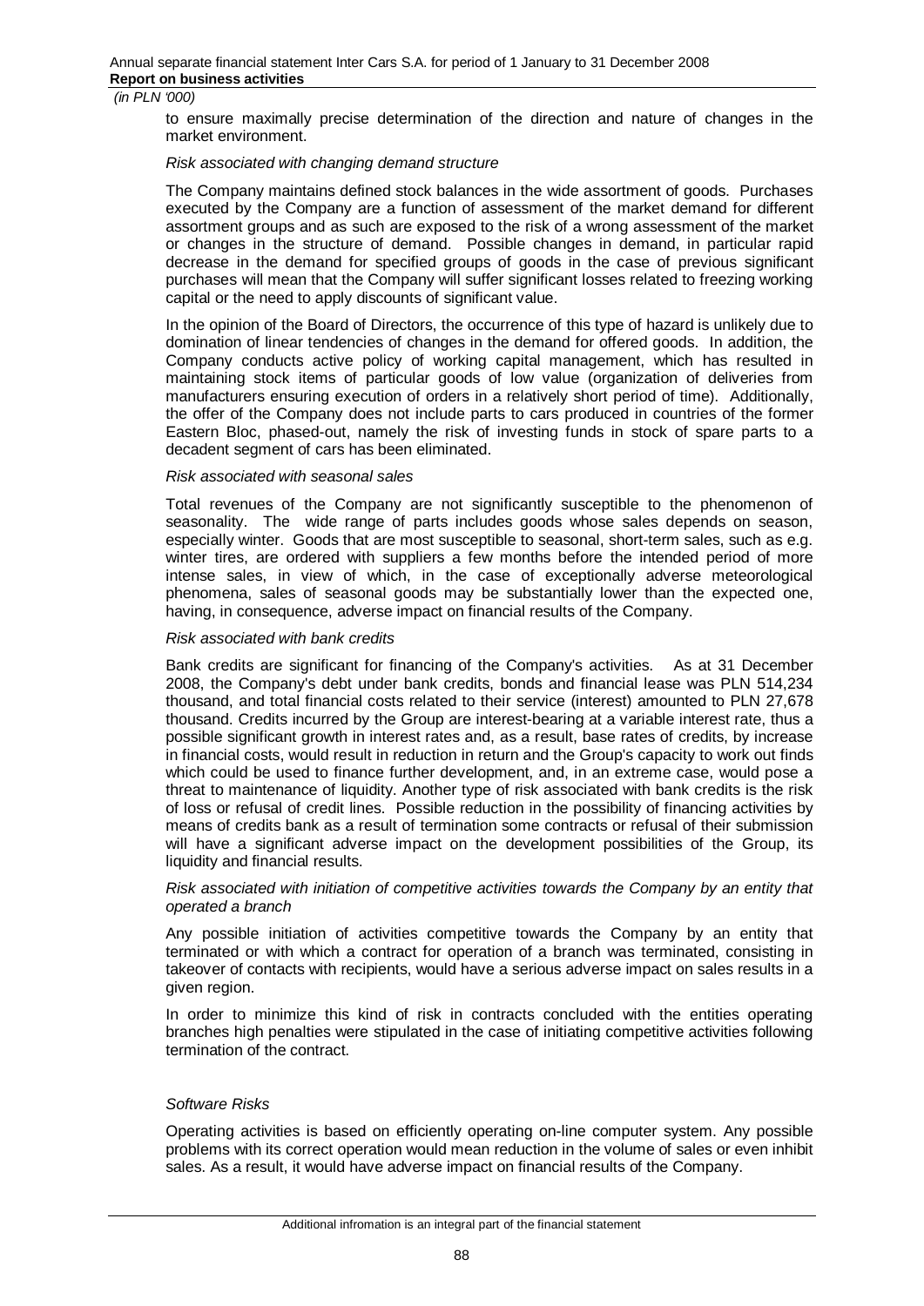to ensure maximally precise determination of the direction and nature of changes in the market environment.

*Risk associated with changing demand structure*

The Company maintains defined stock balances in the wide assortment of goods. Purchases executed by the Company are a function of assessment of the market demand for different assortment groups and as such are exposed to the risk of a wrong assessment of the market or changes in the structure of demand. Possible changes in demand, in particular rapid decrease in the demand for specified groups of goods in the case of previous significant purchases will mean that the Company will suffer significant losses related to freezing working capital or the need to apply discounts of significant value.

In the opinion of the Board of Directors, the occurrence of this type of hazard is unlikely due to domination of linear tendencies of changes in the demand for offered goods. In addition, the Company conducts active policy of working capital management, which has resulted in maintaining stock items of particular goods of low value (organization of deliveries from manufacturers ensuring execution of orders in a relatively short period of time). Additionally, the offer of the Company does not include parts to cars produced in countries of the former Eastern Bloc, phased-out, namely the risk of investing funds in stock of spare parts to a decadent segment of cars has been eliminated.

*Risk associated with seasonal sales*

Total revenues of the Company are not significantly susceptible to the phenomenon of seasonality. The wide range of parts includes goods whose sales depends on season, especially winter. Goods that are most susceptible to seasonal, short-term sales, such as e.g. winter tires, are ordered with suppliers a few months before the intended period of more intense sales, in view of which, in the case of exceptionally adverse meteorological phenomena, sales of seasonal goods may be substantially lower than the expected one, having, in consequence, adverse impact on financial results of the Company.

*Risk associated with bank credits*

Bank credits are significant for financing of the Company's activities. As at 31 December 2008, the Company's debt under bank credits, bonds and financial lease was PLN 514,234 thousand, and total financial costs related to their service (interest) amounted to PLN 27,678 thousand. Credits incurred by the Group are interest-bearing at a variable interest rate, thus a possible significant growth in interest rates and, as a result, base rates of credits, by increase in financial costs, would result in reduction in return and the Group's capacity to work out finds which could be used to finance further development, and, in an extreme case, would pose a threat to maintenance of liquidity. Another type of risk associated with bank credits is the risk of loss or refusal of credit lines. Possible reduction in the possibility of financing activities by means of credits bank as a result of termination some contracts or refusal of their submission will have a significant adverse impact on the development possibilities of the Group, its liquidity and financial results.

*Risk associated with initiation of competitive activities towards the Company by an entity that operated a branch*

Any possible initiation of activities competitive towards the Company by an entity that terminated or with which a contract for operation of a branch was terminated, consisting in takeover of contacts with recipients, would have a serious adverse impact on sales results in a given region.

In order to minimize this kind of risk in contracts concluded with the entities operating branches high penalties were stipulated in the case of initiating competitive activities following termination of the contract.

*Software Risks*

Operating activities is based on efficiently operating on-line computer system. Any possible problems with its correct operation would mean reduction in the volume of sales or even inhibit sales. As a result, it would have adverse impact on financial results of the Company.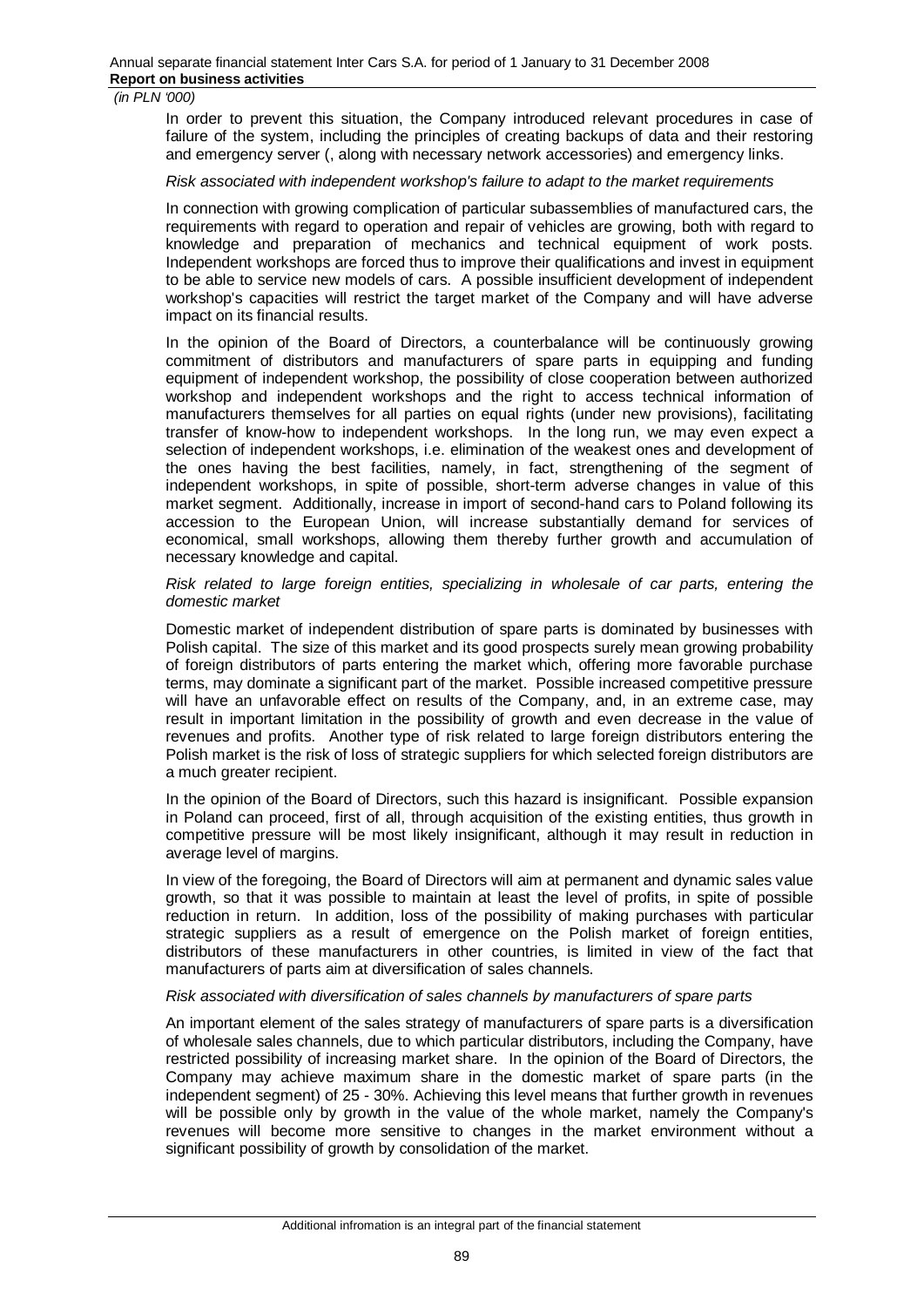In order to prevent this situation, the Company introduced relevant procedures in case of failure of the system, including the principles of creating backups of data and their restoring and emergency server (, along with necessary network accessories) and emergency links.

*Risk associated with independent workshop's failure to adapt to the market requirements*

In connection with growing complication of particular subassemblies of manufactured cars, the requirements with regard to operation and repair of vehicles are growing, both with regard to knowledge and preparation of mechanics and technical equipment of work posts. Independent workshops are forced thus to improve their qualifications and invest in equipment to be able to service new models of cars. A possible insufficient development of independent workshop's capacities will restrict the target market of the Company and will have adverse impact on its financial results.

In the opinion of the Board of Directors, a counterbalance will be continuously growing commitment of distributors and manufacturers of spare parts in equipping and funding equipment of independent workshop, the possibility of close cooperation between authorized workshop and independent workshops and the right to access technical information of manufacturers themselves for all parties on equal rights (under new provisions), facilitating transfer of know-how to independent workshops. In the long run, we may even expect a selection of independent workshops, i.e. elimination of the weakest ones and development of the ones having the best facilities, namely, in fact, strengthening of the segment of independent workshops, in spite of possible, short-term adverse changes in value of this market segment. Additionally, increase in import of second-hand cars to Poland following its accession to the European Union, will increase substantially demand for services of economical, small workshops, allowing them thereby further growth and accumulation of necessary knowledge and capital.

*Risk related to large foreign entities, specializing in wholesale of car parts, entering the domestic market*

Domestic market of independent distribution of spare parts is dominated by businesses with Polish capital. The size of this market and its good prospects surely mean growing probability of foreign distributors of parts entering the market which, offering more favorable purchase terms, may dominate a significant part of the market. Possible increased competitive pressure will have an unfavorable effect on results of the Company, and, in an extreme case, may result in important limitation in the possibility of growth and even decrease in the value of revenues and profits. Another type of risk related to large foreign distributors entering the Polish market is the risk of loss of strategic suppliers for which selected foreign distributors are a much greater recipient.

In the opinion of the Board of Directors, such this hazard is insignificant. Possible expansion in Poland can proceed, first of all, through acquisition of the existing entities, thus growth in competitive pressure will be most likely insignificant, although it may result in reduction in average level of margins.

In view of the foregoing, the Board of Directors will aim at permanent and dynamic sales value growth, so that it was possible to maintain at least the level of profits, in spite of possible reduction in return. In addition, loss of the possibility of making purchases with particular strategic suppliers as a result of emergence on the Polish market of foreign entities, distributors of these manufacturers in other countries, is limited in view of the fact that manufacturers of parts aim at diversification of sales channels.

*Risk associated with diversification of sales channels by manufacturers of spare parts*

An important element of the sales strategy of manufacturers of spare parts is a diversification of wholesale sales channels, due to which particular distributors, including the Company, have restricted possibility of increasing market share. In the opinion of the Board of Directors, the Company may achieve maximum share in the domestic market of spare parts (in the independent segment) of 25 - 30%. Achieving this level means that further growth in revenues will be possible only by growth in the value of the whole market, namely the Company's revenues will become more sensitive to changes in the market environment without a significant possibility of growth by consolidation of the market.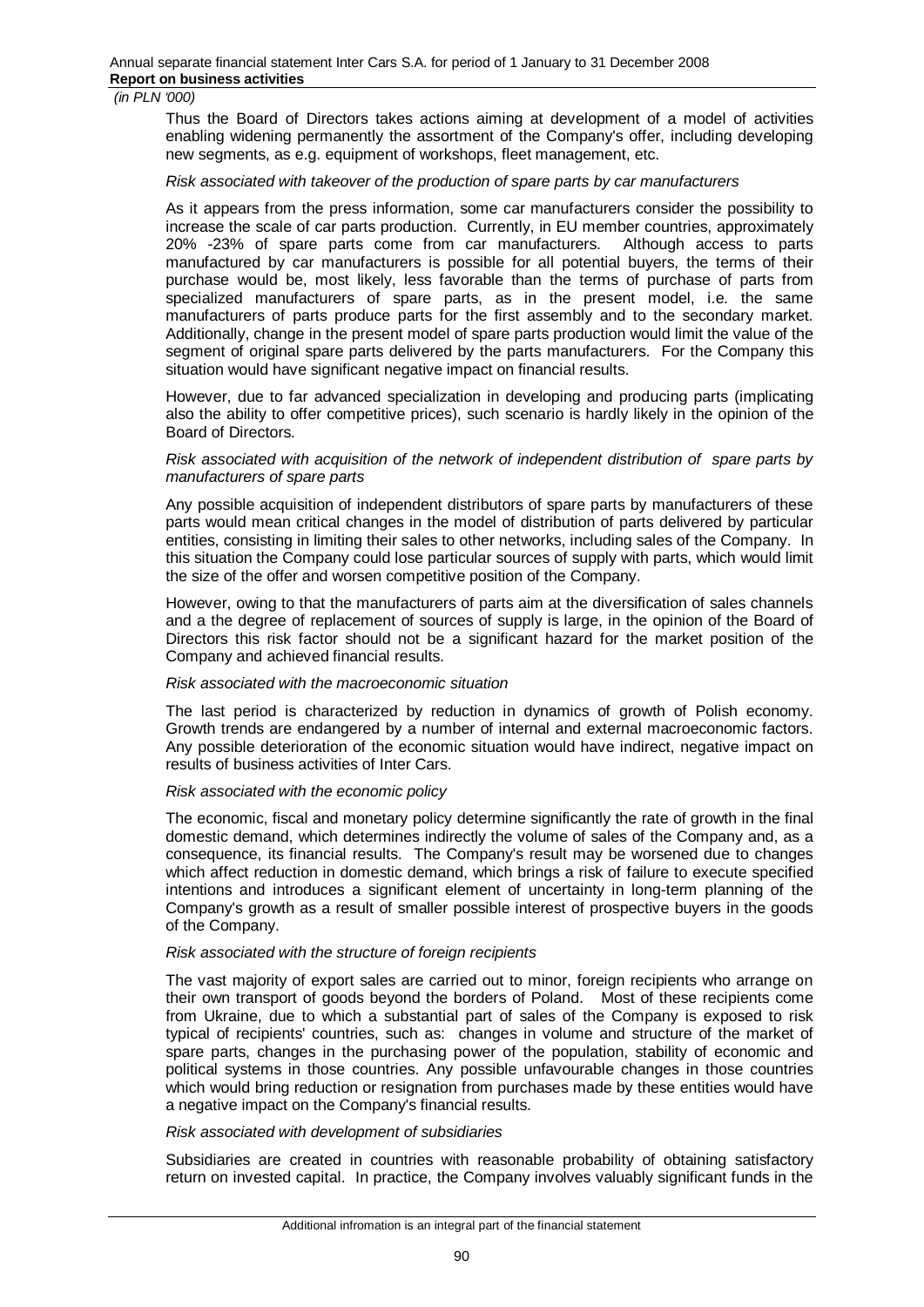Thus the Board of Directors takes actions aiming at development of a model of activities enabling widening permanently the assortment of the Company's offer, including developing new segments, as e.g. equipment of workshops, fleet management, etc.

*Risk associated with takeover of the production of spare parts by car manufacturers*

As it appears from the press information, some car manufacturers consider the possibility to increase the scale of car parts production. Currently, in EU member countries, approximately 20% -23% of spare parts come from car manufacturers. Although access to parts manufactured by car manufacturers is possible for all potential buyers, the terms of their purchase would be, most likely, less favorable than the terms of purchase of parts from specialized manufacturers of spare parts, as in the present model, i.e. the same manufacturers of parts produce parts for the first assembly and to the secondary market. Additionally, change in the present model of spare parts production would limit the value of the segment of original spare parts delivered by the parts manufacturers. For the Company this situation would have significant negative impact on financial results.

However, due to far advanced specialization in developing and producing parts (implicating also the ability to offer competitive prices), such scenario is hardly likely in the opinion of the Board of Directors.

*Risk associated with acquisition of the network of independent distribution of spare parts by manufacturers of spare parts*

Any possible acquisition of independent distributors of spare parts by manufacturers of these parts would mean critical changes in the model of distribution of parts delivered by particular entities, consisting in limiting their sales to other networks, including sales of the Company. In this situation the Company could lose particular sources of supply with parts, which would limit the size of the offer and worsen competitive position of the Company.

However, owing to that the manufacturers of parts aim at the diversification of sales channels and a the degree of replacement of sources of supply is large, in the opinion of the Board of Directors this risk factor should not be a significant hazard for the market position of the Company and achieved financial results.

*Risk associated with the macroeconomic situation*

The last period is characterized by reduction in dynamics of growth of Polish economy. Growth trends are endangered by a number of internal and external macroeconomic factors. Any possible deterioration of the economic situation would have indirect, negative impact on results of business activities of Inter Cars.

*Risk associated with the economic policy*

The economic, fiscal and monetary policy determine significantly the rate of growth in the final domestic demand, which determines indirectly the volume of sales of the Company and, as a consequence, its financial results. The Company's result may be worsened due to changes which affect reduction in domestic demand, which brings a risk of failure to execute specified intentions and introduces a significant element of uncertainty in long-term planning of the Company's growth as a result of smaller possible interest of prospective buyers in the goods of the Company.

*Risk associated with the structure of foreign recipients*

The vast majority of export sales are carried out to minor, foreign recipients who arrange on their own transport of goods beyond the borders of Poland. Most of these recipients come from Ukraine, due to which a substantial part of sales of the Company is exposed to risk typical of recipients' countries, such as: changes in volume and structure of the market of spare parts, changes in the purchasing power of the population, stability of economic and political systems in those countries. Any possible unfavourable changes in those countries which would bring reduction or resignation from purchases made by these entities would have a negative impact on the Company's financial results.

*Risk associated with development of subsidiaries*

Subsidiaries are created in countries with reasonable probability of obtaining satisfactory return on invested capital. In practice, the Company involves valuably significant funds in the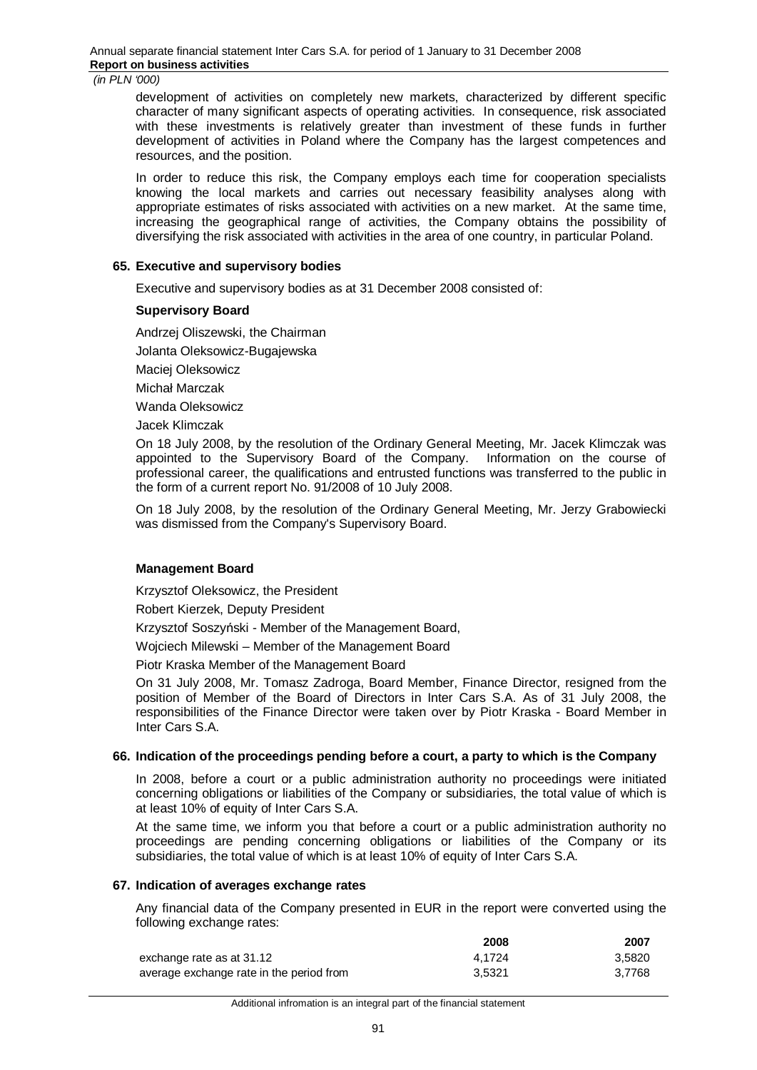development of activities on completely new markets, characterized by different specific character of many significant aspects of operating activities. In consequence, risk associated with these investments is relatively greater than investment of these funds in further development of activities in Poland where the Company has the largest competences and resources, and the position.

In order to reduce this risk, the Company employs each time for cooperation specialists knowing the local markets and carries out necessary feasibility analyses along with appropriate estimates of risks associated with activities on a new market. At the same time, increasing the geographical range of activities, the Company obtains the possibility of diversifying the risk associated with activities in the area of one country, in particular Poland.

## 65. Executive and supervisory bodies

Executive and supervisory bodies as at 31 December 2008 consisted of:

**Supervisory Board**

Andrzej Oliszewski, the Chairman

Jolanta Oleksowicz-Bugajewska

Maciej Oleksowicz

Michał Marczak

Wanda Oleksowicz

Jacek Klimczak

On 18 July 2008, by the resolution of the Ordinary General Meeting, Mr. Jacek Klimczak was appointed to the Supervisory Board of the Company. Information on the course of professional career, the qualifications and entrusted functions was transferred to the public in the form of a current report No. 91/2008 of 10 July 2008.

On 18 July 2008, by the resolution of the Ordinary General Meeting, Mr. Jerzy Grabowiecki was dismissed from the Company's Supervisory Board.

**Management Board**

Krzysztof Oleksowicz, the President

Robert Kierzek, Deputy President

Krzysztof Soszyński - Member of the Management Board,

Wojciech Milewski – Member of the Management Board

Piotr Kraska Member of the Management Board

On 31 July 2008, Mr. Tomasz Zadroga, Board Member, Finance Director, resigned from the position of Member of the Board of Directors in Inter Cars S.A. As of 31 July 2008, the responsibilities of the Finance Director were taken over by Piotr Kraska - Board Member in Inter Cars S.A.

## 66. Indication of the proceedings pending before a court, a party to which is the Company

In 2008, before a court or a public administration authority no proceedings were initiated concerning obligations or liabilities of the Company or subsidiaries, the total value of which is at least 10% of equity of Inter Cars S.A.

At the same time, we inform you that before a court or a public administration authority no proceedings are pending concerning obligations or liabilities of the Company or its subsidiaries, the total value of which is at least 10% of equity of Inter Cars S.A.

## 67. Indication of averages exchange rates

Any financial data of the Company presented in EUR in the report were converted using the following exchange rates:

| | 2008 | 2007 |
|---|---|---|
| exchange rate as at 31.12 | 4,1724 | 3,5820 |
| average exchange rate in the period from | 3,5321 | 3,7768 |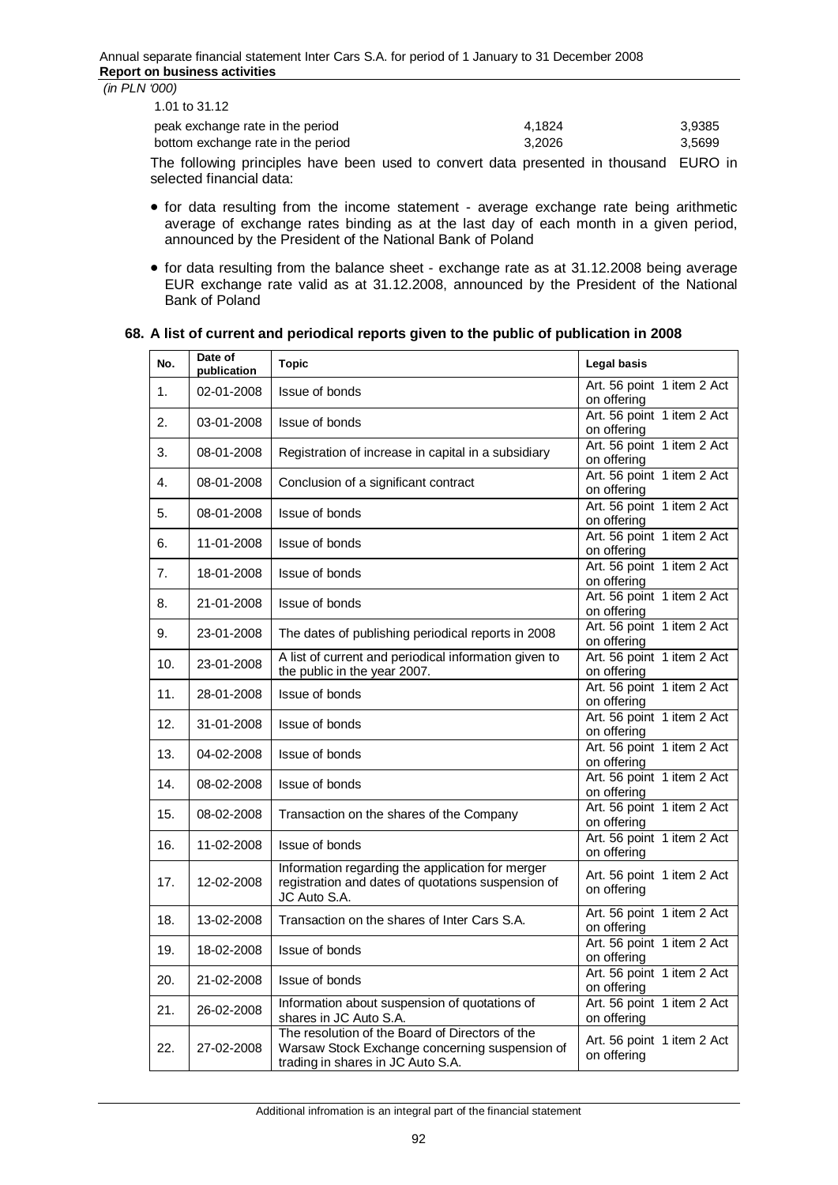*(in PLN '000)*

| 1.01 to 31.12 | | |
|---|---|---|
| peak exchange rate in the period | 4,1824 | 3,9385 |
| bottom exchange rate in the period | 3,2026 | 3,5699 |

The following principles have been used to convert data presented in thousand EURO in selected financial data:

- for data resulting from the income statement - average exchange rate being arithmetic average of exchange rates binding as at the last day of each month in a given period, announced by the President of the National Bank of Poland
- for data resulting from the balance sheet - exchange rate as at 31.12.2008 being average EUR exchange rate valid as at 31.12.2008, announced by the President of the National Bank of Poland

## 68. A list of current and periodical reports given to the public of publication in 2008

| No. | Date of publication | Topic | Legal basis |
|---|---|---|---|
| 1. | 02-01-2008 | Issue of bonds | Art. 56 point 1 item 2 Act on offering |
| 2. | 03-01-2008 | Issue of bonds | Art. 56 point 1 item 2 Act on offering |
| 3. | 08-01-2008 | Registration of increase in capital in a subsidiary | Art. 56 point 1 item 2 Act on offering |
| 4. | 08-01-2008 | Conclusion of a significant contract | Art. 56 point 1 item 2 Act on offering |
| 5. | 08-01-2008 | Issue of bonds | Art. 56 point 1 item 2 Act on offering |
| 6. | 11-01-2008 | Issue of bonds | Art. 56 point 1 item 2 Act on offering |
| 7. | 18-01-2008 | Issue of bonds | Art. 56 point 1 item 2 Act on offering |
| 8. | 21-01-2008 | Issue of bonds | Art. 56 point 1 item 2 Act on offering |
| 9. | 23-01-2008 | The dates of publishing periodical reports in 2008 | Art. 56 point 1 item 2 Act on offering |
| 10. | 23-01-2008 | A list of current and periodical information given to the public in the year 2007. | Art. 56 point 1 item 2 Act on offering |
| 11. | 28-01-2008 | Issue of bonds | Art. 56 point 1 item 2 Act on offering |
| 12. | 31-01-2008 | Issue of bonds | Art. 56 point 1 item 2 Act on offering |
| 13. | 04-02-2008 | Issue of bonds | Art. 56 point 1 item 2 Act on offering |
| 14. | 08-02-2008 | Issue of bonds | Art. 56 point 1 item 2 Act on offering |
| 15. | 08-02-2008 | Transaction on the shares of the Company | Art. 56 point 1 item 2 Act on offering |
| 16. | 11-02-2008 | Issue of bonds | Art. 56 point 1 item 2 Act on offering |
| 17. | 12-02-2008 | Information regarding the application for merger registration and dates of quotations suspension of JC Auto S.A. | Art. 56 point 1 item 2 Act on offering |
| 18. | 13-02-2008 | Transaction on the shares of Inter Cars S.A. | Art. 56 point 1 item 2 Act on offering |
| 19. | 18-02-2008 | Issue of bonds | Art. 56 point 1 item 2 Act on offering |
| 20. | 21-02-2008 | Issue of bonds | Art. 56 point 1 item 2 Act on offering |
| 21. | 26-02-2008 | Information about suspension of quotations of shares in JC Auto S.A. | Art. 56 point 1 item 2 Act on offering |
| 22. | 27-02-2008 | The resolution of the Board of Directors of the Warsaw Stock Exchange concerning suspension of trading in shares in JC Auto S.A. | Art. 56 point 1 item 2 Act on offering |

Additional infromation is an integral part of the financial statement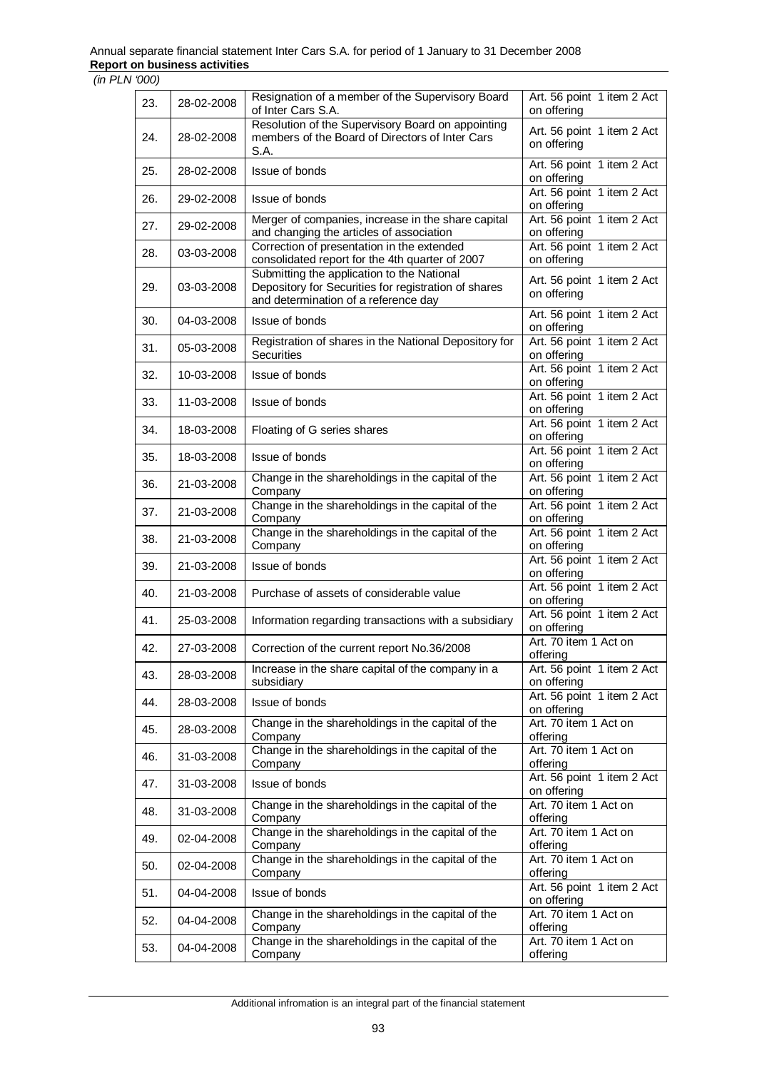| 23. | 28-02-2008 | Resignation of a member of the Supervisory Board of Inter Cars S.A. | Art. 56 point 1 item 2 Act on offering |
|---|---|---|---|
| 24. | 28-02-2008 | Resolution of the Supervisory Board on appointing members of the Board of Directors of Inter Cars S.A. | Art. 56 point 1 item 2 Act on offering |
| 25. | 28-02-2008 | Issue of bonds | Art. 56 point 1 item 2 Act on offering |
| 26. | 29-02-2008 | Issue of bonds | Art. 56 point 1 item 2 Act on offering |
| 27. | 29-02-2008 | Merger of companies, increase in the share capital and changing the articles of association | Art. 56 point 1 item 2 Act on offering |
| 28. | 03-03-2008 | Correction of presentation in the extended consolidated report for the 4th quarter of 2007 | Art. 56 point 1 item 2 Act on offering |
| 29. | 03-03-2008 | Submitting the application to the National Depository for Securities for registration of shares and determination of a reference day | Art. 56 point 1 item 2 Act on offering |
| 30. | 04-03-2008 | Issue of bonds | Art. 56 point 1 item 2 Act on offering |
| 31. | 05-03-2008 | Registration of shares in the National Depository for Securities | Art. 56 point 1 item 2 Act on offering |
| 32. | 10-03-2008 | Issue of bonds | Art. 56 point 1 item 2 Act on offering |
| 33. | 11-03-2008 | Issue of bonds | Art. 56 point 1 item 2 Act on offering |
| 34. | 18-03-2008 | Floating of G series shares | Art. 56 point 1 item 2 Act on offering |
| 35. | 18-03-2008 | Issue of bonds | Art. 56 point 1 item 2 Act on offering |
| 36. | 21-03-2008 | Change in the shareholdings in the capital of the Company | Art. 56 point 1 item 2 Act on offering |
| 37. | 21-03-2008 | Change in the shareholdings in the capital of the Company | Art. 56 point 1 item 2 Act on offering |
| 38. | 21-03-2008 | Change in the shareholdings in the capital of the Company | Art. 56 point 1 item 2 Act on offering |
| 39. | 21-03-2008 | Issue of bonds | Art. 56 point 1 item 2 Act on offering |
| 40. | 21-03-2008 | Purchase of assets of considerable value | Art. 56 point 1 item 2 Act on offering |
| 41. | 25-03-2008 | Information regarding transactions with a subsidiary | Art. 56 point 1 item 2 Act on offering |
| 42. | 27-03-2008 | Correction of the current report No.36/2008 | Art. 70 item 1 Act on offering |
| 43. | 28-03-2008 | Increase in the share capital of the company in a subsidiary | Art. 56 point 1 item 2 Act on offering |
| 44. | 28-03-2008 | Issue of bonds | Art. 56 point 1 item 2 Act on offering |
| 45. | 28-03-2008 | Change in the shareholdings in the capital of the Company | Art. 70 item 1 Act on offering |
| 46. | 31-03-2008 | Change in the shareholdings in the capital of the Company | Art. 70 item 1 Act on offering |
| 47. | 31-03-2008 | Issue of bonds | Art. 56 point 1 item 2 Act on offering |
| 48. | 31-03-2008 | Change in the shareholdings in the capital of the Company | Art. 70 item 1 Act on offering |
| 49. | 02-04-2008 | Change in the shareholdings in the capital of the Company | Art. 70 item 1 Act on offering |
| 50. | 02-04-2008 | Change in the shareholdings in the capital of the Company | Art. 70 item 1 Act on offering |
| 51. | 04-04-2008 | Issue of bonds | Art. 56 point 1 item 2 Act on offering |
| 52. | 04-04-2008 | Change in the shareholdings in the capital of the Company | Art. 70 item 1 Act on offering |
| 53. | 04-04-2008 | Change in the shareholdings in the capital of the Company | Art. 70 item 1 Act on offering |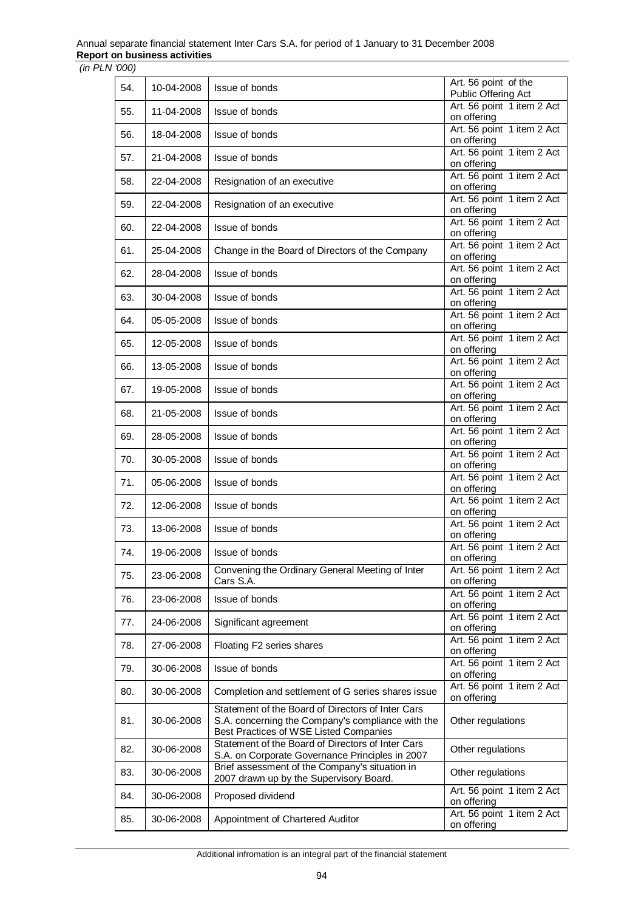| 54. | 10-04-2008 | Issue of bonds | Art. 56 point of the Public Offering Act |
|---|---|---|---|
| 55. | 11-04-2008 | Issue of bonds | Art. 56 point 1 item 2 Act on offering |
| 56. | 18-04-2008 | Issue of bonds | Art. 56 point 1 item 2 Act on offering |
| 57. | 21-04-2008 | Issue of bonds | Art. 56 point 1 item 2 Act on offering |
| 58. | 22-04-2008 | Resignation of an executive | Art. 56 point 1 item 2 Act on offering |
| 59. | 22-04-2008 | Resignation of an executive | Art. 56 point 1 item 2 Act on offering |
| 60. | 22-04-2008 | Issue of bonds | Art. 56 point 1 item 2 Act on offering |
| 61. | 25-04-2008 | Change in the Board of Directors of the Company | Art. 56 point 1 item 2 Act on offering |
| 62. | 28-04-2008 | Issue of bonds | Art. 56 point 1 item 2 Act on offering |
| 63. | 30-04-2008 | Issue of bonds | Art. 56 point 1 item 2 Act on offering |
| 64. | 05-05-2008 | Issue of bonds | Art. 56 point 1 item 2 Act on offering |
| 65. | 12-05-2008 | Issue of bonds | Art. 56 point 1 item 2 Act on offering |
| 66. | 13-05-2008 | Issue of bonds | Art. 56 point 1 item 2 Act on offering |
| 67. | 19-05-2008 | Issue of bonds | Art. 56 point 1 item 2 Act on offering |
| 68. | 21-05-2008 | Issue of bonds | Art. 56 point 1 item 2 Act on offering |
| 69. | 28-05-2008 | Issue of bonds | Art. 56 point 1 item 2 Act on offering |
| 70. | 30-05-2008 | Issue of bonds | Art. 56 point 1 item 2 Act on offering |
| 71. | 05-06-2008 | Issue of bonds | Art. 56 point 1 item 2 Act on offering |
| 72. | 12-06-2008 | Issue of bonds | Art. 56 point 1 item 2 Act on offering |
| 73. | 13-06-2008 | Issue of bonds | Art. 56 point 1 item 2 Act on offering |
| 74. | 19-06-2008 | Issue of bonds | Art. 56 point 1 item 2 Act on offering |
| 75. | 23-06-2008 | Convening the Ordinary General Meeting of Inter Cars S.A. | Art. 56 point 1 item 2 Act on offering |
| 76. | 23-06-2008 | Issue of bonds | Art. 56 point 1 item 2 Act on offering |
| 77. | 24-06-2008 | Significant agreement | Art. 56 point 1 item 2 Act on offering |
| 78. | 27-06-2008 | Floating F2 series shares | Art. 56 point 1 item 2 Act on offering |
| 79. | 30-06-2008 | Issue of bonds | Art. 56 point 1 item 2 Act on offering |
| 80. | 30-06-2008 | Completion and settlement of G series shares issue | Art. 56 point 1 item 2 Act on offering |
| 81. | 30-06-2008 | Statement of the Board of Directors of Inter Cars S.A. concerning the Company's compliance with the Best Practices of WSE Listed Companies | Other regulations |
| 82. | 30-06-2008 | Statement of the Board of Directors of Inter Cars S.A. on Corporate Governance Principles in 2007 | Other regulations |
| 83. | 30-06-2008 | Brief assessment of the Company's situation in 2007 drawn up by the Supervisory Board. | Other regulations |
| 84. | 30-06-2008 | Proposed dividend | Art. 56 point 1 item 2 Act on offering |
| 85. | 30-06-2008 | Appointment of Chartered Auditor | Art. 56 point 1 item 2 Act on offering |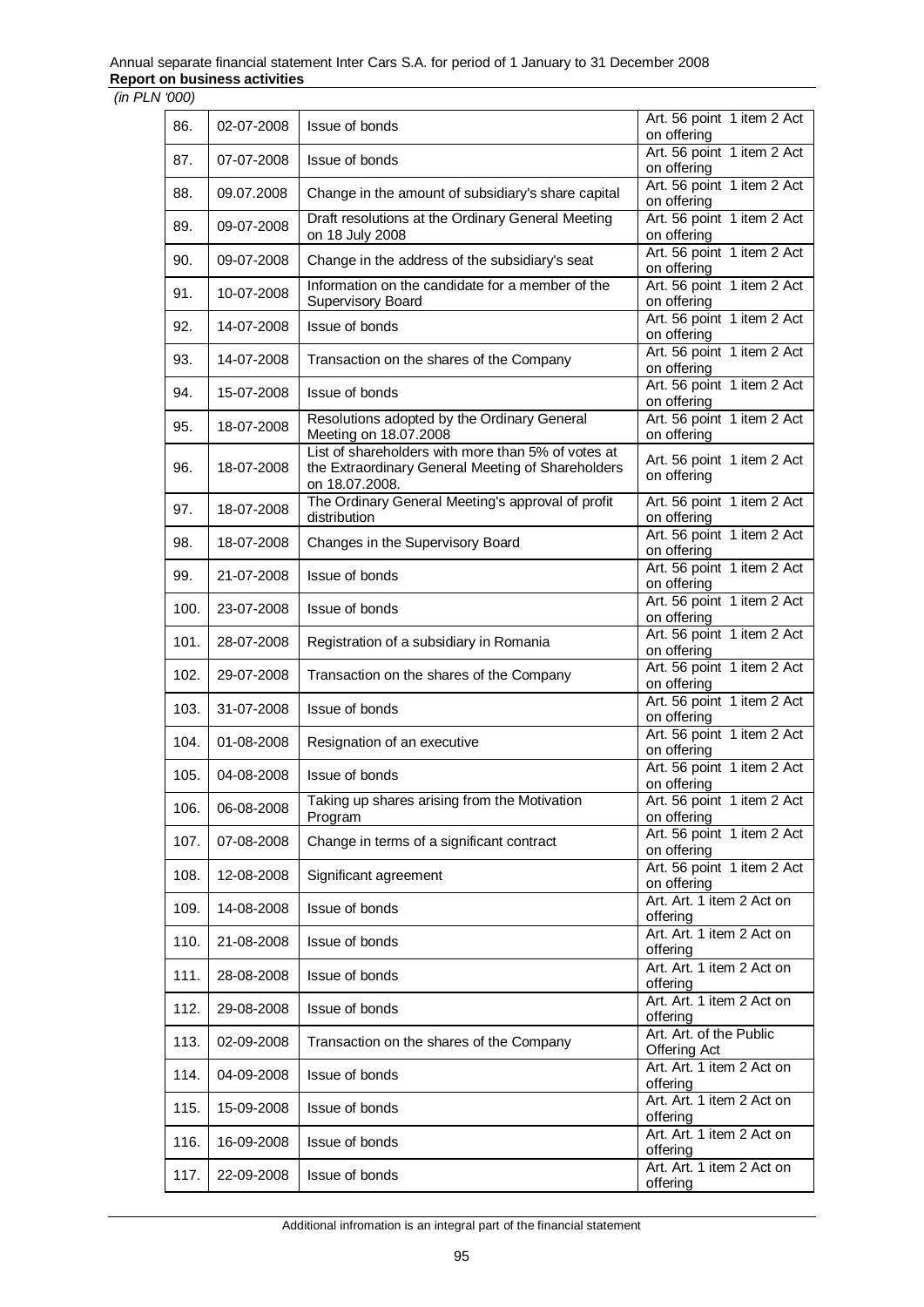(in PLN '000)

| | | | |
|---|---|---|---|
| 86. | 02-07-2008 | Issue of bonds | Art. 56 point 1 item 2 Act on offering |
| 87. | 07-07-2008 | Issue of bonds | Art. 56 point 1 item 2 Act on offering |
| 88. | 09.07.2008 | Change in the amount of subsidiary's share capital | Art. 56 point 1 item 2 Act on offering |
| 89. | 09-07-2008 | Draft resolutions at the Ordinary General Meeting on 18 July 2008 | Art. 56 point 1 item 2 Act on offering |
| 90. | 09-07-2008 | Change in the address of the subsidiary's seat | Art. 56 point 1 item 2 Act on offering |
| 91. | 10-07-2008 | Information on the candidate for a member of the Supervisory Board | Art. 56 point 1 item 2 Act on offering |
| 92. | 14-07-2008 | Issue of bonds | Art. 56 point 1 item 2 Act on offering |
| 93. | 14-07-2008 | Transaction on the shares of the Company | Art. 56 point 1 item 2 Act on offering |
| 94. | 15-07-2008 | Issue of bonds | Art. 56 point 1 item 2 Act on offering |
| 95. | 18-07-2008 | Resolutions adopted by the Ordinary General Meeting on 18.07.2008 | Art. 56 point 1 item 2 Act on offering |
| 96. | 18-07-2008 | List of shareholders with more than 5% of votes at the Extraordinary General Meeting of Shareholders on 18.07.2008. | Art. 56 point 1 item 2 Act on offering |
| 97. | 18-07-2008 | The Ordinary General Meeting's approval of profit distribution | Art. 56 point 1 item 2 Act on offering |
| 98. | 18-07-2008 | Changes in the Supervisory Board | Art. 56 point 1 item 2 Act on offering |
| 99. | 21-07-2008 | Issue of bonds | Art. 56 point 1 item 2 Act on offering |
| 100. | 23-07-2008 | Issue of bonds | Art. 56 point 1 item 2 Act on offering |
| 101. | 28-07-2008 | Registration of a subsidiary in Romania | Art. 56 point 1 item 2 Act on offering |
| 102. | 29-07-2008 | Transaction on the shares of the Company | Art. 56 point 1 item 2 Act on offering |
| 103. | 31-07-2008 | Issue of bonds | Art. 56 point 1 item 2 Act on offering |
| 104. | 01-08-2008 | Resignation of an executive | Art. 56 point 1 item 2 Act on offering |
| 105. | 04-08-2008 | Issue of bonds | Art. 56 point 1 item 2 Act on offering |
| 106. | 06-08-2008 | Taking up shares arising from the Motivation Program | Art. 56 point 1 item 2 Act on offering |
| 107. | 07-08-2008 | Change in terms of a significant contract | Art. 56 point 1 item 2 Act on offering |
| 108. | 12-08-2008 | Significant agreement | Art. 56 point 1 item 2 Act on offering |
| 109. | 14-08-2008 | Issue of bonds | Art. Art. 1 item 2 Act on offering |
| 110. | 21-08-2008 | Issue of bonds | Art. Art. 1 item 2 Act on offering |
| 111. | 28-08-2008 | Issue of bonds | Art. Art. 1 item 2 Act on offering |
| 112. | 29-08-2008 | Issue of bonds | Art. Art. 1 item 2 Act on offering |
| 113. | 02-09-2008 | Transaction on the shares of the Company | Art. Art. of the Public Offering Act |
| 114. | 04-09-2008 | Issue of bonds | Art. Art. 1 item 2 Act on offering |
| 115. | 15-09-2008 | Issue of bonds | Art. Art. 1 item 2 Act on offering |
| 116. | 16-09-2008 | Issue of bonds | Art. Art. 1 item 2 Act on offering |
| 117. | 22-09-2008 | Issue of bonds | Art. Art. 1 item 2 Act on offering |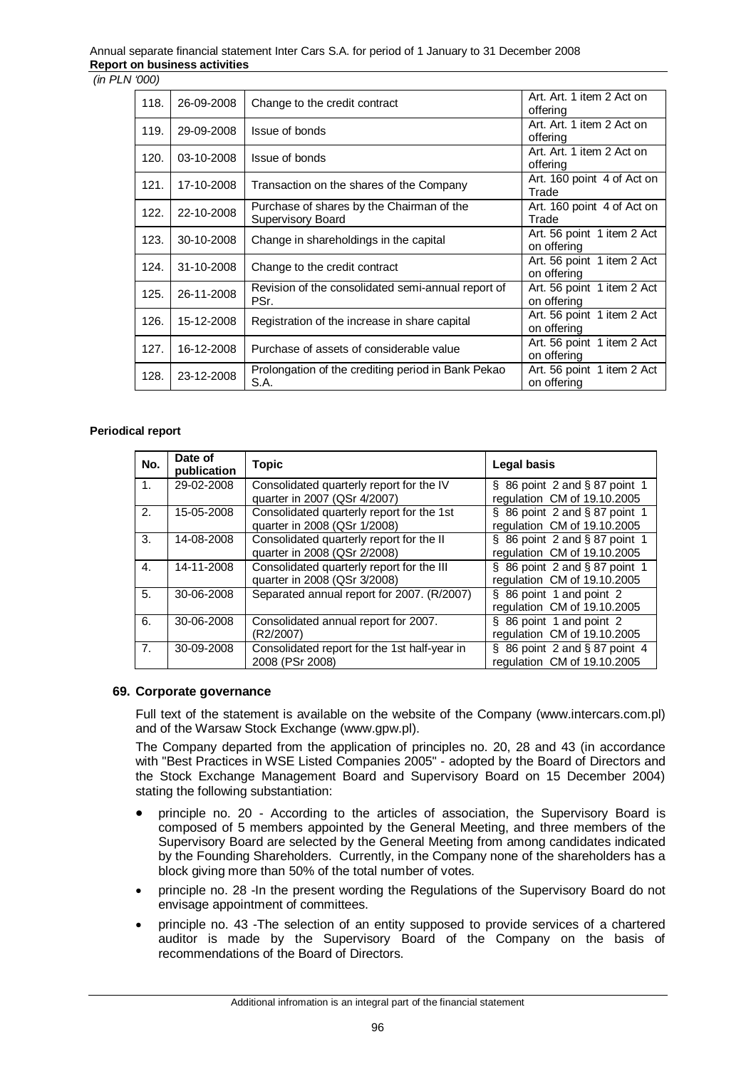*(in PLN '000)*

| | | | |
|---|---|---|---|
| 118. | 26-09-2008 | Change to the credit contract | Art. Art. 1 item 2 Act on offering |
| 119. | 29-09-2008 | Issue of bonds | Art. Art. 1 item 2 Act on offering |
| 120. | 03-10-2008 | Issue of bonds | Art. Art. 1 item 2 Act on offering |
| 121. | 17-10-2008 | Transaction on the shares of the Company | Art. 160 point 4 of Act on Trade |
| 122. | 22-10-2008 | Purchase of shares by the Chairman of the Supervisory Board | Art. 160 point 4 of Act on Trade |
| 123. | 30-10-2008 | Change in shareholdings in the capital | Art. 56 point 1 item 2 Act on offering |
| 124. | 31-10-2008 | Change to the credit contract | Art. 56 point 1 item 2 Act on offering |
| 125. | 26-11-2008 | Revision of the consolidated semi-annual report of PSr. | Art. 56 point 1 item 2 Act on offering |
| 126. | 15-12-2008 | Registration of the increase in share capital | Art. 56 point 1 item 2 Act on offering |
| 127. | 16-12-2008 | Purchase of assets of considerable value | Art. 56 point 1 item 2 Act on offering |
| 128. | 23-12-2008 | Prolongation of the crediting period in Bank Pekao S.A. | Art. 56 point 1 item 2 Act on offering |

**Periodical report**

| No. | Date of publication | Topic | Legal basis |
|---|---|---|---|
| 1. | 29-02-2008 | Consolidated quarterly report for the IV quarter in 2007 (QSr 4/2007) | § 86 point 2 and § 87 point 1 regulation CM of 19.10.2005 |
| 2. | 15-05-2008 | Consolidated quarterly report for the 1st quarter in 2008 (QSr 1/2008) | § 86 point 2 and § 87 point 1 regulation CM of 19.10.2005 |
| 3. | 14-08-2008 | Consolidated quarterly report for the II quarter in 2008 (QSr 2/2008) | § 86 point 2 and § 87 point 1 regulation CM of 19.10.2005 |
| 4. | 14-11-2008 | Consolidated quarterly report for the III quarter in 2008 (QSr 3/2008) | § 86 point 2 and § 87 point 1 regulation CM of 19.10.2005 |
| 5. | 30-06-2008 | Separated annual report for 2007. (R/2007) | § 86 point 1 and point 2 regulation CM of 19.10.2005 |
| 6. | 30-06-2008 | Consolidated annual report for 2007. (R2/2007) | § 86 point 1 and point 2 regulation CM of 19.10.2005 |
| 7. | 30-09-2008 | Consolidated report for the 1st half-year in 2008 (PSr 2008) | § 86 point 2 and § 87 point 4 regulation CM of 19.10.2005 |

## 69. Corporate governance

Full text of the statement is available on the website of the Company (www.intercars.com.pl) and of the Warsaw Stock Exchange (www.gpw.pl).

The Company departed from the application of principles no. 20, 28 and 43 (in accordance with "Best Practices in WSE Listed Companies 2005" - adopted by the Board of Directors and the Stock Exchange Management Board and Supervisory Board on 15 December 2004) stating the following substantiation:

- principle no. 20 - According to the articles of association, the Supervisory Board is composed of 5 members appointed by the General Meeting, and three members of the Supervisory Board are selected by the General Meeting from among candidates indicated by the Founding Shareholders. Currently, in the Company none of the shareholders has a block giving more than 50% of the total number of votes.
- principle no. 28 -In the present wording the Regulations of the Supervisory Board do not envisage appointment of committees.
- principle no. 43 -The selection of an entity supposed to provide services of a chartered auditor is made by the Supervisory Board of the Company on the basis of recommendations of the Board of Directors.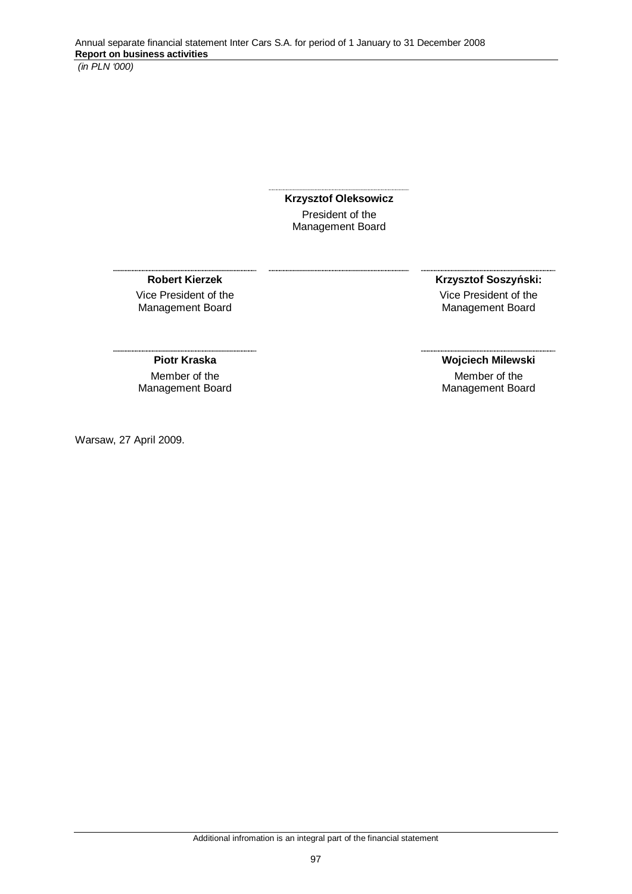**Krzysztof Oleksowicz**
President of the
Management Board

**Robert Kierzek**
Vice President of the
Management Board

**Krzysztof Soszyński:**
Vice President of the
Management Board

**Piotr Kraska**
Member of the
Management Board

**Wojciech Milewski**
Member of the
Management Board

Warsaw, 27 April 2009.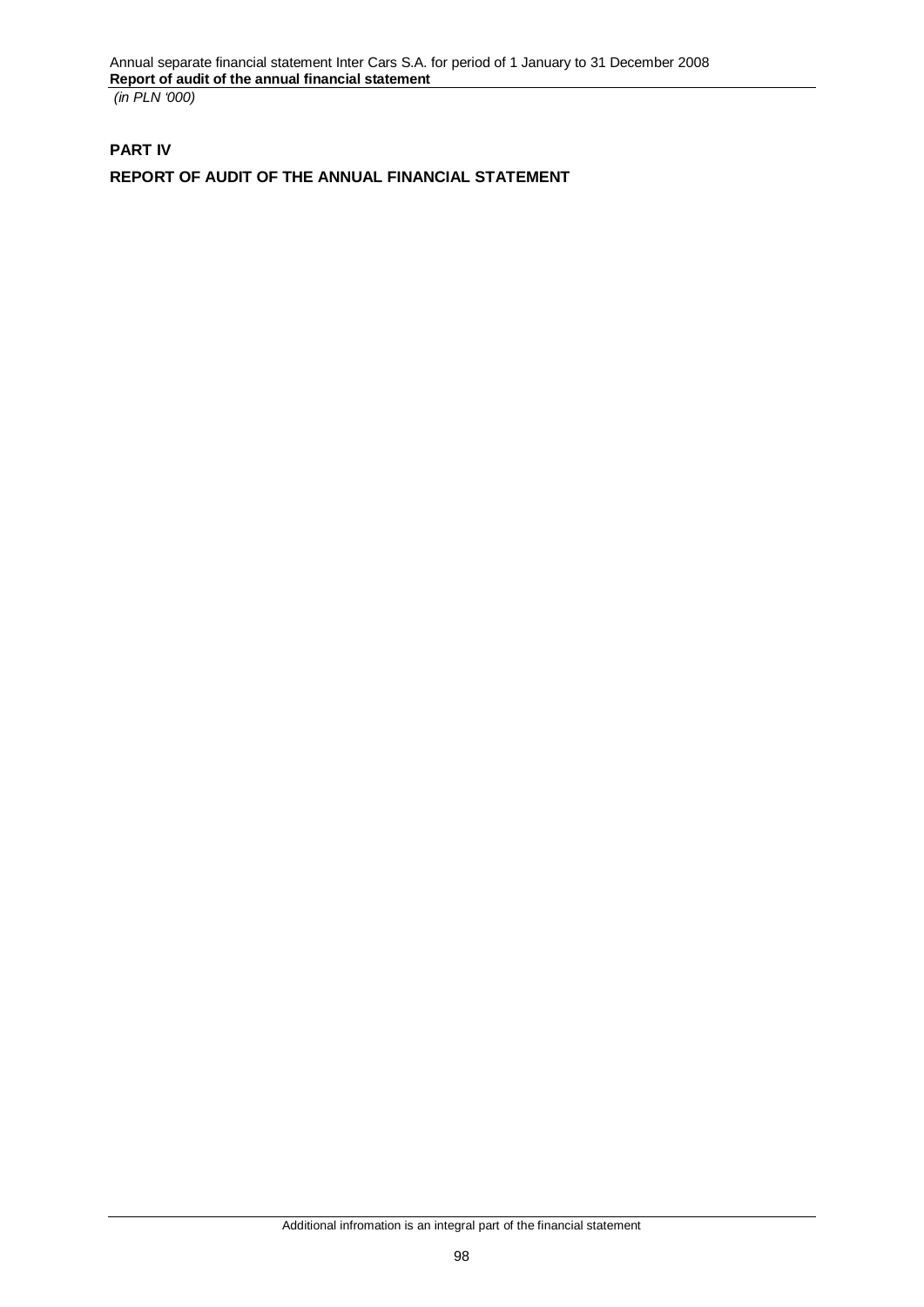**PART IV**

**REPORT OF AUDIT OF THE ANNUAL FINANCIAL STATEMENT**